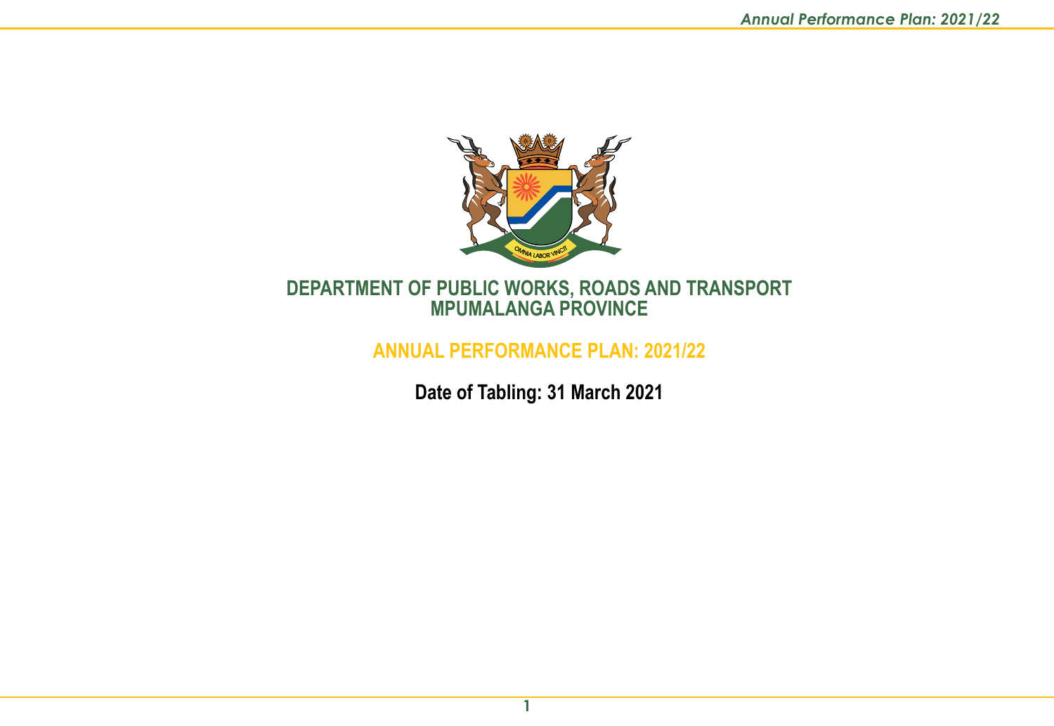# DEPARTMENT OF PUBLIC WORKS, ROADS AND TRANSPORT
# MPUMALANGA PROVINCE

## ANNUAL PERFORMANCE PLAN: 2021/22

**Date of Tabling: 31 March 2021**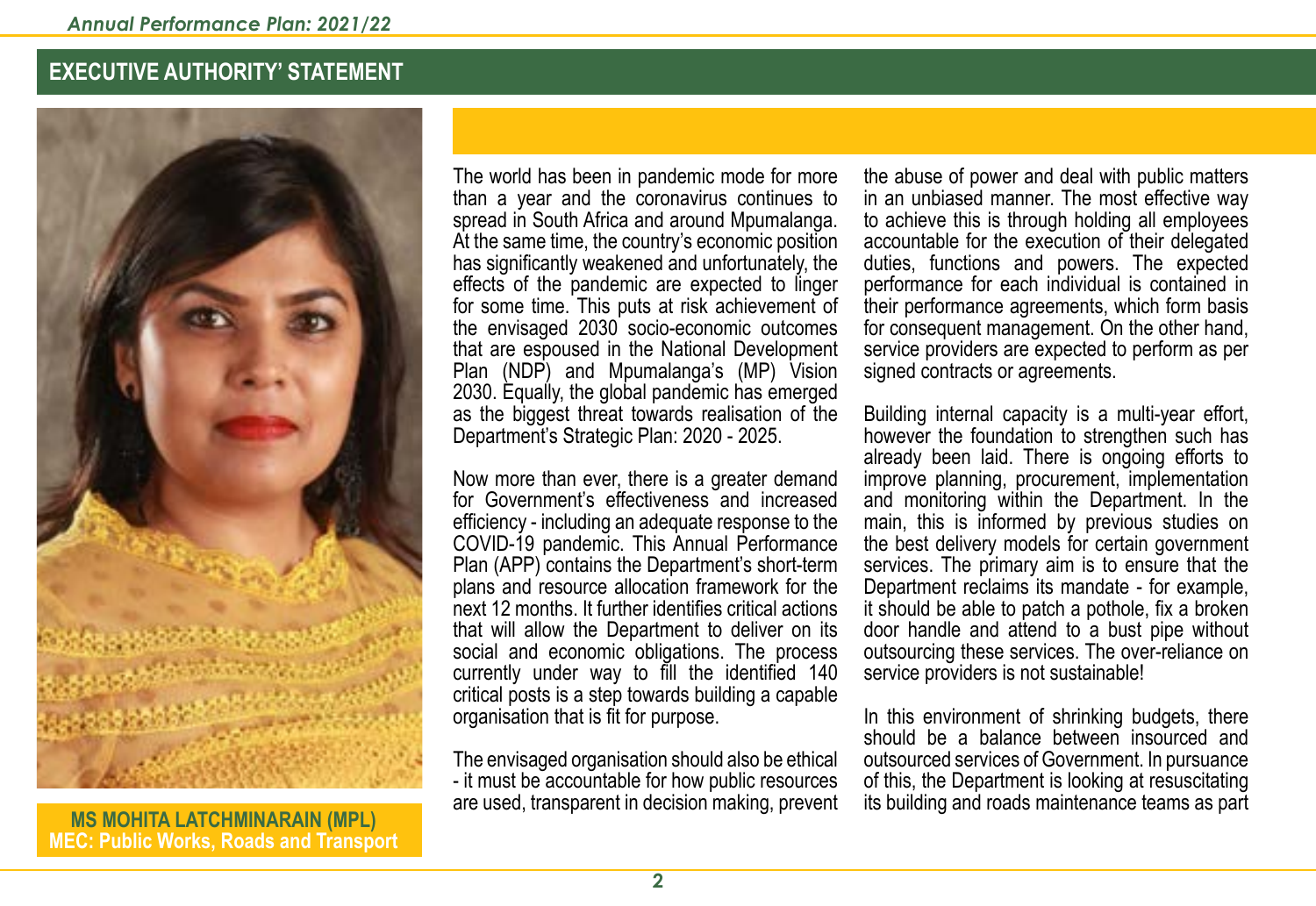## EXECUTIVE AUTHORITY' STATEMENT

**MS MOHITA LATCHMINARAIN (MPL)**
**MEC: Public Works, Roads and Transport**

The world has been in pandemic mode for more than a year and the coronavirus continues to spread in South Africa and around Mpumalanga. At the same time, the country's economic position has significantly weakened and unfortunately, the effects of the pandemic are expected to linger for some time. This puts at risk achievement of the envisaged 2030 socio-economic outcomes that are espoused in the National Development Plan (NDP) and Mpumalanga's (MP) Vision 2030. Equally, the global pandemic has emerged as the biggest threat towards realisation of the Department's Strategic Plan: 2020 - 2025.

Now more than ever, there is a greater demand for Government's effectiveness and increased efficiency - including an adequate response to the COVID-19 pandemic. This Annual Performance Plan (APP) contains the Department's short-term plans and resource allocation framework for the next 12 months. It further identifies critical actions that will allow the Department to deliver on its social and economic obligations. The process currently under way to fill the identified 140 critical posts is a step towards building a capable organisation that is fit for purpose.

The envisaged organisation should also be ethical - it must be accountable for how public resources are used, transparent in decision making, prevent the abuse of power and deal with public matters in an unbiased manner. The most effective way to achieve this is through holding all employees accountable for the execution of their delegated duties, functions and powers. The expected performance for each individual is contained in their performance agreements, which form basis for consequent management. On the other hand, service providers are expected to perform as per signed contracts or agreements.

Building internal capacity is a multi-year effort, however the foundation to strengthen such has already been laid. There is ongoing efforts to improve planning, procurement, implementation and monitoring within the Department. In the main, this is informed by previous studies on the best delivery models for certain government services. The primary aim is to ensure that the Department reclaims its mandate - for example, it should be able to patch a pothole, fix a broken door handle and attend to a bust pipe without outsourcing these services. The over-reliance on service providers is not sustainable!

In this environment of shrinking budgets, there should be a balance between insourced and outsourced services of Government. In pursuance of this, the Department is looking at resuscitating its building and roads maintenance teams as part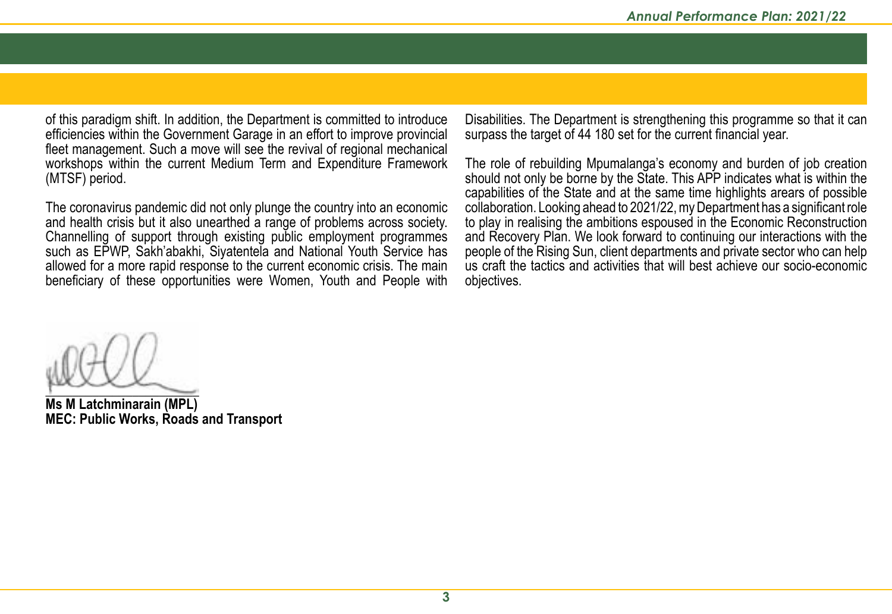of this paradigm shift. In addition, the Department is committed to introduce efficiencies within the Government Garage in an effort to improve provincial fleet management. Such a move will see the revival of regional mechanical workshops within the current Medium Term and Expenditure Framework (MTSF) period.

The coronavirus pandemic did not only plunge the country into an economic and health crisis but it also unearthed a range of problems across society. Channelling of support through existing public employment programmes such as EPWP, Sakh'abakhi, Siyatentela and National Youth Service has allowed for a more rapid response to the current economic crisis. The main beneficiary of these opportunities were Women, Youth and People with Disabilities. The Department is strengthening this programme so that it can surpass the target of 44 180 set for the current financial year.

The role of rebuilding Mpumalanga's economy and burden of job creation should not only be borne by the State. This APP indicates what is within the capabilities of the State and at the same time highlights arears of possible collaboration. Looking ahead to 2021/22, my Department has a significant role to play in realising the ambitions espoused in the Economic Reconstruction and Recovery Plan. We look forward to continuing our interactions with the people of the Rising Sun, client departments and private sector who can help us craft the tactics and activities that will best achieve our socio-economic objectives.

**Ms M Latchminarain (MPL)**
**MEC: Public Works, Roads and Transport**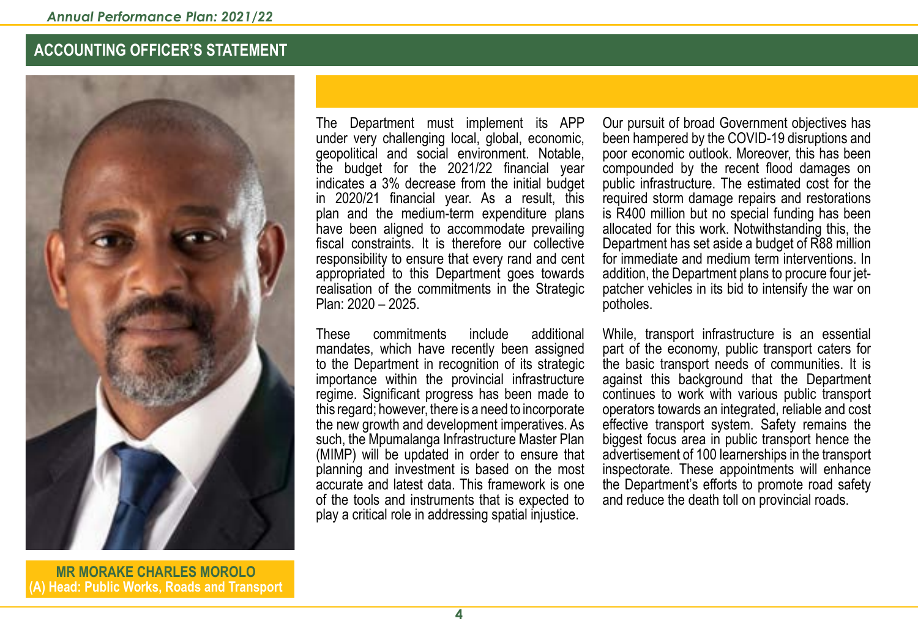## ACCOUNTING OFFICER'S STATEMENT

**MR MORAKE CHARLES MOROLO**
**(A) Head: Public Works, Roads and Transport**

The Department must implement its APP under very challenging local, global, economic, geopolitical and social environment. Notable, the budget for the 2021/22 financial year indicates a 3% decrease from the initial budget in 2020/21 financial year. As a result, this plan and the medium-term expenditure plans have been aligned to accommodate prevailing fiscal constraints. It is therefore our collective responsibility to ensure that every rand and cent appropriated to this Department goes towards realisation of the commitments in the Strategic Plan: 2020 – 2025.

These commitments include additional mandates, which have recently been assigned to the Department in recognition of its strategic importance within the provincial infrastructure regime. Significant progress has been made to this regard; however, there is a need to incorporate the new growth and development imperatives. As such, the Mpumalanga Infrastructure Master Plan (MIMP) will be updated in order to ensure that planning and investment is based on the most accurate and latest data. This framework is one of the tools and instruments that is expected to play a critical role in addressing spatial injustice.

Our pursuit of broad Government objectives has been hampered by the COVID-19 disruptions and poor economic outlook. Moreover, this has been compounded by the recent flood damages on public infrastructure. The estimated cost for the required storm damage repairs and restorations is R400 million but no special funding has been allocated for this work. Notwithstanding this, the Department has set aside a budget of R88 million for immediate and medium term interventions. In addition, the Department plans to procure four jet-patcher vehicles in its bid to intensify the war on potholes.

While, transport infrastructure is an essential part of the economy, public transport caters for the basic transport needs of communities. It is against this background that the Department continues to work with various public transport operators towards an integrated, reliable and cost effective transport system. Safety remains the biggest focus area in public transport hence the advertisement of 100 learnerships in the transport inspectorate. These appointments will enhance the Department's efforts to promote road safety and reduce the death toll on provincial roads.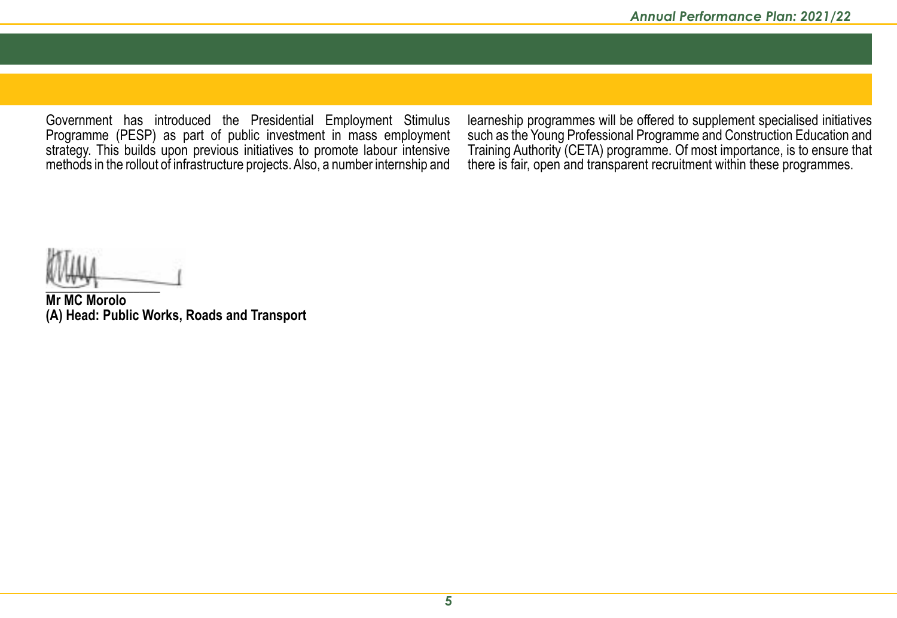Government has introduced the Presidential Employment Stimulus Programme (PESP) as part of public investment in mass employment strategy. This builds upon previous initiatives to promote labour intensive methods in the rollout of infrastructure projects. Also, a number internship and learneship programmes will be offered to supplement specialised initiatives such as the Young Professional Programme and Construction Education and Training Authority (CETA) programme. Of most importance, is to ensure that there is fair, open and transparent recruitment within these programmes.

**Mr MC Morolo**
**(A) Head: Public Works, Roads and Transport**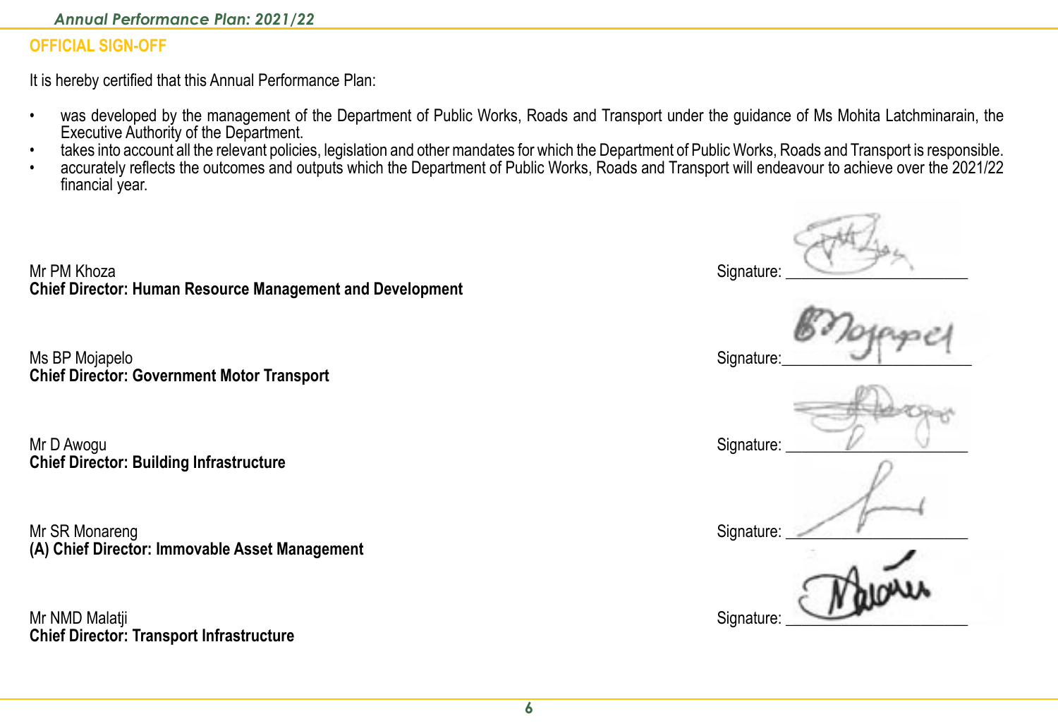## OFFICIAL SIGN-OFF

It is hereby certified that this Annual Performance Plan:

- was developed by the management of the Department of Public Works, Roads and Transport under the guidance of Ms Mohita Latchminarain, the Executive Authority of the Department.
- takes into account all the relevant policies, legislation and other mandates for which the Department of Public Works, Roads and Transport is responsible.
- accurately reflects the outcomes and outputs which the Department of Public Works, Roads and Transport will endeavour to achieve over the 2021/22 financial year.

Mr PM Khoza
**Chief Director: Human Resource Management and Development**

Signature: ____________________

Ms BP Mojapelo
**Chief Director: Government Motor Transport**

Signature: ____________________

Mr D Awogu
**Chief Director: Building Infrastructure**

Signature: ____________________

Mr SR Monareng
**(A) Chief Director: Immovable Asset Management**

Signature: ____________________

Mr NMD Malatji
**Chief Director: Transport Infrastructure**

Signature: ____________________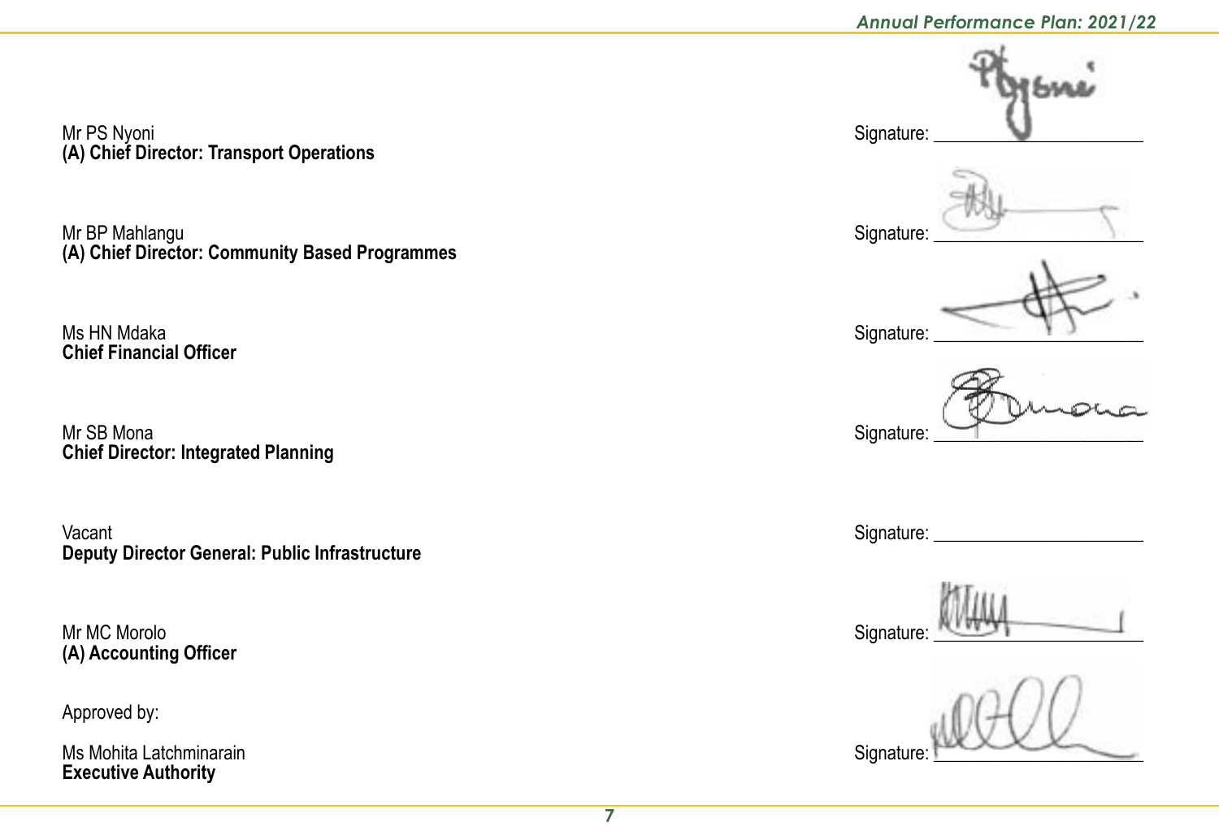Mr PS Nyoni
**(A) Chief Director: Transport Operations**

Signature: ______________________

Mr BP Mahlangu
**(A) Chief Director: Community Based Programmes**

Signature: ______________________

Ms HN Mdaka
**Chief Financial Officer**

Signature: ______________________

Mr SB Mona
**Chief Director: Integrated Planning**

Signature: ______________________

Vacant
**Deputy Director General: Public Infrastructure**

Signature: ______________________

Mr MC Morolo
**(A) Accounting Officer**

Signature: ______________________

Approved by:

Ms Mohita Latchminarain
**Executive Authority**

Signature: ______________________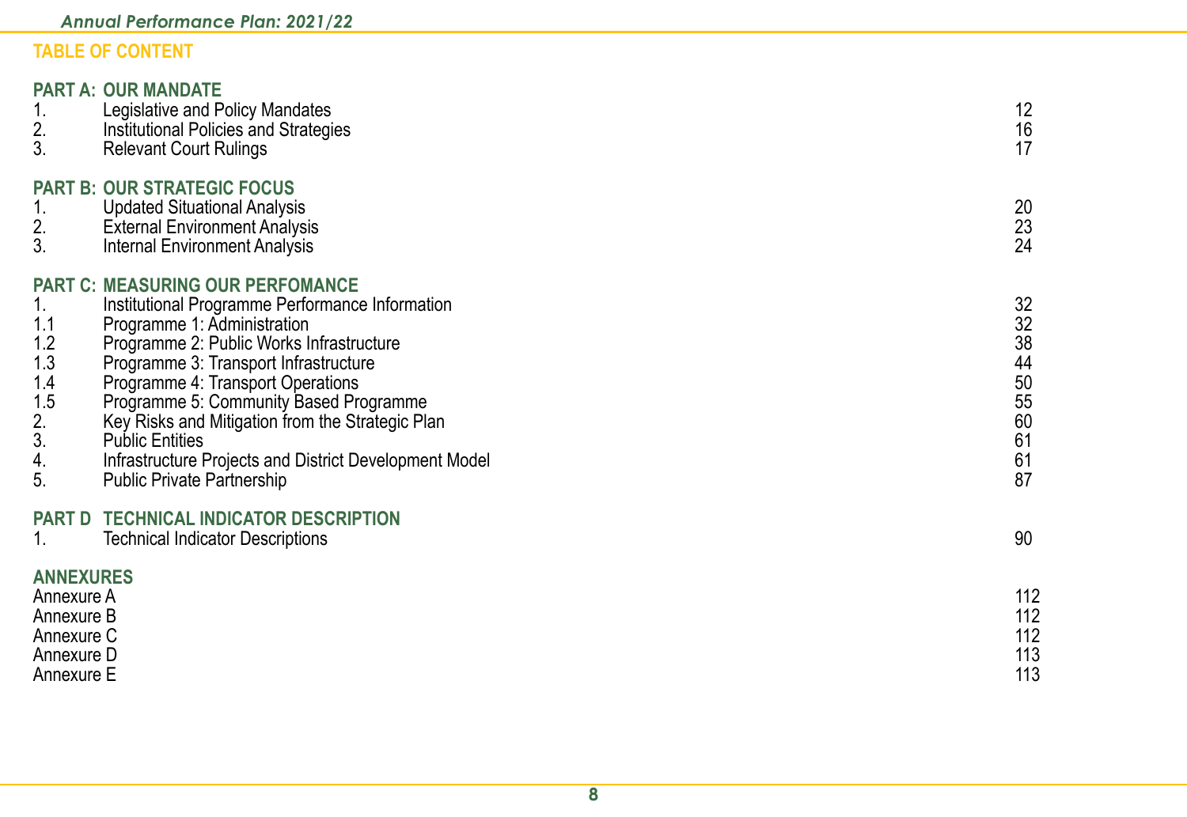## TABLE OF CONTENT

| | | |
|---|---|---|
| **PART A:** | **OUR MANDATE** | |
| 1. | Legislative and Policy Mandates | 12 |
| 2. | Institutional Policies and Strategies | 16 |
| 3. | Relevant Court Rulings | 17 |
| **PART B:** | **OUR STRATEGIC FOCUS** | |
| 1. | Updated Situational Analysis | 20 |
| 2. | External Environment Analysis | 23 |
| 3. | Internal Environment Analysis | 24 |
| **PART C:** | **MEASURING OUR PERFOMANCE** | |
| 1. | Institutional Programme Performance Information | 32 |
| 1.1 | Programme 1: Administration | 32 |
| 1.2 | Programme 2: Public Works Infrastructure | 38 |
| 1.3 | Programme 3: Transport Infrastructure | 44 |
| 1.4 | Programme 4: Transport Operations | 50 |
| 1.5 | Programme 5: Community Based Programme | 55 |
| 2. | Key Risks and Mitigation from the Strategic Plan | 60 |
| 3. | Public Entities | 61 |
| 4. | Infrastructure Projects and District Development Model | 61 |
| 5. | Public Private Partnership | 87 |
| **PART D** | **TECHNICAL INDICATOR DESCRIPTION** | |
| 1. | Technical Indicator Descriptions | 90 |
| **ANNEXURES** | | |
| Annexure A | | 112 |
| Annexure B | | 112 |
| Annexure C | | 112 |
| Annexure D | | 113 |
| Annexure E | | 113 |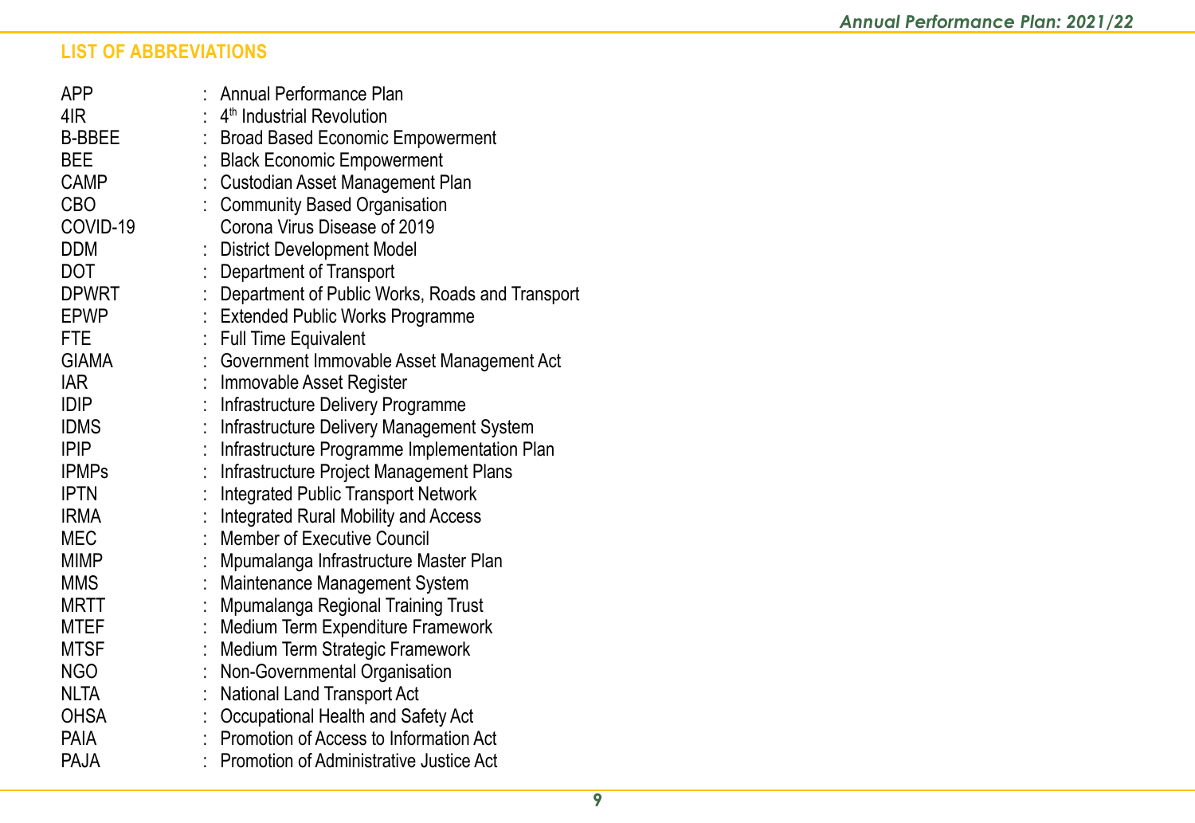## LIST OF ABBREVIATIONS

| | | |
|---|---|---|
| APP | : | Annual Performance Plan |
| 4IR | : | 4th Industrial Revolution |
| B-BBEE | : | Broad Based Economic Empowerment |
| BEE | : | Black Economic Empowerment |
| CAMP | : | Custodian Asset Management Plan |
| CBO | : | Community Based Organisation |
| COVID-19 | | Corona Virus Disease of 2019 |
| DDM | : | District Development Model |
| DOT | : | Department of Transport |
| DPWRT | : | Department of Public Works, Roads and Transport |
| EPWP | : | Extended Public Works Programme |
| FTE | : | Full Time Equivalent |
| GIAMA | : | Government Immovable Asset Management Act |
| IAR | : | Immovable Asset Register |
| IDIP | : | Infrastructure Delivery Programme |
| IDMS | : | Infrastructure Delivery Management System |
| IPIP | : | Infrastructure Programme Implementation Plan |
| IPMPs | : | Infrastructure Project Management Plans |
| IPTN | : | Integrated Public Transport Network |
| IRMA | : | Integrated Rural Mobility and Access |
| MEC | : | Member of Executive Council |
| MIMP | : | Mpumalanga Infrastructure Master Plan |
| MMS | : | Maintenance Management System |
| MRTT | : | Mpumalanga Regional Training Trust |
| MTEF | : | Medium Term Expenditure Framework |
| MTSF | : | Medium Term Strategic Framework |
| NGO | : | Non-Governmental Organisation |
| NLTA | : | National Land Transport Act |
| OHSA | : | Occupational Health and Safety Act |
| PAIA | : | Promotion of Access to Information Act |
| PAJA | : | Promotion of Administrative Justice Act |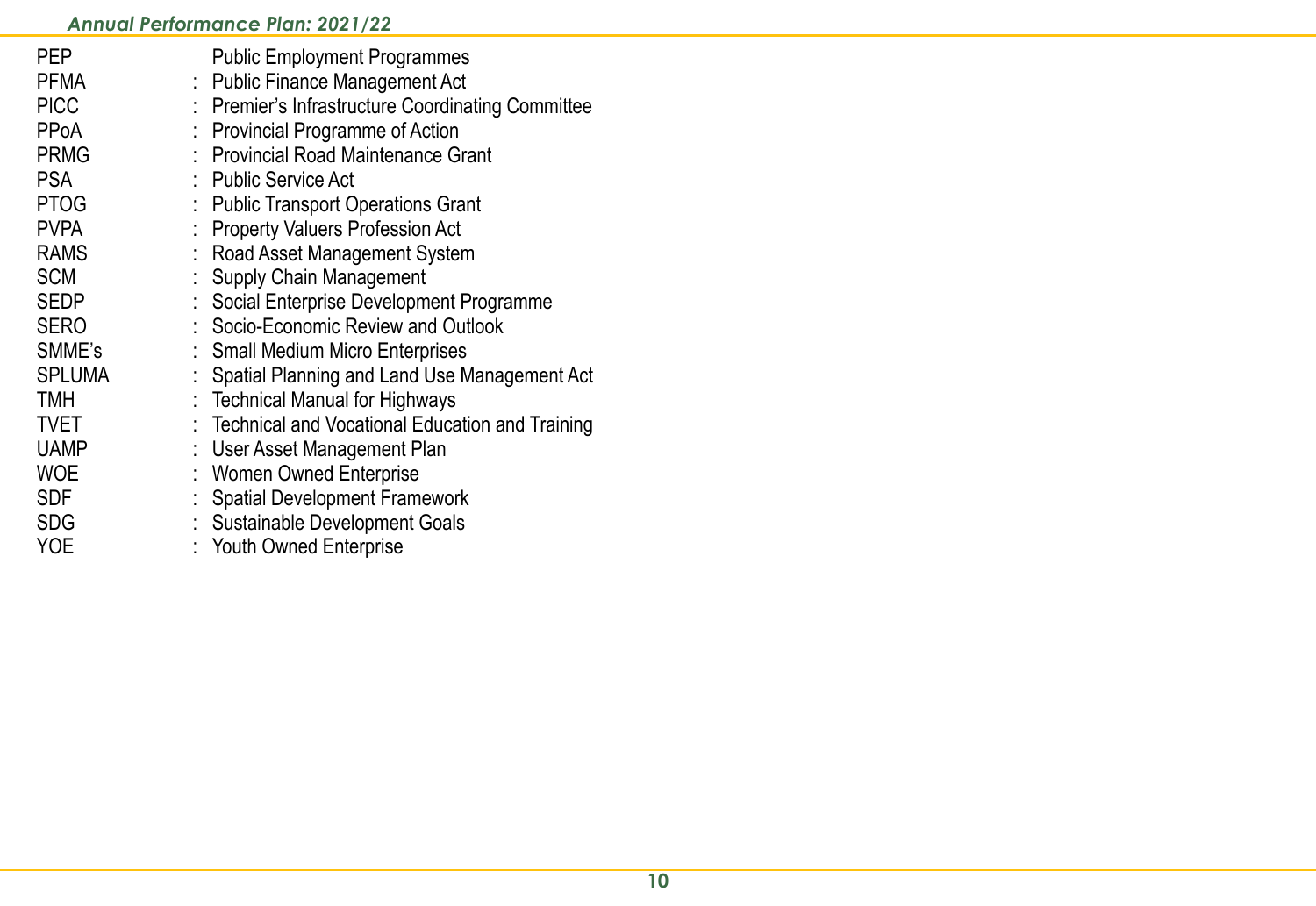PEP Public Employment Programmes
PFMA : Public Finance Management Act
PICC : Premier's Infrastructure Coordinating Committee
PPoA : Provincial Programme of Action
PRMG : Provincial Road Maintenance Grant
PSA : Public Service Act
PTOG : Public Transport Operations Grant
PVPA : Property Valuers Profession Act
RAMS : Road Asset Management System
SCM : Supply Chain Management
SEDP : Social Enterprise Development Programme
SERO : Socio-Economic Review and Outlook
SMME's : Small Medium Micro Enterprises
SPLUMA : Spatial Planning and Land Use Management Act
TMH : Technical Manual for Highways
TVET : Technical and Vocational Education and Training
UAMP : User Asset Management Plan
WOE : Women Owned Enterprise
SDF : Spatial Development Framework
SDG : Sustainable Development Goals
YOE : Youth Owned Enterprise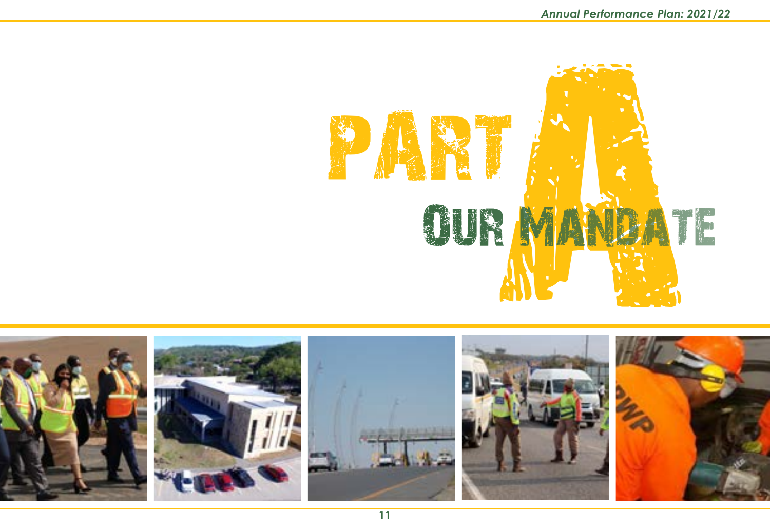# PART A

## OUR MANDATE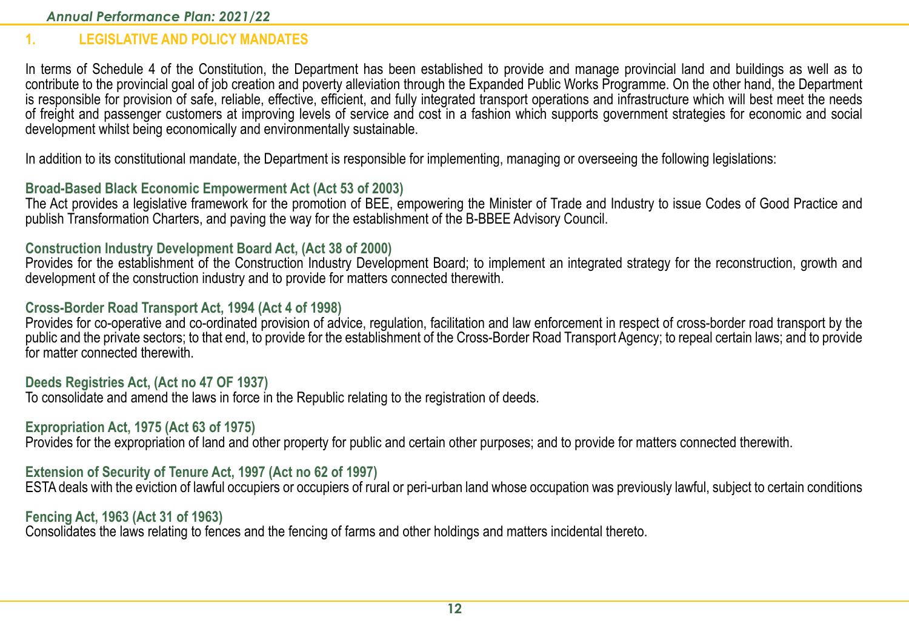## 1. LEGISLATIVE AND POLICY MANDATES

In terms of Schedule 4 of the Constitution, the Department has been established to provide and manage provincial land and buildings as well as to contribute to the provincial goal of job creation and poverty alleviation through the Expanded Public Works Programme. On the other hand, the Department is responsible for provision of safe, reliable, effective, efficient, and fully integrated transport operations and infrastructure which will best meet the needs of freight and passenger customers at improving levels of service and cost in a fashion which supports government strategies for economic and social development whilst being economically and environmentally sustainable.

In addition to its constitutional mandate, the Department is responsible for implementing, managing or overseeing the following legislations:

**Broad-Based Black Economic Empowerment Act (Act 53 of 2003)**
The Act provides a legislative framework for the promotion of BEE, empowering the Minister of Trade and Industry to issue Codes of Good Practice and publish Transformation Charters, and paving the way for the establishment of the B-BBEE Advisory Council.

**Construction Industry Development Board Act, (Act 38 of 2000)**
Provides for the establishment of the Construction Industry Development Board; to implement an integrated strategy for the reconstruction, growth and development of the construction industry and to provide for matters connected therewith.

**Cross-Border Road Transport Act, 1994 (Act 4 of 1998)**
Provides for co-operative and co-ordinated provision of advice, regulation, facilitation and law enforcement in respect of cross-border road transport by the public and the private sectors; to that end, to provide for the establishment of the Cross-Border Road Transport Agency; to repeal certain laws; and to provide for matter connected therewith.

**Deeds Registries Act, (Act no 47 OF 1937)**
To consolidate and amend the laws in force in the Republic relating to the registration of deeds.

**Expropriation Act, 1975 (Act 63 of 1975)**
Provides for the expropriation of land and other property for public and certain other purposes; and to provide for matters connected therewith.

**Extension of Security of Tenure Act, 1997 (Act no 62 of 1997)**
ESTA deals with the eviction of lawful occupiers or occupiers of rural or peri-urban land whose occupation was previously lawful, subject to certain conditions

**Fencing Act, 1963 (Act 31 of 1963)**
Consolidates the laws relating to fences and the fencing of farms and other holdings and matters incidental thereto.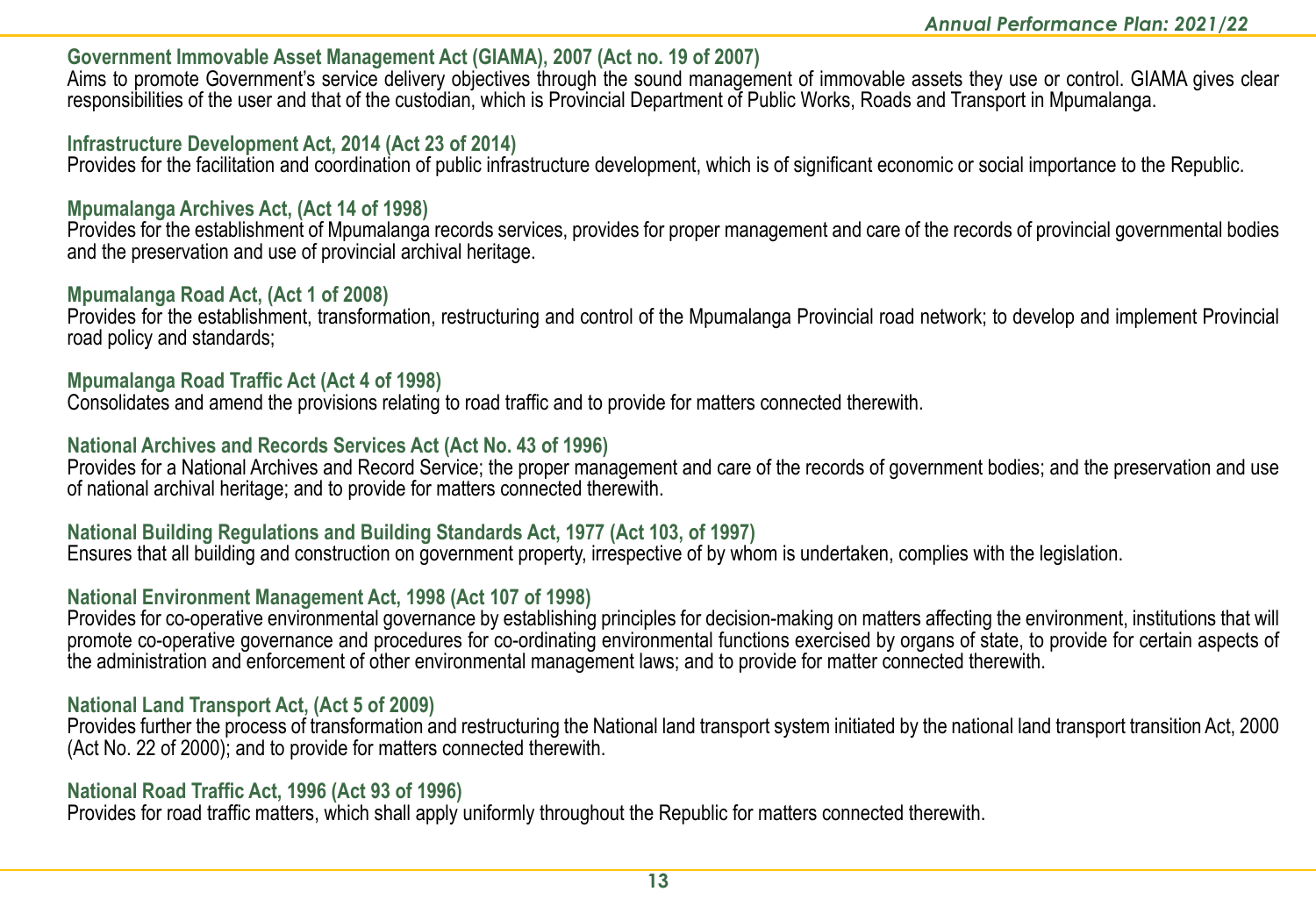**Government Immovable Asset Management Act (GIAMA), 2007 (Act no. 19 of 2007)**
Aims to promote Government's service delivery objectives through the sound management of immovable assets they use or control. GIAMA gives clear responsibilities of the user and that of the custodian, which is Provincial Department of Public Works, Roads and Transport in Mpumalanga.

**Infrastructure Development Act, 2014 (Act 23 of 2014)**
Provides for the facilitation and coordination of public infrastructure development, which is of significant economic or social importance to the Republic.

**Mpumalanga Archives Act, (Act 14 of 1998)**
Provides for the establishment of Mpumalanga records services, provides for proper management and care of the records of provincial governmental bodies and the preservation and use of provincial archival heritage.

**Mpumalanga Road Act, (Act 1 of 2008)**
Provides for the establishment, transformation, restructuring and control of the Mpumalanga Provincial road network; to develop and implement Provincial road policy and standards;

**Mpumalanga Road Traffic Act (Act 4 of 1998)**
Consolidates and amend the provisions relating to road traffic and to provide for matters connected therewith.

**National Archives and Records Services Act (Act No. 43 of 1996)**
Provides for a National Archives and Record Service; the proper management and care of the records of government bodies; and the preservation and use of national archival heritage; and to provide for matters connected therewith.

**National Building Regulations and Building Standards Act, 1977 (Act 103, of 1997)**
Ensures that all building and construction on government property, irrespective of by whom is undertaken, complies with the legislation.

**National Environment Management Act, 1998 (Act 107 of 1998)**
Provides for co-operative environmental governance by establishing principles for decision-making on matters affecting the environment, institutions that will promote co-operative governance and procedures for co-ordinating environmental functions exercised by organs of state, to provide for certain aspects of the administration and enforcement of other environmental management laws; and to provide for matter connected therewith.

**National Land Transport Act, (Act 5 of 2009)**
Provides further the process of transformation and restructuring the National land transport system initiated by the national land transport transition Act, 2000 (Act No. 22 of 2000); and to provide for matters connected therewith.

**National Road Traffic Act, 1996 (Act 93 of 1996)**
Provides for road traffic matters, which shall apply uniformly throughout the Republic for matters connected therewith.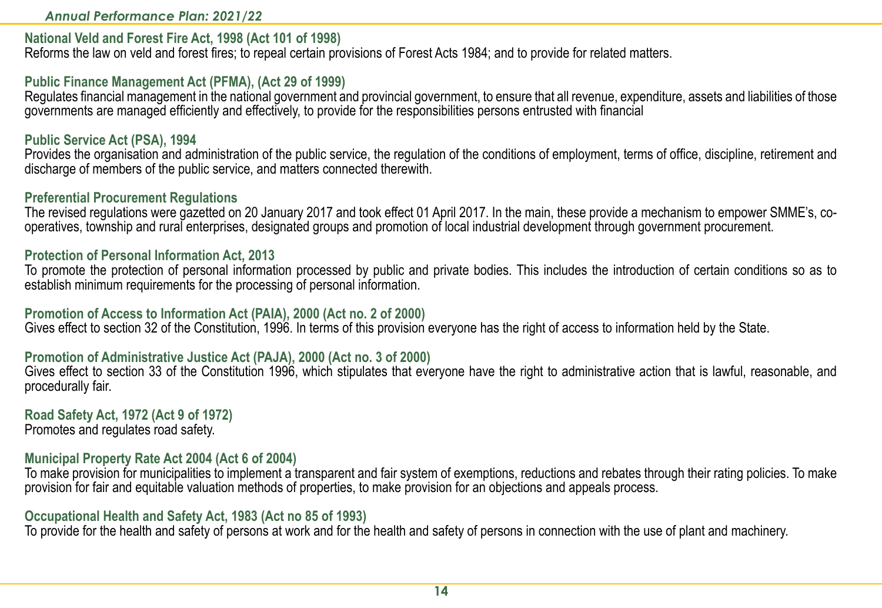**National Veld and Forest Fire Act, 1998 (Act 101 of 1998)**
Reforms the law on veld and forest fires; to repeal certain provisions of Forest Acts 1984; and to provide for related matters.

**Public Finance Management Act (PFMA), (Act 29 of 1999)**
Regulates financial management in the national government and provincial government, to ensure that all revenue, expenditure, assets and liabilities of those governments are managed efficiently and effectively, to provide for the responsibilities persons entrusted with financial

**Public Service Act (PSA), 1994**
Provides the organisation and administration of the public service, the regulation of the conditions of employment, terms of office, discipline, retirement and discharge of members of the public service, and matters connected therewith.

**Preferential Procurement Regulations**
The revised regulations were gazetted on 20 January 2017 and took effect 01 April 2017. In the main, these provide a mechanism to empower SMME's, co-operatives, township and rural enterprises, designated groups and promotion of local industrial development through government procurement.

**Protection of Personal Information Act, 2013**
To promote the protection of personal information processed by public and private bodies. This includes the introduction of certain conditions so as to establish minimum requirements for the processing of personal information.

**Promotion of Access to Information Act (PAIA), 2000 (Act no. 2 of 2000)**
Gives effect to section 32 of the Constitution, 1996. In terms of this provision everyone has the right of access to information held by the State.

**Promotion of Administrative Justice Act (PAJA), 2000 (Act no. 3 of 2000)**
Gives effect to section 33 of the Constitution 1996, which stipulates that everyone have the right to administrative action that is lawful, reasonable, and procedurally fair.

**Road Safety Act, 1972 (Act 9 of 1972)**
Promotes and regulates road safety.

**Municipal Property Rate Act 2004 (Act 6 of 2004)**
To make provision for municipalities to implement a transparent and fair system of exemptions, reductions and rebates through their rating policies. To make provision for fair and equitable valuation methods of properties, to make provision for an objections and appeals process.

**Occupational Health and Safety Act, 1983 (Act no 85 of 1993)**
To provide for the health and safety of persons at work and for the health and safety of persons in connection with the use of plant and machinery.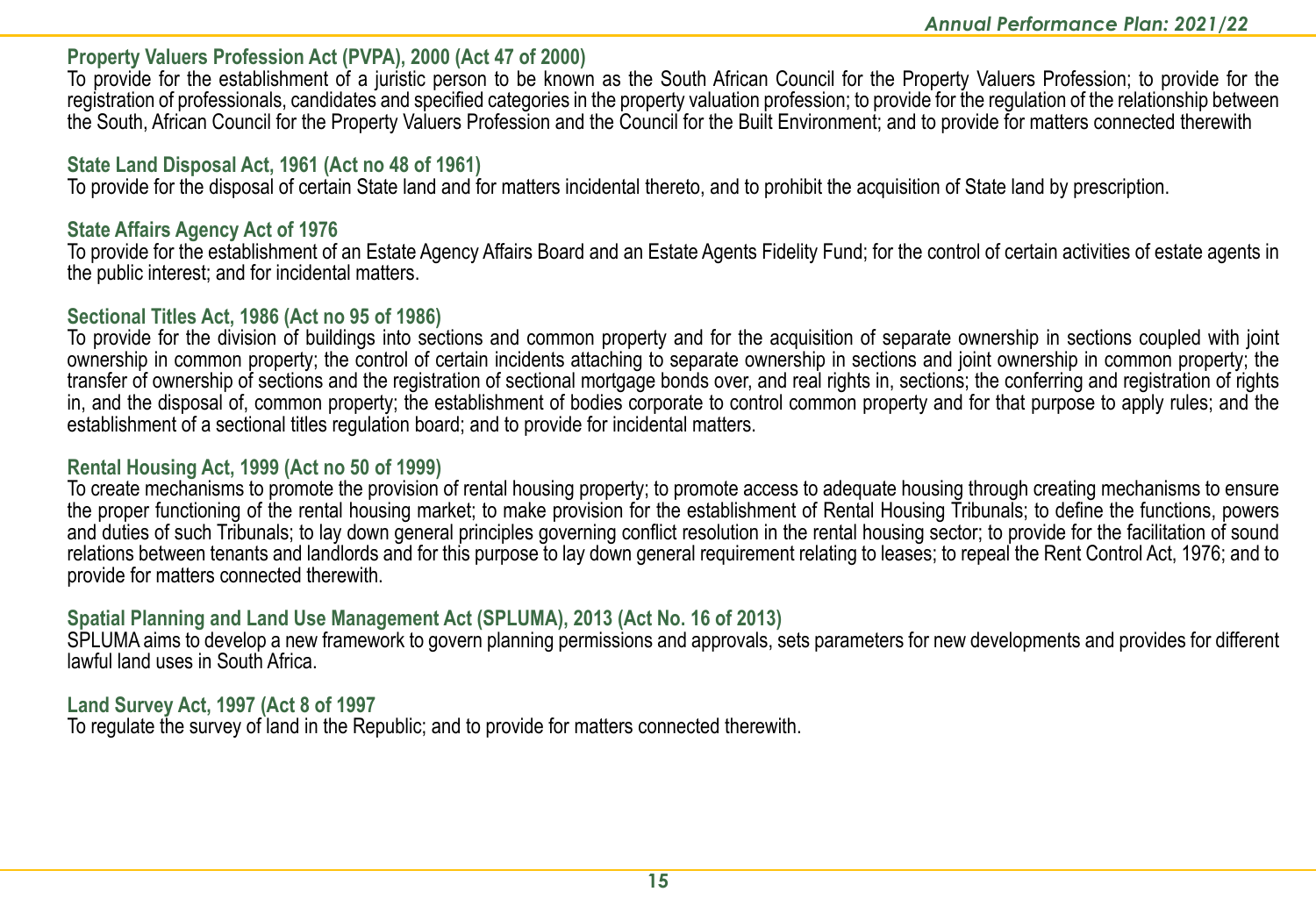**Property Valuers Profession Act (PVPA), 2000 (Act 47 of 2000)**
To provide for the establishment of a juristic person to be known as the South African Council for the Property Valuers Profession; to provide for the registration of professionals, candidates and specified categories in the property valuation profession; to provide for the regulation of the relationship between the South, African Council for the Property Valuers Profession and the Council for the Built Environment; and to provide for matters connected therewith

**State Land Disposal Act, 1961 (Act no 48 of 1961)**
To provide for the disposal of certain State land and for matters incidental thereto, and to prohibit the acquisition of State land by prescription.

**State Affairs Agency Act of 1976**
To provide for the establishment of an Estate Agency Affairs Board and an Estate Agents Fidelity Fund; for the control of certain activities of estate agents in the public interest; and for incidental matters.

**Sectional Titles Act, 1986 (Act no 95 of 1986)**
To provide for the division of buildings into sections and common property and for the acquisition of separate ownership in sections coupled with joint ownership in common property; the control of certain incidents attaching to separate ownership in sections and joint ownership in common property; the transfer of ownership of sections and the registration of sectional mortgage bonds over, and real rights in, sections; the conferring and registration of rights in, and the disposal of, common property; the establishment of bodies corporate to control common property and for that purpose to apply rules; and the establishment of a sectional titles regulation board; and to provide for incidental matters.

**Rental Housing Act, 1999 (Act no 50 of 1999)**
To create mechanisms to promote the provision of rental housing property; to promote access to adequate housing through creating mechanisms to ensure the proper functioning of the rental housing market; to make provision for the establishment of Rental Housing Tribunals; to define the functions, powers and duties of such Tribunals; to lay down general principles governing conflict resolution in the rental housing sector; to provide for the facilitation of sound relations between tenants and landlords and for this purpose to lay down general requirement relating to leases; to repeal the Rent Control Act, 1976; and to provide for matters connected therewith.

**Spatial Planning and Land Use Management Act (SPLUMA), 2013 (Act No. 16 of 2013)**
SPLUMA aims to develop a new framework to govern planning permissions and approvals, sets parameters for new developments and provides for different lawful land uses in South Africa.

**Land Survey Act, 1997 (Act 8 of 1997**
To regulate the survey of land in the Republic; and to provide for matters connected therewith.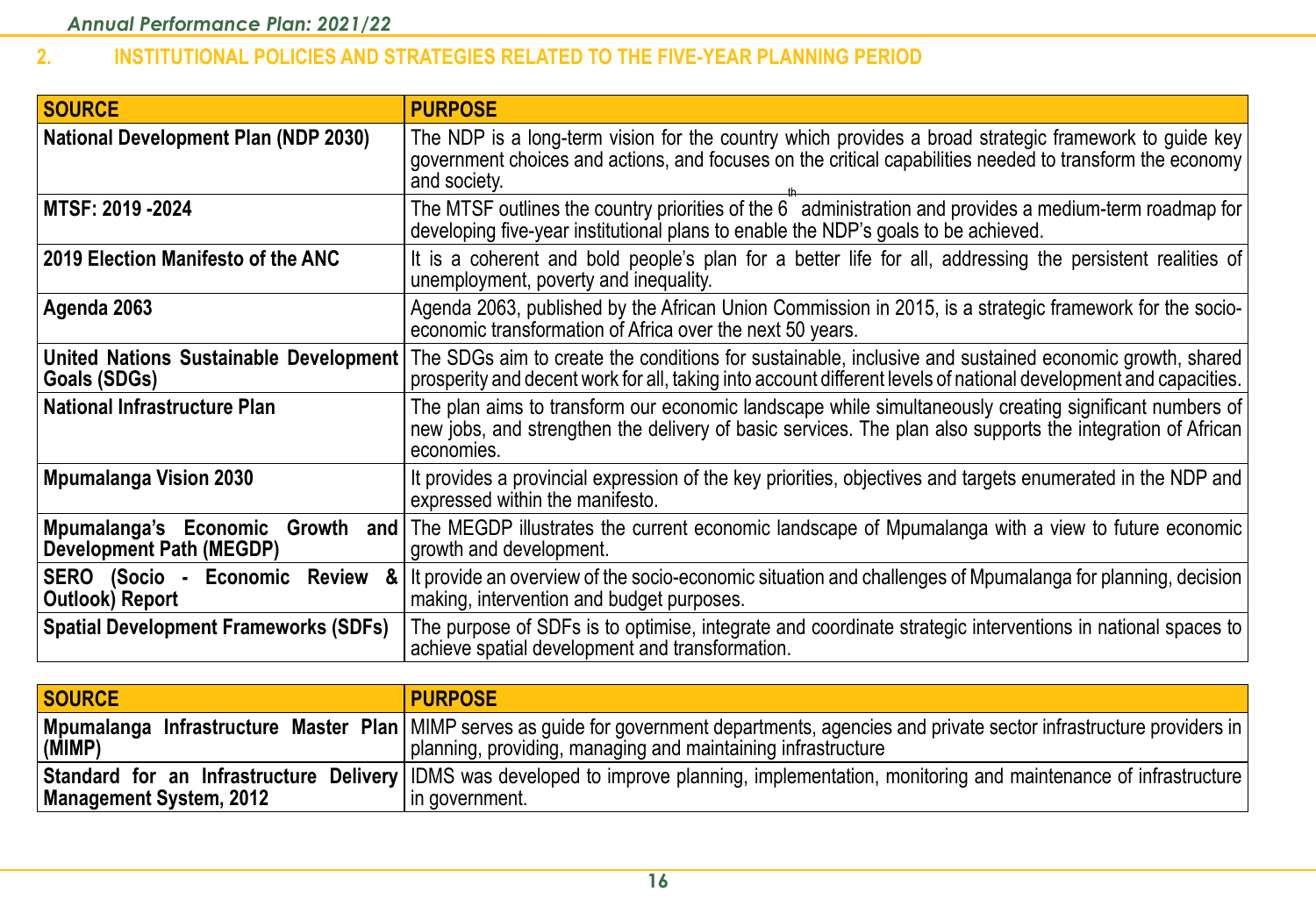## 2. INSTITUTIONAL POLICIES AND STRATEGIES RELATED TO THE FIVE-YEAR PLANNING PERIOD

| SOURCE | PURPOSE |
|---|---|
| **National Development Plan (NDP 2030)** | The NDP is a long-term vision for the country which provides a broad strategic framework to guide key government choices and actions, and focuses on the critical capabilities needed to transform the economy and society. |
| **MTSF: 2019 -2024** | The MTSF outlines the country priorities of the 6th administration and provides a medium-term roadmap for developing five-year institutional plans to enable the NDP's goals to be achieved. |
| **2019 Election Manifesto of the ANC** | It is a coherent and bold people's plan for a better life for all, addressing the persistent realities of unemployment, poverty and inequality. |
| **Agenda 2063** | Agenda 2063, published by the African Union Commission in 2015, is a strategic framework for the socio-economic transformation of Africa over the next 50 years. |
| **United Nations Sustainable Development Goals (SDGs)** | The SDGs aim to create the conditions for sustainable, inclusive and sustained economic growth, shared prosperity and decent work for all, taking into account different levels of national development and capacities. |
| **National Infrastructure Plan** | The plan aims to transform our economic landscape while simultaneously creating significant numbers of new jobs, and strengthen the delivery of basic services. The plan also supports the integration of African economies. |
| **Mpumalanga Vision 2030** | It provides a provincial expression of the key priorities, objectives and targets enumerated in the NDP and expressed within the manifesto. |
| **Mpumalanga's Economic Growth and Development Path (MEGDP)** | The MEGDP illustrates the current economic landscape of Mpumalanga with a view to future economic growth and development. |
| **SERO (Socio - Economic Review & Outlook) Report** | It provide an overview of the socio-economic situation and challenges of Mpumalanga for planning, decision making, intervention and budget purposes. |
| **Spatial Development Frameworks (SDFs)** | The purpose of SDFs is to optimise, integrate and coordinate strategic interventions in national spaces to achieve spatial development and transformation. |
| **Mpumalanga Infrastructure Master Plan (MIMP)** | MIMP serves as guide for government departments, agencies and private sector infrastructure providers in planning, providing, managing and maintaining infrastructure |
| **Standard for an Infrastructure Delivery Management System, 2012** | IDMS was developed to improve planning, implementation, monitoring and maintenance of infrastructure in government. |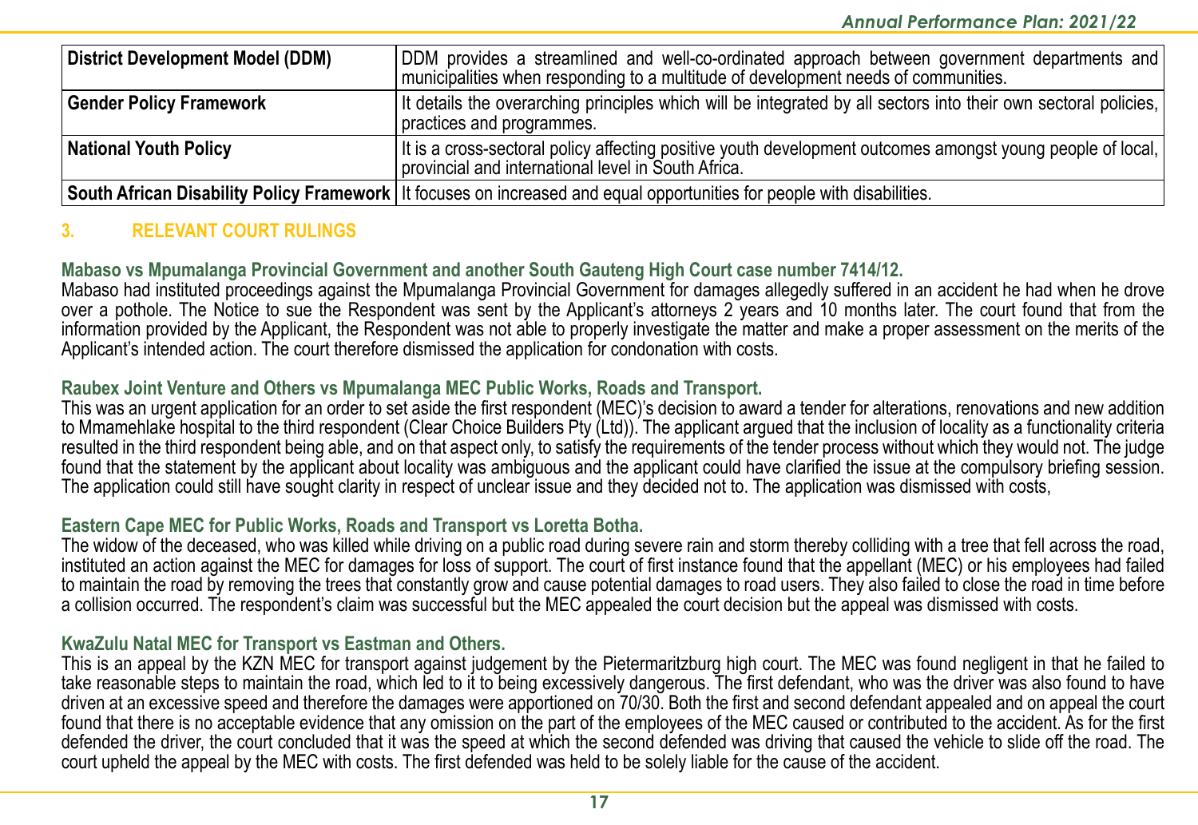| District Development Model (DDM) | DDM provides a streamlined and well-co-ordinated approach between government departments and municipalities when responding to a multitude of development needs of communities. |
|---|---|
| **Gender Policy Framework** | It details the overarching principles which will be integrated by all sectors into their own sectoral policies, practices and programmes. |
| **National Youth Policy** | It is a cross-sectoral policy affecting positive youth development outcomes amongst young people of local, provincial and international level in South Africa. |
| **South African Disability Policy Framework** | It focuses on increased and equal opportunities for people with disabilities. |

## 3. RELEVANT COURT RULINGS

**Mabaso vs Mpumalanga Provincial Government and another South Gauteng High Court case number 7414/12.**

Mabaso had instituted proceedings against the Mpumalanga Provincial Government for damages allegedly suffered in an accident he had when he drove over a pothole. The Notice to sue the Respondent was sent by the Applicant's attorneys 2 years and 10 months later. The court found that from the information provided by the Applicant, the Respondent was not able to properly investigate the matter and make a proper assessment on the merits of the Applicant's intended action. The court therefore dismissed the application for condonation with costs.

**Raubex Joint Venture and Others vs Mpumalanga MEC Public Works, Roads and Transport.**

This was an urgent application for an order to set aside the first respondent (MEC)'s decision to award a tender for alterations, renovations and new addition to Mmamehlake hospital to the third respondent (Clear Choice Builders Pty (Ltd)). The applicant argued that the inclusion of locality as a functionality criteria resulted in the third respondent being able, and on that aspect only, to satisfy the requirements of the tender process without which they would not. The judge found that the statement by the applicant about locality was ambiguous and the applicant could have clarified the issue at the compulsory briefing session. The application could still have sought clarity in respect of unclear issue and they decided not to. The application was dismissed with costs,

**Eastern Cape MEC for Public Works, Roads and Transport vs Loretta Botha.**

The widow of the deceased, who was killed while driving on a public road during severe rain and storm thereby colliding with a tree that fell across the road, instituted an action against the MEC for damages for loss of support. The court of first instance found that the appellant (MEC) or his employees had failed to maintain the road by removing the trees that constantly grow and cause potential damages to road users. They also failed to close the road in time before a collision occurred. The respondent's claim was successful but the MEC appealed the court decision but the appeal was dismissed with costs.

**KwaZulu Natal MEC for Transport vs Eastman and Others.**

This is an appeal by the KZN MEC for transport against judgement by the Pietermaritzburg high court. The MEC was found negligent in that he failed to take reasonable steps to maintain the road, which led to it to being excessively dangerous. The first defendant, who was the driver was also found to have driven at an excessive speed and therefore the damages were apportioned on 70/30. Both the first and second defendant appealed and on appeal the court found that there is no acceptable evidence that any omission on the part of the employees of the MEC caused or contributed to the accident. As for the first defended the driver, the court concluded that it was the speed at which the second defended was driving that caused the vehicle to slide off the road. The court upheld the appeal by the MEC with costs. The first defended was held to be solely liable for the cause of the accident.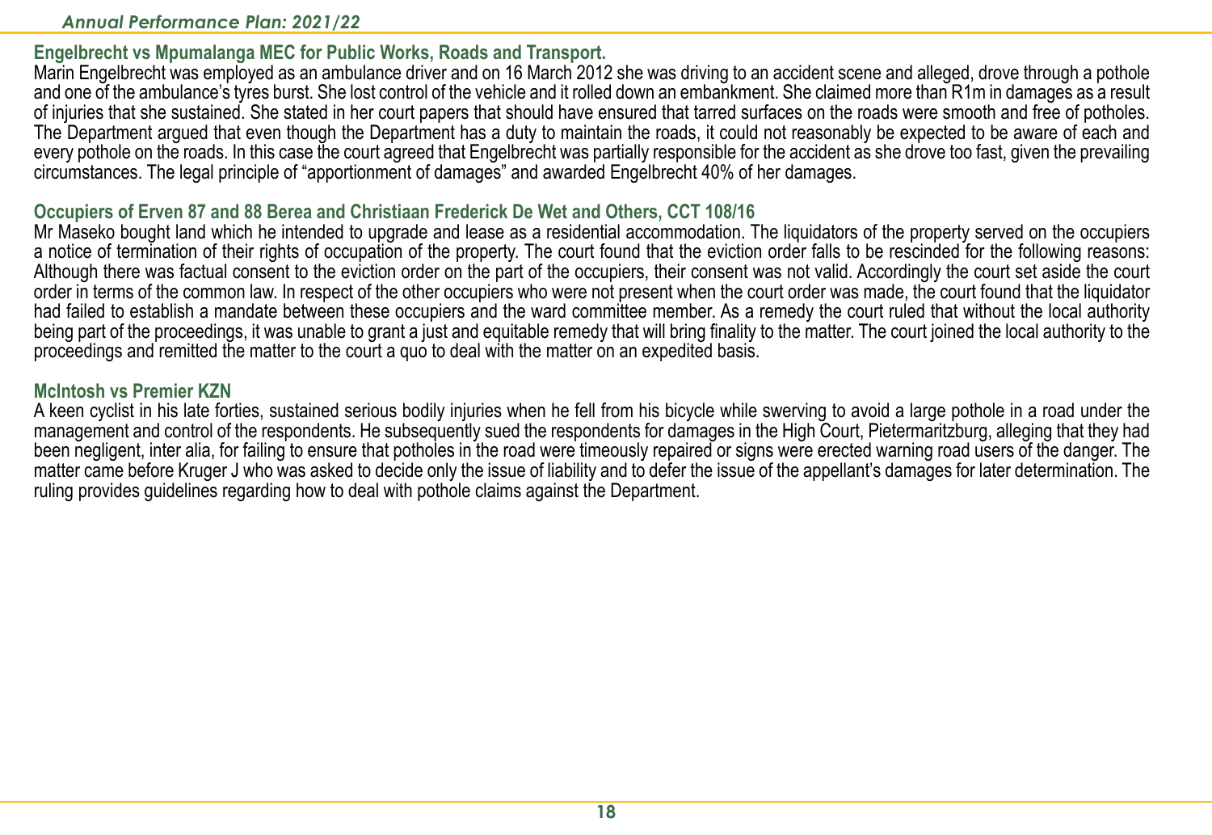### Engelbrecht vs Mpumalanga MEC for Public Works, Roads and Transport.

Marin Engelbrecht was employed as an ambulance driver and on 16 March 2012 she was driving to an accident scene and alleged, drove through a pothole and one of the ambulance's tyres burst. She lost control of the vehicle and it rolled down an embankment. She claimed more than R1m in damages as a result of injuries that she sustained. She stated in her court papers that should have ensured that tarred surfaces on the roads were smooth and free of potholes. The Department argued that even though the Department has a duty to maintain the roads, it could not reasonably be expected to be aware of each and every pothole on the roads. In this case the court agreed that Engelbrecht was partially responsible for the accident as she drove too fast, given the prevailing circumstances. The legal principle of "apportionment of damages" and awarded Engelbrecht 40% of her damages.

### Occupiers of Erven 87 and 88 Berea and Christiaan Frederick De Wet and Others, CCT 108/16

Mr Maseko bought land which he intended to upgrade and lease as a residential accommodation. The liquidators of the property served on the occupiers a notice of termination of their rights of occupation of the property. The court found that the eviction order falls to be rescinded for the following reasons: Although there was factual consent to the eviction order on the part of the occupiers, their consent was not valid. Accordingly the court set aside the court order in terms of the common law. In respect of the other occupiers who were not present when the court order was made, the court found that the liquidator had failed to establish a mandate between these occupiers and the ward committee member. As a remedy the court ruled that without the local authority being part of the proceedings, it was unable to grant a just and equitable remedy that will bring finality to the matter. The court joined the local authority to the proceedings and remitted the matter to the court a quo to deal with the matter on an expedited basis.

### McIntosh vs Premier KZN

A keen cyclist in his late forties, sustained serious bodily injuries when he fell from his bicycle while swerving to avoid a large pothole in a road under the management and control of the respondents. He subsequently sued the respondents for damages in the High Court, Pietermaritzburg, alleging that they had been negligent, inter alia, for failing to ensure that potholes in the road were timeously repaired or signs were erected warning road users of the danger. The matter came before Kruger J who was asked to decide only the issue of liability and to defer the issue of the appellant's damages for later determination. The ruling provides guidelines regarding how to deal with pothole claims against the Department.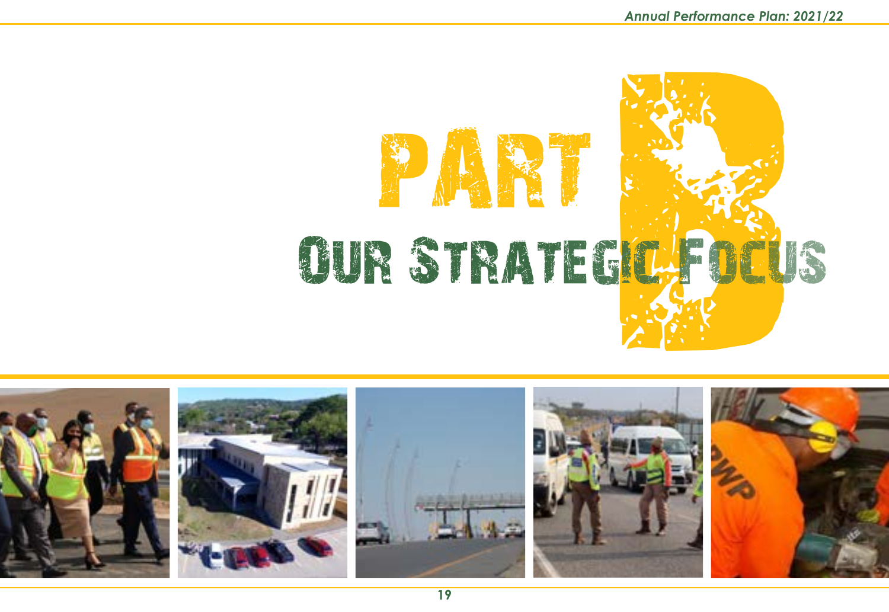# PART B
## OUR STRATEGIC FOCUS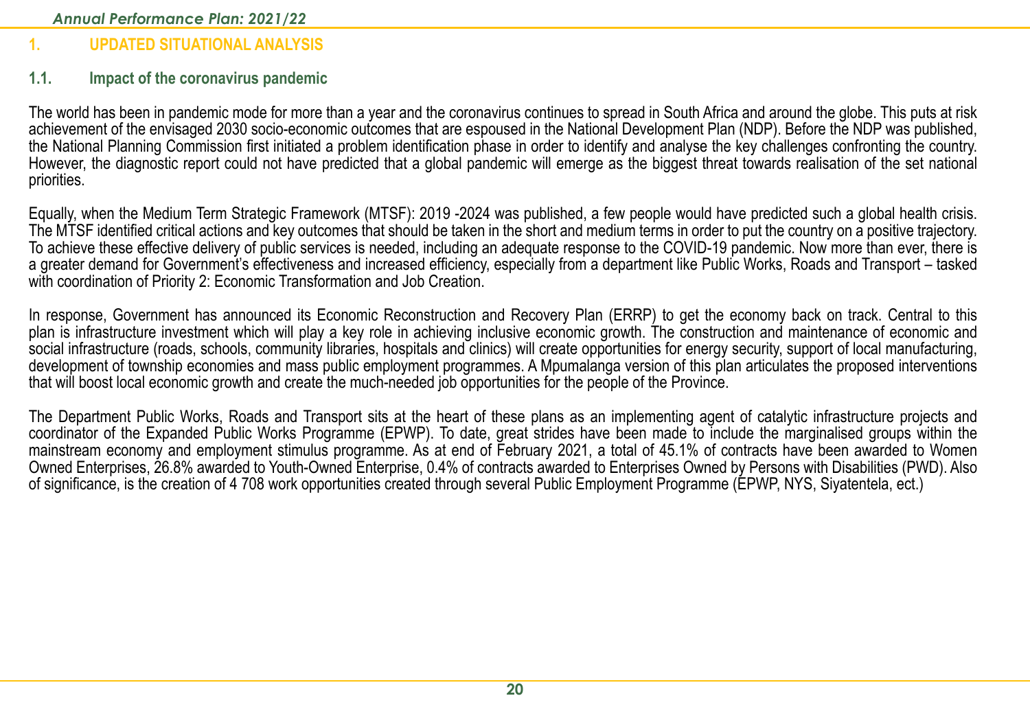# 1. UPDATED SITUATIONAL ANALYSIS

## 1.1. Impact of the coronavirus pandemic

The world has been in pandemic mode for more than a year and the coronavirus continues to spread in South Africa and around the globe. This puts at risk achievement of the envisaged 2030 socio-economic outcomes that are espoused in the National Development Plan (NDP). Before the NDP was published, the National Planning Commission first initiated a problem identification phase in order to identify and analyse the key challenges confronting the country. However, the diagnostic report could not have predicted that a global pandemic will emerge as the biggest threat towards realisation of the set national priorities.

Equally, when the Medium Term Strategic Framework (MTSF): 2019 -2024 was published, a few people would have predicted such a global health crisis. The MTSF identified critical actions and key outcomes that should be taken in the short and medium terms in order to put the country on a positive trajectory. To achieve these effective delivery of public services is needed, including an adequate response to the COVID-19 pandemic. Now more than ever, there is a greater demand for Government's effectiveness and increased efficiency, especially from a department like Public Works, Roads and Transport – tasked with coordination of Priority 2: Economic Transformation and Job Creation.

In response, Government has announced its Economic Reconstruction and Recovery Plan (ERRP) to get the economy back on track. Central to this plan is infrastructure investment which will play a key role in achieving inclusive economic growth. The construction and maintenance of economic and social infrastructure (roads, schools, community libraries, hospitals and clinics) will create opportunities for energy security, support of local manufacturing, development of township economies and mass public employment programmes. A Mpumalanga version of this plan articulates the proposed interventions that will boost local economic growth and create the much-needed job opportunities for the people of the Province.

The Department Public Works, Roads and Transport sits at the heart of these plans as an implementing agent of catalytic infrastructure projects and coordinator of the Expanded Public Works Programme (EPWP). To date, great strides have been made to include the marginalised groups within the mainstream economy and employment stimulus programme. As at end of February 2021, a total of 45.1% of contracts have been awarded to Women Owned Enterprises, 26.8% awarded to Youth-Owned Enterprise, 0.4% of contracts awarded to Enterprises Owned by Persons with Disabilities (PWD). Also of significance, is the creation of 4 708 work opportunities created through several Public Employment Programme (EPWP, NYS, Siyatentela, ect.)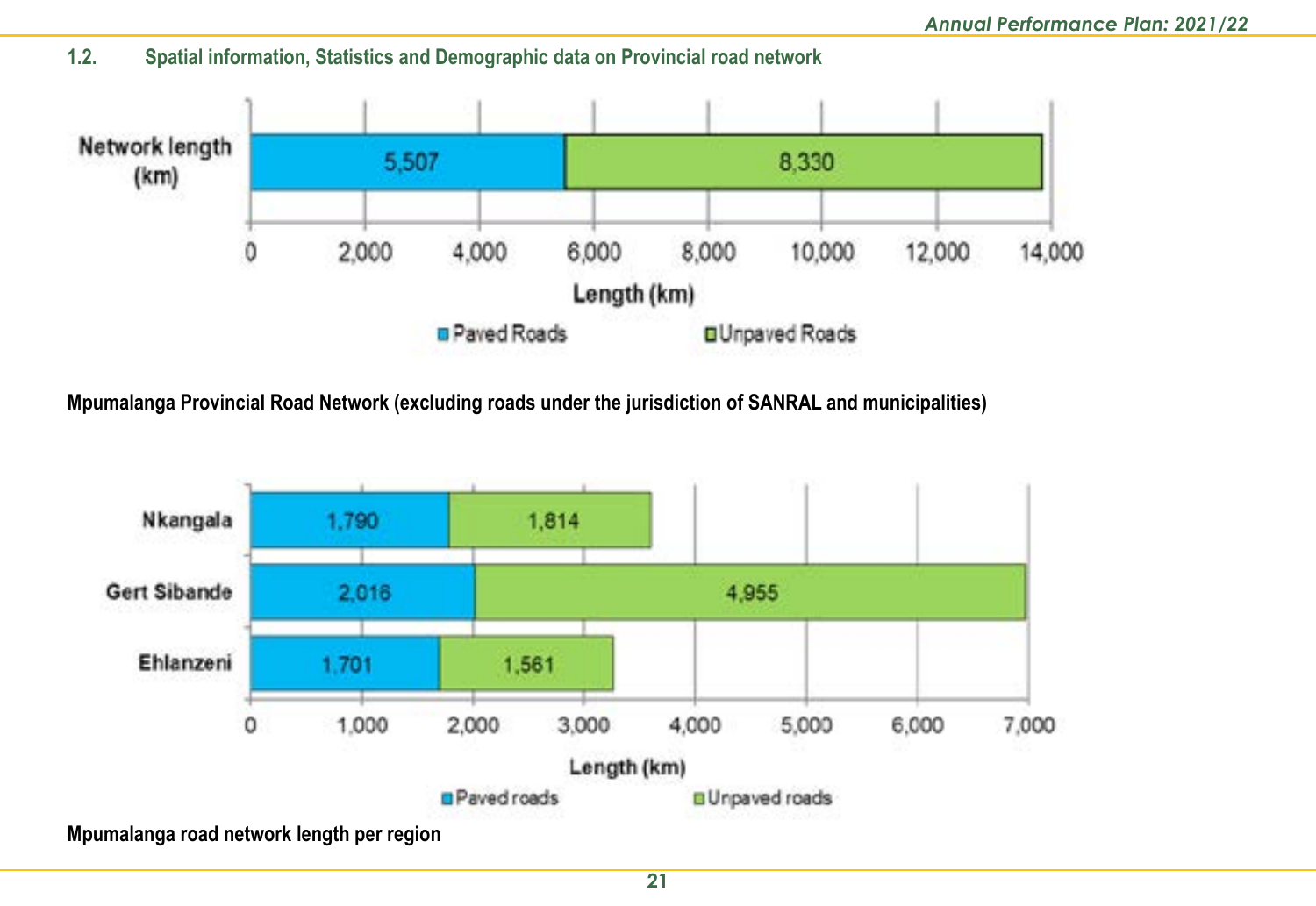## 1.2. Spatial information, Statistics and Demographic data on Provincial road network

| Network length (km) | Paved Roads | Unpaved Roads |
|---|---|---|
| Length (km) | 5,507 | 8,330 |

Mpumalanga Provincial Road Network (excluding roads under the jurisdiction of SANRAL and municipalities)

| Region | Paved roads | Unpaved roads |
|---|---|---|
| Nkangala | 1,790 | 1,814 |
| Gert Sibande | 2,016 | 4,955 |
| Ehlanzeni | 1,701 | 1,561 |

Mpumalanga road network length per region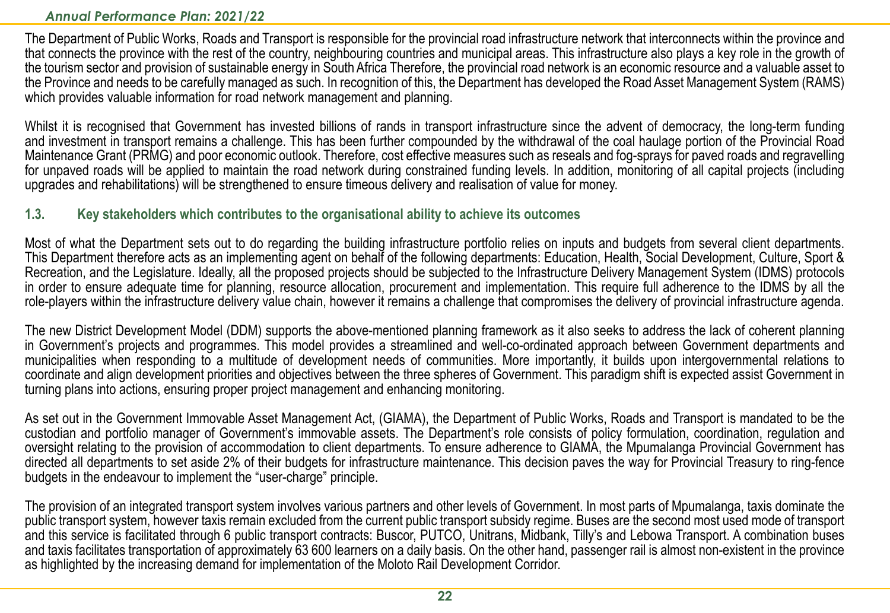The Department of Public Works, Roads and Transport is responsible for the provincial road infrastructure network that interconnects within the province and that connects the province with the rest of the country, neighbouring countries and municipal areas. This infrastructure also plays a key role in the growth of the tourism sector and provision of sustainable energy in South Africa Therefore, the provincial road network is an economic resource and a valuable asset to the Province and needs to be carefully managed as such. In recognition of this, the Department has developed the Road Asset Management System (RAMS) which provides valuable information for road network management and planning.

Whilst it is recognised that Government has invested billions of rands in transport infrastructure since the advent of democracy, the long-term funding and investment in transport remains a challenge. This has been further compounded by the withdrawal of the coal haulage portion of the Provincial Road Maintenance Grant (PRMG) and poor economic outlook. Therefore, cost effective measures such as reseals and fog-sprays for paved roads and regravelling for unpaved roads will be applied to maintain the road network during constrained funding levels. In addition, monitoring of all capital projects (including upgrades and rehabilitations) will be strengthened to ensure timeous delivery and realisation of value for money.

### 1.3. Key stakeholders which contributes to the organisational ability to achieve its outcomes

Most of what the Department sets out to do regarding the building infrastructure portfolio relies on inputs and budgets from several client departments. This Department therefore acts as an implementing agent on behalf of the following departments: Education, Health, Social Development, Culture, Sport & Recreation, and the Legislature. Ideally, all the proposed projects should be subjected to the Infrastructure Delivery Management System (IDMS) protocols in order to ensure adequate time for planning, resource allocation, procurement and implementation. This require full adherence to the IDMS by all the role-players within the infrastructure delivery value chain, however it remains a challenge that compromises the delivery of provincial infrastructure agenda.

The new District Development Model (DDM) supports the above-mentioned planning framework as it also seeks to address the lack of coherent planning in Government's projects and programmes. This model provides a streamlined and well-co-ordinated approach between Government departments and municipalities when responding to a multitude of development needs of communities. More importantly, it builds upon intergovernmental relations to coordinate and align development priorities and objectives between the three spheres of Government. This paradigm shift is expected assist Government in turning plans into actions, ensuring proper project management and enhancing monitoring.

As set out in the Government Immovable Asset Management Act, (GIAMA), the Department of Public Works, Roads and Transport is mandated to be the custodian and portfolio manager of Government's immovable assets. The Department's role consists of policy formulation, coordination, regulation and oversight relating to the provision of accommodation to client departments. To ensure adherence to GIAMA, the Mpumalanga Provincial Government has directed all departments to set aside 2% of their budgets for infrastructure maintenance. This decision paves the way for Provincial Treasury to ring-fence budgets in the endeavour to implement the "user-charge" principle.

The provision of an integrated transport system involves various partners and other levels of Government. In most parts of Mpumalanga, taxis dominate the public transport system, however taxis remain excluded from the current public transport subsidy regime. Buses are the second most used mode of transport and this service is facilitated through 6 public transport contracts: Buscor, PUTCO, Unitrans, Midbank, Tilly's and Lebowa Transport. A combination buses and taxis facilitates transportation of approximately 63 600 learners on a daily basis. On the other hand, passenger rail is almost non-existent in the province as highlighted by the increasing demand for implementation of the Moloto Rail Development Corridor.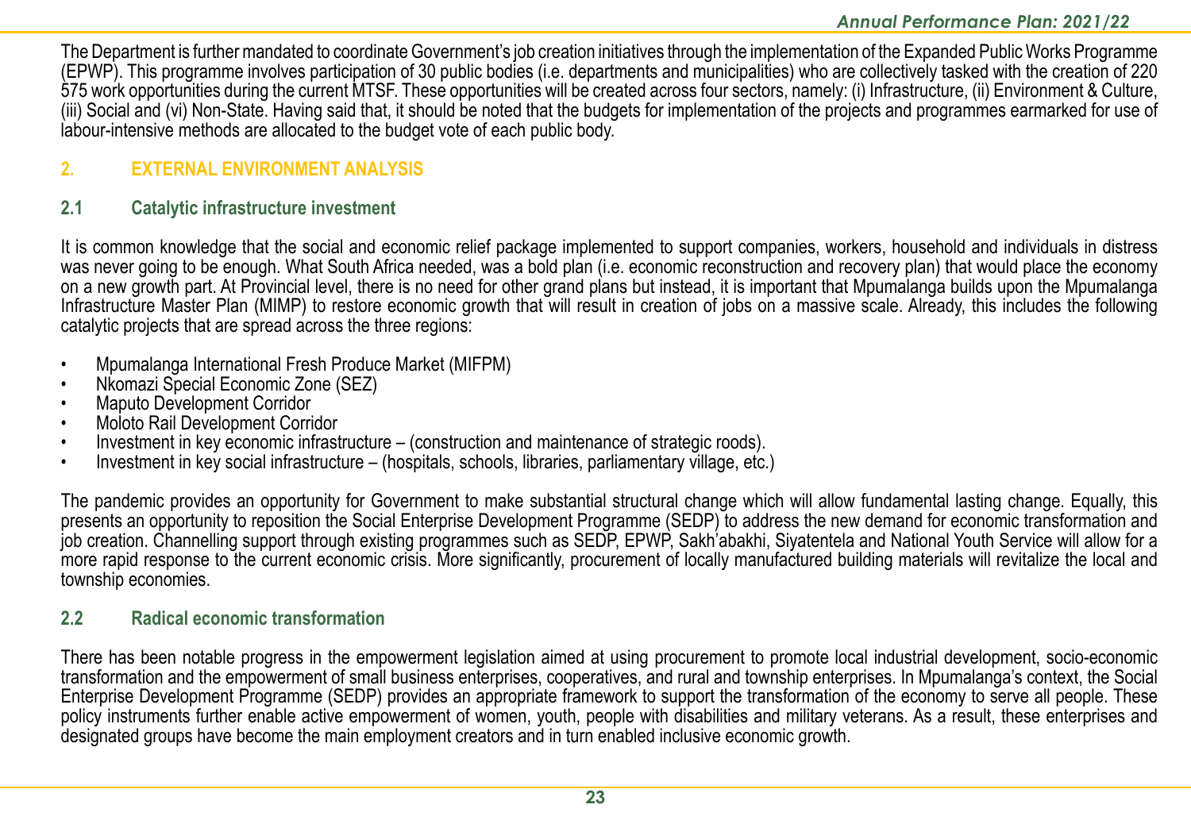The Department is further mandated to coordinate Government's job creation initiatives through the implementation of the Expanded Public Works Programme (EPWP). This programme involves participation of 30 public bodies (i.e. departments and municipalities) who are collectively tasked with the creation of 220 575 work opportunities during the current MTSF. These opportunities will be created across four sectors, namely: (i) Infrastructure, (ii) Environment & Culture, (iii) Social and (vi) Non-State. Having said that, it should be noted that the budgets for implementation of the projects and programmes earmarked for use of labour-intensive methods are allocated to the budget vote of each public body.

## 2. EXTERNAL ENVIRONMENT ANALYSIS

### 2.1 Catalytic infrastructure investment

It is common knowledge that the social and economic relief package implemented to support companies, workers, household and individuals in distress was never going to be enough. What South Africa needed, was a bold plan (i.e. economic reconstruction and recovery plan) that would place the economy on a new growth part. At Provincial level, there is no need for other grand plans but instead, it is important that Mpumalanga builds upon the Mpumalanga Infrastructure Master Plan (MIMP) to restore economic growth that will result in creation of jobs on a massive scale. Already, this includes the following catalytic projects that are spread across the three regions:

- Mpumalanga International Fresh Produce Market (MIFPM)
- Nkomazi Special Economic Zone (SEZ)
- Maputo Development Corridor
- Moloto Rail Development Corridor
- Investment in key economic infrastructure – (construction and maintenance of strategic roods).
- Investment in key social infrastructure – (hospitals, schools, libraries, parliamentary village, etc.)

The pandemic provides an opportunity for Government to make substantial structural change which will allow fundamental lasting change. Equally, this presents an opportunity to reposition the Social Enterprise Development Programme (SEDP) to address the new demand for economic transformation and job creation. Channelling support through existing programmes such as SEDP, EPWP, Sakh'abakhi, Siyatentela and National Youth Service will allow for a more rapid response to the current economic crisis. More significantly, procurement of locally manufactured building materials will revitalize the local and township economies.

### 2.2 Radical economic transformation

There has been notable progress in the empowerment legislation aimed at using procurement to promote local industrial development, socio-economic transformation and the empowerment of small business enterprises, cooperatives, and rural and township enterprises. In Mpumalanga's context, the Social Enterprise Development Programme (SEDP) provides an appropriate framework to support the transformation of the economy to serve all people. These policy instruments further enable active empowerment of women, youth, people with disabilities and military veterans. As a result, these enterprises and designated groups have become the main employment creators and in turn enabled inclusive economic growth.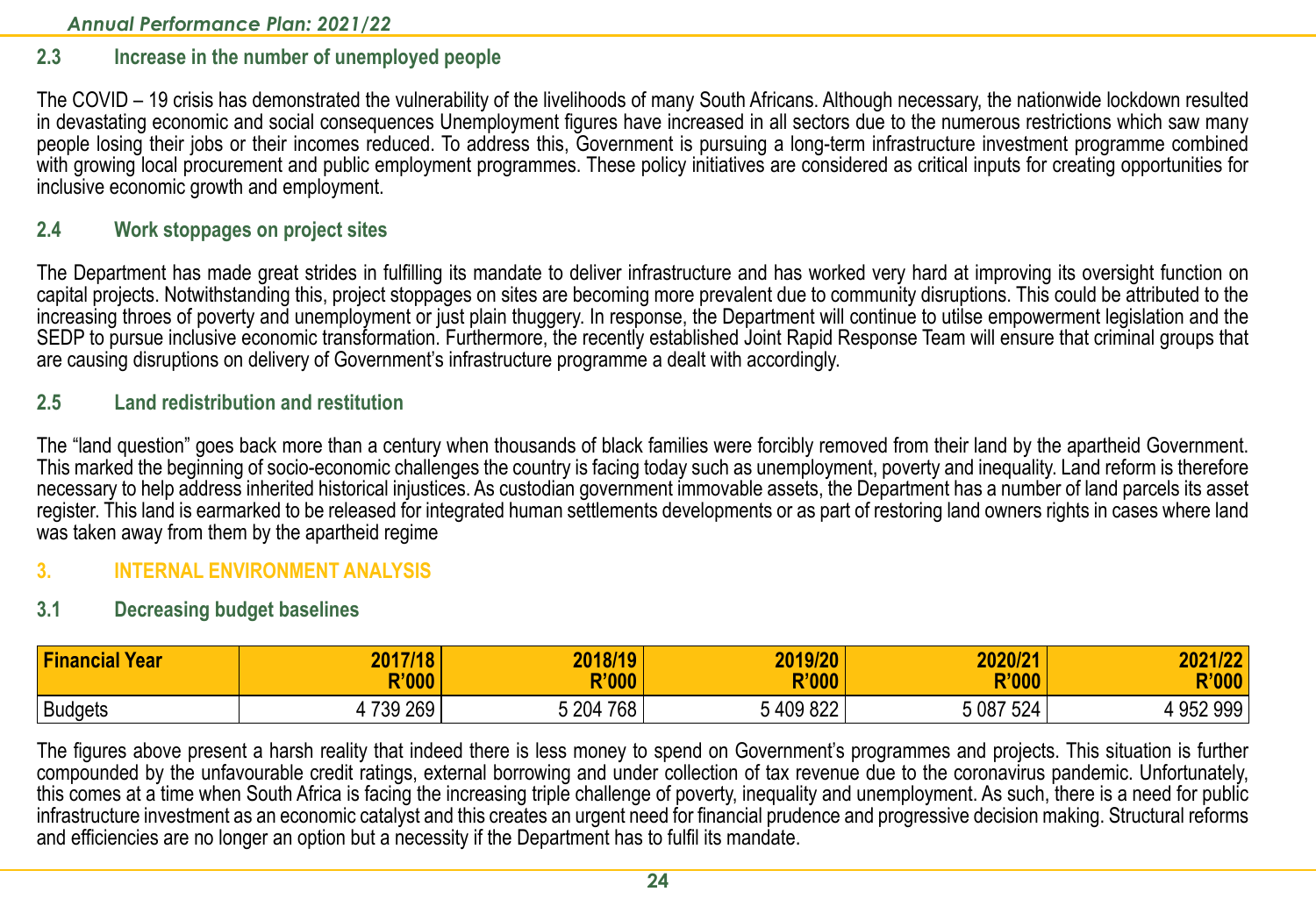### 2.3 Increase in the number of unemployed people

The COVID – 19 crisis has demonstrated the vulnerability of the livelihoods of many South Africans. Although necessary, the nationwide lockdown resulted in devastating economic and social consequences Unemployment figures have increased in all sectors due to the numerous restrictions which saw many people losing their jobs or their incomes reduced. To address this, Government is pursuing a long-term infrastructure investment programme combined with growing local procurement and public employment programmes. These policy initiatives are considered as critical inputs for creating opportunities for inclusive economic growth and employment.

### 2.4 Work stoppages on project sites

The Department has made great strides in fulfilling its mandate to deliver infrastructure and has worked very hard at improving its oversight function on capital projects. Notwithstanding this, project stoppages on sites are becoming more prevalent due to community disruptions. This could be attributed to the increasing throes of poverty and unemployment or just plain thuggery. In response, the Department will continue to utilse empowerment legislation and the SEDP to pursue inclusive economic transformation. Furthermore, the recently established Joint Rapid Response Team will ensure that criminal groups that are causing disruptions on delivery of Government's infrastructure programme a dealt with accordingly.

### 2.5 Land redistribution and restitution

The "land question" goes back more than a century when thousands of black families were forcibly removed from their land by the apartheid Government. This marked the beginning of socio-economic challenges the country is facing today such as unemployment, poverty and inequality. Land reform is therefore necessary to help address inherited historical injustices. As custodian government immovable assets, the Department has a number of land parcels its asset register. This land is earmarked to be released for integrated human settlements developments or as part of restoring land owners rights in cases where land was taken away from them by the apartheid regime

## 3. INTERNAL ENVIRONMENT ANALYSIS

### 3.1 Decreasing budget baselines

| Financial Year | 2017/18 R'000 | 2018/19 R'000 | 2019/20 R'000 | 2020/21 R'000 | 2021/22 R'000 |
|---|---|---|---|---|---|
| Budgets | 4 739 269 | 5 204 768 | 5 409 822 | 5 087 524 | 4 952 999 |

The figures above present a harsh reality that indeed there is less money to spend on Government's programmes and projects. This situation is further compounded by the unfavourable credit ratings, external borrowing and under collection of tax revenue due to the coronavirus pandemic. Unfortunately, this comes at a time when South Africa is facing the increasing triple challenge of poverty, inequality and unemployment. As such, there is a need for public infrastructure investment as an economic catalyst and this creates an urgent need for financial prudence and progressive decision making. Structural reforms and efficiencies are no longer an option but a necessity if the Department has to fulfil its mandate.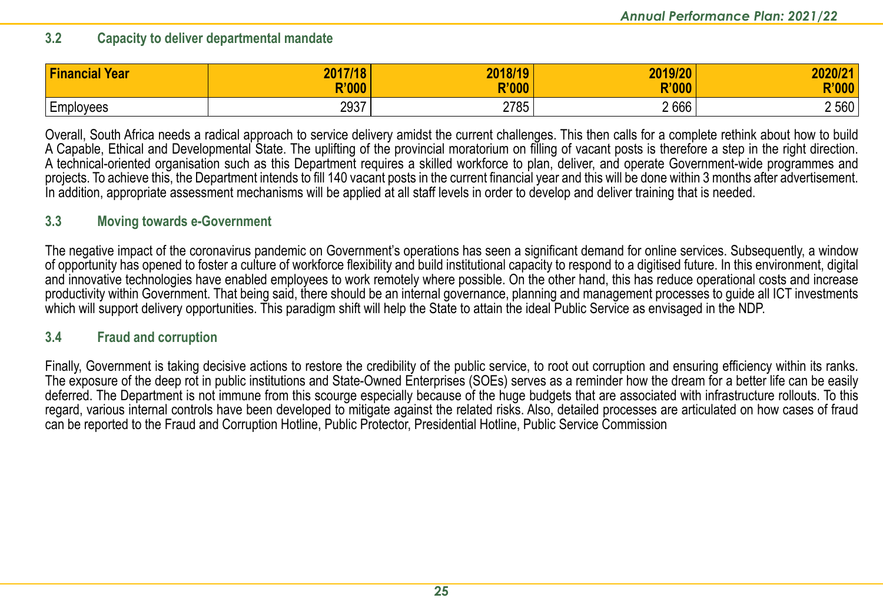### 3.2 Capacity to deliver departmental mandate

| Financial Year | 2017/18 R'000 | 2018/19 R'000 | 2019/20 R'000 | 2020/21 R'000 |
|---|---|---|---|---|
| Employees | 2937 | 2785 | 2 666 | 2 560 |

Overall, South Africa needs a radical approach to service delivery amidst the current challenges. This then calls for a complete rethink about how to build A Capable, Ethical and Developmental State. The uplifting of the provincial moratorium on filling of vacant posts is therefore a step in the right direction. A technical-oriented organisation such as this Department requires a skilled workforce to plan, deliver, and operate Government-wide programmes and projects. To achieve this, the Department intends to fill 140 vacant posts in the current financial year and this will be done within 3 months after advertisement. In addition, appropriate assessment mechanisms will be applied at all staff levels in order to develop and deliver training that is needed.

### 3.3 Moving towards e-Government

The negative impact of the coronavirus pandemic on Government's operations has seen a significant demand for online services. Subsequently, a window of opportunity has opened to foster a culture of workforce flexibility and build institutional capacity to respond to a digitised future. In this environment, digital and innovative technologies have enabled employees to work remotely where possible. On the other hand, this has reduce operational costs and increase productivity within Government. That being said, there should be an internal governance, planning and management processes to guide all ICT investments which will support delivery opportunities. This paradigm shift will help the State to attain the ideal Public Service as envisaged in the NDP.

### 3.4 Fraud and corruption

Finally, Government is taking decisive actions to restore the credibility of the public service, to root out corruption and ensuring efficiency within its ranks. The exposure of the deep rot in public institutions and State-Owned Enterprises (SOEs) serves as a reminder how the dream for a better life can be easily deferred. The Department is not immune from this scourge especially because of the huge budgets that are associated with infrastructure rollouts. To this regard, various internal controls have been developed to mitigate against the related risks. Also, detailed processes are articulated on how cases of fraud can be reported to the Fraud and Corruption Hotline, Public Protector, Presidential Hotline, Public Service Commission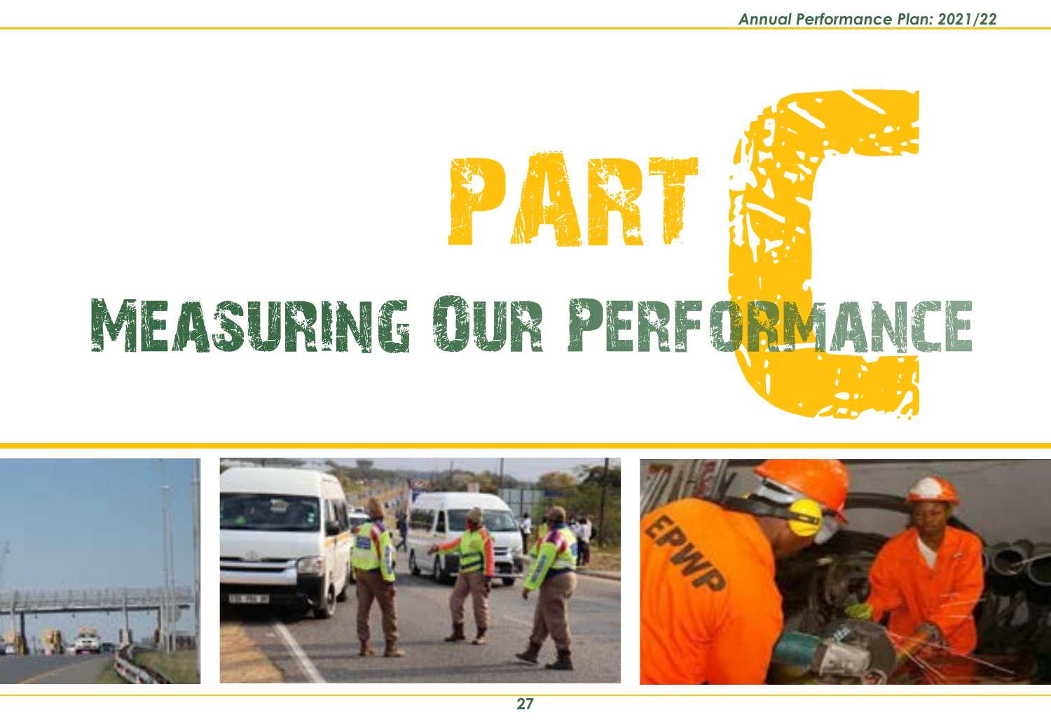# PART C

# MEASURING OUR PERFORMANCE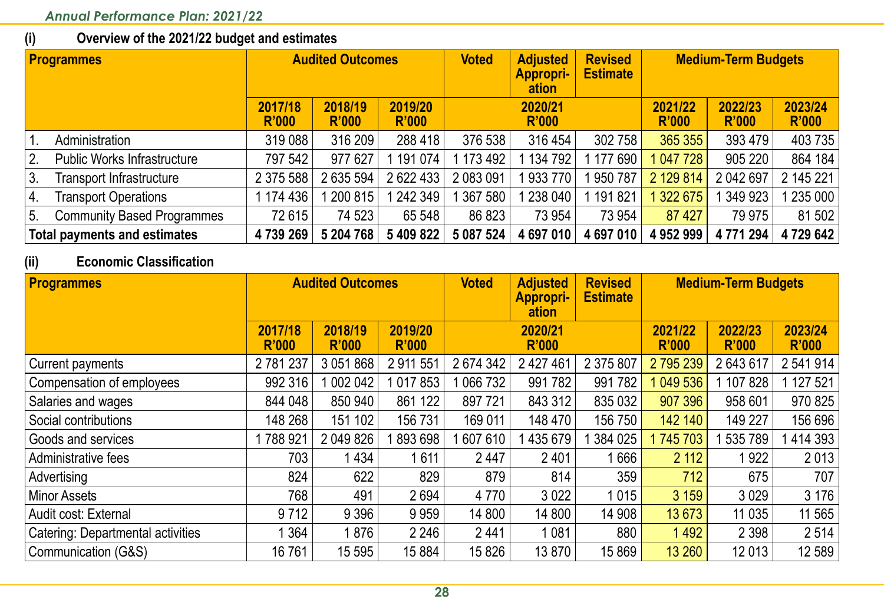**(i) Overview of the 2021/22 budget and estimates**

| Programmes | Audited Outcomes | | | Voted | Adjusted Appropri-ation | Revised Estimate | Medium-Term Budgets | | |
|---|---|---|---|---|---|---|---|---|---|
| | 2017/18 R'000 | 2018/19 R'000 | 2019/20 R'000 | 2020/21 R'000 | | | 2021/22 R'000 | 2022/23 R'000 | 2023/24 R'000 |
| 1. Administration | 319 088 | 316 209 | 288 418 | 376 538 | 316 454 | 302 758 | 365 355 | 393 479 | 403 735 |
| 2. Public Works Infrastructure | 797 542 | 977 627 | 1 191 074 | 1 173 492 | 1 134 792 | 1 177 690 | 1 047 728 | 905 220 | 864 184 |
| 3. Transport Infrastructure | 2 375 588 | 2 635 594 | 2 622 433 | 2 083 091 | 1 933 770 | 1 950 787 | 2 129 814 | 2 042 697 | 2 145 221 |
| 4. Transport Operations | 1 174 436 | 1 200 815 | 1 242 349 | 1 367 580 | 1 238 040 | 1 191 821 | 1 322 675 | 1 349 923 | 1 235 000 |
| 5. Community Based Programmes | 72 615 | 74 523 | 65 548 | 86 823 | 73 954 | 73 954 | 87 427 | 79 975 | 81 502 |
| **Total payments and estimates** | **4 739 269** | **5 204 768** | **5 409 822** | **5 087 524** | **4 697 010** | **4 697 010** | **4 952 999** | **4 771 294** | **4 729 642** |

**(ii) Economic Classification**

| Programmes | Audited Outcomes | | | Voted | Adjusted Appropri-ation | Revised Estimate | Medium-Term Budgets | | |
|---|---|---|---|---|---|---|---|---|---|
| | 2017/18 R'000 | 2018/19 R'000 | 2019/20 R'000 | 2020/21 R'000 | | | 2021/22 R'000 | 2022/23 R'000 | 2023/24 R'000 |
| Current payments | 2 781 237 | 3 051 868 | 2 911 551 | 2 674 342 | 2 427 461 | 2 375 807 | 2 795 239 | 2 643 617 | 2 541 914 |
| Compensation of employees | 992 316 | 1 002 042 | 1 017 853 | 1 066 732 | 991 782 | 991 782 | 1 049 536 | 1 107 828 | 1 127 521 |
| Salaries and wages | 844 048 | 850 940 | 861 122 | 897 721 | 843 312 | 835 032 | 907 396 | 958 601 | 970 825 |
| Social contributions | 148 268 | 151 102 | 156 731 | 169 011 | 148 470 | 156 750 | 142 140 | 149 227 | 156 696 |
| Goods and services | 1 788 921 | 2 049 826 | 1 893 698 | 1 607 610 | 1 435 679 | 1 384 025 | 1 745 703 | 1 535 789 | 1 414 393 |
| Administrative fees | 703 | 1 434 | 1 611 | 2 447 | 2 401 | 1 666 | 2 112 | 1 922 | 2 013 |
| Advertising | 824 | 622 | 829 | 879 | 814 | 359 | 712 | 675 | 707 |
| Minor Assets | 768 | 491 | 2 694 | 4 770 | 3 022 | 1 015 | 3 159 | 3 029 | 3 176 |
| Audit cost: External | 9 712 | 9 396 | 9 959 | 14 800 | 14 800 | 14 908 | 13 673 | 11 035 | 11 565 |
| Catering: Departmental activities | 1 364 | 1 876 | 2 246 | 2 441 | 1 081 | 880 | 1 492 | 2 398 | 2 514 |
| Communication (G&S) | 16 761 | 15 595 | 15 884 | 15 826 | 13 870 | 15 869 | 13 260 | 12 013 | 12 589 |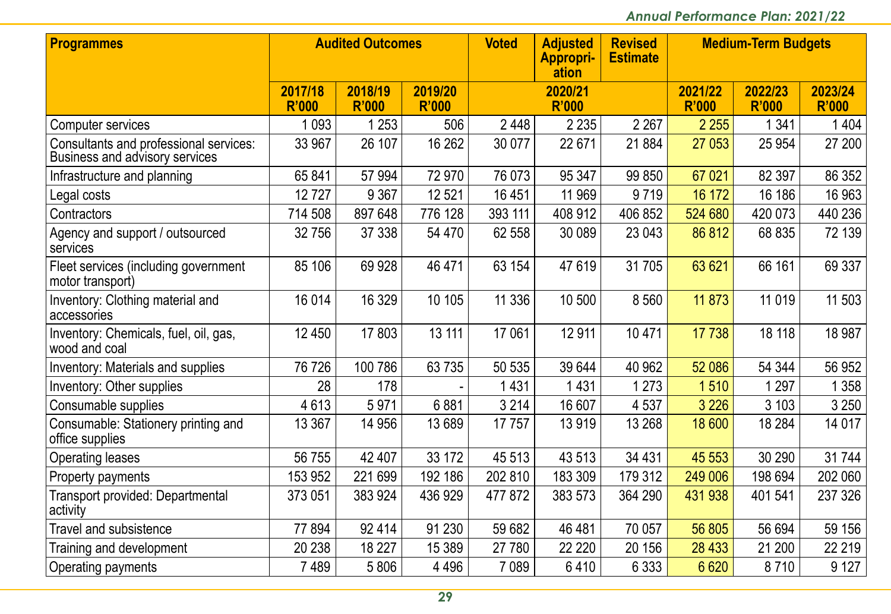| Programmes | Audited Outcomes | | | Voted | Adjusted Appropri-ation | Revised Estimate | Medium-Term Budgets | | |
|---|---|---|---|---|---|---|---|---|---|
| | 2017/18 R'000 | 2018/19 R'000 | 2019/20 R'000 | 2020/21 R'000 | | | 2021/22 R'000 | 2022/23 R'000 | 2023/24 R'000 |
| Computer services | 1 093 | 1 253 | 506 | 2 448 | 2 235 | 2 267 | 2 255 | 1 341 | 1 404 |
| Consultants and professional services: Business and advisory services | 33 967 | 26 107 | 16 262 | 30 077 | 22 671 | 21 884 | 27 053 | 25 954 | 27 200 |
| Infrastructure and planning | 65 841 | 57 994 | 72 970 | 76 073 | 95 347 | 99 850 | 67 021 | 82 397 | 86 352 |
| Legal costs | 12 727 | 9 367 | 12 521 | 16 451 | 11 969 | 9 719 | 16 172 | 16 186 | 16 963 |
| Contractors | 714 508 | 897 648 | 776 128 | 393 111 | 408 912 | 406 852 | 524 680 | 420 073 | 440 236 |
| Agency and support / outsourced services | 32 756 | 37 338 | 54 470 | 62 558 | 30 089 | 23 043 | 86 812 | 68 835 | 72 139 |
| Fleet services (including government motor transport) | 85 106 | 69 928 | 46 471 | 63 154 | 47 619 | 31 705 | 63 621 | 66 161 | 69 337 |
| Inventory: Clothing material and accessories | 16 014 | 16 329 | 10 105 | 11 336 | 10 500 | 8 560 | 11 873 | 11 019 | 11 503 |
| Inventory: Chemicals, fuel, oil, gas, wood and coal | 12 450 | 17 803 | 13 111 | 17 061 | 12 911 | 10 471 | 17 738 | 18 118 | 18 987 |
| Inventory: Materials and supplies | 76 726 | 100 786 | 63 735 | 50 535 | 39 644 | 40 962 | 52 086 | 54 344 | 56 952 |
| Inventory: Other supplies | 28 | 178 | - | 1 431 | 1 431 | 1 273 | 1 510 | 1 297 | 1 358 |
| Consumable supplies | 4 613 | 5 971 | 6 881 | 3 214 | 16 607 | 4 537 | 3 226 | 3 103 | 3 250 |
| Consumable: Stationery printing and office supplies | 13 367 | 14 956 | 13 689 | 17 757 | 13 919 | 13 268 | 18 600 | 18 284 | 14 017 |
| Operating leases | 56 755 | 42 407 | 33 172 | 45 513 | 43 513 | 34 431 | 45 553 | 30 290 | 31 744 |
| Property payments | 153 952 | 221 699 | 192 186 | 202 810 | 183 309 | 179 312 | 249 006 | 198 694 | 202 060 |
| Transport provided: Departmental activity | 373 051 | 383 924 | 436 929 | 477 872 | 383 573 | 364 290 | 431 938 | 401 541 | 237 326 |
| Travel and subsistence | 77 894 | 92 414 | 91 230 | 59 682 | 46 481 | 70 057 | 56 805 | 56 694 | 59 156 |
| Training and development | 20 238 | 18 227 | 15 389 | 27 780 | 22 220 | 20 156 | 28 433 | 21 200 | 22 219 |
| Operating payments | 7 489 | 5 806 | 4 496 | 7 089 | 6 410 | 6 333 | 6 620 | 8 710 | 9 127 |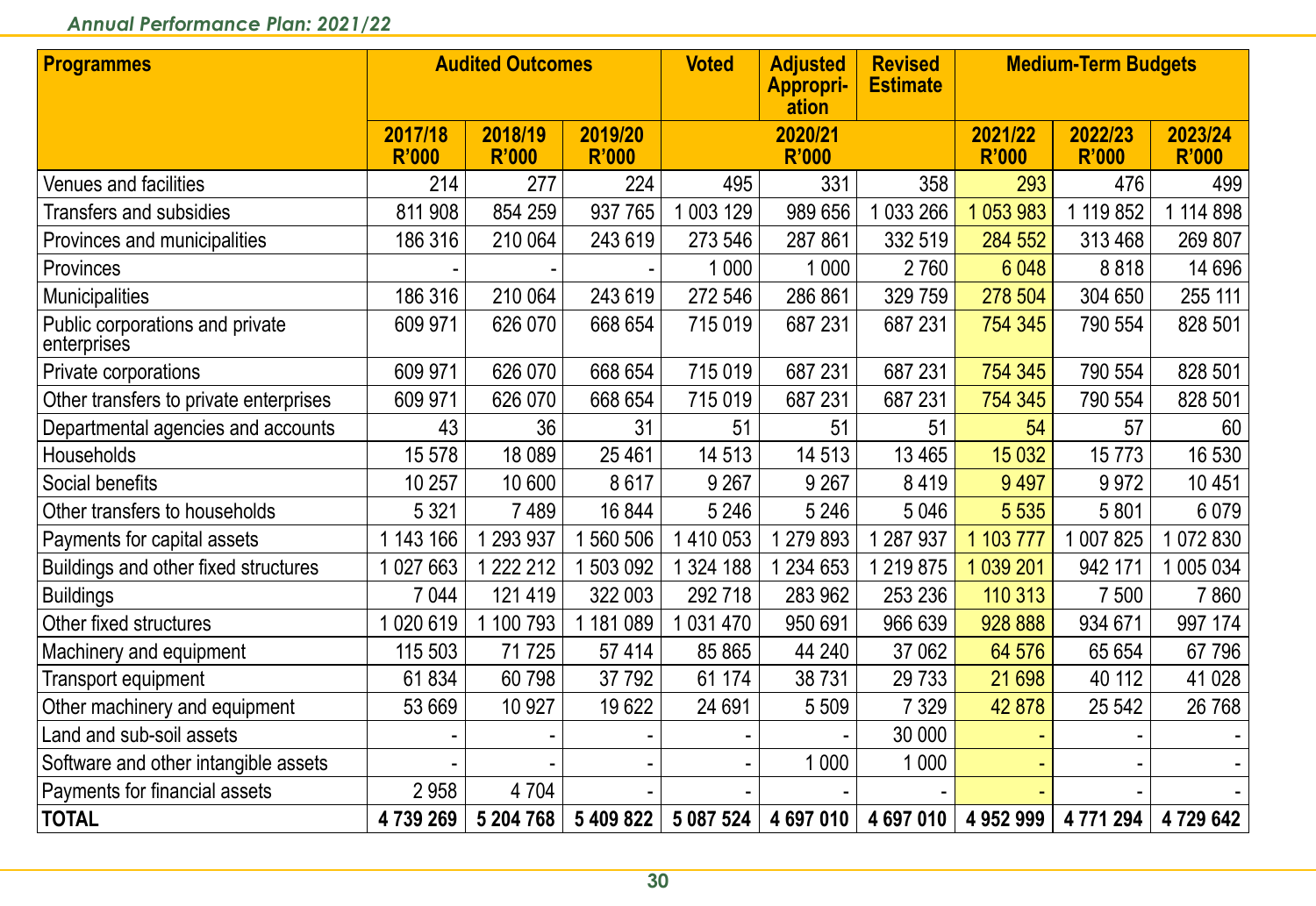| Programmes | Audited Outcomes | | | Voted | Adjusted Appropriation | Revised Estimate | Medium-Term Budgets | | |
|---|---|---|---|---|---|---|---|---|---|
| | 2017/18 R'000 | 2018/19 R'000 | 2019/20 R'000 | 2020/21 R'000 | | | 2021/22 R'000 | 2022/23 R'000 | 2023/24 R'000 |
| Venues and facilities | 214 | 277 | 224 | 495 | 331 | 358 | 293 | 476 | 499 |
| Transfers and subsidies | 811 908 | 854 259 | 937 765 | 1 003 129 | 989 656 | 1 033 266 | 1 053 983 | 1 119 852 | 1 114 898 |
| Provinces and municipalities | 186 316 | 210 064 | 243 619 | 273 546 | 287 861 | 332 519 | 284 552 | 313 468 | 269 807 |
| Provinces | - | - | - | 1 000 | 1 000 | 2 760 | 6 048 | 8 818 | 14 696 |
| Municipalities | 186 316 | 210 064 | 243 619 | 272 546 | 286 861 | 329 759 | 278 504 | 304 650 | 255 111 |
| Public corporations and private enterprises | 609 971 | 626 070 | 668 654 | 715 019 | 687 231 | 687 231 | 754 345 | 790 554 | 828 501 |
| Private corporations | 609 971 | 626 070 | 668 654 | 715 019 | 687 231 | 687 231 | 754 345 | 790 554 | 828 501 |
| Other transfers to private enterprises | 609 971 | 626 070 | 668 654 | 715 019 | 687 231 | 687 231 | 754 345 | 790 554 | 828 501 |
| Departmental agencies and accounts | 43 | 36 | 31 | 51 | 51 | 51 | 54 | 57 | 60 |
| Households | 15 578 | 18 089 | 25 461 | 14 513 | 14 513 | 13 465 | 15 032 | 15 773 | 16 530 |
| Social benefits | 10 257 | 10 600 | 8 617 | 9 267 | 9 267 | 8 419 | 9 497 | 9 972 | 10 451 |
| Other transfers to households | 5 321 | 7 489 | 16 844 | 5 246 | 5 246 | 5 046 | 5 535 | 5 801 | 6 079 |
| Payments for capital assets | 1 143 166 | 1 293 937 | 1 560 506 | 1 410 053 | 1 279 893 | 1 287 937 | 1 103 777 | 1 007 825 | 1 072 830 |
| Buildings and other fixed structures | 1 027 663 | 1 222 212 | 1 503 092 | 1 324 188 | 1 234 653 | 1 219 875 | 1 039 201 | 942 171 | 1 005 034 |
| Buildings | 7 044 | 121 419 | 322 003 | 292 718 | 283 962 | 253 236 | 110 313 | 7 500 | 7 860 |
| Other fixed structures | 1 020 619 | 1 100 793 | 1 181 089 | 1 031 470 | 950 691 | 966 639 | 928 888 | 934 671 | 997 174 |
| Machinery and equipment | 115 503 | 71 725 | 57 414 | 85 865 | 44 240 | 37 062 | 64 576 | 65 654 | 67 796 |
| Transport equipment | 61 834 | 60 798 | 37 792 | 61 174 | 38 731 | 29 733 | 21 698 | 40 112 | 41 028 |
| Other machinery and equipment | 53 669 | 10 927 | 19 622 | 24 691 | 5 509 | 7 329 | 42 878 | 25 542 | 26 768 |
| Land and sub-soil assets | - | - | - | - | - | 30 000 | - | - | - |
| Software and other intangible assets | - | - | - | - | 1 000 | 1 000 | - | - | - |
| Payments for financial assets | 2 958 | 4 704 | - | - | - | - | - | - | - |
| **TOTAL** | **4 739 269** | **5 204 768** | **5 409 822** | **5 087 524** | **4 697 010** | **4 697 010** | **4 952 999** | **4 771 294** | **4 729 642** |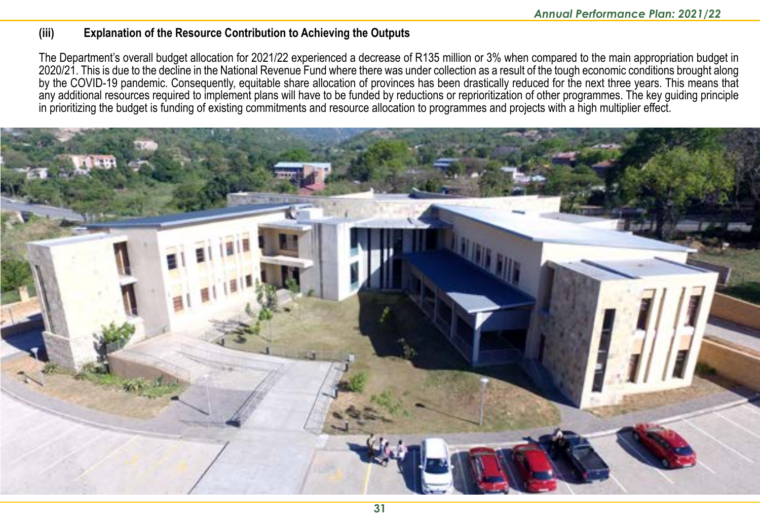### (iii) Explanation of the Resource Contribution to Achieving the Outputs

The Department's overall budget allocation for 2021/22 experienced a decrease of R135 million or 3% when compared to the main appropriation budget in 2020/21. This is due to the decline in the National Revenue Fund where there was under collection as a result of the tough economic conditions brought along by the COVID-19 pandemic. Consequently, equitable share allocation of provinces has been drastically reduced for the next three years. This means that any additional resources required to implement plans will have to be funded by reductions or reprioritization of other programmes. The key guiding principle in prioritizing the budget is funding of existing commitments and resource allocation to programmes and projects with a high multiplier effect.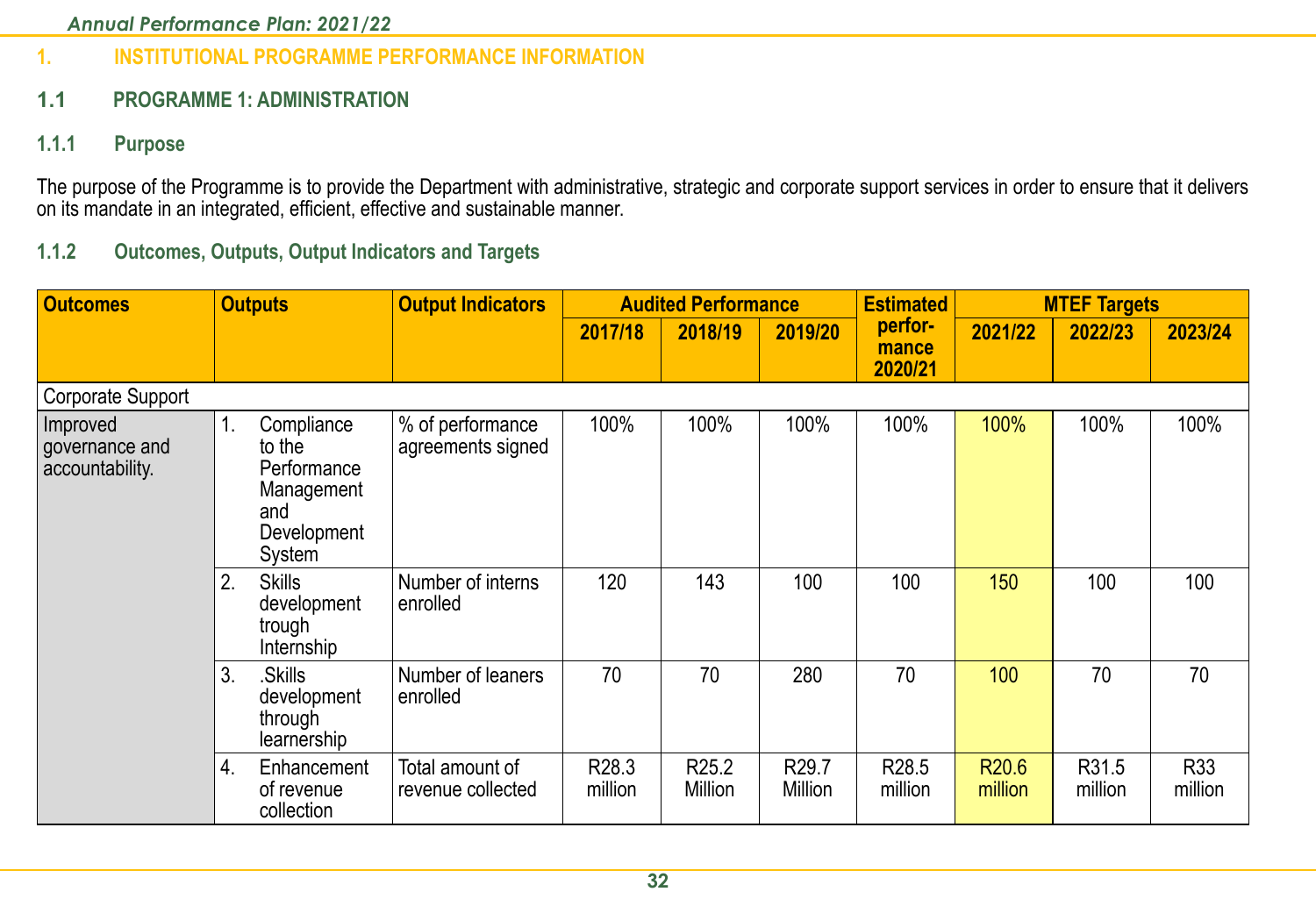## 1. INSTITUTIONAL PROGRAMME PERFORMANCE INFORMATION

### 1.1 PROGRAMME 1: ADMINISTRATION

#### 1.1.1 Purpose

The purpose of the Programme is to provide the Department with administrative, strategic and corporate support services in order to ensure that it delivers on its mandate in an integrated, efficient, effective and sustainable manner.

#### 1.1.2 Outcomes, Outputs, Output Indicators and Targets

| Outcomes | Outputs | Output Indicators | Audited Performance | | | Estimated performance 2020/21 | MTEF Targets | | |
|---|---|---|---|---|---|---|---|---|---|
| | | | 2017/18 | 2018/19 | 2019/20 | | 2021/22 | 2022/23 | 2023/24 |
| Corporate Support | | | | | | | | | |
| Improved governance and accountability. | 1. Compliance to the Performance Management and Development System | % of performance agreements signed | 100% | 100% | 100% | 100% | 100% | 100% | 100% |
| | 2. Skills development trough Internship | Number of interns enrolled | 120 | 143 | 100 | 100 | 150 | 100 | 100 |
| | 3. .Skills development through learnership | Number of leaners enrolled | 70 | 70 | 280 | 70 | 100 | 70 | 70 |
| | 4. Enhancement of revenue collection | Total amount of revenue collected | R28.3 million | R25.2 Million | R29.7 Million | R28.5 million | R20.6 million | R31.5 million | R33 million |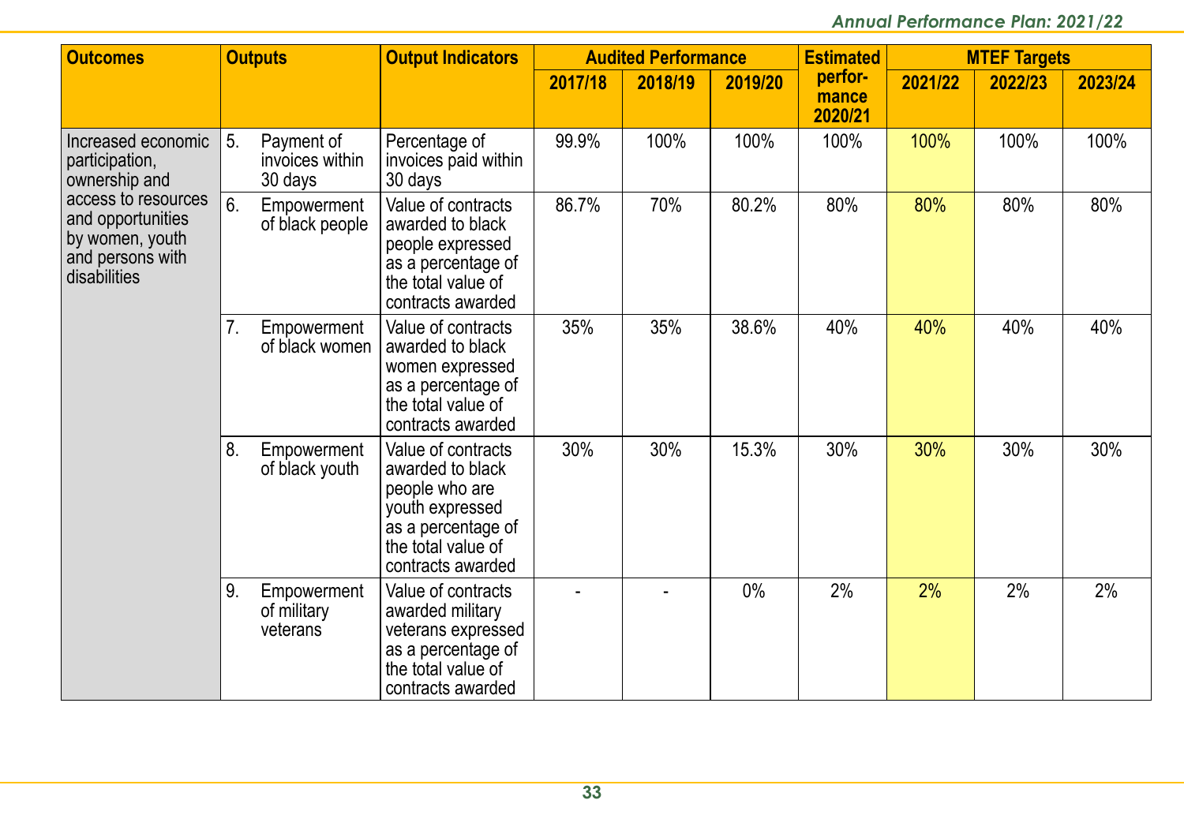| Outcomes | Outputs | Output Indicators | Audited Performance | | | Estimated performance 2020/21 | MTEF Targets | | |
|---|---|---|---|---|---|---|---|---|---|
| | | | 2017/18 | 2018/19 | 2019/20 | | 2021/22 | 2022/23 | 2023/24 |
| Increased economic participation, ownership and access to resources and opportunities by women, youth and persons with disabilities | 5. Payment of invoices within 30 days | Percentage of invoices paid within 30 days | 99.9% | 100% | 100% | 100% | 100% | 100% | 100% |
| | 6. Empowerment of black people | Value of contracts awarded to black people expressed as a percentage of the total value of contracts awarded | 86.7% | 70% | 80.2% | 80% | 80% | 80% | 80% |
| | 7. Empowerment of black women | Value of contracts awarded to black women expressed as a percentage of the total value of contracts awarded | 35% | 35% | 38.6% | 40% | 40% | 40% | 40% |
| | 8. Empowerment of black youth | Value of contracts awarded to black people who are youth expressed as a percentage of the total value of contracts awarded | 30% | 30% | 15.3% | 30% | 30% | 30% | 30% |
| | 9. Empowerment of military veterans | Value of contracts awarded military veterans expressed as a percentage of the total value of contracts awarded | - | - | 0% | 2% | 2% | 2% | 2% |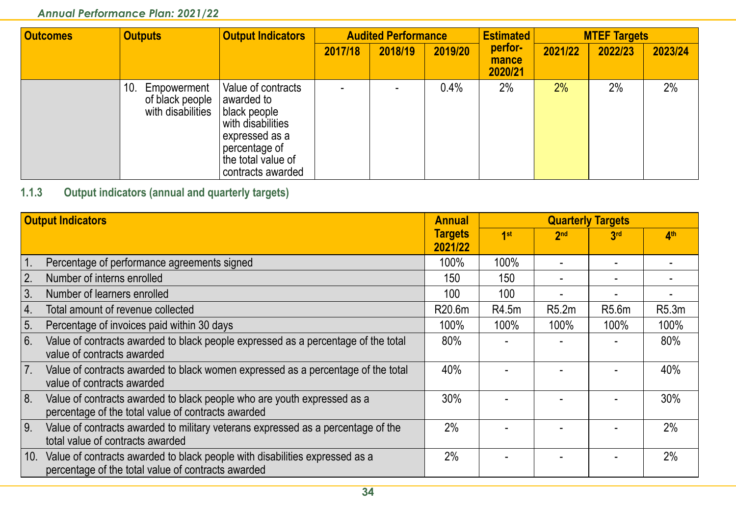| Outcomes | Outputs | Output Indicators | Audited Performance | | | Estimated performance 2020/21 | MTEF Targets | | |
|---|---|---|---|---|---|---|---|---|---|
| | | | 2017/18 | 2018/19 | 2019/20 | | 2021/22 | 2022/23 | 2023/24 |
| | 10. Empowerment of black people with disabilities | Value of contracts awarded to black people with disabilities expressed as a percentage of the total value of contracts awarded | - | - | 0.4% | 2% | 2% | 2% | 2% |

### 1.1.3 Output indicators (annual and quarterly targets)

| Output Indicators | Annual Targets 2021/22 | Quarterly Targets | | | |
|---|---|---|---|---|---|
| | | 1st | 2nd | 3rd | 4th |
| 1. Percentage of performance agreements signed | 100% | 100% | - | - | - |
| 2. Number of interns enrolled | 150 | 150 | - | - | - |
| 3. Number of learners enrolled | 100 | 100 | - | - | - |
| 4. Total amount of revenue collected | R20.6m | R4.5m | R5.2m | R5.6m | R5.3m |
| 5. Percentage of invoices paid within 30 days | 100% | 100% | 100% | 100% | 100% |
| 6. Value of contracts awarded to black people expressed as a percentage of the total value of contracts awarded | 80% | - | - | - | 80% |
| 7. Value of contracts awarded to black women expressed as a percentage of the total value of contracts awarded | 40% | - | - | - | 40% |
| 8. Value of contracts awarded to black people who are youth expressed as a percentage of the total value of contracts awarded | 30% | - | - | - | 30% |
| 9. Value of contracts awarded to military veterans expressed as a percentage of the total value of contracts awarded | 2% | - | - | - | 2% |
| 10. Value of contracts awarded to black people with disabilities expressed as a percentage of the total value of contracts awarded | 2% | - | - | - | 2% |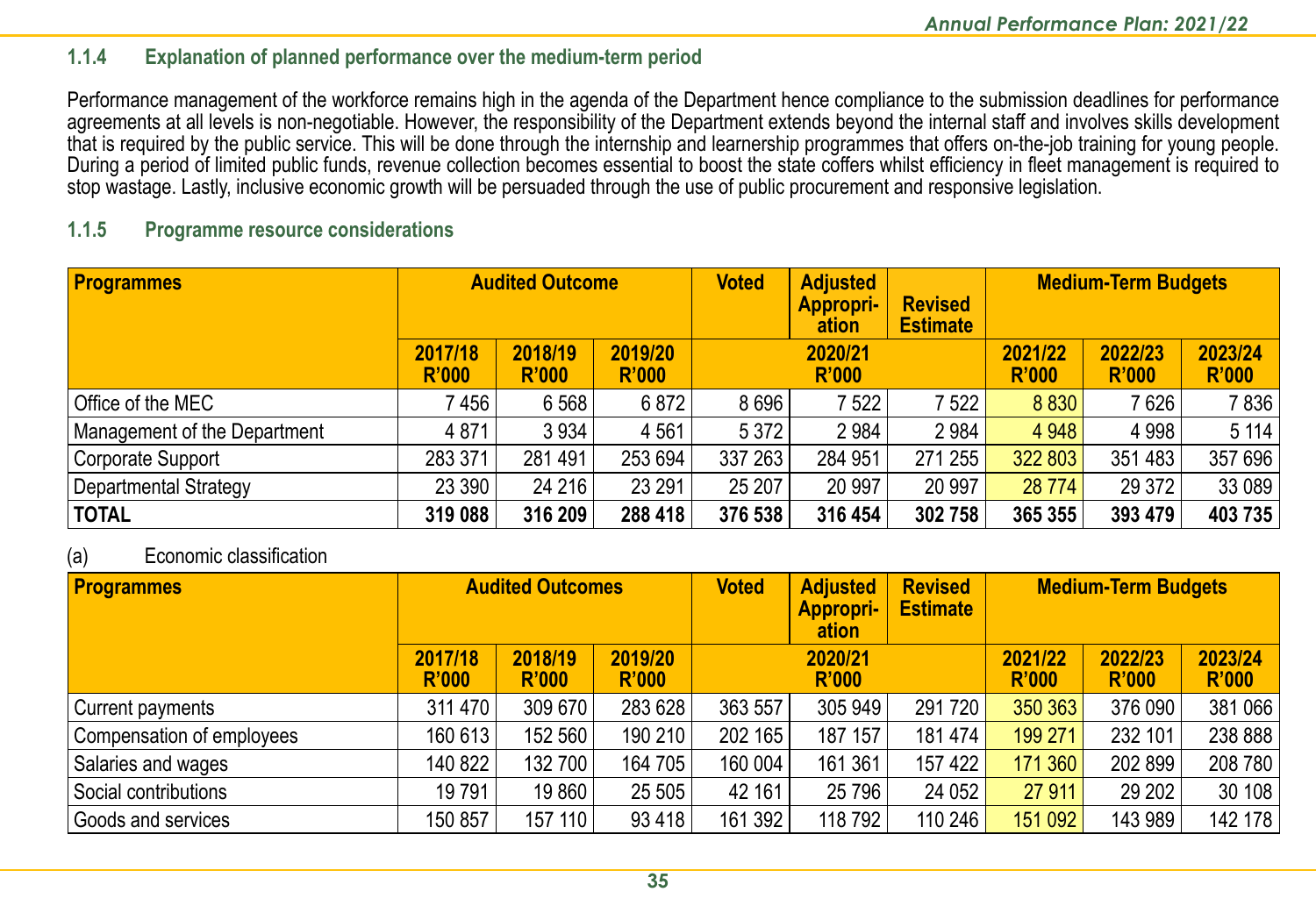### 1.1.4 Explanation of planned performance over the medium-term period

Performance management of the workforce remains high in the agenda of the Department hence compliance to the submission deadlines for performance agreements at all levels is non-negotiable. However, the responsibility of the Department extends beyond the internal staff and involves skills development that is required by the public service. This will be done through the internship and learnership programmes that offers on-the-job training for young people. During a period of limited public funds, revenue collection becomes essential to boost the state coffers whilst efficiency in fleet management is required to stop wastage. Lastly, inclusive economic growth will be persuaded through the use of public procurement and responsive legislation.

### 1.1.5 Programme resource considerations

| Programmes | Audited Outcome | | | Voted | Adjusted Appropriation | Revised Estimate | Medium-Term Budgets | | |
|---|---|---|---|---|---|---|---|---|---|
| | 2017/18 R'000 | 2018/19 R'000 | 2019/20 R'000 | 2020/21 R'000 | | | 2021/22 R'000 | 2022/23 R'000 | 2023/24 R'000 |
| Office of the MEC | 7 456 | 6 568 | 6 872 | 8 696 | 7 522 | 7 522 | 8 830 | 7 626 | 7 836 |
| Management of the Department | 4 871 | 3 934 | 4 561 | 5 372 | 2 984 | 2 984 | 4 948 | 4 998 | 5 114 |
| Corporate Support | 283 371 | 281 491 | 253 694 | 337 263 | 284 951 | 271 255 | 322 803 | 351 483 | 357 696 |
| Departmental Strategy | 23 390 | 24 216 | 23 291 | 25 207 | 20 997 | 20 997 | 28 774 | 29 372 | 33 089 |
| **TOTAL** | **319 088** | **316 209** | **288 418** | **376 538** | **316 454** | **302 758** | **365 355** | **393 479** | **403 735** |

(a) Economic classification

| Programmes | Audited Outcomes | | | Voted | Adjusted Appropriation | Revised Estimate | Medium-Term Budgets | | |
|---|---|---|---|---|---|---|---|---|---|
| | 2017/18 R'000 | 2018/19 R'000 | 2019/20 R'000 | 2020/21 R'000 | | | 2021/22 R'000 | 2022/23 R'000 | 2023/24 R'000 |
| Current payments | 311 470 | 309 670 | 283 628 | 363 557 | 305 949 | 291 720 | 350 363 | 376 090 | 381 066 |
| Compensation of employees | 160 613 | 152 560 | 190 210 | 202 165 | 187 157 | 181 474 | 199 271 | 232 101 | 238 888 |
| Salaries and wages | 140 822 | 132 700 | 164 705 | 160 004 | 161 361 | 157 422 | 171 360 | 202 899 | 208 780 |
| Social contributions | 19 791 | 19 860 | 25 505 | 42 161 | 25 796 | 24 052 | 27 911 | 29 202 | 30 108 |
| Goods and services | 150 857 | 157 110 | 93 418 | 161 392 | 118 792 | 110 246 | 151 092 | 143 989 | 142 178 |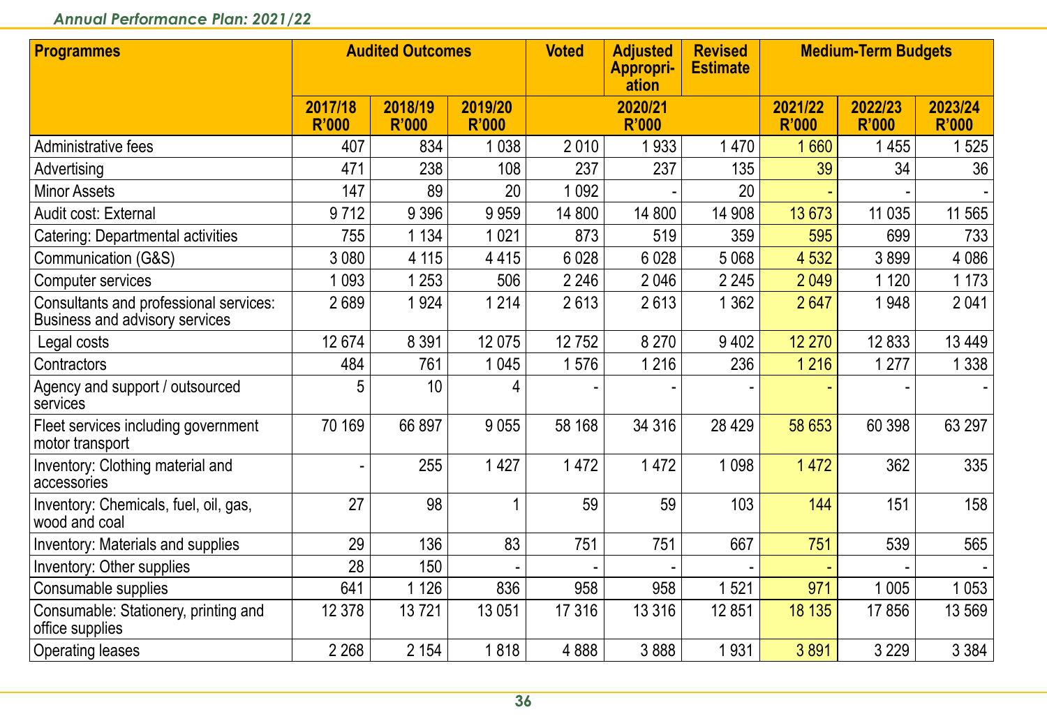| Programmes | Audited Outcomes | | | Voted | Adjusted Appropri-ation | Revised Estimate | Medium-Term Budgets | | |
|---|---|---|---|---|---|---|---|---|---|
| | 2017/18 R'000 | 2018/19 R'000 | 2019/20 R'000 | 2020/21 R'000 | | | 2021/22 R'000 | 2022/23 R'000 | 2023/24 R'000 |
| Administrative fees | 407 | 834 | 1 038 | 2 010 | 1 933 | 1 470 | 1 660 | 1 455 | 1 525 |
| Advertising | 471 | 238 | 108 | 237 | 237 | 135 | 39 | 34 | 36 |
| Minor Assets | 147 | 89 | 20 | 1 092 | - | 20 | - | - | - |
| Audit cost: External | 9 712 | 9 396 | 9 959 | 14 800 | 14 800 | 14 908 | 13 673 | 11 035 | 11 565 |
| Catering: Departmental activities | 755 | 1 134 | 1 021 | 873 | 519 | 359 | 595 | 699 | 733 |
| Communication (G&S) | 3 080 | 4 115 | 4 415 | 6 028 | 6 028 | 5 068 | 4 532 | 3 899 | 4 086 |
| Computer services | 1 093 | 1 253 | 506 | 2 246 | 2 046 | 2 245 | 2 049 | 1 120 | 1 173 |
| Consultants and professional services: Business and advisory services | 2 689 | 1 924 | 1 214 | 2 613 | 2 613 | 1 362 | 2 647 | 1 948 | 2 041 |
| Legal costs | 12 674 | 8 391 | 12 075 | 12 752 | 8 270 | 9 402 | 12 270 | 12 833 | 13 449 |
| Contractors | 484 | 761 | 1 045 | 1 576 | 1 216 | 236 | 1 216 | 1 277 | 1 338 |
| Agency and support / outsourced services | 5 | 10 | 4 | - | - | - | - | - | - |
| Fleet services including government motor transport | 70 169 | 66 897 | 9 055 | 58 168 | 34 316 | 28 429 | 58 653 | 60 398 | 63 297 |
| Inventory: Clothing material and accessories | - | 255 | 1 427 | 1 472 | 1 472 | 1 098 | 1 472 | 362 | 335 |
| Inventory: Chemicals, fuel, oil, gas, wood and coal | 27 | 98 | 1 | 59 | 59 | 103 | 144 | 151 | 158 |
| Inventory: Materials and supplies | 29 | 136 | 83 | 751 | 751 | 667 | 751 | 539 | 565 |
| Inventory: Other supplies | 28 | 150 | - | - | - | - | - | - | - |
| Consumable supplies | 641 | 1 126 | 836 | 958 | 958 | 1 521 | 971 | 1 005 | 1 053 |
| Consumable: Stationery, printing and office supplies | 12 378 | 13 721 | 13 051 | 17 316 | 13 316 | 12 851 | 18 135 | 17 856 | 13 569 |
| Operating leases | 2 268 | 2 154 | 1 818 | 4 888 | 3 888 | 1 931 | 3 891 | 3 229 | 3 384 |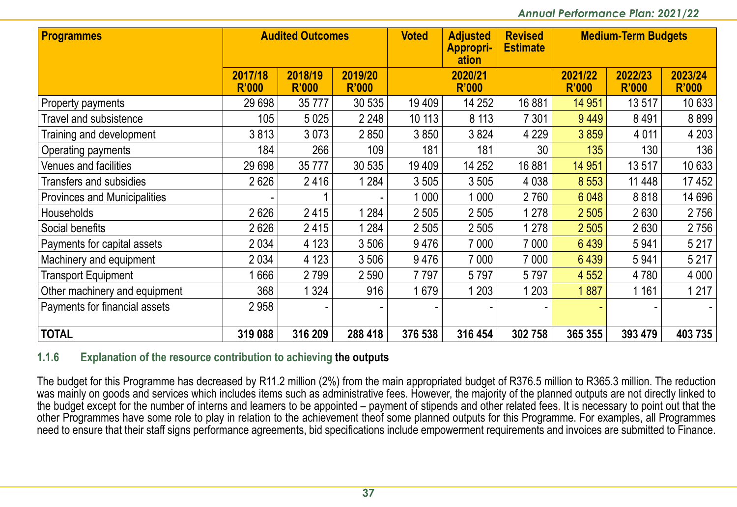| Programmes | Audited Outcomes | | | Voted | Adjusted Appropri-ation | Revised Estimate | Medium-Term Budgets | | |
|---|---|---|---|---|---|---|---|---|---|
| | 2017/18 R'000 | 2018/19 R'000 | 2019/20 R'000 | 2020/21 R'000 | | | 2021/22 R'000 | 2022/23 R'000 | 2023/24 R'000 |
| Property payments | 29 698 | 35 777 | 30 535 | 19 409 | 14 252 | 16 881 | 14 951 | 13 517 | 10 633 |
| Travel and subsistence | 105 | 5 025 | 2 248 | 10 113 | 8 113 | 7 301 | 9 449 | 8 491 | 8 899 |
| Training and development | 3 813 | 3 073 | 2 850 | 3 850 | 3 824 | 4 229 | 3 859 | 4 011 | 4 203 |
| Operating payments | 184 | 266 | 109 | 181 | 181 | 30 | 135 | 130 | 136 |
| Venues and facilities | 29 698 | 35 777 | 30 535 | 19 409 | 14 252 | 16 881 | 14 951 | 13 517 | 10 633 |
| Transfers and subsidies | 2 626 | 2 416 | 1 284 | 3 505 | 3 505 | 4 038 | 8 553 | 11 448 | 17 452 |
| Provinces and Municipalities | - | 1 | - | 1 000 | 1 000 | 2 760 | 6 048 | 8 818 | 14 696 |
| Households | 2 626 | 2 415 | 1 284 | 2 505 | 2 505 | 1 278 | 2 505 | 2 630 | 2 756 |
| Social benefits | 2 626 | 2 415 | 1 284 | 2 505 | 2 505 | 1 278 | 2 505 | 2 630 | 2 756 |
| Payments for capital assets | 2 034 | 4 123 | 3 506 | 9 476 | 7 000 | 7 000 | 6 439 | 5 941 | 5 217 |
| Machinery and equipment | 2 034 | 4 123 | 3 506 | 9 476 | 7 000 | 7 000 | 6 439 | 5 941 | 5 217 |
| Transport Equipment | 1 666 | 2 799 | 2 590 | 7 797 | 5 797 | 5 797 | 4 552 | 4 780 | 4 000 |
| Other machinery and equipment | 368 | 1 324 | 916 | 1 679 | 1 203 | 1 203 | 1 887 | 1 161 | 1 217 |
| Payments for financial assets | 2 958 | - | - | - | - | - | - | - | - |
| **TOTAL** | **319 088** | **316 209** | **288 418** | **376 538** | **316 454** | **302 758** | **365 355** | **393 479** | **403 735** |

### 1.1.6 Explanation of the resource contribution to achieving the outputs

The budget for this Programme has decreased by R11.2 million (2%) from the main appropriated budget of R376.5 million to R365.3 million. The reduction was mainly on goods and services which includes items such as administrative fees. However, the majority of the planned outputs are not directly linked to the budget except for the number of interns and learners to be appointed – payment of stipends and other related fees. It is necessary to point out that the other Programmes have some role to play in relation to the achievement theof some planned outputs for this Programme. For examples, all Programmes need to ensure that their staff signs performance agreements, bid specifications include empowerment requirements and invoices are submitted to Finance.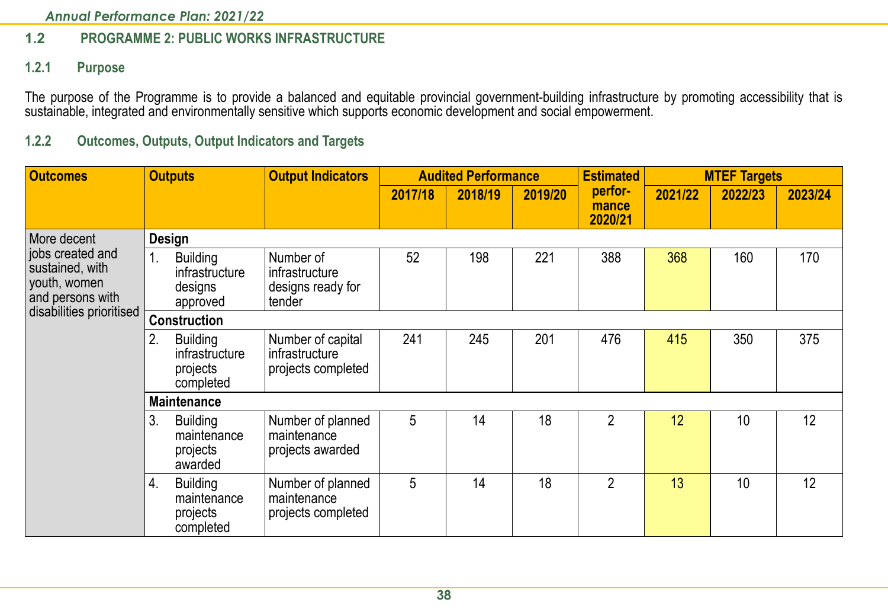## 1.2 PROGRAMME 2: PUBLIC WORKS INFRASTRUCTURE

### 1.2.1 Purpose

The purpose of the Programme is to provide a balanced and equitable provincial government-building infrastructure by promoting accessibility that is sustainable, integrated and environmentally sensitive which supports economic development and social empowerment.

### 1.2.2 Outcomes, Outputs, Output Indicators and Targets

| Outcomes | Outputs | Output Indicators | Audited Performance | | | Estimated performance 2020/21 | MTEF Targets | | |
|---|---|---|---|---|---|---|---|---|---|
| | | | 2017/18 | 2018/19 | 2019/20 | | 2021/22 | 2022/23 | 2023/24 |
| More decent jobs created and sustained, with youth, women and persons with disabilities prioritised | **Design** | | | | | | | | |
| | 1. Building infrastructure designs approved | Number of infrastructure designs ready for tender | 52 | 198 | 221 | 388 | 368 | 160 | 170 |
| | **Construction** | | | | | | | | |
| | 2. Building infrastructure projects completed | Number of capital infrastructure projects completed | 241 | 245 | 201 | 476 | 415 | 350 | 375 |
| | **Maintenance** | | | | | | | | |
| | 3. Building maintenance projects awarded | Number of planned maintenance projects awarded | 5 | 14 | 18 | 2 | 12 | 10 | 12 |
| | 4. Building maintenance projects completed | Number of planned maintenance projects completed | 5 | 14 | 18 | 2 | 13 | 10 | 12 |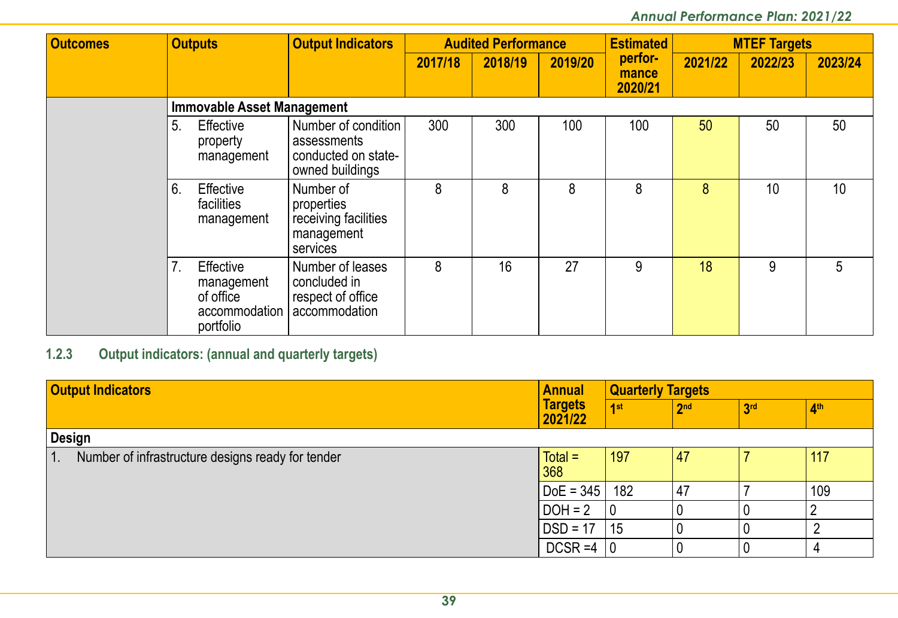| Outcomes | Outputs | Output Indicators | Audited Performance | | | Estimated performance 2020/21 | MTEF Targets | | |
|---|---|---|---|---|---|---|---|---|---|
| | | | 2017/18 | 2018/19 | 2019/20 | | 2021/22 | 2022/23 | 2023/24 |
| | **Immovable Asset Management** | | | | | | | | |
| | 5. Effective property management | Number of condition assessments conducted on state-owned buildings | 300 | 300 | 100 | 100 | 50 | 50 | 50 |
| | 6. Effective facilities management | Number of properties receiving facilities management services | 8 | 8 | 8 | 8 | 8 | 10 | 10 |
| | 7. Effective management of office accommodation portfolio | Number of leases concluded in respect of office accommodation | 8 | 16 | 27 | 9 | 18 | 9 | 5 |

### 1.2.3 Output indicators: (annual and quarterly targets)

| Output Indicators | Annual Targets 2021/22 | Quarterly Targets | | | |
|---|---|---|---|---|---|
| | | 1st | 2nd | 3rd | 4th |
| **Design** | | | | | |
| 1. Number of infrastructure designs ready for tender | Total = 368 | 197 | 47 | 7 | 117 |
| | DoE = 345 | 182 | 47 | 7 | 109 |
| | DOH = 2 | 0 | 0 | 0 | 2 |
| | DSD = 17 | 15 | 0 | 0 | 2 |
| | DCSR =4 | 0 | 0 | 0 | 4 |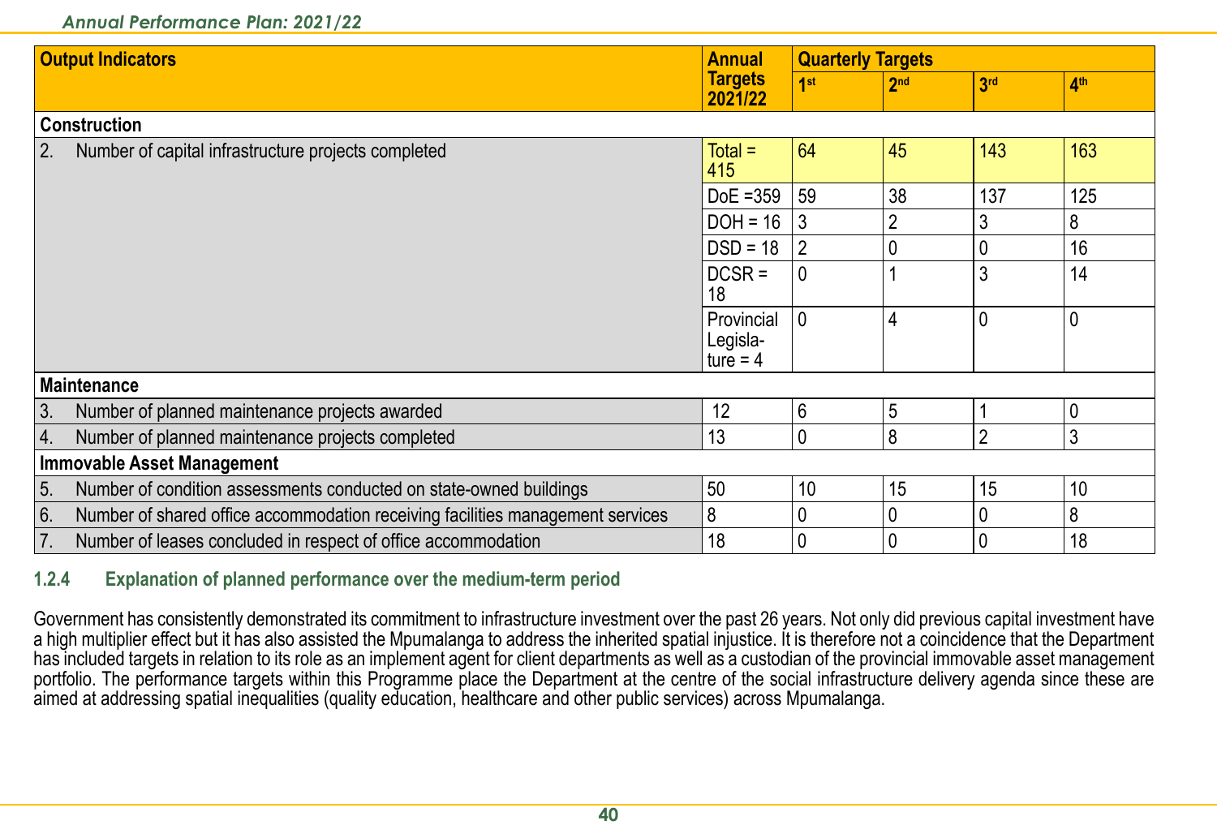| Output Indicators | Annual Targets 2021/22 | Quarterly Targets | | | |
|---|---|---|---|---|---|
| | | 1st | 2nd | 3rd | 4th |
| **Construction** | | | | | |
| 2. Number of capital infrastructure projects completed | Total = 415 | 64 | 45 | 143 | 163 |
| | DoE =359 | 59 | 38 | 137 | 125 |
| | DOH = 16 | 3 | 2 | 3 | 8 |
| | DSD = 18 | 2 | 0 | 0 | 16 |
| | DCSR = 18 | 0 | 1 | 3 | 14 |
| | Provincial Legisla-ture = 4 | 0 | 4 | 0 | 0 |
| **Maintenance** | | | | | |
| 3. Number of planned maintenance projects awarded | 12 | 6 | 5 | 1 | 0 |
| 4. Number of planned maintenance projects completed | 13 | 0 | 8 | 2 | 3 |
| **Immovable Asset Management** | | | | | |
| 5. Number of condition assessments conducted on state-owned buildings | 50 | 10 | 15 | 15 | 10 |
| 6. Number of shared office accommodation receiving facilities management services | 8 | 0 | 0 | 0 | 8 |
| 7. Number of leases concluded in respect of office accommodation | 18 | 0 | 0 | 0 | 18 |

### 1.2.4 Explanation of planned performance over the medium-term period

Government has consistently demonstrated its commitment to infrastructure investment over the past 26 years. Not only did previous capital investment have a high multiplier effect but it has also assisted the Mpumalanga to address the inherited spatial injustice. It is therefore not a coincidence that the Department has included targets in relation to its role as an implement agent for client departments as well as a custodian of the provincial immovable asset management portfolio. The performance targets within this Programme place the Department at the centre of the social infrastructure delivery agenda since these are aimed at addressing spatial inequalities (quality education, healthcare and other public services) across Mpumalanga.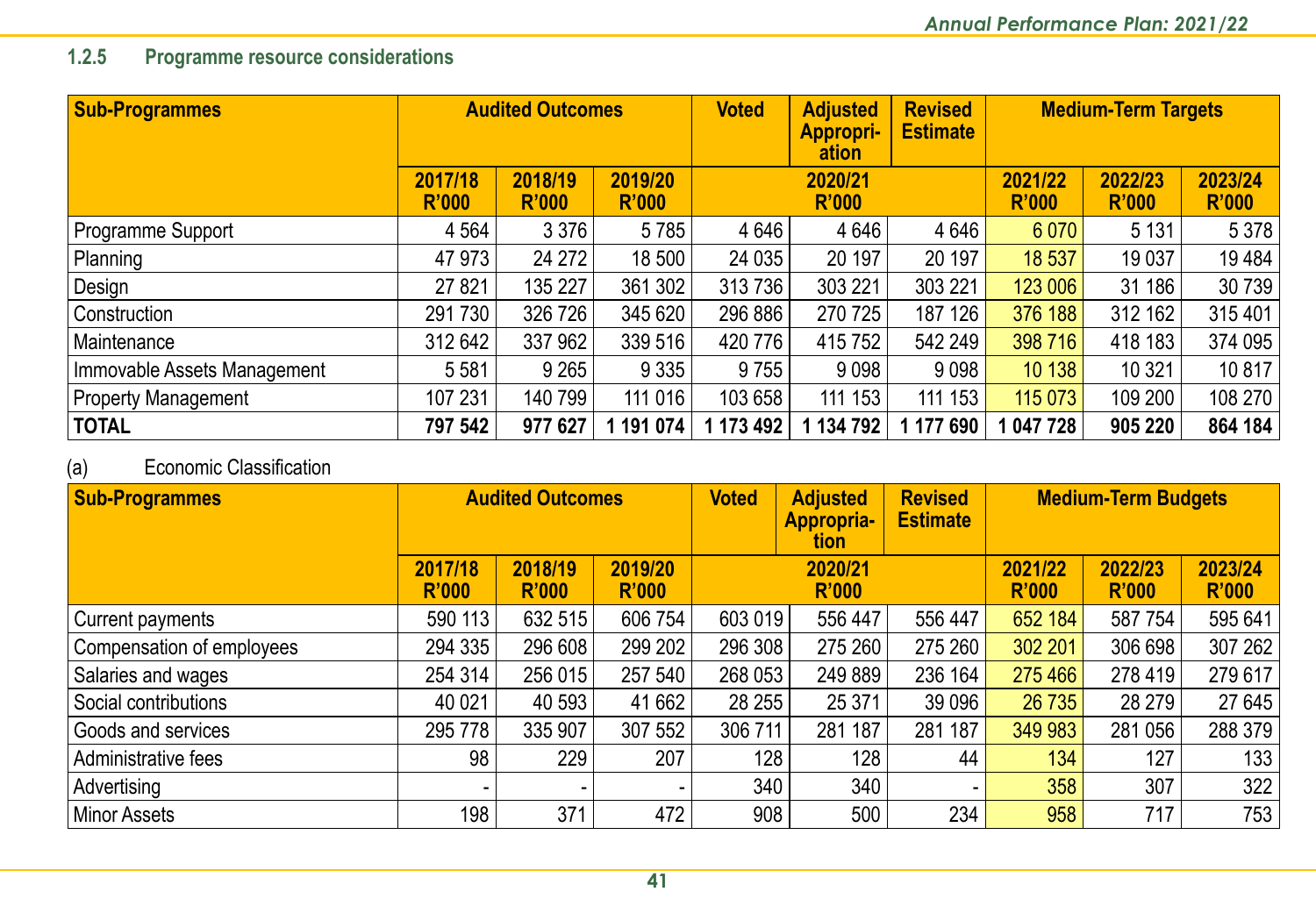### 1.2.5 Programme resource considerations

| Sub-Programmes | Audited Outcomes | | | Voted | Adjusted Appropri-ation | Revised Estimate | Medium-Term Targets | | |
|---|---|---|---|---|---|---|---|---|---|
| | 2017/18 R'000 | 2018/19 R'000 | 2019/20 R'000 | 2020/21 R'000 | | | 2021/22 R'000 | 2022/23 R'000 | 2023/24 R'000 |
| Programme Support | 4 564 | 3 376 | 5 785 | 4 646 | 4 646 | 4 646 | 6 070 | 5 131 | 5 378 |
| Planning | 47 973 | 24 272 | 18 500 | 24 035 | 20 197 | 20 197 | 18 537 | 19 037 | 19 484 |
| Design | 27 821 | 135 227 | 361 302 | 313 736 | 303 221 | 303 221 | 123 006 | 31 186 | 30 739 |
| Construction | 291 730 | 326 726 | 345 620 | 296 886 | 270 725 | 187 126 | 376 188 | 312 162 | 315 401 |
| Maintenance | 312 642 | 337 962 | 339 516 | 420 776 | 415 752 | 542 249 | 398 716 | 418 183 | 374 095 |
| Immovable Assets Management | 5 581 | 9 265 | 9 335 | 9 755 | 9 098 | 9 098 | 10 138 | 10 321 | 10 817 |
| Property Management | 107 231 | 140 799 | 111 016 | 103 658 | 111 153 | 111 153 | 115 073 | 109 200 | 108 270 |
| **TOTAL** | **797 542** | **977 627** | **1 191 074** | **1 173 492** | **1 134 792** | **1 177 690** | **1 047 728** | **905 220** | **864 184** |

(a) Economic Classification

| Sub-Programmes | Audited Outcomes | | | Voted | Adjusted Appropria-tion | Revised Estimate | Medium-Term Budgets | | |
|---|---|---|---|---|---|---|---|---|---|
| | 2017/18 R'000 | 2018/19 R'000 | 2019/20 R'000 | 2020/21 R'000 | | | 2021/22 R'000 | 2022/23 R'000 | 2023/24 R'000 |
| Current payments | 590 113 | 632 515 | 606 754 | 603 019 | 556 447 | 556 447 | 652 184 | 587 754 | 595 641 |
| Compensation of employees | 294 335 | 296 608 | 299 202 | 296 308 | 275 260 | 275 260 | 302 201 | 306 698 | 307 262 |
| Salaries and wages | 254 314 | 256 015 | 257 540 | 268 053 | 249 889 | 236 164 | 275 466 | 278 419 | 279 617 |
| Social contributions | 40 021 | 40 593 | 41 662 | 28 255 | 25 371 | 39 096 | 26 735 | 28 279 | 27 645 |
| Goods and services | 295 778 | 335 907 | 307 552 | 306 711 | 281 187 | 281 187 | 349 983 | 281 056 | 288 379 |
| Administrative fees | 98 | 229 | 207 | 128 | 128 | 44 | 134 | 127 | 133 |
| Advertising | - | - | - | 340 | 340 | - | 358 | 307 | 322 |
| Minor Assets | 198 | 371 | 472 | 908 | 500 | 234 | 958 | 717 | 753 |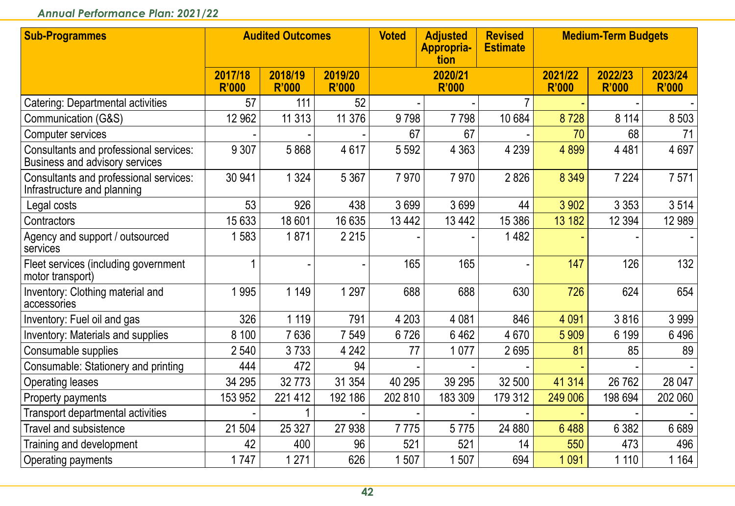| Sub-Programmes | Audited Outcomes | | | Voted | Adjusted Appropria-tion | Revised Estimate | Medium-Term Budgets | | |
|---|---|---|---|---|---|---|---|---|---|
| | 2017/18 R'000 | 2018/19 R'000 | 2019/20 R'000 | 2020/21 R'000 | | | 2021/22 R'000 | 2022/23 R'000 | 2023/24 R'000 |
| Catering: Departmental activities | 57 | 111 | 52 | - | - | 7 | - | - | - |
| Communication (G&S) | 12 962 | 11 313 | 11 376 | 9 798 | 7 798 | 10 684 | 8 728 | 8 114 | 8 503 |
| Computer services | - | - | - | 67 | 67 | - | 70 | 68 | 71 |
| Consultants and professional services: Business and advisory services | 9 307 | 5 868 | 4 617 | 5 592 | 4 363 | 4 239 | 4 899 | 4 481 | 4 697 |
| Consultants and professional services: Infrastructure and planning | 30 941 | 1 324 | 5 367 | 7 970 | 7 970 | 2 826 | 8 349 | 7 224 | 7 571 |
| Legal costs | 53 | 926 | 438 | 3 699 | 3 699 | 44 | 3 902 | 3 353 | 3 514 |
| Contractors | 15 633 | 18 601 | 16 635 | 13 442 | 13 442 | 15 386 | 13 182 | 12 394 | 12 989 |
| Agency and support / outsourced services | 1 583 | 1 871 | 2 215 | - | - | 1 482 | - | - | - |
| Fleet services (including government motor transport) | 1 | - | - | 165 | 165 | - | 147 | 126 | 132 |
| Inventory: Clothing material and accessories | 1 995 | 1 149 | 1 297 | 688 | 688 | 630 | 726 | 624 | 654 |
| Inventory: Fuel oil and gas | 326 | 1 119 | 791 | 4 203 | 4 081 | 846 | 4 091 | 3 816 | 3 999 |
| Inventory: Materials and supplies | 8 100 | 7 636 | 7 549 | 6 726 | 6 462 | 4 670 | 5 909 | 6 199 | 6 496 |
| Consumable supplies | 2 540 | 3 733 | 4 242 | 77 | 1 077 | 2 695 | 81 | 85 | 89 |
| Consumable: Stationery and printing | 444 | 472 | 94 | - | - | - | - | - | - |
| Operating leases | 34 295 | 32 773 | 31 354 | 40 295 | 39 295 | 32 500 | 41 314 | 26 762 | 28 047 |
| Property payments | 153 952 | 221 412 | 192 186 | 202 810 | 183 309 | 179 312 | 249 006 | 198 694 | 202 060 |
| Transport departmental activities | - | 1 | - | - | - | - | - | - | - |
| Travel and subsistence | 21 504 | 25 327 | 27 938 | 7 775 | 5 775 | 24 880 | 6 488 | 6 382 | 6 689 |
| Training and development | 42 | 400 | 96 | 521 | 521 | 14 | 550 | 473 | 496 |
| Operating payments | 1 747 | 1 271 | 626 | 1 507 | 1 507 | 694 | 1 091 | 1 110 | 1 164 |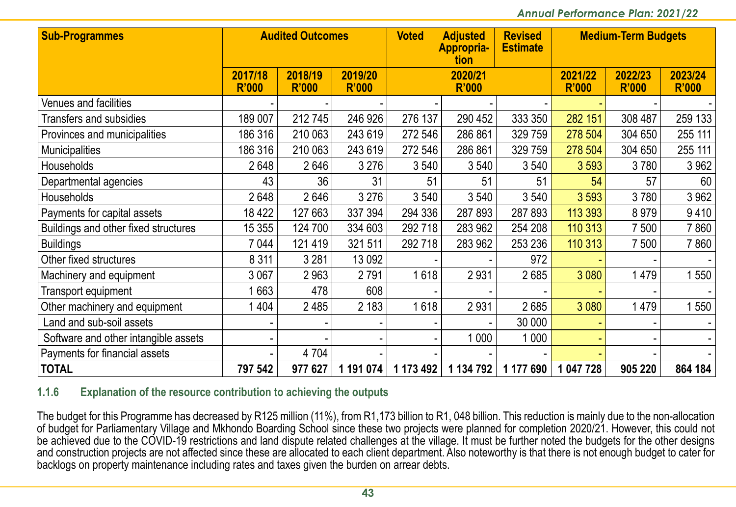| Sub-Programmes | Audited Outcomes | | | Voted | Adjusted Appropria-tion | Revised Estimate | Medium-Term Budgets | | |
|---|---|---|---|---|---|---|---|---|---|
| | 2017/18 R'000 | 2018/19 R'000 | 2019/20 R'000 | 2020/21 R'000 | | | 2021/22 R'000 | 2022/23 R'000 | 2023/24 R'000 |
| Venues and facilities | - | - | - | - | - | - | - | - | - |
| Transfers and subsidies | 189 007 | 212 745 | 246 926 | 276 137 | 290 452 | 333 350 | 282 151 | 308 487 | 259 133 |
| Provinces and municipalities | 186 316 | 210 063 | 243 619 | 272 546 | 286 861 | 329 759 | 278 504 | 304 650 | 255 111 |
| Municipalities | 186 316 | 210 063 | 243 619 | 272 546 | 286 861 | 329 759 | 278 504 | 304 650 | 255 111 |
| Households | 2 648 | 2 646 | 3 276 | 3 540 | 3 540 | 3 540 | 3 593 | 3 780 | 3 962 |
| Departmental agencies | 43 | 36 | 31 | 51 | 51 | 51 | 54 | 57 | 60 |
| Households | 2 648 | 2 646 | 3 276 | 3 540 | 3 540 | 3 540 | 3 593 | 3 780 | 3 962 |
| Payments for capital assets | 18 422 | 127 663 | 337 394 | 294 336 | 287 893 | 287 893 | 113 393 | 8 979 | 9 410 |
| Buildings and other fixed structures | 15 355 | 124 700 | 334 603 | 292 718 | 283 962 | 254 208 | 110 313 | 7 500 | 7 860 |
| Buildings | 7 044 | 121 419 | 321 511 | 292 718 | 283 962 | 253 236 | 110 313 | 7 500 | 7 860 |
| Other fixed structures | 8 311 | 3 281 | 13 092 | - | - | 972 | - | - | - |
| Machinery and equipment | 3 067 | 2 963 | 2 791 | 1 618 | 2 931 | 2 685 | 3 080 | 1 479 | 1 550 |
| Transport equipment | 1 663 | 478 | 608 | - | - | - | - | - | - |
| Other machinery and equipment | 1 404 | 2 485 | 2 183 | 1 618 | 2 931 | 2 685 | 3 080 | 1 479 | 1 550 |
| Land and sub-soil assets | - | - | - | - | - | 30 000 | - | - | - |
| Software and other intangible assets | - | - | - | - | 1 000 | 1 000 | - | - | - |
| Payments for financial assets | - | 4 704 | - | - | - | - | - | - | - |
| **TOTAL** | **797 542** | **977 627** | **1 191 074** | **1 173 492** | **1 134 792** | **1 177 690** | **1 047 728** | **905 220** | **864 184** |

### 1.1.6 Explanation of the resource contribution to achieving the outputs

The budget for this Programme has decreased by R125 million (11%), from R1,173 billion to R1, 048 billion. This reduction is mainly due to the non-allocation of budget for Parliamentary Village and Mkhondo Boarding School since these two projects were planned for completion 2020/21. However, this could not be achieved due to the COVID-19 restrictions and land dispute related challenges at the village. It must be further noted the budgets for the other designs and construction projects are not affected since these are allocated to each client department. Also noteworthy is that there is not enough budget to cater for backlogs on property maintenance including rates and taxes given the burden on arrear debts.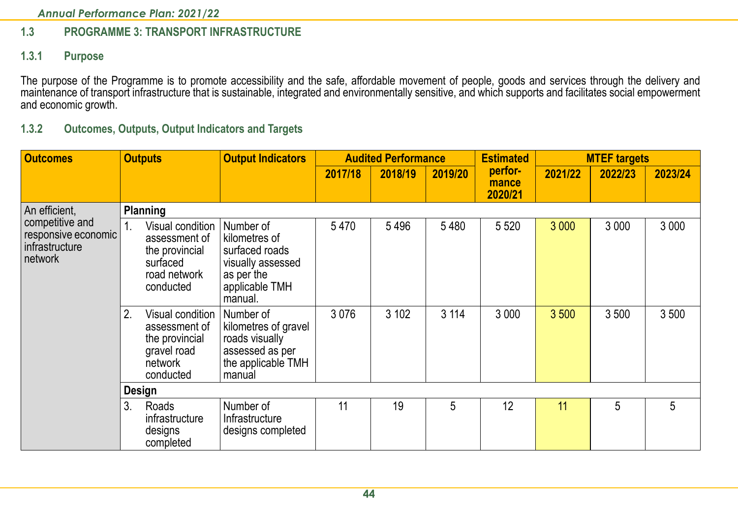## 1.3 PROGRAMME 3: TRANSPORT INFRASTRUCTURE

### 1.3.1 Purpose

The purpose of the Programme is to promote accessibility and the safe, affordable movement of people, goods and services through the delivery and maintenance of transport infrastructure that is sustainable, integrated and environmentally sensitive, and which supports and facilitates social empowerment and economic growth.

### 1.3.2 Outcomes, Outputs, Output Indicators and Targets

| Outcomes | Outputs | Output Indicators | Audited Performance | | | Estimated performance 2020/21 | MTEF targets | | |
|---|---|---|---|---|---|---|---|---|---|
| | | | 2017/18 | 2018/19 | 2019/20 | | 2021/22 | 2022/23 | 2023/24 |
| An efficient, competitive and responsive economic infrastructure network | **Planning** | | | | | | | | |
| | 1. Visual condition assessment of the provincial surfaced road network conducted | Number of kilometres of surfaced roads visually assessed as per the applicable TMH manual. | 5 470 | 5 496 | 5 480 | 5 520 | 3 000 | 3 000 | 3 000 |
| | 2. Visual condition assessment of the provincial gravel road network conducted | Number of kilometres of gravel roads visually assessed as per the applicable TMH manual | 3 076 | 3 102 | 3 114 | 3 000 | 3 500 | 3 500 | 3 500 |
| | **Design** | | | | | | | | |
| | 3. Roads infrastructure designs completed | Number of Infrastructure designs completed | 11 | 19 | 5 | 12 | 11 | 5 | 5 |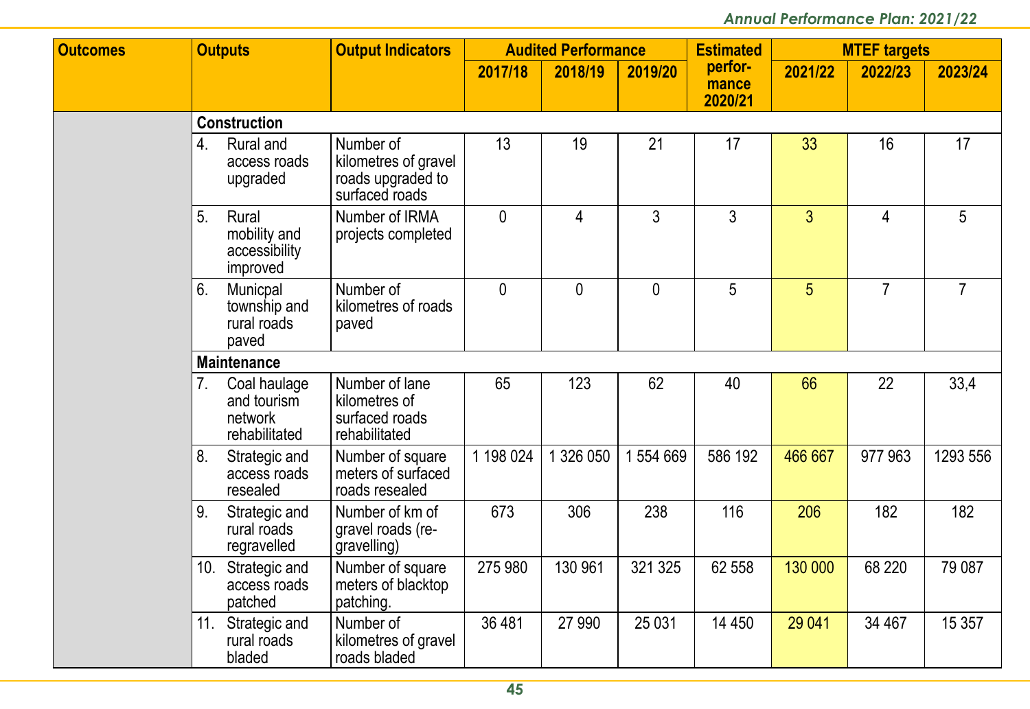| Outcomes | Outputs | Output Indicators | Audited Performance | | | Estimated perfor-mance 2020/21 | MTEF targets | | |
|---|---|---|---|---|---|---|---|---|---|
| | | | 2017/18 | 2018/19 | 2019/20 | | 2021/22 | 2022/23 | 2023/24 |
| | **Construction** | | | | | | | | |
| | 4. Rural and access roads upgraded | Number of kilometres of gravel roads upgraded to surfaced roads | 13 | 19 | 21 | 17 | 33 | 16 | 17 |
| | 5. Rural mobility and accessibility improved | Number of IRMA projects completed | 0 | 4 | 3 | 3 | 3 | 4 | 5 |
| | 6. Municpal township and rural roads paved | Number of kilometres of roads paved | 0 | 0 | 0 | 5 | 5 | 7 | 7 |
| | **Maintenance** | | | | | | | | |
| | 7. Coal haulage and tourism network rehabilitated | Number of lane kilometres of surfaced roads rehabilitated | 65 | 123 | 62 | 40 | 66 | 22 | 33,4 |
| | 8. Strategic and access roads resealed | Number of square meters of surfaced roads resealed | 1 198 024 | 1 326 050 | 1 554 669 | 586 192 | 466 667 | 977 963 | 1293 556 |
| | 9. Strategic and rural roads regravelled | Number of km of gravel roads (re-gravelling) | 673 | 306 | 238 | 116 | 206 | 182 | 182 |
| | 10. Strategic and access roads patched | Number of square meters of blacktop patching. | 275 980 | 130 961 | 321 325 | 62 558 | 130 000 | 68 220 | 79 087 |
| | 11. Strategic and rural roads bladed | Number of kilometres of gravel roads bladed | 36 481 | 27 990 | 25 031 | 14 450 | 29 041 | 34 467 | 15 357 |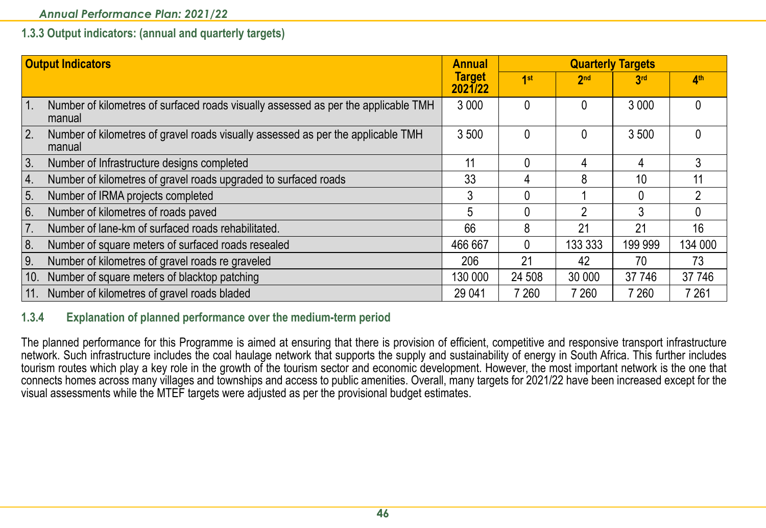### 1.3.3 Output indicators: (annual and quarterly targets)

| Output Indicators | Annual Target 2021/22 | Quarterly Targets | | | |
|---|---|---|---|---|---|
| | | 1st | 2nd | 3rd | 4th |
| 1. Number of kilometres of surfaced roads visually assessed as per the applicable TMH manual | 3 000 | 0 | 0 | 3 000 | 0 |
| 2. Number of kilometres of gravel roads visually assessed as per the applicable TMH manual | 3 500 | 0 | 0 | 3 500 | 0 |
| 3. Number of Infrastructure designs completed | 11 | 0 | 4 | 4 | 3 |
| 4. Number of kilometres of gravel roads upgraded to surfaced roads | 33 | 4 | 8 | 10 | 11 |
| 5. Number of IRMA projects completed | 3 | 0 | 1 | 0 | 2 |
| 6. Number of kilometres of roads paved | 5 | 0 | 2 | 3 | 0 |
| 7. Number of lane-km of surfaced roads rehabilitated. | 66 | 8 | 21 | 21 | 16 |
| 8. Number of square meters of surfaced roads resealed | 466 667 | 0 | 133 333 | 199 999 | 134 000 |
| 9. Number of kilometres of gravel roads re graveled | 206 | 21 | 42 | 70 | 73 |
| 10. Number of square meters of blacktop patching | 130 000 | 24 508 | 30 000 | 37 746 | 37 746 |
| 11. Number of kilometres of gravel roads bladed | 29 041 | 7 260 | 7 260 | 7 260 | 7 261 |

### 1.3.4 Explanation of planned performance over the medium-term period

The planned performance for this Programme is aimed at ensuring that there is provision of efficient, competitive and responsive transport infrastructure network. Such infrastructure includes the coal haulage network that supports the supply and sustainability of energy in South Africa. This further includes tourism routes which play a key role in the growth of the tourism sector and economic development. However, the most important network is the one that connects homes across many villages and townships and access to public amenities. Overall, many targets for 2021/22 have been increased except for the visual assessments while the MTEF targets were adjusted as per the provisional budget estimates.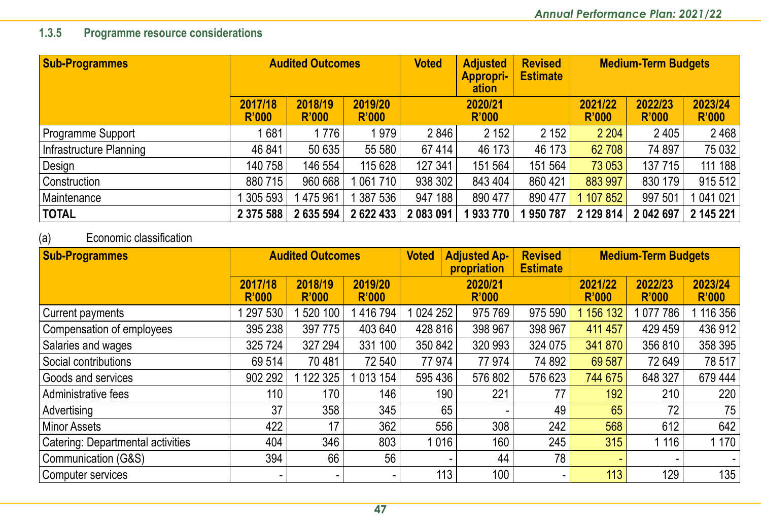### 1.3.5 Programme resource considerations

| Sub-Programmes | Audited Outcomes | | | Voted | Adjusted Appropri-ation | Revised Estimate | Medium-Term Budgets | | |
|---|---|---|---|---|---|---|---|---|---|
| | 2017/18 R'000 | 2018/19 R'000 | 2019/20 R'000 | 2020/21 R'000 | | | 2021/22 R'000 | 2022/23 R'000 | 2023/24 R'000 |
| Programme Support | 1 681 | 1 776 | 1 979 | 2 846 | 2 152 | 2 152 | 2 204 | 2 405 | 2 468 |
| Infrastructure Planning | 46 841 | 50 635 | 55 580 | 67 414 | 46 173 | 46 173 | 62 708 | 74 897 | 75 032 |
| Design | 140 758 | 146 554 | 115 628 | 127 341 | 151 564 | 151 564 | 73 053 | 137 715 | 111 188 |
| Construction | 880 715 | 960 668 | 1 061 710 | 938 302 | 843 404 | 860 421 | 883 997 | 830 179 | 915 512 |
| Maintenance | 1 305 593 | 1 475 961 | 1 387 536 | 947 188 | 890 477 | 890 477 | 1 107 852 | 997 501 | 1 041 021 |
| **TOTAL** | **2 375 588** | **2 635 594** | **2 622 433** | **2 083 091** | **1 933 770** | **1 950 787** | **2 129 814** | **2 042 697** | **2 145 221** |

(a) Economic classification

| Sub-Programmes | Audited Outcomes | | | Voted | Adjusted Ap-propriation | Revised Estimate | Medium-Term Budgets | | |
|---|---|---|---|---|---|---|---|---|---|
| | 2017/18 R'000 | 2018/19 R'000 | 2019/20 R'000 | 2020/21 R'000 | | | 2021/22 R'000 | 2022/23 R'000 | 2023/24 R'000 |
| Current payments | 1 297 530 | 1 520 100 | 1 416 794 | 1 024 252 | 975 769 | 975 590 | 1 156 132 | 1 077 786 | 1 116 356 |
| Compensation of employees | 395 238 | 397 775 | 403 640 | 428 816 | 398 967 | 398 967 | 411 457 | 429 459 | 436 912 |
| Salaries and wages | 325 724 | 327 294 | 331 100 | 350 842 | 320 993 | 324 075 | 341 870 | 356 810 | 358 395 |
| Social contributions | 69 514 | 70 481 | 72 540 | 77 974 | 77 974 | 74 892 | 69 587 | 72 649 | 78 517 |
| Goods and services | 902 292 | 1 122 325 | 1 013 154 | 595 436 | 576 802 | 576 623 | 744 675 | 648 327 | 679 444 |
| Administrative fees | 110 | 170 | 146 | 190 | 221 | 77 | 192 | 210 | 220 |
| Advertising | 37 | 358 | 345 | 65 | - | 49 | 65 | 72 | 75 |
| Minor Assets | 422 | 17 | 362 | 556 | 308 | 242 | 568 | 612 | 642 |
| Catering: Departmental activities | 404 | 346 | 803 | 1 016 | 160 | 245 | 315 | 1 116 | 1 170 |
| Communication (G&S) | 394 | 66 | 56 | - | 44 | 78 | - | - | - |
| Computer services | - | - | - | 113 | 100 | - | 113 | 129 | 135 |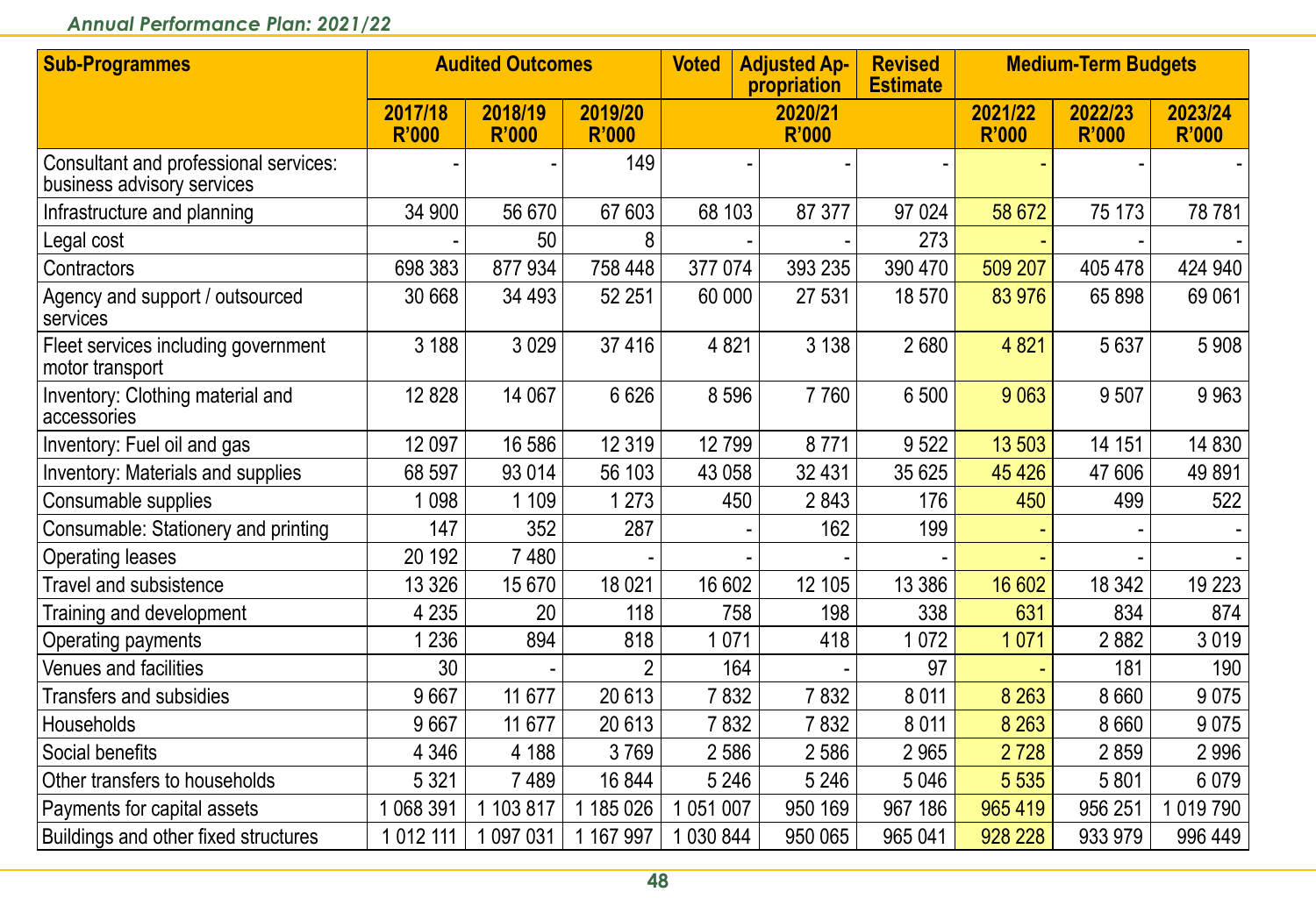| Sub-Programmes | Audited Outcomes | | | Voted | Adjusted Appropriation | Revised Estimate | Medium-Term Budgets | | |
|---|---|---|---|---|---|---|---|---|---|
| | 2017/18 R'000 | 2018/19 R'000 | 2019/20 R'000 | 2020/21 R'000 | | | 2021/22 R'000 | 2022/23 R'000 | 2023/24 R'000 |
| Consultant and professional services: business advisory services | - | - | 149 | - | - | - | - | - | - |
| Infrastructure and planning | 34 900 | 56 670 | 67 603 | 68 103 | 87 377 | 97 024 | 58 672 | 75 173 | 78 781 |
| Legal cost | - | 50 | 8 | - | - | 273 | - | - | - |
| Contractors | 698 383 | 877 934 | 758 448 | 377 074 | 393 235 | 390 470 | 509 207 | 405 478 | 424 940 |
| Agency and support / outsourced services | 30 668 | 34 493 | 52 251 | 60 000 | 27 531 | 18 570 | 83 976 | 65 898 | 69 061 |
| Fleet services including government motor transport | 3 188 | 3 029 | 37 416 | 4 821 | 3 138 | 2 680 | 4 821 | 5 637 | 5 908 |
| Inventory: Clothing material and accessories | 12 828 | 14 067 | 6 626 | 8 596 | 7 760 | 6 500 | 9 063 | 9 507 | 9 963 |
| Inventory: Fuel oil and gas | 12 097 | 16 586 | 12 319 | 12 799 | 8 771 | 9 522 | 13 503 | 14 151 | 14 830 |
| Inventory: Materials and supplies | 68 597 | 93 014 | 56 103 | 43 058 | 32 431 | 35 625 | 45 426 | 47 606 | 49 891 |
| Consumable supplies | 1 098 | 1 109 | 1 273 | 450 | 2 843 | 176 | 450 | 499 | 522 |
| Consumable: Stationery and printing | 147 | 352 | 287 | - | 162 | 199 | - | - | - |
| Operating leases | 20 192 | 7 480 | - | - | - | - | - | - | - |
| Travel and subsistence | 13 326 | 15 670 | 18 021 | 16 602 | 12 105 | 13 386 | 16 602 | 18 342 | 19 223 |
| Training and development | 4 235 | 20 | 118 | 758 | 198 | 338 | 631 | 834 | 874 |
| Operating payments | 1 236 | 894 | 818 | 1 071 | 418 | 1 072 | 1 071 | 2 882 | 3 019 |
| Venues and facilities | 30 | - | 2 | 164 | - | 97 | - | 181 | 190 |
| Transfers and subsidies | 9 667 | 11 677 | 20 613 | 7 832 | 7 832 | 8 011 | 8 263 | 8 660 | 9 075 |
| Households | 9 667 | 11 677 | 20 613 | 7 832 | 7 832 | 8 011 | 8 263 | 8 660 | 9 075 |
| Social benefits | 4 346 | 4 188 | 3 769 | 2 586 | 2 586 | 2 965 | 2 728 | 2 859 | 2 996 |
| Other transfers to households | 5 321 | 7 489 | 16 844 | 5 246 | 5 246 | 5 046 | 5 535 | 5 801 | 6 079 |
| Payments for capital assets | 1 068 391 | 1 103 817 | 1 185 026 | 1 051 007 | 950 169 | 967 186 | 965 419 | 956 251 | 1 019 790 |
| Buildings and other fixed structures | 1 012 111 | 1 097 031 | 1 167 997 | 1 030 844 | 950 065 | 965 041 | 928 228 | 933 979 | 996 449 |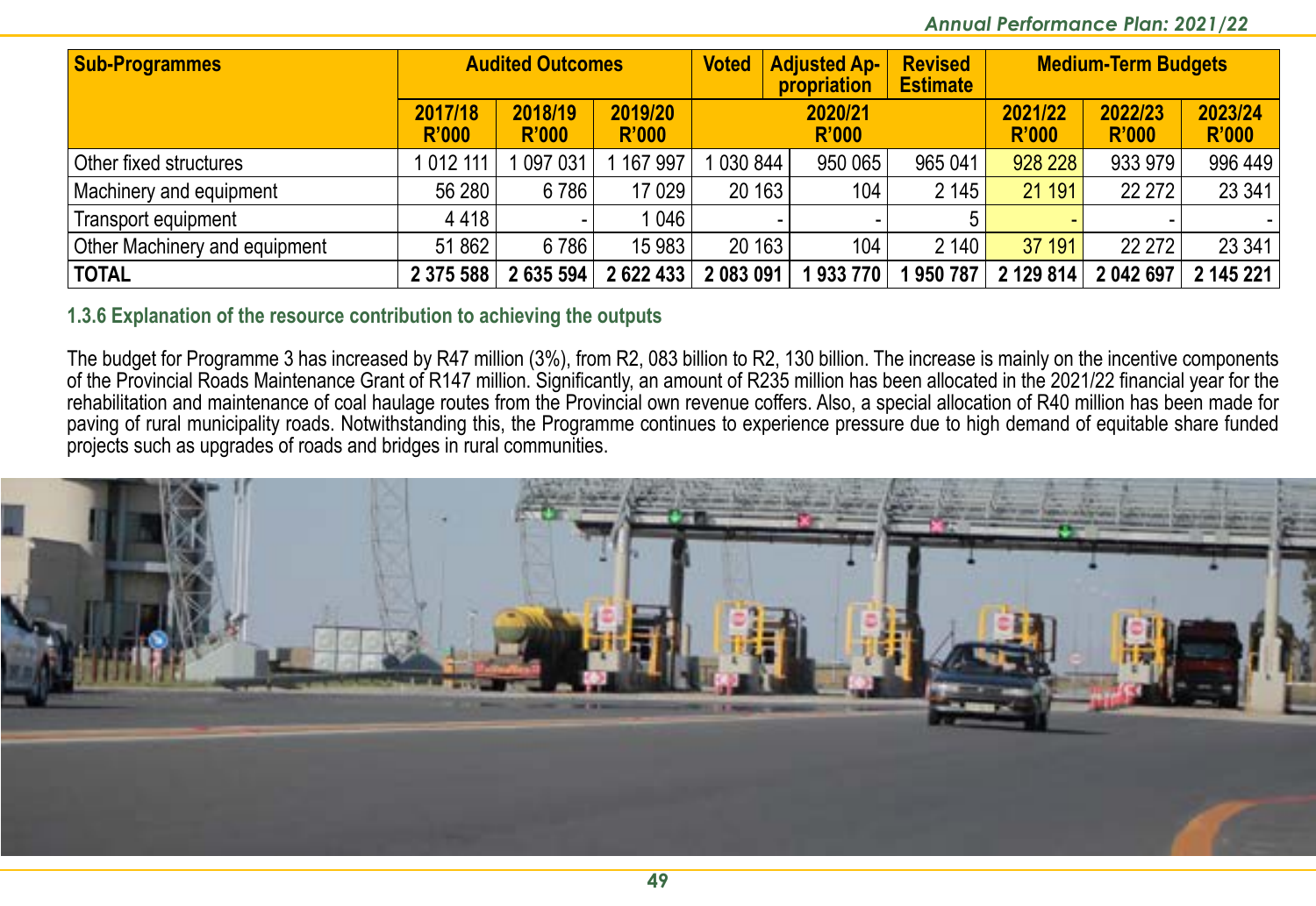| Sub-Programmes | Audited Outcomes | | | Voted | Adjusted Appropriation | Revised Estimate | Medium-Term Budgets | | |
|---|---|---|---|---|---|---|---|---|---|
| | 2017/18 R'000 | 2018/19 R'000 | 2019/20 R'000 | 2020/21 R'000 | | | 2021/22 R'000 | 2022/23 R'000 | 2023/24 R'000 |
| Other fixed structures | 1 012 111 | 1 097 031 | 1 167 997 | 1 030 844 | 950 065 | 965 041 | 928 228 | 933 979 | 996 449 |
| Machinery and equipment | 56 280 | 6 786 | 17 029 | 20 163 | 104 | 2 145 | 21 191 | 22 272 | 23 341 |
| Transport equipment | 4 418 | - | 1 046 | - | - | 5 | - | - | - |
| Other Machinery and equipment | 51 862 | 6 786 | 15 983 | 20 163 | 104 | 2 140 | 37 191 | 22 272 | 23 341 |
| **TOTAL** | **2 375 588** | **2 635 594** | **2 622 433** | **2 083 091** | **1 933 770** | **1 950 787** | **2 129 814** | **2 042 697** | **2 145 221** |

### 1.3.6 Explanation of the resource contribution to achieving the outputs

The budget for Programme 3 has increased by R47 million (3%), from R2, 083 billion to R2, 130 billion. The increase is mainly on the incentive components of the Provincial Roads Maintenance Grant of R147 million. Significantly, an amount of R235 million has been allocated in the 2021/22 financial year for the rehabilitation and maintenance of coal haulage routes from the Provincial own revenue coffers. Also, a special allocation of R40 million has been made for paving of rural municipality roads. Notwithstanding this, the Programme continues to experience pressure due to high demand of equitable share funded projects such as upgrades of roads and bridges in rural communities.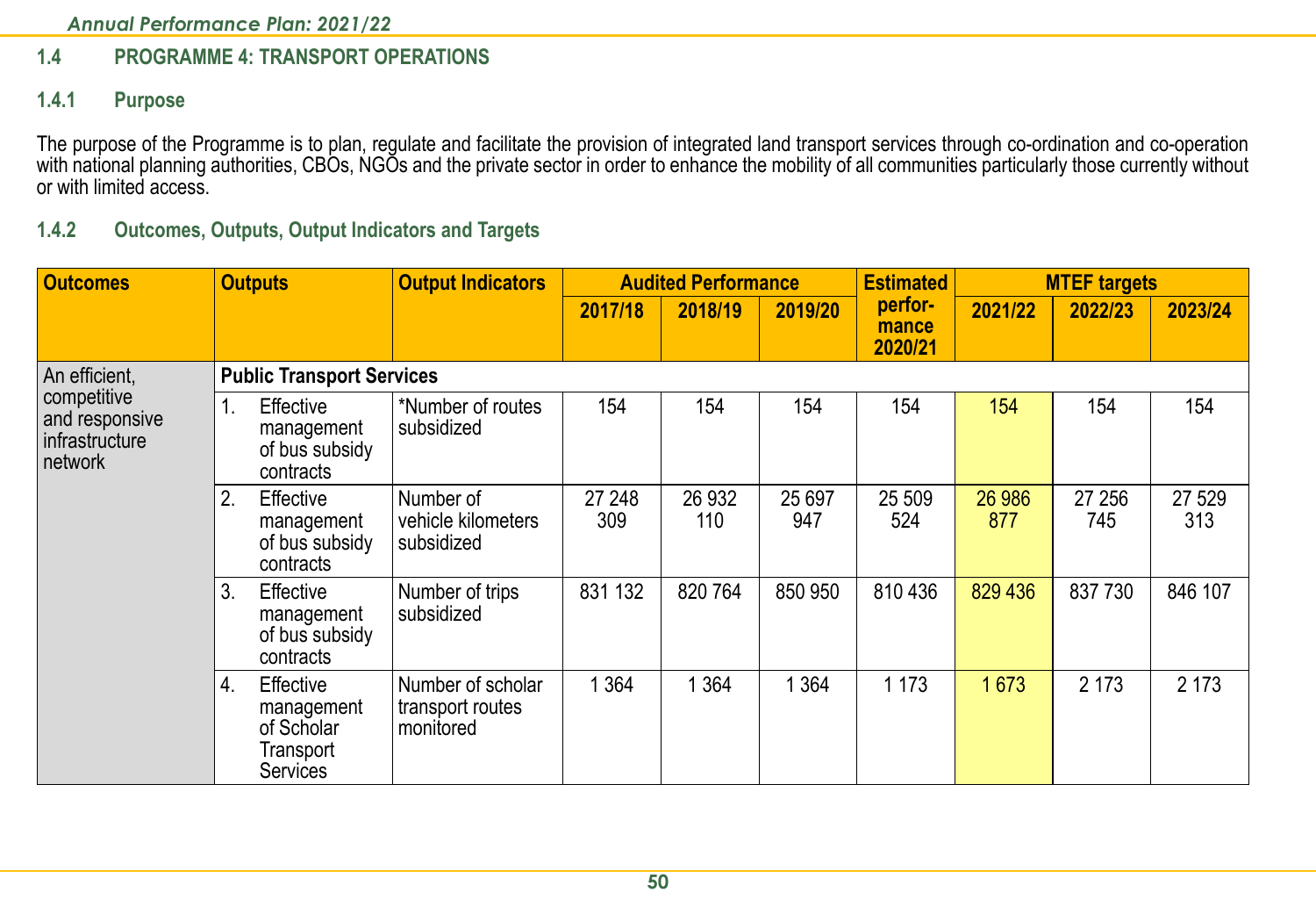## 1.4 PROGRAMME 4: TRANSPORT OPERATIONS

### 1.4.1 Purpose

The purpose of the Programme is to plan, regulate and facilitate the provision of integrated land transport services through co-ordination and co-operation with national planning authorities, CBOs, NGOs and the private sector in order to enhance the mobility of all communities particularly those currently without or with limited access.

### 1.4.2 Outcomes, Outputs, Output Indicators and Targets

| Outcomes | Outputs | Output Indicators | Audited Performance | | | Estimated performance 2020/21 | MTEF targets | | |
|---|---|---|---|---|---|---|---|---|---|
| | | | 2017/18 | 2018/19 | 2019/20 | | 2021/22 | 2022/23 | 2023/24 |
| An efficient, competitive and responsive infrastructure network | **Public Transport Services** | | | | | | | | |
| | 1. Effective management of bus subsidy contracts | *Number of routes subsidized | 154 | 154 | 154 | 154 | 154 | 154 | 154 |
| | 2. Effective management of bus subsidy contracts | Number of vehicle kilometers subsidized | 27 248 309 | 26 932 110 | 25 697 947 | 25 509 524 | 26 986 877 | 27 256 745 | 27 529 313 |
| | 3. Effective management of bus subsidy contracts | Number of trips subsidized | 831 132 | 820 764 | 850 950 | 810 436 | 829 436 | 837 730 | 846 107 |
| | 4. Effective management of Scholar Transport Services | Number of scholar transport routes monitored | 1 364 | 1 364 | 1 364 | 1 173 | 1 673 | 2 173 | 2 173 |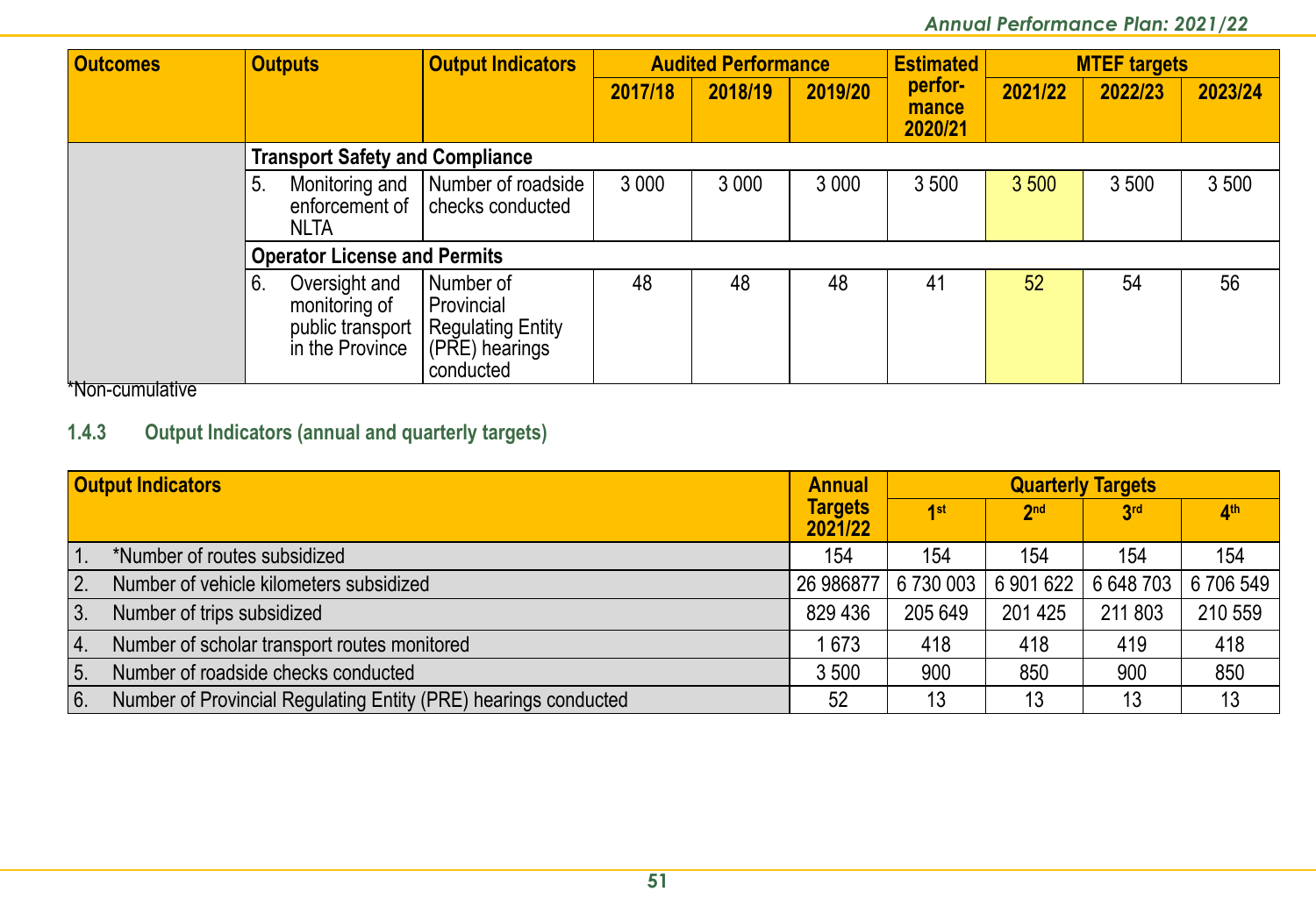| Outcomes | Outputs | Output Indicators | Audited Performance | | | Estimated performance 2020/21 | MTEF targets | | |
|---|---|---|---|---|---|---|---|---|---|
| | | | 2017/18 | 2018/19 | 2019/20 | | 2021/22 | 2022/23 | 2023/24 |
| | **Transport Safety and Compliance** | | | | | | | | |
| | 5. Monitoring and enforcement of NLTA | Number of roadside checks conducted | 3 000 | 3 000 | 3 000 | 3 500 | 3 500 | 3 500 | 3 500 |
| | **Operator License and Permits** | | | | | | | | |
| | 6. Oversight and monitoring of public transport in the Province | Number of Provincial Regulating Entity (PRE) hearings conducted | 48 | 48 | 48 | 41 | 52 | 54 | 56 |

*Non-cumulative

### 1.4.3 Output Indicators (annual and quarterly targets)

| Output Indicators | Annual Targets 2021/22 | Quarterly Targets | | | |
|---|---|---|---|---|---|
| | | 1st | 2nd | 3rd | 4th |
| 1. *Number of routes subsidized | 154 | 154 | 154 | 154 | 154 |
| 2. Number of vehicle kilometers subsidized | 26 986877 | 6 730 003 | 6 901 622 | 6 648 703 | 6 706 549 |
| 3. Number of trips subsidized | 829 436 | 205 649 | 201 425 | 211 803 | 210 559 |
| 4. Number of scholar transport routes monitored | 1 673 | 418 | 418 | 419 | 418 |
| 5. Number of roadside checks conducted | 3 500 | 900 | 850 | 900 | 850 |
| 6. Number of Provincial Regulating Entity (PRE) hearings conducted | 52 | 13 | 13 | 13 | 13 |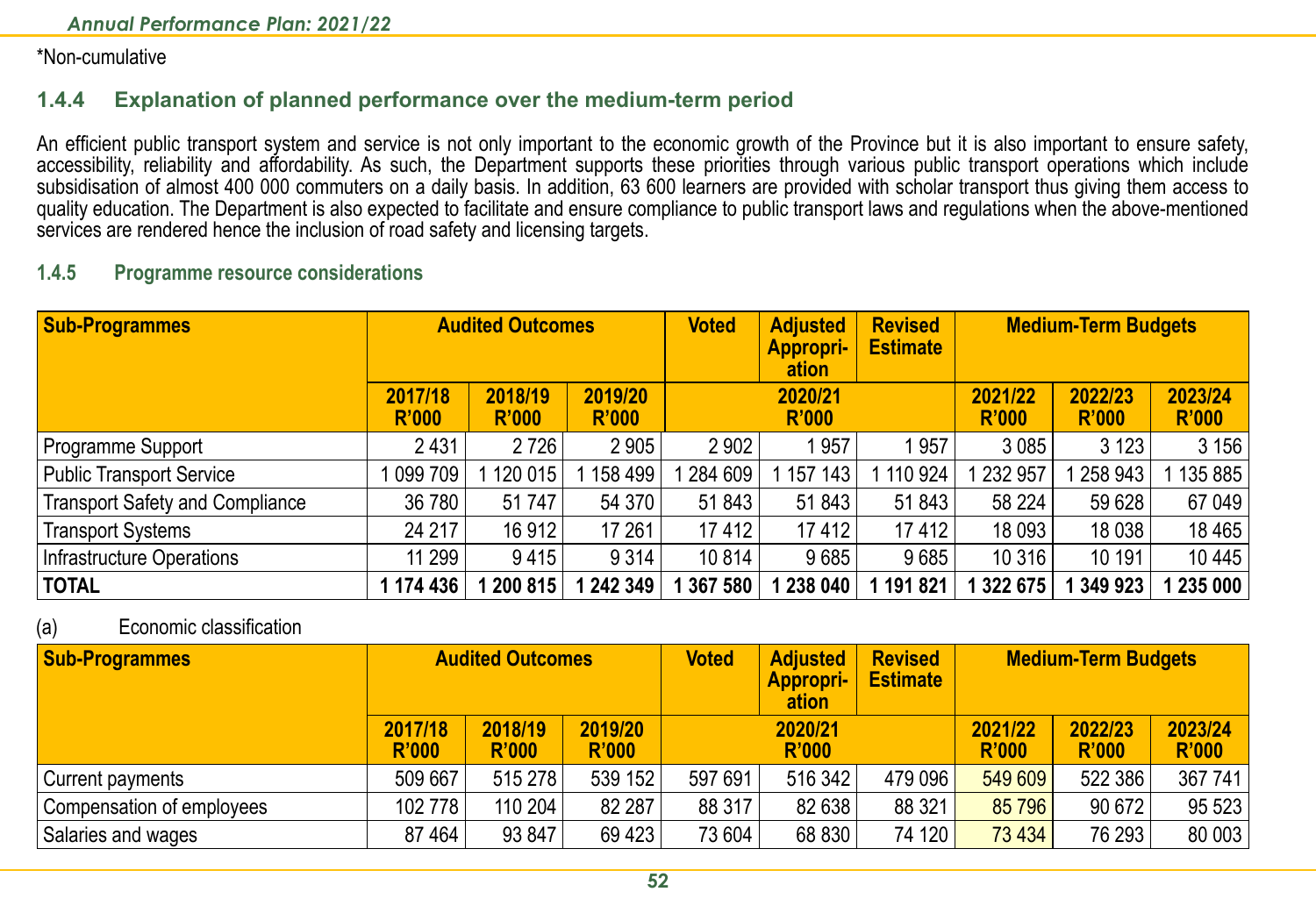*Non-cumulative

### 1.4.4 Explanation of planned performance over the medium-term period

An efficient public transport system and service is not only important to the economic growth of the Province but it is also important to ensure safety, accessibility, reliability and affordability. As such, the Department supports these priorities through various public transport operations which include subsidisation of almost 400 000 commuters on a daily basis. In addition, 63 600 learners are provided with scholar transport thus giving them access to quality education. The Department is also expected to facilitate and ensure compliance to public transport laws and regulations when the above-mentioned services are rendered hence the inclusion of road safety and licensing targets.

#### 1.4.5 Programme resource considerations

| Sub-Programmes | Audited Outcomes | | | Voted | Adjusted Appropriation | Revised Estimate | Medium-Term Budgets | | |
|---|---|---|---|---|---|---|---|---|---|
| | 2017/18 R'000 | 2018/19 R'000 | 2019/20 R'000 | 2020/21 R'000 | | | 2021/22 R'000 | 2022/23 R'000 | 2023/24 R'000 |
| Programme Support | 2 431 | 2 726 | 2 905 | 2 902 | 1 957 | 1 957 | 3 085 | 3 123 | 3 156 |
| Public Transport Service | 1 099 709 | 1 120 015 | 1 158 499 | 1 284 609 | 1 157 143 | 1 110 924 | 1 232 957 | 1 258 943 | 1 135 885 |
| Transport Safety and Compliance | 36 780 | 51 747 | 54 370 | 51 843 | 51 843 | 51 843 | 58 224 | 59 628 | 67 049 |
| Transport Systems | 24 217 | 16 912 | 17 261 | 17 412 | 17 412 | 17 412 | 18 093 | 18 038 | 18 465 |
| Infrastructure Operations | 11 299 | 9 415 | 9 314 | 10 814 | 9 685 | 9 685 | 10 316 | 10 191 | 10 445 |
| **TOTAL** | **1 174 436** | **1 200 815** | **1 242 349** | **1 367 580** | **1 238 040** | **1 191 821** | **1 322 675** | **1 349 923** | **1 235 000** |

(a) Economic classification

| Sub-Programmes | Audited Outcomes | | | Voted | Adjusted Appropriation | Revised Estimate | Medium-Term Budgets | | |
|---|---|---|---|---|---|---|---|---|---|
| | 2017/18 R'000 | 2018/19 R'000 | 2019/20 R'000 | 2020/21 R'000 | | | 2021/22 R'000 | 2022/23 R'000 | 2023/24 R'000 |
| Current payments | 509 667 | 515 278 | 539 152 | 597 691 | 516 342 | 479 096 | 549 609 | 522 386 | 367 741 |
| Compensation of employees | 102 778 | 110 204 | 82 287 | 88 317 | 82 638 | 88 321 | 85 796 | 90 672 | 95 523 |
| Salaries and wages | 87 464 | 93 847 | 69 423 | 73 604 | 68 830 | 74 120 | 73 434 | 76 293 | 80 003 |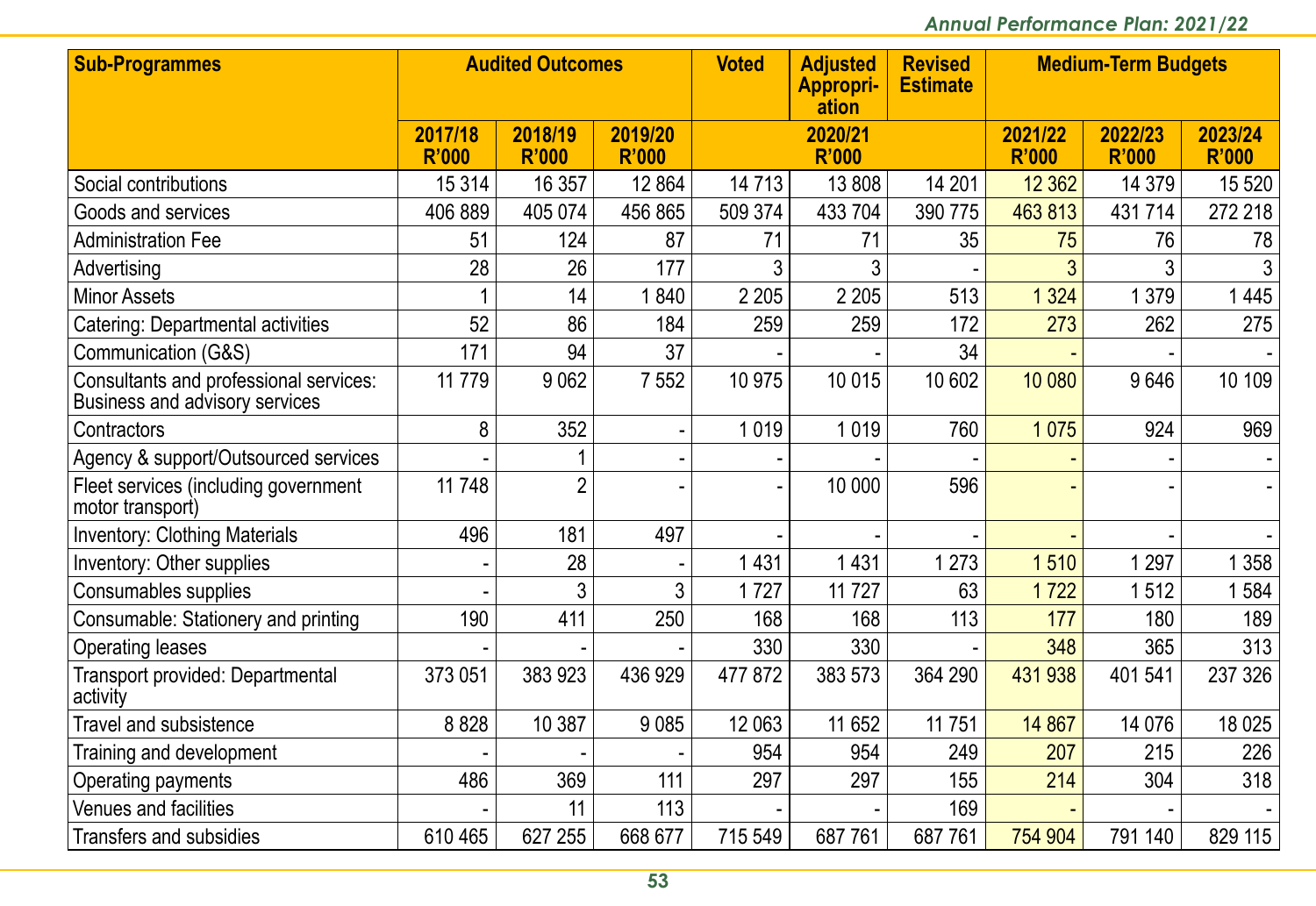| Sub-Programmes | Audited Outcomes | | | Voted | Adjusted Appropri-ation | Revised Estimate | Medium-Term Budgets | | |
|---|---|---|---|---|---|---|---|---|---|
| | 2017/18 R'000 | 2018/19 R'000 | 2019/20 R'000 | 2020/21 R'000 | | | 2021/22 R'000 | 2022/23 R'000 | 2023/24 R'000 |
| Social contributions | 15 314 | 16 357 | 12 864 | 14 713 | 13 808 | 14 201 | 12 362 | 14 379 | 15 520 |
| Goods and services | 406 889 | 405 074 | 456 865 | 509 374 | 433 704 | 390 775 | 463 813 | 431 714 | 272 218 |
| Administration Fee | 51 | 124 | 87 | 71 | 71 | 35 | 75 | 76 | 78 |
| Advertising | 28 | 26 | 177 | 3 | 3 | - | 3 | 3 | 3 |
| Minor Assets | 1 | 14 | 1 840 | 2 205 | 2 205 | 513 | 1 324 | 1 379 | 1 445 |
| Catering: Departmental activities | 52 | 86 | 184 | 259 | 259 | 172 | 273 | 262 | 275 |
| Communication (G&S) | 171 | 94 | 37 | - | - | 34 | - | - | - |
| Consultants and professional services: Business and advisory services | 11 779 | 9 062 | 7 552 | 10 975 | 10 015 | 10 602 | 10 080 | 9 646 | 10 109 |
| Contractors | 8 | 352 | - | 1 019 | 1 019 | 760 | 1 075 | 924 | 969 |
| Agency & support/Outsourced services | - | 1 | - | - | - | - | - | - | - |
| Fleet services (including government motor transport) | 11 748 | 2 | - | - | 10 000 | 596 | - | - | - |
| Inventory: Clothing Materials | 496 | 181 | 497 | - | - | - | - | - | - |
| Inventory: Other supplies | - | 28 | - | 1 431 | 1 431 | 1 273 | 1 510 | 1 297 | 1 358 |
| Consumables supplies | - | 3 | 3 | 1 727 | 11 727 | 63 | 1 722 | 1 512 | 1 584 |
| Consumable: Stationery and printing | 190 | 411 | 250 | 168 | 168 | 113 | 177 | 180 | 189 |
| Operating leases | - | - | - | 330 | 330 | - | 348 | 365 | 313 |
| Transport provided: Departmental activity | 373 051 | 383 923 | 436 929 | 477 872 | 383 573 | 364 290 | 431 938 | 401 541 | 237 326 |
| Travel and subsistence | 8 828 | 10 387 | 9 085 | 12 063 | 11 652 | 11 751 | 14 867 | 14 076 | 18 025 |
| Training and development | - | - | - | 954 | 954 | 249 | 207 | 215 | 226 |
| Operating payments | 486 | 369 | 111 | 297 | 297 | 155 | 214 | 304 | 318 |
| Venues and facilities | - | 11 | 113 | - | - | 169 | - | - | - |
| Transfers and subsidies | 610 465 | 627 255 | 668 677 | 715 549 | 687 761 | 687 761 | 754 904 | 791 140 | 829 115 |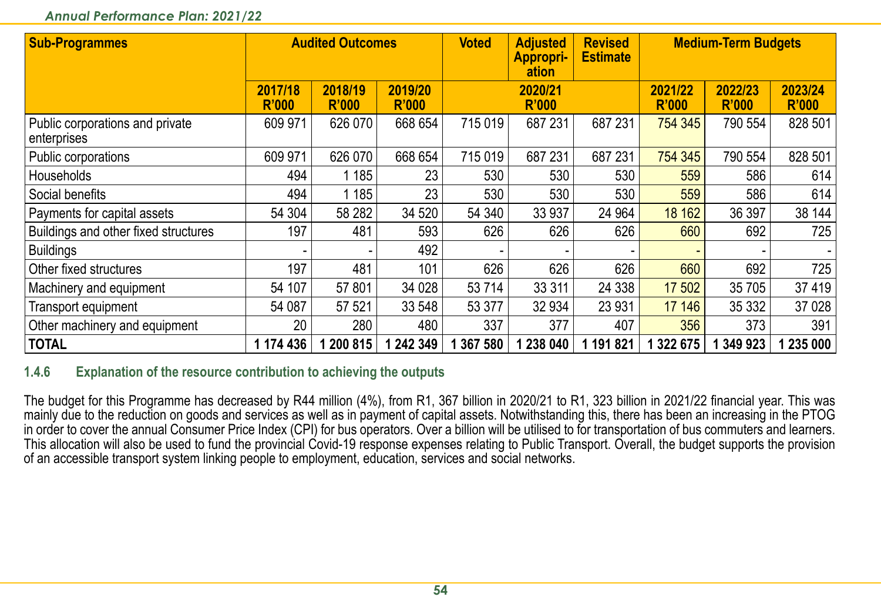| Sub-Programmes | Audited Outcomes | | | Voted | Adjusted Appropri-ation | Revised Estimate | Medium-Term Budgets | | |
|---|---|---|---|---|---|---|---|---|---|
| | 2017/18 R'000 | 2018/19 R'000 | 2019/20 R'000 | 2020/21 R'000 | | | 2021/22 R'000 | 2022/23 R'000 | 2023/24 R'000 |
| Public corporations and private enterprises | 609 971 | 626 070 | 668 654 | 715 019 | 687 231 | 687 231 | 754 345 | 790 554 | 828 501 |
| Public corporations | 609 971 | 626 070 | 668 654 | 715 019 | 687 231 | 687 231 | 754 345 | 790 554 | 828 501 |
| Households | 494 | 1 185 | 23 | 530 | 530 | 530 | 559 | 586 | 614 |
| Social benefits | 494 | 1 185 | 23 | 530 | 530 | 530 | 559 | 586 | 614 |
| Payments for capital assets | 54 304 | 58 282 | 34 520 | 54 340 | 33 937 | 24 964 | 18 162 | 36 397 | 38 144 |
| Buildings and other fixed structures | 197 | 481 | 593 | 626 | 626 | 626 | 660 | 692 | 725 |
| Buildings | - | - | 492 | - | - | - | - | - | - |
| Other fixed structures | 197 | 481 | 101 | 626 | 626 | 626 | 660 | 692 | 725 |
| Machinery and equipment | 54 107 | 57 801 | 34 028 | 53 714 | 33 311 | 24 338 | 17 502 | 35 705 | 37 419 |
| Transport equipment | 54 087 | 57 521 | 33 548 | 53 377 | 32 934 | 23 931 | 17 146 | 35 332 | 37 028 |
| Other machinery and equipment | 20 | 280 | 480 | 337 | 377 | 407 | 356 | 373 | 391 |
| **TOTAL** | **1 174 436** | **1 200 815** | **1 242 349** | **1 367 580** | **1 238 040** | **1 191 821** | **1 322 675** | **1 349 923** | **1 235 000** |

### 1.4.6 Explanation of the resource contribution to achieving the outputs

The budget for this Programme has decreased by R44 million (4%), from R1, 367 billion in 2020/21 to R1, 323 billion in 2021/22 financial year. This was mainly due to the reduction on goods and services as well as in payment of capital assets. Notwithstanding this, there has been an increasing in the PTOG in order to cover the annual Consumer Price Index (CPI) for bus operators. Over a billion will be utilised to for transportation of bus commuters and learners. This allocation will also be used to fund the provincial Covid-19 response expenses relating to Public Transport. Overall, the budget supports the provision of an accessible transport system linking people to employment, education, services and social networks.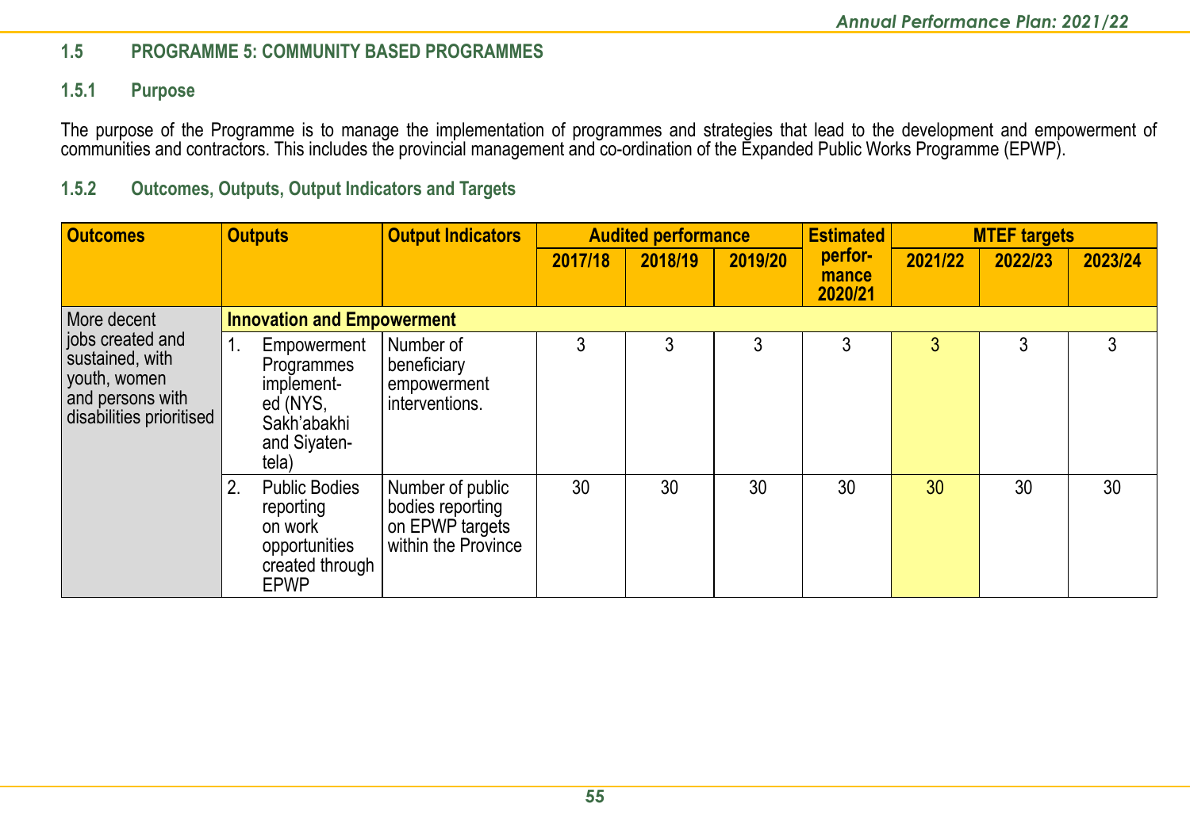## 1.5 PROGRAMME 5: COMMUNITY BASED PROGRAMMES

### 1.5.1 Purpose

The purpose of the Programme is to manage the implementation of programmes and strategies that lead to the development and empowerment of communities and contractors. This includes the provincial management and co-ordination of the Expanded Public Works Programme (EPWP).

### 1.5.2 Outcomes, Outputs, Output Indicators and Targets

| Outcomes | Outputs | Output Indicators | Audited performance | | | Estimated performance 2020/21 | MTEF targets | | |
|---|---|---|---|---|---|---|---|---|---|
| | | | 2017/18 | 2018/19 | 2019/20 | | 2021/22 | 2022/23 | 2023/24 |
| More decent jobs created and sustained, with youth, women and persons with disabilities prioritised | **Innovation and Empowerment** | | | | | | | | |
| | 1. Empowerment Programmes implemented (NYS, Sakh'abakhi and Siyatentela) | Number of beneficiary empowerment interventions. | 3 | 3 | 3 | 3 | 3 | 3 | 3 |
| | 2. Public Bodies reporting on work opportunities created through EPWP | Number of public bodies reporting on EPWP targets within the Province | 30 | 30 | 30 | 30 | 30 | 30 | 30 |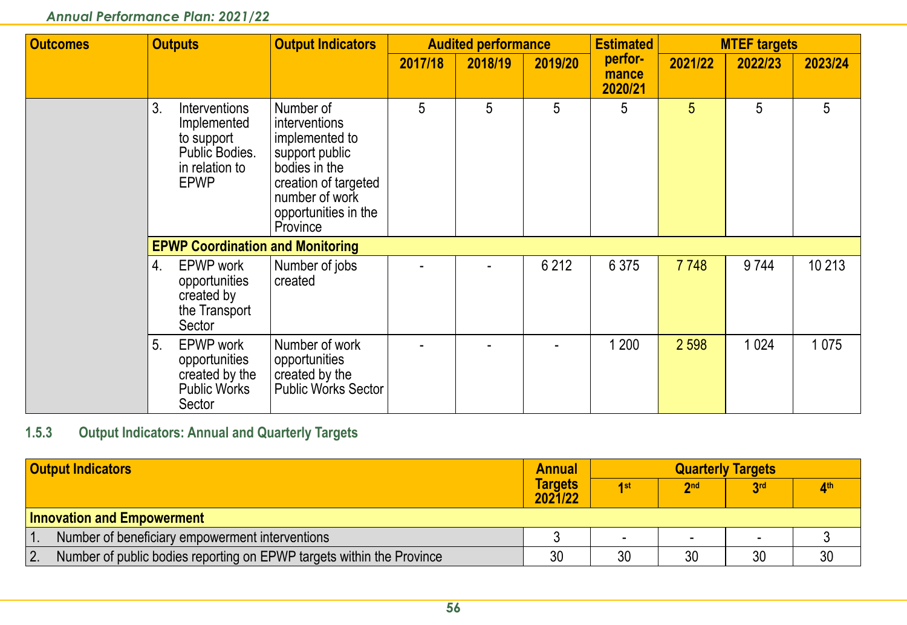| Outcomes | Outputs | Output Indicators | Audited performance | | | Estimated performance 2020/21 | MTEF targets | | |
|---|---|---|---|---|---|---|---|---|---|
| | | | 2017/18 | 2018/19 | 2019/20 | | 2021/22 | 2022/23 | 2023/24 |
| | 3. Interventions Implemented to support Public Bodies. in relation to EPWP | Number of interventions implemented to support public bodies in the creation of targeted number of work opportunities in the Province | 5 | 5 | 5 | 5 | 5 | 5 | 5 |
| | **EPWP Coordination and Monitoring** | | | | | | | | |
| | 4. EPWP work opportunities created by the Transport Sector | Number of jobs created | - | - | 6 212 | 6 375 | 7 748 | 9 744 | 10 213 |
| | 5. EPWP work opportunities created by the Public Works Sector | Number of work opportunities created by the Public Works Sector | - | - | - | 1 200 | 2 598 | 1 024 | 1 075 |

### 1.5.3 Output Indicators: Annual and Quarterly Targets

| Output Indicators | Annual Targets 2021/22 | Quarterly Targets | | | |
|---|---|---|---|---|---|
| | | 1st | 2nd | 3rd | 4th |
| **Innovation and Empowerment** | | | | | |
| 1. Number of beneficiary empowerment interventions | 3 | - | - | - | 3 |
| 2. Number of public bodies reporting on EPWP targets within the Province | 30 | 30 | 30 | 30 | 30 |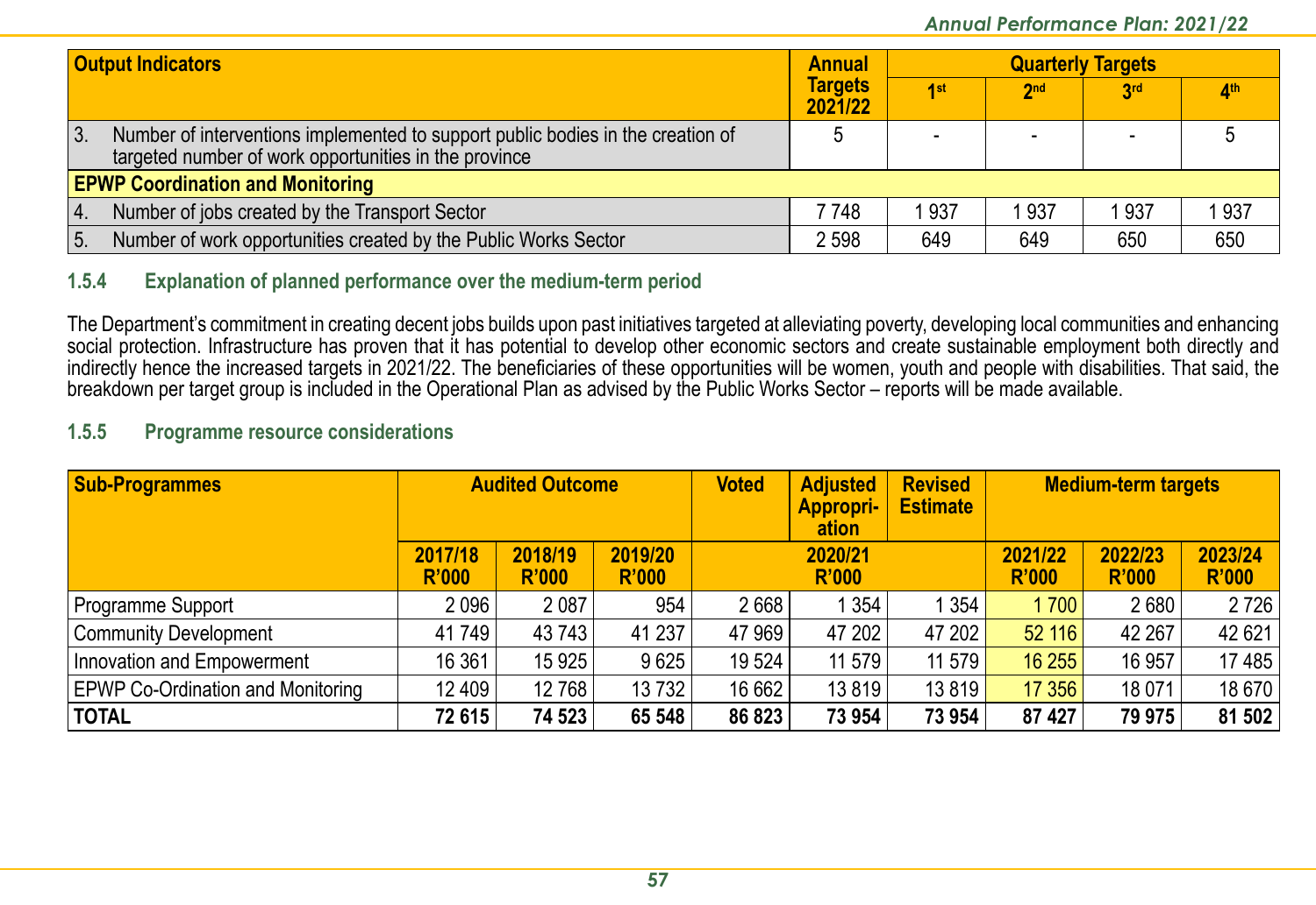| Output Indicators | Annual Targets 2021/22 | Quarterly Targets | | | |
|---|---|---|---|---|---|
| | | 1st | 2nd | 3rd | 4th |
| 3. Number of interventions implemented to support public bodies in the creation of targeted number of work opportunities in the province | 5 | - | - | - | 5 |
| **EPWP Coordination and Monitoring** | | | | | |
| 4. Number of jobs created by the Transport Sector | 7 748 | 1 937 | 1 937 | 1 937 | 1 937 |
| 5. Number of work opportunities created by the Public Works Sector | 2 598 | 649 | 649 | 650 | 650 |

### 1.5.4 Explanation of planned performance over the medium-term period

The Department's commitment in creating decent jobs builds upon past initiatives targeted at alleviating poverty, developing local communities and enhancing social protection. Infrastructure has proven that it has potential to develop other economic sectors and create sustainable employment both directly and indirectly hence the increased targets in 2021/22. The beneficiaries of these opportunities will be women, youth and people with disabilities. That said, the breakdown per target group is included in the Operational Plan as advised by the Public Works Sector – reports will be made available.

### 1.5.5 Programme resource considerations

| Sub-Programmes | Audited Outcome | | | Voted | Adjusted Appropri-ation | Revised Estimate | Medium-term targets | | |
|---|---|---|---|---|---|---|---|---|---|
| | 2017/18 R'000 | 2018/19 R'000 | 2019/20 R'000 | 2020/21 R'000 | | | 2021/22 R'000 | 2022/23 R'000 | 2023/24 R'000 |
| Programme Support | 2 096 | 2 087 | 954 | 2 668 | 1 354 | 1 354 | 1 700 | 2 680 | 2 726 |
| Community Development | 41 749 | 43 743 | 41 237 | 47 969 | 47 202 | 47 202 | 52 116 | 42 267 | 42 621 |
| Innovation and Empowerment | 16 361 | 15 925 | 9 625 | 19 524 | 11 579 | 11 579 | 16 255 | 16 957 | 17 485 |
| EPWP Co-Ordination and Monitoring | 12 409 | 12 768 | 13 732 | 16 662 | 13 819 | 13 819 | 17 356 | 18 071 | 18 670 |
| **TOTAL** | **72 615** | **74 523** | **65 548** | **86 823** | **73 954** | **73 954** | **87 427** | **79 975** | **81 502** |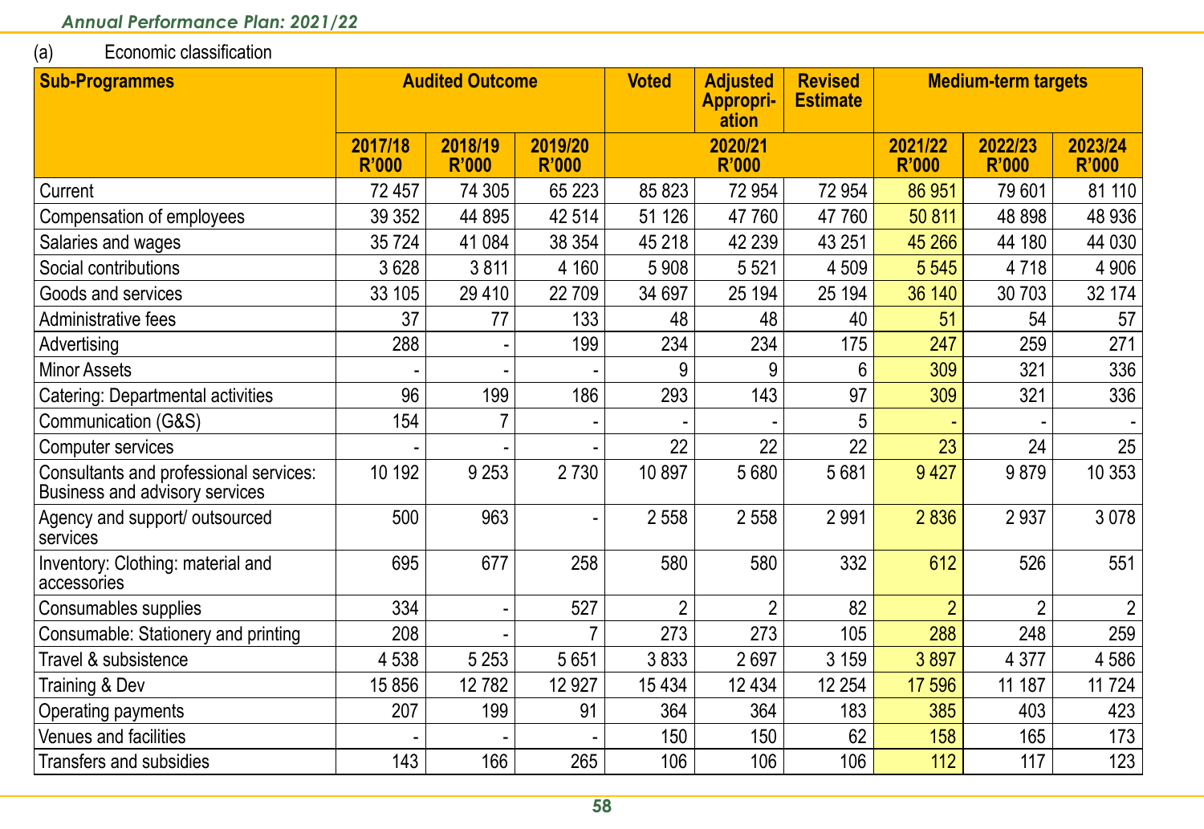(a) Economic classification

| Sub-Programmes | Audited Outcome | | | Voted | Adjusted Appropriation | Revised Estimate | Medium-term targets | | |
|---|---|---|---|---|---|---|---|---|---|
| | 2017/18 R'000 | 2018/19 R'000 | 2019/20 R'000 | 2020/21 R'000 | | | 2021/22 R'000 | 2022/23 R'000 | 2023/24 R'000 |
| Current | 72 457 | 74 305 | 65 223 | 85 823 | 72 954 | 72 954 | 86 951 | 79 601 | 81 110 |
| Compensation of employees | 39 352 | 44 895 | 42 514 | 51 126 | 47 760 | 47 760 | 50 811 | 48 898 | 48 936 |
| Salaries and wages | 35 724 | 41 084 | 38 354 | 45 218 | 42 239 | 43 251 | 45 266 | 44 180 | 44 030 |
| Social contributions | 3 628 | 3 811 | 4 160 | 5 908 | 5 521 | 4 509 | 5 545 | 4 718 | 4 906 |
| Goods and services | 33 105 | 29 410 | 22 709 | 34 697 | 25 194 | 25 194 | 36 140 | 30 703 | 32 174 |
| Administrative fees | 37 | 77 | 133 | 48 | 48 | 40 | 51 | 54 | 57 |
| Advertising | 288 | - | 199 | 234 | 234 | 175 | 247 | 259 | 271 |
| Minor Assets | - | - | - | 9 | 9 | 6 | 309 | 321 | 336 |
| Catering: Departmental activities | 96 | 199 | 186 | 293 | 143 | 97 | 309 | 321 | 336 |
| Communication (G&S) | 154 | 7 | - | - | - | 5 | - | - | - |
| Computer services | - | - | - | 22 | 22 | 22 | 23 | 24 | 25 |
| Consultants and professional services: Business and advisory services | 10 192 | 9 253 | 2 730 | 10 897 | 5 680 | 5 681 | 9 427 | 9 879 | 10 353 |
| Agency and support/ outsourced services | 500 | 963 | - | 2 558 | 2 558 | 2 991 | 2 836 | 2 937 | 3 078 |
| Inventory: Clothing: material and accessories | 695 | 677 | 258 | 580 | 580 | 332 | 612 | 526 | 551 |
| Consumables supplies | 334 | - | 527 | 2 | 2 | 82 | 2 | 2 | 2 |
| Consumable: Stationery and printing | 208 | - | 7 | 273 | 273 | 105 | 288 | 248 | 259 |
| Travel & subsistence | 4 538 | 5 253 | 5 651 | 3 833 | 2 697 | 3 159 | 3 897 | 4 377 | 4 586 |
| Training & Dev | 15 856 | 12 782 | 12 927 | 15 434 | 12 434 | 12 254 | 17 596 | 11 187 | 11 724 |
| Operating payments | 207 | 199 | 91 | 364 | 364 | 183 | 385 | 403 | 423 |
| Venues and facilities | - | - | - | 150 | 150 | 62 | 158 | 165 | 173 |
| Transfers and subsidies | 143 | 166 | 265 | 106 | 106 | 106 | 112 | 117 | 123 |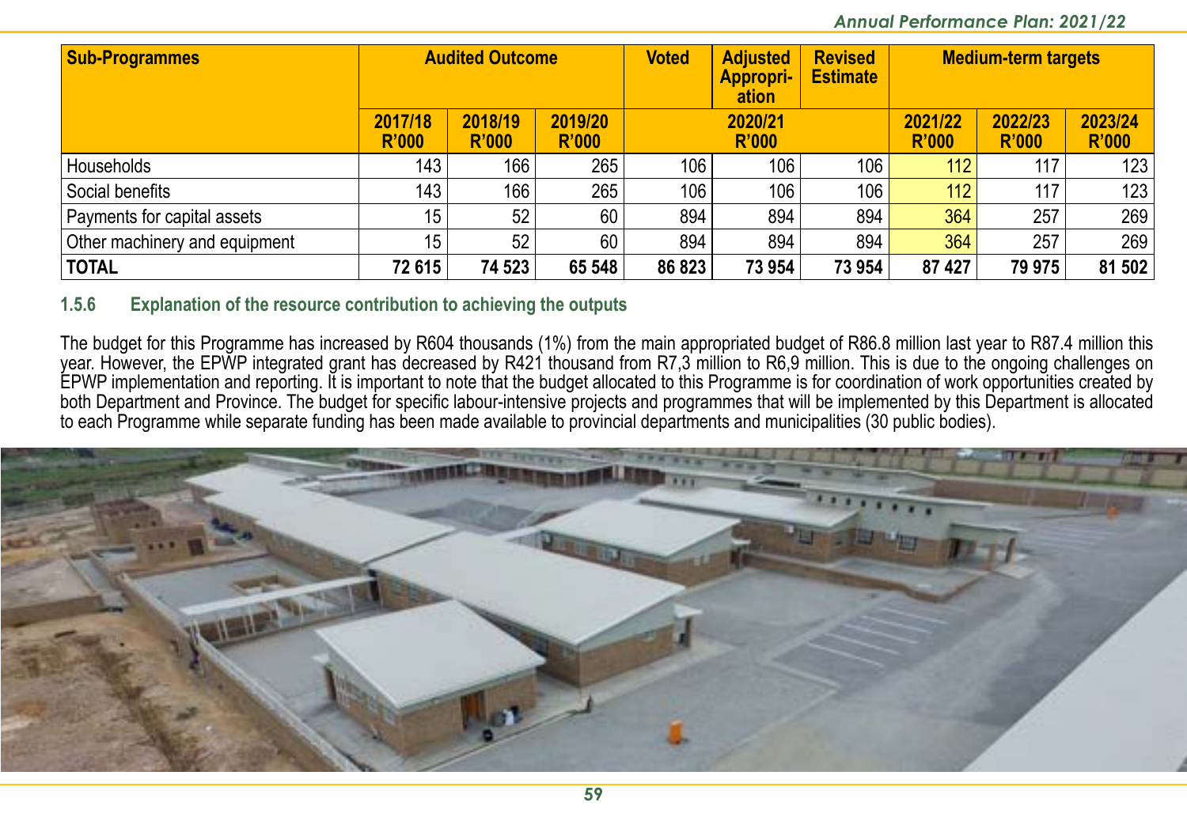| Sub-Programmes | Audited Outcome | | | Voted | Adjusted Appropri-ation | Revised Estimate | Medium-term targets | | |
|---|---|---|---|---|---|---|---|---|---|
| | 2017/18 R'000 | 2018/19 R'000 | 2019/20 R'000 | 2020/21 R'000 | | | 2021/22 R'000 | 2022/23 R'000 | 2023/24 R'000 |
| Households | 143 | 166 | 265 | 106 | 106 | 106 | 112 | 117 | 123 |
| Social benefits | 143 | 166 | 265 | 106 | 106 | 106 | 112 | 117 | 123 |
| Payments for capital assets | 15 | 52 | 60 | 894 | 894 | 894 | 364 | 257 | 269 |
| Other machinery and equipment | 15 | 52 | 60 | 894 | 894 | 894 | 364 | 257 | 269 |
| **TOTAL** | **72 615** | **74 523** | **65 548** | **86 823** | **73 954** | **73 954** | **87 427** | **79 975** | **81 502** |

### 1.5.6 Explanation of the resource contribution to achieving the outputs

The budget for this Programme has increased by R604 thousands (1%) from the main appropriated budget of R86.8 million last year to R87.4 million this year. However, the EPWP integrated grant has decreased by R421 thousand from R7,3 million to R6,9 million. This is due to the ongoing challenges on EPWP implementation and reporting. It is important to note that the budget allocated to this Programme is for coordination of work opportunities created by both Department and Province. The budget for specific labour-intensive projects and programmes that will be implemented by this Department is allocated to each Programme while separate funding has been made available to provincial departments and municipalities (30 public bodies).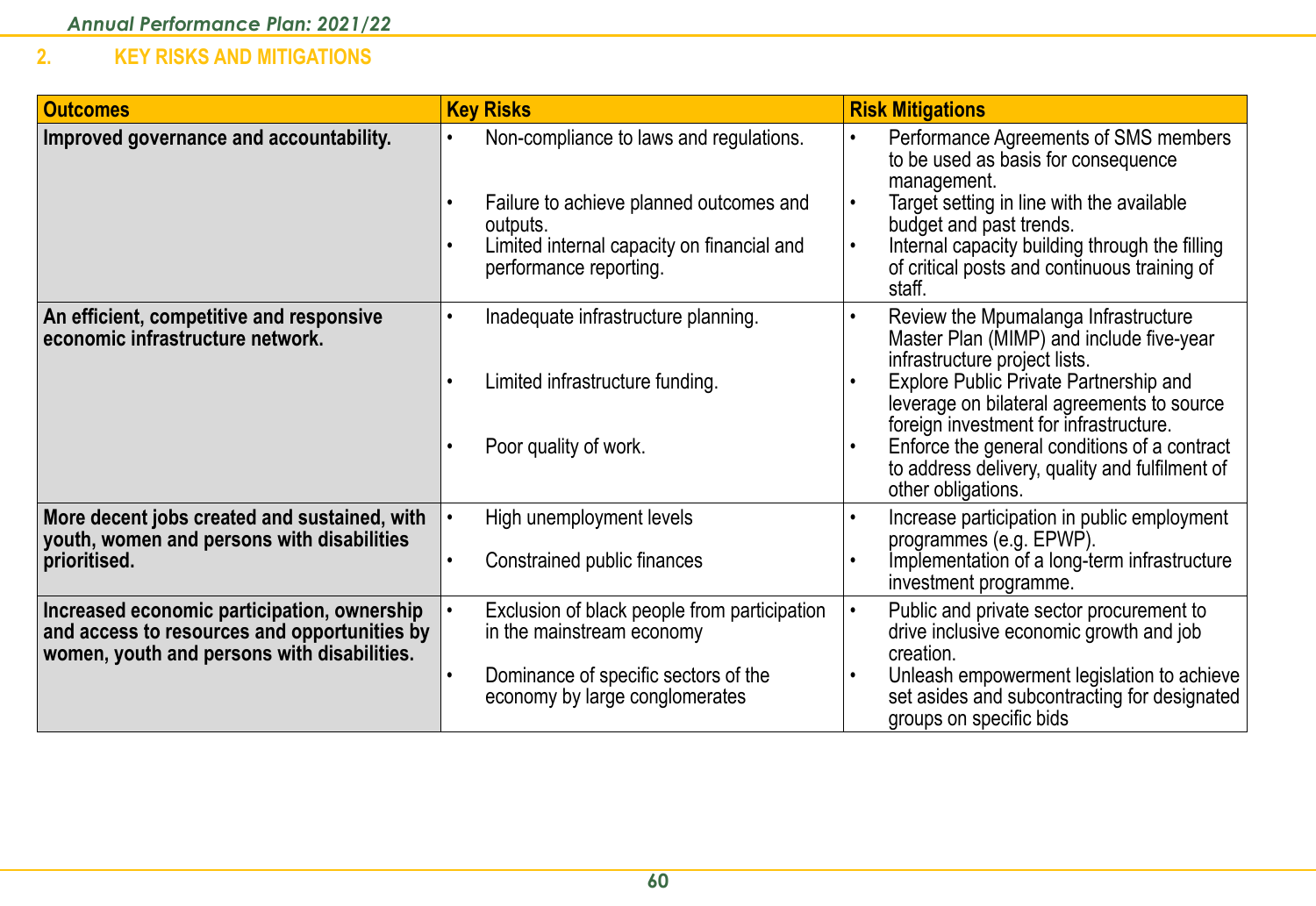## 2. KEY RISKS AND MITIGATIONS

| Outcomes | Key Risks | Risk Mitigations |
|---|---|---|
| **Improved governance and accountability.** | • Non-compliance to laws and regulations.<br>• Failure to achieve planned outcomes and outputs.<br>• Limited internal capacity on financial and performance reporting. | • Performance Agreements of SMS members to be used as basis for consequence management.<br>• Target setting in line with the available budget and past trends.<br>• Internal capacity building through the filling of critical posts and continuous training of staff. |
| **An efficient, competitive and responsive economic infrastructure network.** | • Inadequate infrastructure planning.<br>• Limited infrastructure funding.<br>• Poor quality of work. | • Review the Mpumalanga Infrastructure Master Plan (MIMP) and include five-year infrastructure project lists.<br>• Explore Public Private Partnership and leverage on bilateral agreements to source foreign investment for infrastructure.<br>• Enforce the general conditions of a contract to address delivery, quality and fulfilment of other obligations. |
| **More decent jobs created and sustained, with youth, women and persons with disabilities prioritised.** | • High unemployment levels<br>• Constrained public finances | • Increase participation in public employment programmes (e.g. EPWP).<br>• Implementation of a long-term infrastructure investment programme. |
| **Increased economic participation, ownership and access to resources and opportunities by women, youth and persons with disabilities.** | • Exclusion of black people from participation in the mainstream economy<br>• Dominance of specific sectors of the economy by large conglomerates | • Public and private sector procurement to drive inclusive economic growth and job creation.<br>• Unleash empowerment legislation to achieve set asides and subcontracting for designated groups on specific bids |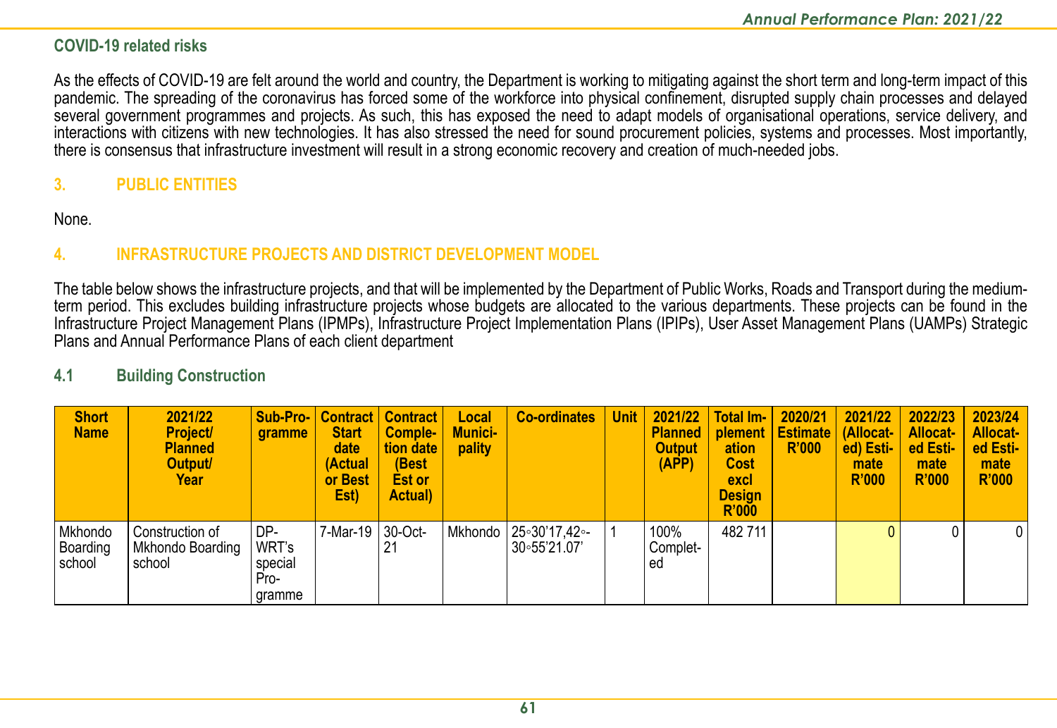#### COVID-19 related risks

As the effects of COVID-19 are felt around the world and country, the Department is working to mitigating against the short term and long-term impact of this pandemic. The spreading of the coronavirus has forced some of the workforce into physical confinement, disrupted supply chain processes and delayed several government programmes and projects. As such, this has exposed the need to adapt models of organisational operations, service delivery, and interactions with citizens with new technologies. It has also stressed the need for sound procurement policies, systems and processes. Most importantly, there is consensus that infrastructure investment will result in a strong economic recovery and creation of much-needed jobs.

## 3. PUBLIC ENTITIES

None.

## 4. INFRASTRUCTURE PROJECTS AND DISTRICT DEVELOPMENT MODEL

The table below shows the infrastructure projects, and that will be implemented by the Department of Public Works, Roads and Transport during the medium-term period. This excludes building infrastructure projects whose budgets are allocated to the various departments. These projects can be found in the Infrastructure Project Management Plans (IPMPs), Infrastructure Project Implementation Plans (IPIPs), User Asset Management Plans (UAMPs) Strategic Plans and Annual Performance Plans of each client department

### 4.1 Building Construction

| Short Name | 2021/22 Project/ Planned Output/ Year | Sub-Programme | Contract Start date (Actual or Best Est) | Contract Completion date (Best Est or Actual) | Local Municipality | Co-ordinates | Unit | 2021/22 Planned Output (APP) | Total Implementation Cost excl Design R'000 | 2020/21 Estimate R'000 | 2021/22 (Allocated) Estimate R'000 | 2022/23 Allocated Estimate R'000 | 2023/24 Allocated Estimate R'000 |
|---|---|---|---|---|---|---|---|---|---|---|---|---|---|
| Mkhondo Boarding school | Construction of Mkhondo Boarding school | DP-WRT's special Programme | 7-Mar-19 | 30-Oct-21 | Mkhondo | 25◦30'17,42◦-30◦55'21.07' | 1 | 100% Completed | 482 711 | | 0 | 0 | 0 |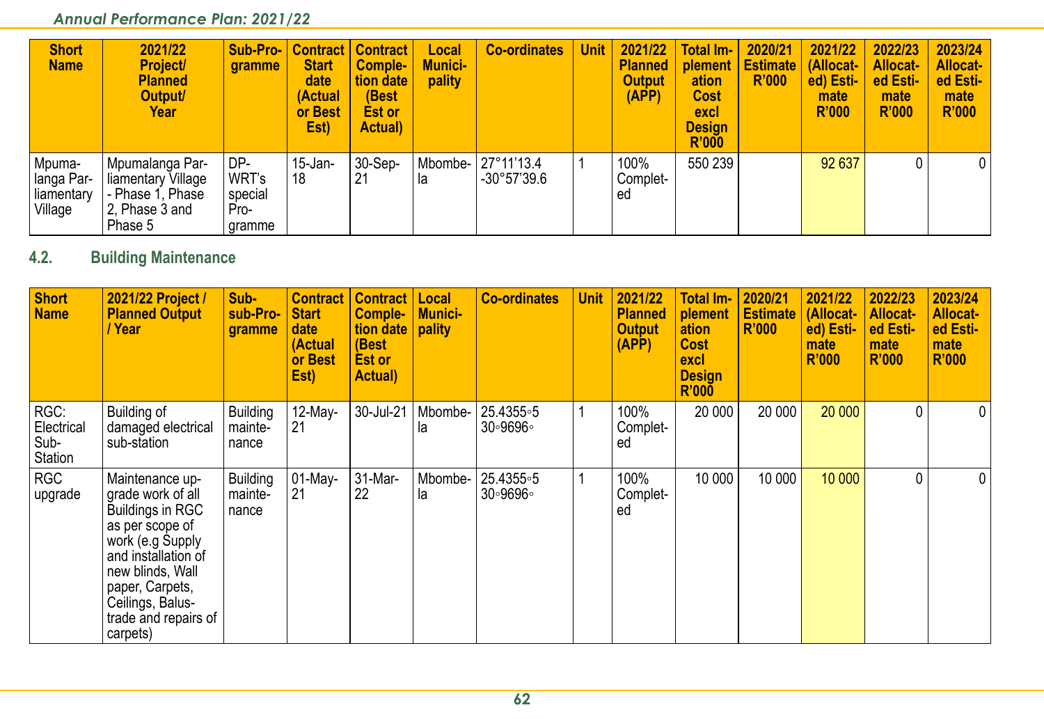| Short Name | 2021/22 Project/ Planned Output/ Year | Sub-Programme | Contract Start date (Actual or Best Est) | Contract Completion date (Best Est or Actual) | Local Municipality | Co-ordinates | Unit | 2021/22 Planned Output (APP) | Total Implementation Cost excl Design R'000 | 2020/21 Estimate R'000 | 2021/22 (Allocated) Estimate R'000 | 2022/23 Allocated Estimate R'000 | 2023/24 Allocated Estimate R'000 |
|---|---|---|---|---|---|---|---|---|---|---|---|---|---|
| Mpumalanga Parliamentary Village | Mpumalanga Parliamentary Village - Phase 1, Phase 2, Phase 3 and Phase 5 | DPWRT's special Programme | 15-Jan-18 | 30-Sep-21 | Mbombela | 27°11'13.4 -30°57'39.6 | 1 | 100% Completed | 550 239 | | 92 637 | 0 | 0 |

## 4.2. Building Maintenance

| Short Name | 2021/22 Project / Planned Output / Year | Sub-sub-Programme | Contract Start date (Actual or Best Est) | Contract Completion date (Best Est or Actual) | Local Municipality | Co-ordinates | Unit | 2021/22 Planned Output (APP) | Total Implementation Cost excl Design R'000 | 2020/21 Estimate R'000 | 2021/22 (Allocated) Estimate R'000 | 2022/23 Allocated Estimate R'000 | 2023/24 Allocated Estimate R'000 |
|---|---|---|---|---|---|---|---|---|---|---|---|---|---|
| RGC: Electrical Sub-Station | Building of damaged electrical sub-station | Building maintenance | 12-May-21 | 30-Jul-21 | Mbombela | 25.4355◦5 30◦9696◦ | 1 | 100% Completed | 20 000 | 20 000 | 20 000 | 0 | 0 |
| RGC upgrade | Maintenance upgrade work of all Buildings in RGC as per scope of work (e.g Supply and installation of new blinds, Wall paper, Carpets, Ceilings, Balustrade and repairs of carpets) | Building maintenance | 01-May-21 | 31-Mar-22 | Mbombela | 25.4355◦5 30◦9696◦ | 1 | 100% Completed | 10 000 | 10 000 | 10 000 | 0 | 0 |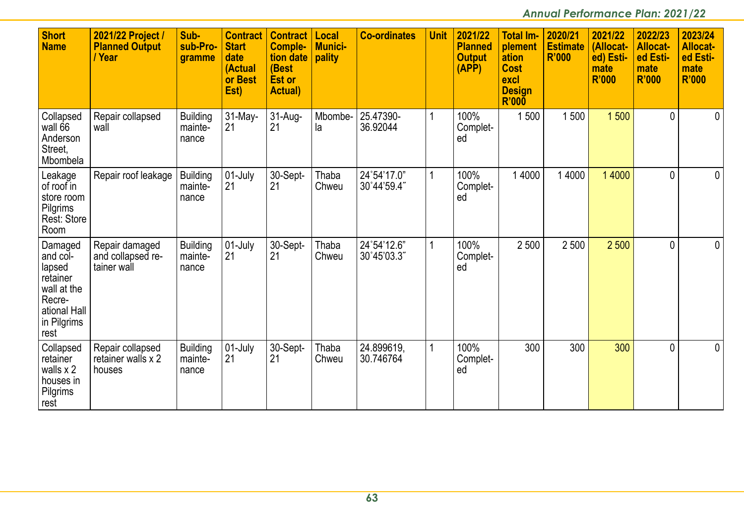| Short Name | 2021/22 Project / Planned Output / Year | Sub-sub-Programme | Contract Start date (Actual or Best Est) | Contract Completion date (Best Est or Actual) | Local Municipality | Co-ordinates | Unit | 2021/22 Planned Output (APP) | Total Implementation Cost excl Design R'000 | 2020/21 Estimate R'000 | 2021/22 (Allocated) Estimate R'000 | 2022/23 Allocated Estimate R'000 | 2023/24 Allocated Estimate R'000 |
|---|---|---|---|---|---|---|---|---|---|---|---|---|---|
| Collapsed wall 66 Anderson Street, Mbombela | Repair collapsed wall | Building maintenance | 31-May-21 | 31-Aug-21 | Mbombela | 25.47390-36.92044 | 1 | 100% Completed | 1 500 | 1 500 | 1 500 | 0 | 0 |
| Leakage of roof in store room Pilgrims Rest: Store Room | Repair roof leakage | Building maintenance | 01-July 21 | 30-Sept-21 | Thaba Chweu | 24˚54'17.0" 30˚44'59.4" | 1 | 100% Completed | 1 4000 | 1 4000 | 1 4000 | 0 | 0 |
| Damaged and collapsed retainer wall at the Recreational Hall in Pilgrims rest | Repair damaged and collapsed retainer wall | Building maintenance | 01-July 21 | 30-Sept-21 | Thaba Chweu | 24˚54'12.6" 30˚45'03.3" | 1 | 100% Completed | 2 500 | 2 500 | 2 500 | 0 | 0 |
| Collapsed retainer walls x 2 houses in Pilgrims rest | Repair collapsed retainer walls x 2 houses | Building maintenance | 01-July 21 | 30-Sept-21 | Thaba Chweu | 24.899619, 30.746764 | 1 | 100% Completed | 300 | 300 | 300 | 0 | 0 |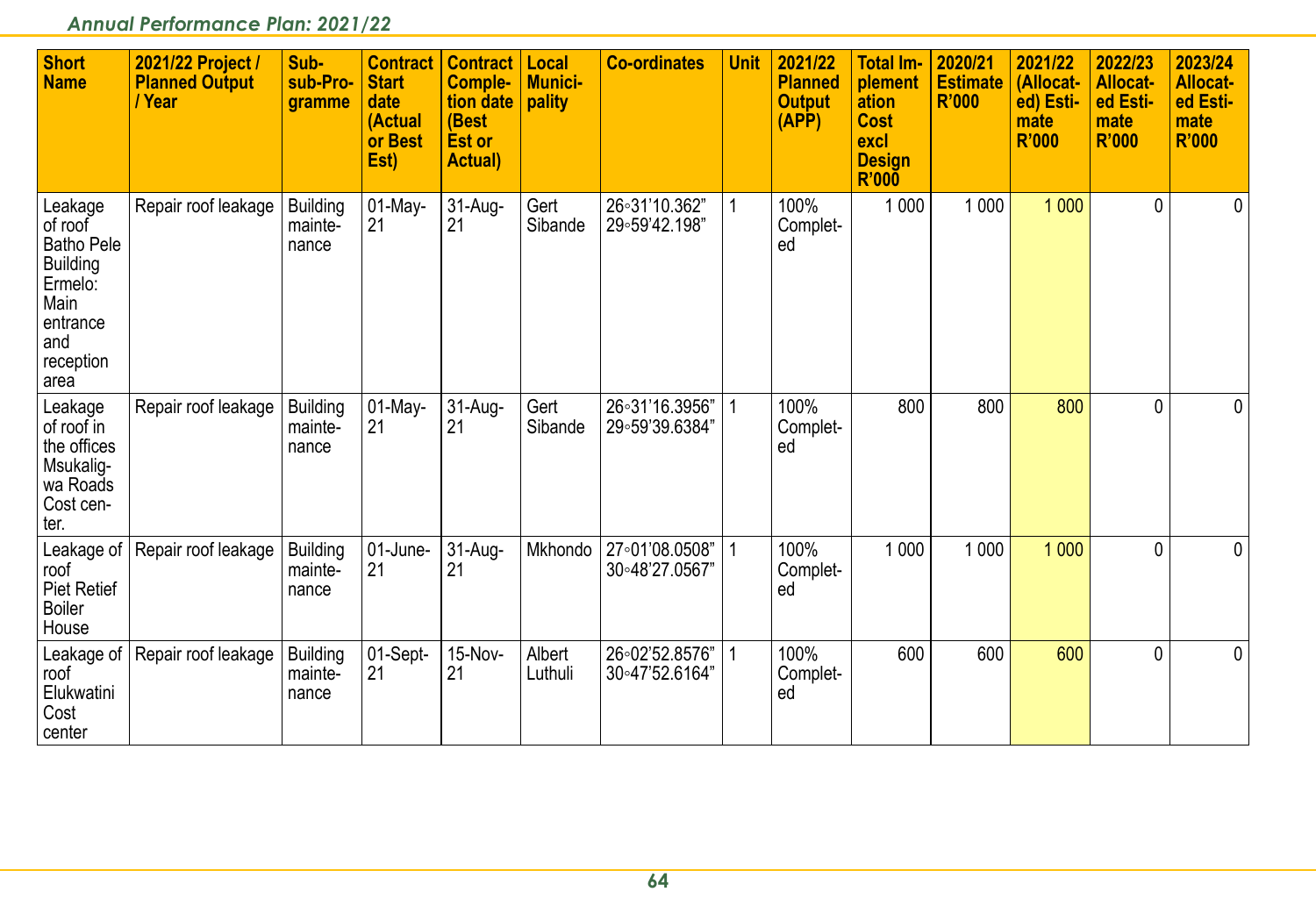| Short Name | 2021/22 Project / Planned Output / Year | Sub-sub-Programme | Contract Start date (Actual or Best Est) | Contract Completion date (Best Est or Actual) | Local Municipality | Co-ordinates | Unit | 2021/22 Planned Output (APP) | Total Implementation Cost excl Design R'000 | 2020/21 Estimate R'000 | 2021/22 (Allocated) Estimate R'000 | 2022/23 Allocated Estimate R'000 | 2023/24 Allocated Estimate R'000 |
|---|---|---|---|---|---|---|---|---|---|---|---|---|---|
| Leakage of roof Batho Pele Building Ermelo: Main entrance and reception area | Repair roof leakage | Building maintenance | 01-May-21 | 31-Aug-21 | Gert Sibande | 26◦31'10.362" 29◦59'42.198" | 1 | 100% Completed | 1 000 | 1 000 | 1 000 | 0 | 0 |
| Leakage of roof in the offices Msukaligwa Roads Cost center. | Repair roof leakage | Building maintenance | 01-May-21 | 31-Aug-21 | Gert Sibande | 26◦31'16.3956" 29◦59'39.6384" | 1 | 100% Completed | 800 | 800 | 800 | 0 | 0 |
| Leakage of roof Piet Retief Boiler House | Repair roof leakage | Building maintenance | 01-June-21 | 31-Aug-21 | Mkhondo | 27◦01'08.0508" 30◦48'27.0567" | 1 | 100% Completed | 1 000 | 1 000 | 1 000 | 0 | 0 |
| Leakage of roof Elukwatini Cost center | Repair roof leakage | Building maintenance | 01-Sept-21 | 15-Nov-21 | Albert Luthuli | 26◦02'52.8576" 30◦47'52.6164" | 1 | 100% Completed | 600 | 600 | 600 | 0 | 0 |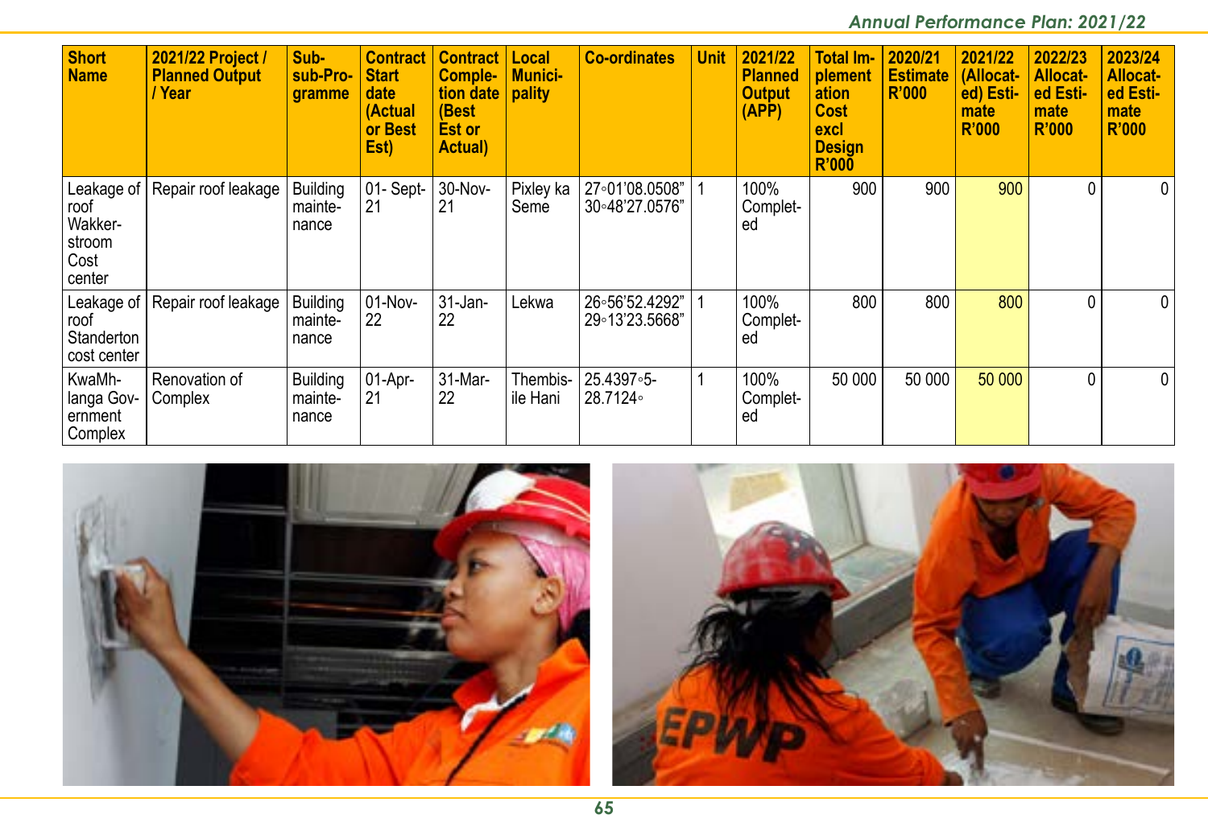| Short Name | 2021/22 Project / Planned Output / Year | Sub-sub-Programme | Contract Start date (Actual or Best Est) | Contract Completion date (Best Est or Actual) | Local Municipality | Co-ordinates | Unit | 2021/22 Planned Output (APP) | Total Implementation Cost excl Design R'000 | 2020/21 Estimate R'000 | 2021/22 (Allocated) Estimate R'000 | 2022/23 Allocated Estimate R'000 | 2023/24 Allocated Estimate R'000 |
|---|---|---|---|---|---|---|---|---|---|---|---|---|---|
| Leakage of roof Wakkerstroom Cost center | Repair roof leakage | Building maintenance | 01- Sept-21 | 30-Nov-21 | Pixley ka Seme | 27◦01'08.0508" 30◦48'27.0576" | 1 | 100% Completed | 900 | 900 | 900 | 0 | 0 |
| Leakage of roof Standerton cost center | Repair roof leakage | Building maintenance | 01-Nov-22 | 31-Jan-22 | Lekwa | 26◦56'52.4292" 29◦13'23.5668" | 1 | 100% Completed | 800 | 800 | 800 | 0 | 0 |
| KwaMhlanga Government Complex | Renovation of Complex | Building maintenance | 01-Apr-21 | 31-Mar-22 | Thembisile Hani | 25.4397◦5-28.7124◦ | 1 | 100% Completed | 50 000 | 50 000 | 50 000 | 0 | 0 |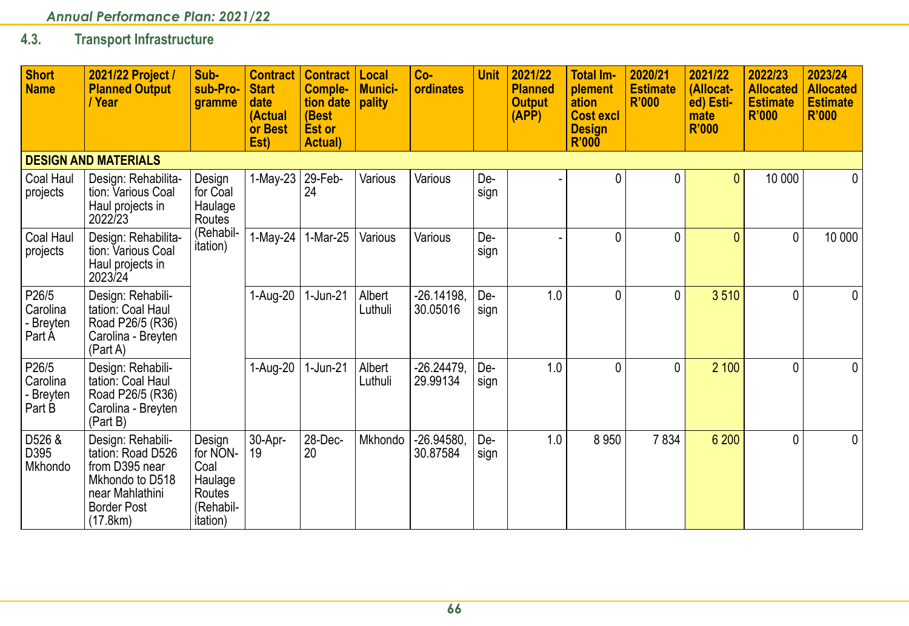## 4.3. Transport Infrastructure

| Short Name | 2021/22 Project / Planned Output / Year | Sub-sub-Programme | Contract Start date (Actual or Best Est) | Contract Completion date (Best Est or Actual) | Local Municipality | Co-ordinates | Unit | 2021/22 Planned Output (APP) | Total Implementation Cost excl Design R'000 | 2020/21 Estimate R'000 | 2021/22 (Allocated) Estimate R'000 | 2022/23 Allocated Estimate R'000 | 2023/24 Allocated Estimate R'000 |
|---|---|---|---|---|---|---|---|---|---|---|---|---|---|
| **DESIGN AND MATERIALS** | | | | | | | | | | | | | |
| Coal Haul projects | Design: Rehabilitation: Various Coal Haul projects in 2022/23 | Design for Coal Haulage Routes (Rehabilitation) | 1-May-23 | 29-Feb-24 | Various | Various | Design | - | 0 | 0 | 0 | 10 000 | 0 |
| Coal Haul projects | Design: Rehabilitation: Various Coal Haul projects in 2023/24 | | 1-May-24 | 1-Mar-25 | Various | Various | Design | - | 0 | 0 | 0 | 0 | 10 000 |
| P26/5 Carolina - Breyten Part A | Design: Rehabilitation: Coal Haul Road P26/5 (R36) Carolina - Breyten (Part A) | | 1-Aug-20 | 1-Jun-21 | Albert Luthuli | -26.14198, 30.05016 | Design | 1.0 | 0 | 0 | 3 510 | 0 | 0 |
| P26/5 Carolina - Breyten Part B | Design: Rehabilitation: Coal Haul Road P26/5 (R36) Carolina - Breyten (Part B) | | 1-Aug-20 | 1-Jun-21 | Albert Luthuli | -26.24479, 29.99134 | Design | 1.0 | 0 | 0 | 2 100 | 0 | 0 |
| D526 & D395 Mkhondo | Design: Rehabilitation: Road D526 from D395 near Mkhondo to D518 near Mahlathini Border Post (17.8km) | Design for NON-Coal Haulage Routes (Rehabilitation) | 30-Apr-19 | 28-Dec-20 | Mkhondo | -26.94580, 30.87584 | Design | 1.0 | 8 950 | 7 834 | 6 200 | 0 | 0 |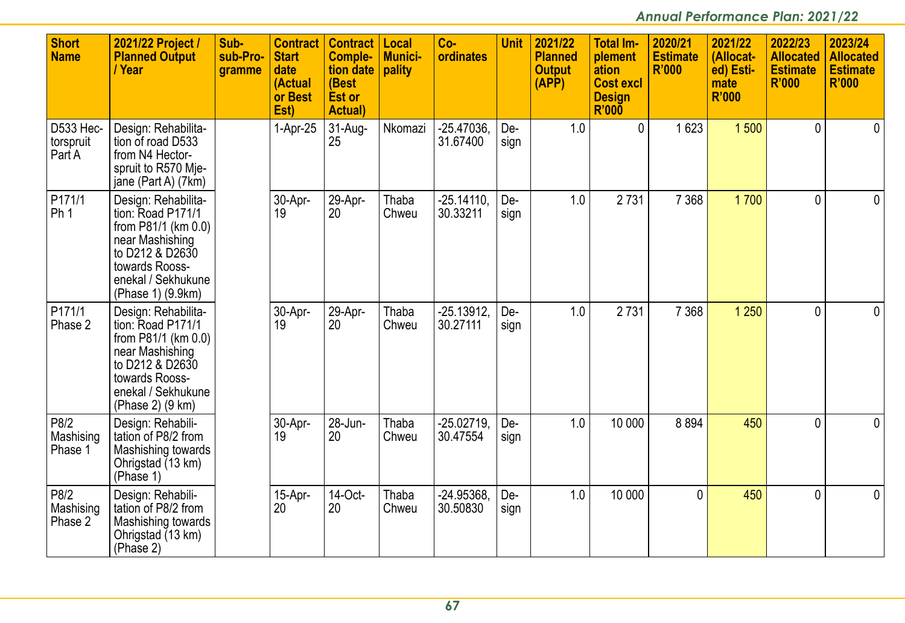| Short Name | 2021/22 Project / Planned Output / Year | Sub-sub-Programme | Contract Start date (Actual or Best Est) | Contract Completion date (Best Est or Actual) | Local Municipality | Co-ordinates | Unit | 2021/22 Planned Output (APP) | Total Implementation Cost excl Design R'000 | 2020/21 Estimate R'000 | 2021/22 (Allocated) Estimate R'000 | 2022/23 Allocated Estimate R'000 | 2023/24 Allocated Estimate R'000 |
|---|---|---|---|---|---|---|---|---|---|---|---|---|---|
| D533 Hectorspruit Part A | Design: Rehabilitation of road D533 from N4 Hectorspruit to R570 Mjejane (Part A) (7km) | | 1-Apr-25 | 31-Aug-25 | Nkomazi | -25.47036, 31.67400 | Design | 1.0 | 0 | 1 623 | 1 500 | 0 | 0 |
| P171/1 Ph 1 | Design: Rehabilitation: Road P171/1 from P81/1 (km 0.0) near Mashishing to D212 & D2630 towards Roossenekal / Sekhukune (Phase 1) (9.9km) | | 30-Apr-19 | 29-Apr-20 | Thaba Chweu | -25.14110, 30.33211 | Design | 1.0 | 2 731 | 7 368 | 1 700 | 0 | 0 |
| P171/1 Phase 2 | Design: Rehabilitation: Road P171/1 from P81/1 (km 0.0) near Mashishing to D212 & D2630 towards Roossenekal / Sekhukune (Phase 2) (9 km) | | 30-Apr-19 | 29-Apr-20 | Thaba Chweu | -25.13912, 30.27111 | Design | 1.0 | 2 731 | 7 368 | 1 250 | 0 | 0 |
| P8/2 Mashising Phase 1 | Design: Rehabilitation of P8/2 from Mashishing towards Ohrigstad (13 km) (Phase 1) | | 30-Apr-19 | 28-Jun-20 | Thaba Chweu | -25.02719, 30.47554 | Design | 1.0 | 10 000 | 8 894 | 450 | 0 | 0 |
| P8/2 Mashising Phase 2 | Design: Rehabilitation of P8/2 from Mashishing towards Ohrigstad (13 km) (Phase 2) | | 15-Apr-20 | 14-Oct-20 | Thaba Chweu | -24.95368, 30.50830 | Design | 1.0 | 10 000 | 0 | 450 | 0 | 0 |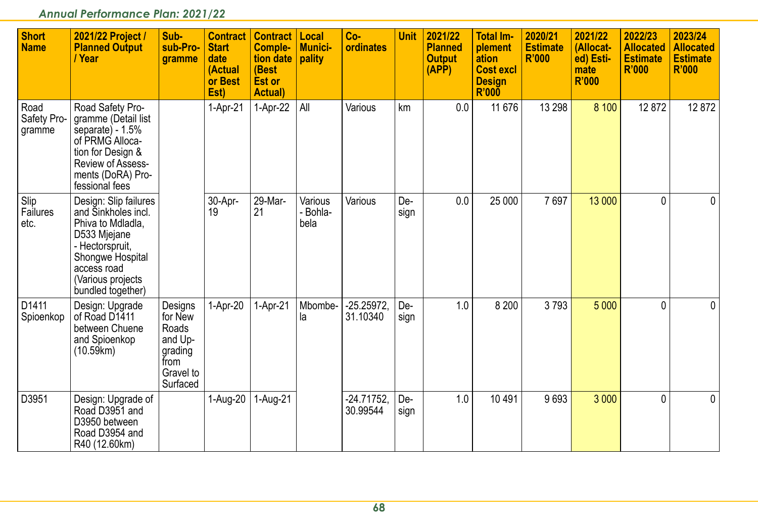| Short Name | 2021/22 Project / Planned Output / Year | Sub-sub-Programme | Contract Start date (Actual or Best Est) | Contract Completion date (Best Est or Actual) | Local Municipality | Co-ordinates | Unit | 2021/22 Planned Output (APP) | Total Implementation Cost excl Design R'000 | 2020/21 Estimate R'000 | 2021/22 (Allocated) Estimate R'000 | 2022/23 Allocated Estimate R'000 | 2023/24 Allocated Estimate R'000 |
|---|---|---|---|---|---|---|---|---|---|---|---|---|---|
| Road Safety Programme | Road Safety Programme (Detail list separate) - 1.5% of PRMG Allocation for Design & Review of Assessments (DoRA) Professional fees | | 1-Apr-21 | 1-Apr-22 | All | Various | km | 0.0 | 11 676 | 13 298 | 8 100 | 12 872 | 12 872 |
| Slip Failures etc. | Design: Slip failures and Sinkholes incl. Phiva to Mdladla, D533 Mjejane - Hectorspruit, Shongwe Hospital access road (Various projects bundled together) | | 30-Apr-19 | 29-Mar-21 | Various - Bohlabela | Various | Design | 0.0 | 25 000 | 7 697 | 13 000 | 0 | 0 |
| D1411 Spioenkop | Design: Upgrade of Road D1411 between Chuene and Spioenkop (10.59km) | Designs for New Roads and Upgrading from Gravel to Surfaced | 1-Apr-20 | 1-Apr-21 | Mbombela | -25.25972, 31.10340 | Design | 1.0 | 8 200 | 3 793 | 5 000 | 0 | 0 |
| D3951 | Design: Upgrade of Road D3951 and D3950 between Road D3954 and R40 (12.60km) | | 1-Aug-20 | 1-Aug-21 | | -24.71752, 30.99544 | Design | 1.0 | 10 491 | 9 693 | 3 000 | 0 | 0 |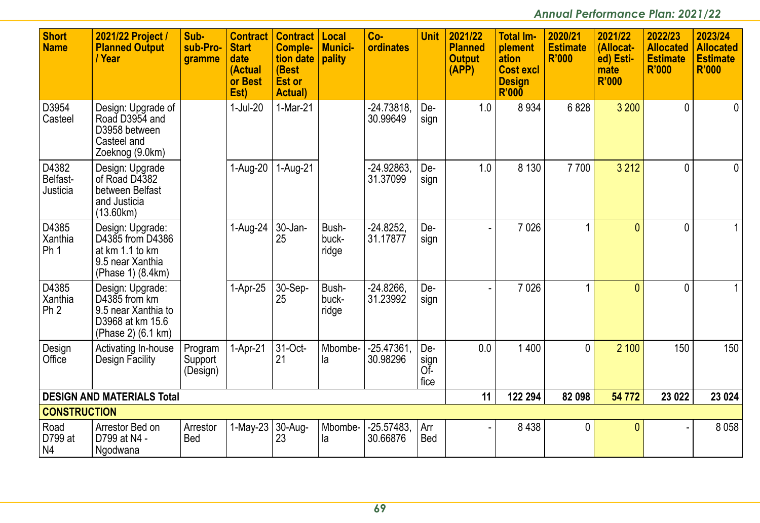| Short Name | 2021/22 Project / Planned Output / Year | Sub-sub-Programme | Contract Start date (Actual or Best Est) | Contract Completion date (Best Est or Actual) | Local Municipality | Co-ordinates | Unit | 2021/22 Planned Output (APP) | Total Implementation Cost excl Design R'000 | 2020/21 Estimate R'000 | 2021/22 (Allocated) Estimate R'000 | 2022/23 Allocated Estimate R'000 | 2023/24 Allocated Estimate R'000 |
|---|---|---|---|---|---|---|---|---|---|---|---|---|---|
| D3954 Casteel | Design: Upgrade of Road D3954 and D3958 between Casteel and Zoeknog (9.0km) | | 1-Jul-20 | 1-Mar-21 | | -24.73818, 30.99649 | Design | 1.0 | 8 934 | 6 828 | 3 200 | 0 | 0 |
| D4382 Belfast-Justicia | Design: Upgrade of Road D4382 between Belfast and Justicia (13.60km) | | 1-Aug-20 | 1-Aug-21 | | -24.92863, 31.37099 | Design | 1.0 | 8 130 | 7 700 | 3 212 | 0 | 0 |
| D4385 Xanthia Ph 1 | Design: Upgrade: D4385 from D4386 at km 1.1 to km 9.5 near Xanthia (Phase 1) (8.4km) | | 1-Aug-24 | 30-Jan-25 | Bushbuckridge | -24.8252, 31.17877 | Design | - | 7 026 | 1 | 0 | 0 | 1 |
| D4385 Xanthia Ph 2 | Design: Upgrade: D4385 from km 9.5 near Xanthia to D3968 at km 15.6 (Phase 2) (6.1 km) | | 1-Apr-25 | 30-Sep-25 | Bushbuckridge | -24.8266, 31.23992 | Design | - | 7 026 | 1 | 0 | 0 | 1 |
| Design Office | Activating In-house Design Facility | Program Support (Design) | 1-Apr-21 | 31-Oct-21 | Mbombela | -25.47361, 30.98296 | Design Office | 0.0 | 1 400 | 0 | 2 100 | 150 | 150 |
| **DESIGN AND MATERIALS Total** | | | | | | | | **11** | **122 294** | **82 098** | **54 772** | **23 022** | **23 024** |
| **CONSTRUCTION** | | | | | | | | | | | | | |
| Road D799 at N4 | Arrestor Bed on D799 at N4 - Ngodwana | Arrestor Bed | 1-May-23 | 30-Aug-23 | Mbombela | -25.57483, 30.66876 | Arr Bed | - | 8 438 | 0 | 0 | - | 8 058 |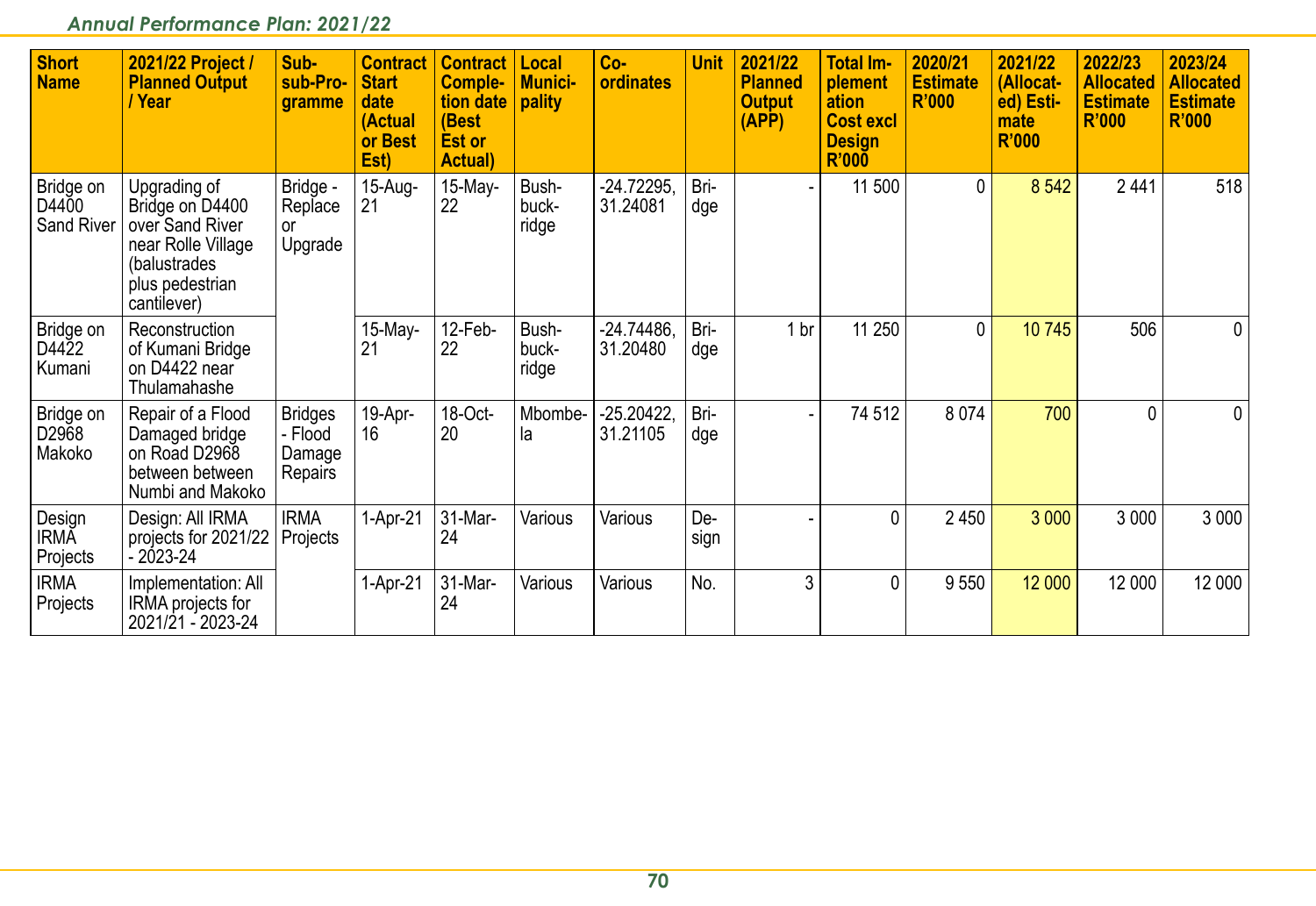| Short Name | 2021/22 Project / Planned Output / Year | Sub-sub-Programme | Contract Start date (Actual or Best Est) | Contract Completion date (Best Est or Actual) | Local Municipality | Co-ordinates | Unit | 2021/22 Planned Output (APP) | Total Implementation Cost excl Design R'000 | 2020/21 Estimate R'000 | 2021/22 (Allocated) Estimate R'000 | 2022/23 Allocated Estimate R'000 | 2023/24 Allocated Estimate R'000 |
|---|---|---|---|---|---|---|---|---|---|---|---|---|---|
| Bridge on D4400 Sand River | Upgrading of Bridge on D4400 over Sand River near Rolle Village (balustrades plus pedestrian cantilever) | Bridge - Replace or Upgrade | 15-Aug-21 | 15-May-22 | Bushbuckridge | -24.72295, 31.24081 | Bridge | - | 11 500 | 0 | 8 542 | 2 441 | 518 |
| Bridge on D4422 Kumani | Reconstruction of Kumani Bridge on D4422 near Thulamahashe | | 15-May-21 | 12-Feb-22 | Bushbuckridge | -24.74486, 31.20480 | Bridge | 1 br | 11 250 | 0 | 10 745 | 506 | 0 |
| Bridge on D2968 Makoko | Repair of a Flood Damaged bridge on Road D2968 between between Numbi and Makoko | Bridges - Flood Damage Repairs | 19-Apr-16 | 18-Oct-20 | Mbombela | -25.20422, 31.21105 | Bridge | - | 74 512 | 8 074 | 700 | 0 | 0 |
| Design IRMA Projects | Design: All IRMA projects for 2021/22 - 2023-24 | IRMA Projects | 1-Apr-21 | 31-Mar-24 | Various | Various | Design | - | 0 | 2 450 | 3 000 | 3 000 | 3 000 |
| IRMA Projects | Implementation: All IRMA projects for 2021/21 - 2023-24 | | 1-Apr-21 | 31-Mar-24 | Various | Various | No. | 3 | 0 | 9 550 | 12 000 | 12 000 | 12 000 |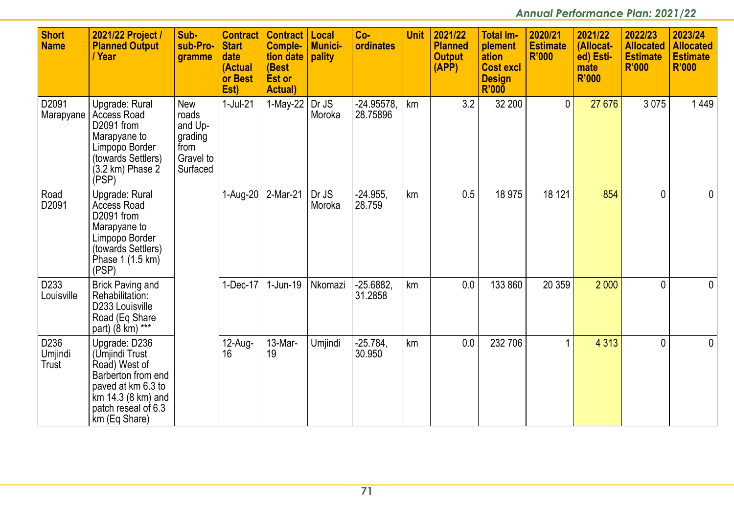| Short Name | 2021/22 Project / Planned Output / Year | Sub-sub-Programme | Contract Start date (Actual or Best Est) | Contract Completion date (Best Est or Actual) | Local Municipality | Co-ordinates | Unit | 2021/22 Planned Output (APP) | Total Implementation Cost excl Design R'000 | 2020/21 Estimate R'000 | 2021/22 (Allocated) Estimate R'000 | 2022/23 Allocated Estimate R'000 | 2023/24 Allocated Estimate R'000 |
|---|---|---|---|---|---|---|---|---|---|---|---|---|---|
| D2091 Marapyane | Upgrade: Rural Access Road D2091 from Marapyane to Limpopo Border (towards Settlers) (3.2 km) Phase 2 (PSP) | New roads and Upgrading from Gravel to Surfaced | 1-Jul-21 | 1-May-22 | Dr JS Moroka | -24.95578, 28.75896 | km | 3.2 | 32 200 | 0 | 27 676 | 3 075 | 1 449 |
| Road D2091 | Upgrade: Rural Access Road D2091 from Marapyane to Limpopo Border (towards Settlers) Phase 1 (1.5 km) (PSP) | | 1-Aug-20 | 2-Mar-21 | Dr JS Moroka | -24.955, 28.759 | km | 0.5 | 18 975 | 18 121 | 854 | 0 | 0 |
| D233 Louisville | Brick Paving and Rehabilitation: D233 Louisville Road (Eq Share part) (8 km) *** | | 1-Dec-17 | 1-Jun-19 | Nkomazi | -25.6882, 31.2858 | km | 0.0 | 133 860 | 20 359 | 2 000 | 0 | 0 |
| D236 Umjindi Trust | Upgrade: D236 (Umjindi Trust Road) West of Barberton from end paved at km 6.3 to km 14.3 (8 km) and patch reseal of 6.3 km (Eq Share) | | 12-Aug-16 | 13-Mar-19 | Umjindi | -25.784, 30.950 | km | 0.0 | 232 706 | 1 | 4 313 | 0 | 0 |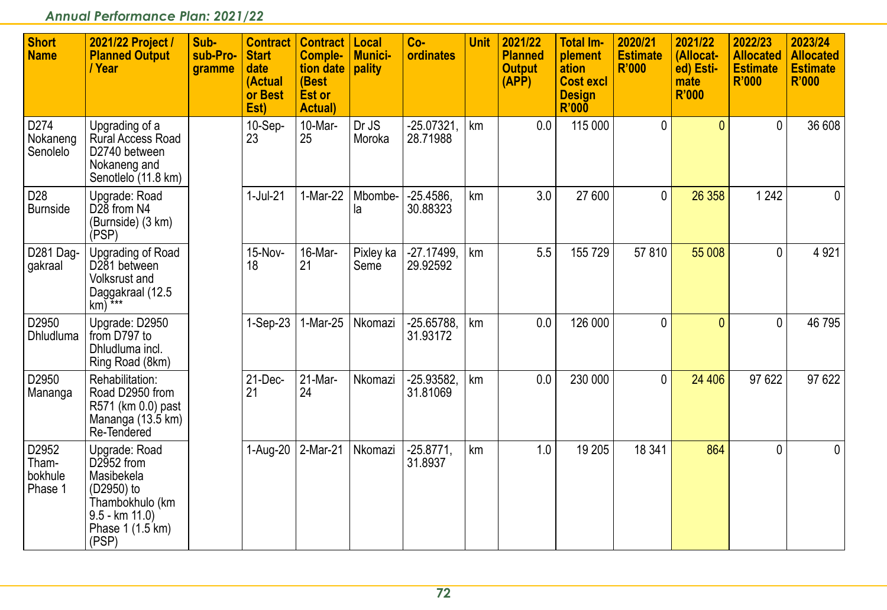| Short Name | 2021/22 Project / Planned Output / Year | Sub-sub-Programme | Contract Start date (Actual or Best Est) | Contract Completion date (Best Est or Actual) | Local Municipality | Co-ordinates | Unit | 2021/22 Planned Output (APP) | Total Implementation Cost excl Design R'000 | 2020/21 Estimate R'000 | 2021/22 (Allocated) Estimate R'000 | 2022/23 Allocated Estimate R'000 | 2023/24 Allocated Estimate R'000 |
|---|---|---|---|---|---|---|---|---|---|---|---|---|---|
| D274 Nokaneng Senolelo | Upgrading of a Rural Access Road D2740 between Nokaneng and Senotlelo (11.8 km) | | 10-Sep-23 | 10-Mar-25 | Dr JS Moroka | -25.07321, 28.71988 | km | 0.0 | 115 000 | 0 | 0 | 0 | 36 608 |
| D28 Burnside | Upgrade: Road D28 from N4 (Burnside) (3 km) (PSP) | | 1-Jul-21 | 1-Mar-22 | Mbombela | -25.4586, 30.88323 | km | 3.0 | 27 600 | 0 | 26 358 | 1 242 | 0 |
| D281 Daggakraal | Upgrading of Road D281 between Volksrust and Daggakraal (12.5 km) *** | | 15-Nov-18 | 16-Mar-21 | Pixley ka Seme | -27.17499, 29.92592 | km | 5.5 | 155 729 | 57 810 | 55 008 | 0 | 4 921 |
| D2950 Dhludluma | Upgrade: D2950 from D797 to Dhludluma incl. Ring Road (8km) | | 1-Sep-23 | 1-Mar-25 | Nkomazi | -25.65788, 31.93172 | km | 0.0 | 126 000 | 0 | 0 | 0 | 46 795 |
| D2950 Mananga | Rehabilitation: Road D2950 from R571 (km 0.0) past Mananga (13.5 km) Re-Tendered | | 21-Dec-21 | 21-Mar-24 | Nkomazi | -25.93582, 31.81069 | km | 0.0 | 230 000 | 0 | 24 406 | 97 622 | 97 622 |
| D2952 Thambokhule Phase 1 | Upgrade: Road D2952 from Masibekela (D2950) to Thambokhulo (km 9.5 - km 11.0) Phase 1 (1.5 km) (PSP) | | 1-Aug-20 | 2-Mar-21 | Nkomazi | -25.8771, 31.8937 | km | 1.0 | 19 205 | 18 341 | 864 | 0 | 0 |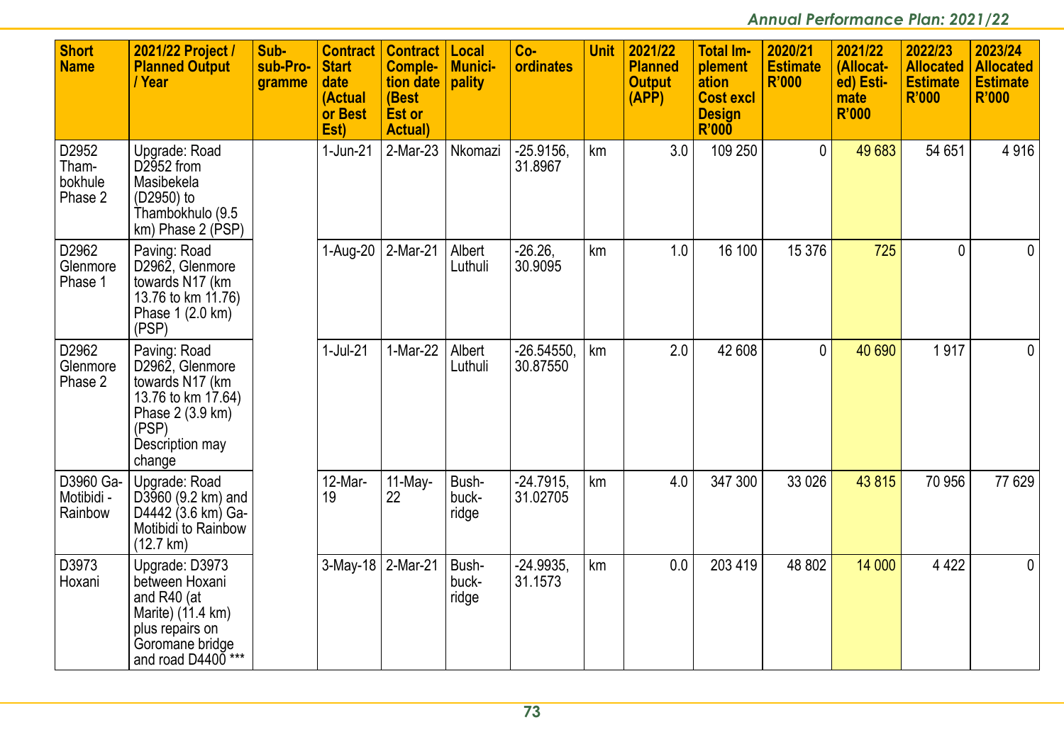| Short Name | 2021/22 Project / Planned Output / Year | Sub-sub-Programme | Contract Start date (Actual or Best Est) | Contract Completion date (Best Est or Actual) | Local Municipality | Co-ordinates | Unit | 2021/22 Planned Output (APP) | Total Implementation Cost excl Design R'000 | 2020/21 Estimate R'000 | 2021/22 (Allocated) Estimate R'000 | 2022/23 Allocated Estimate R'000 | 2023/24 Allocated Estimate R'000 |
|---|---|---|---|---|---|---|---|---|---|---|---|---|---|
| D2952 Thambokhule Phase 2 | Upgrade: Road D2952 from Masibekela (D2950) to Thambokhulo (9.5 km) Phase 2 (PSP) | | 1-Jun-21 | 2-Mar-23 | Nkomazi | -25.9156, 31.8967 | km | 3.0 | 109 250 | 0 | 49 683 | 54 651 | 4 916 |
| D2962 Glenmore Phase 1 | Paving: Road D2962, Glenmore towards N17 (km 13.76 to km 11.76) Phase 1 (2.0 km) (PSP) | | 1-Aug-20 | 2-Mar-21 | Albert Luthuli | -26.26, 30.9095 | km | 1.0 | 16 100 | 15 376 | 725 | 0 | 0 |
| D2962 Glenmore Phase 2 | Paving: Road D2962, Glenmore towards N17 (km 13.76 to km 17.64) Phase 2 (3.9 km) (PSP) Description may change | | 1-Jul-21 | 1-Mar-22 | Albert Luthuli | -26.54550, 30.87550 | km | 2.0 | 42 608 | 0 | 40 690 | 1 917 | 0 |
| D3960 Ga-Motibidi - Rainbow | Upgrade: Road D3960 (9.2 km) and D4442 (3.6 km) Ga-Motibidi to Rainbow (12.7 km) | | 12-Mar-19 | 11-May-22 | Bushbuckridge | -24.7915, 31.02705 | km | 4.0 | 347 300 | 33 026 | 43 815 | 70 956 | 77 629 |
| D3973 Hoxani | Upgrade: D3973 between Hoxani and R40 (at Marite) (11.4 km) plus repairs on Goromane bridge and road D4400 *** | | 3-May-18 | 2-Mar-21 | Bushbuckridge | -24.9935, 31.1573 | km | 0.0 | 203 419 | 48 802 | 14 000 | 4 422 | 0 |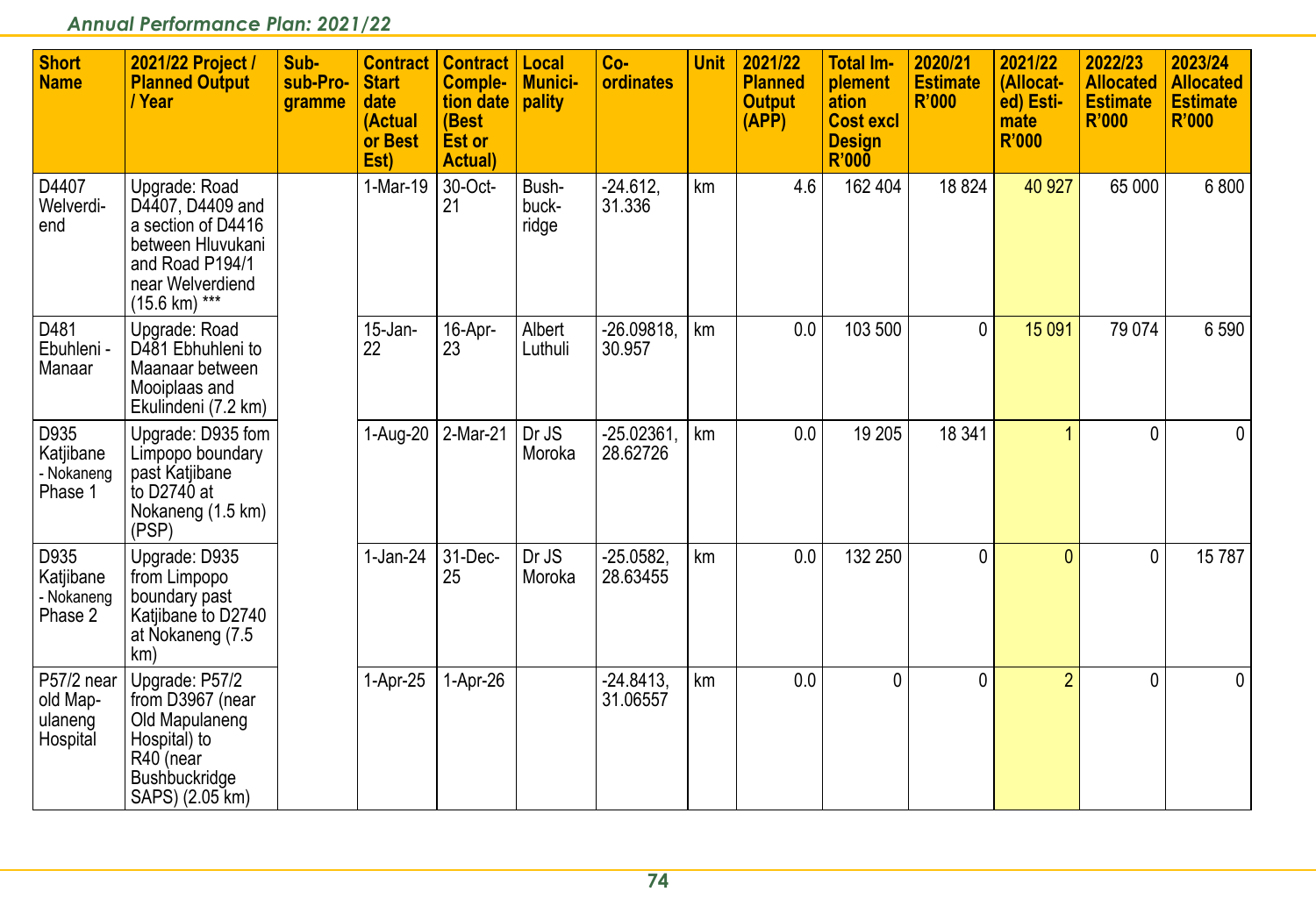| Short Name | 2021/22 Project / Planned Output / Year | Sub-sub-Programme | Contract Start date (Actual or Best Est) | Contract Completion date (Best Est or Actual) | Local Municipality | Co-ordinates | Unit | 2021/22 Planned Output (APP) | Total Implementation Cost excl Design R'000 | 2020/21 Estimate R'000 | 2021/22 (Allocated) Estimate R'000 | 2022/23 Allocated Estimate R'000 | 2023/24 Allocated Estimate R'000 |
|---|---|---|---|---|---|---|---|---|---|---|---|---|---|
| D4407 Welverdiend | Upgrade: Road D4407, D4409 and a section of D4416 between Hluvukani and Road P194/1 near Welverdiend (15.6 km) *** | | 1-Mar-19 | 30-Oct-21 | Bushbuckridge | -24.612, 31.336 | km | 4.6 | 162 404 | 18 824 | 40 927 | 65 000 | 6 800 |
| D481 Ebuhleni - Manaar | Upgrade: Road D481 Ebhuhleni to Maanaar between Mooiplaas and Ekulindeni (7.2 km) | | 15-Jan-22 | 16-Apr-23 | Albert Luthuli | -26.09818, 30.957 | km | 0.0 | 103 500 | 0 | 15 091 | 79 074 | 6 590 |
| D935 Katjibane - Nokaneng Phase 1 | Upgrade: D935 fom Limpopo boundary past Katjibane to D2740 at Nokaneng (1.5 km) (PSP) | | 1-Aug-20 | 2-Mar-21 | Dr JS Moroka | -25.02361, 28.62726 | km | 0.0 | 19 205 | 18 341 | 1 | 0 | 0 |
| D935 Katjibane - Nokaneng Phase 2 | Upgrade: D935 from Limpopo boundary past Katjibane to D2740 at Nokaneng (7.5 km) | | 1-Jan-24 | 31-Dec-25 | Dr JS Moroka | -25.0582, 28.63455 | km | 0.0 | 132 250 | 0 | 0 | 0 | 15 787 |
| P57/2 near old Mapulaneng Hospital | Upgrade: P57/2 from D3967 (near Old Mapulaneng Hospital) to R40 (near Bushbuckridge SAPS) (2.05 km) | | 1-Apr-25 | 1-Apr-26 | | -24.8413, 31.06557 | km | 0.0 | 0 | 0 | 2 | 0 | 0 |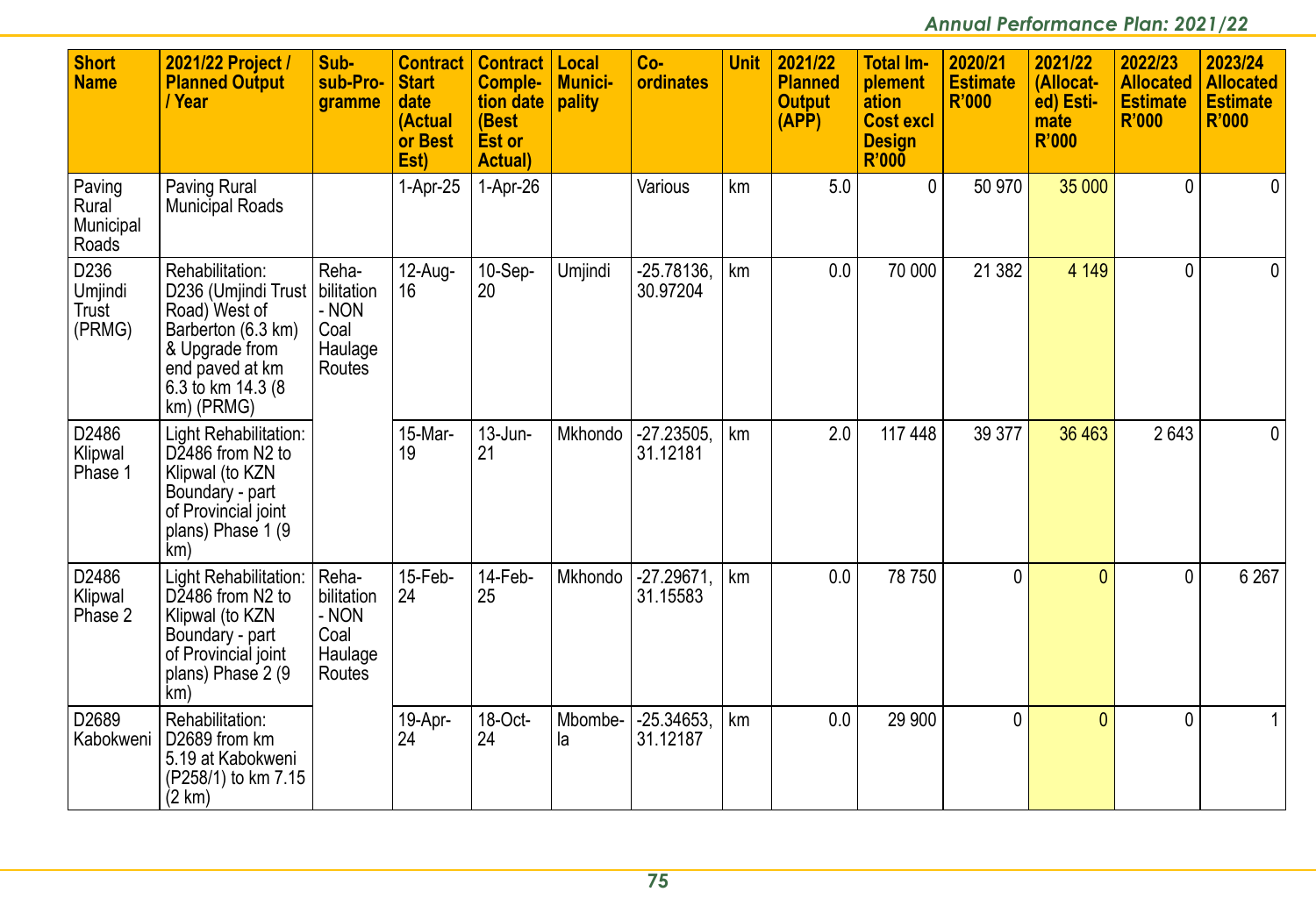| Short Name | 2021/22 Project / Planned Output / Year | Sub-sub-Programme | Contract Start date (Actual or Best Est) | Contract Completion date (Best Est or Actual) | Local Municipality | Co-ordinates | Unit | 2021/22 Planned Output (APP) | Total Implementation Cost excl Design R'000 | 2020/21 Estimate R'000 | 2021/22 (Allocated) Estimate R'000 | 2022/23 Allocated Estimate R'000 | 2023/24 Allocated Estimate R'000 |
|---|---|---|---|---|---|---|---|---|---|---|---|---|---|
| Paving Rural Municipal Roads | Paving Rural Municipal Roads | | 1-Apr-25 | 1-Apr-26 | | Various | km | 5.0 | 0 | 50 970 | 35 000 | 0 | 0 |
| D236 Umjindi Trust (PRMG) | Rehabilitation: D236 (Umjindi Trust Road) West of Barberton (6.3 km) & Upgrade from end paved at km 6.3 to km 14.3 (8 km) (PRMG) | Rehabilitation - NON Coal Haulage Routes | 12-Aug-16 | 10-Sep-20 | Umjindi | -25.78136, 30.97204 | km | 0.0 | 70 000 | 21 382 | 4 149 | 0 | 0 |
| D2486 Klipwal Phase 1 | Light Rehabilitation: D2486 from N2 to Klipwal (to KZN Boundary - part of Provincial joint plans) Phase 1 (9 km) | | 15-Mar-19 | 13-Jun-21 | Mkhondo | -27.23505, 31.12181 | km | 2.0 | 117 448 | 39 377 | 36 463 | 2 643 | 0 |
| D2486 Klipwal Phase 2 | Light Rehabilitation: D2486 from N2 to Klipwal (to KZN Boundary - part of Provincial joint plans) Phase 2 (9 km) | Rehabilitation - NON Coal Haulage Routes | 15-Feb-24 | 14-Feb-25 | Mkhondo | -27.29671, 31.15583 | km | 0.0 | 78 750 | 0 | 0 | 0 | 6 267 |
| D2689 Kabokweni | Rehabilitation: D2689 from km 5.19 at Kabokweni (P258/1) to km 7.15 (2 km) | | 19-Apr-24 | 18-Oct-24 | Mbombela | -25.34653, 31.12187 | km | 0.0 | 29 900 | 0 | 0 | 0 | 1 |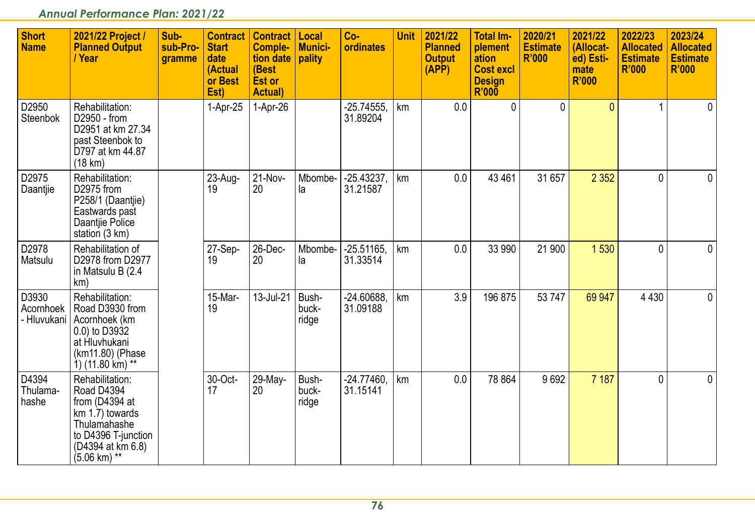| Short Name | 2021/22 Project / Planned Output / Year | Sub-sub-Programme | Contract Start date (Actual or Best Est) | Contract Completion date (Best Est or Actual) | Local Municipality | Co-ordinates | Unit | 2021/22 Planned Output (APP) | Total Implementation Cost excl Design R'000 | 2020/21 Estimate R'000 | 2021/22 (Allocated) Estimate R'000 | 2022/23 Allocated Estimate R'000 | 2023/24 Allocated Estimate R'000 |
|---|---|---|---|---|---|---|---|---|---|---|---|---|---|
| D2950 Steenbok | Rehabilitation: D2950 - from D2951 at km 27.34 past Steenbok to D797 at km 44.87 (18 km) | | 1-Apr-25 | 1-Apr-26 | | -25.74555, 31.89204 | km | 0.0 | 0 | 0 | 0 | 1 | 0 |
| D2975 Daantjie | Rehabilitation: D2975 from P258/1 (Daantjie) Eastwards past Daantjie Police station (3 km) | | 23-Aug-19 | 21-Nov-20 | Mbombela | -25.43237, 31.21587 | km | 0.0 | 43 461 | 31 657 | 2 352 | 0 | 0 |
| D2978 Matsulu | Rehabilitation of D2978 from D2977 in Matsulu B (2.4 km) | | 27-Sep-19 | 26-Dec-20 | Mbombela | -25.51165, 31.33514 | km | 0.0 | 33 990 | 21 900 | 1 530 | 0 | 0 |
| D3930 Acornhoek - Hluvukani | Rehabilitation: Road D3930 from Acornhoek (km 0.0) to D3932 at Hluvhukani (km11.80) (Phase 1) (11.80 km) ** | | 15-Mar-19 | 13-Jul-21 | Bushbuckridge | -24.60688, 31.09188 | km | 3.9 | 196 875 | 53 747 | 69 947 | 4 430 | 0 |
| D4394 Thulamahashe | Rehabilitation: Road D4394 from (D4394 at km 1.7) towards Thulamahashe to D4396 T-junction (D4394 at km 6.8) (5.06 km) ** | | 30-Oct-17 | 29-May-20 | Bushbuckridge | -24.77460, 31.15141 | km | 0.0 | 78 864 | 9 692 | 7 187 | 0 | 0 |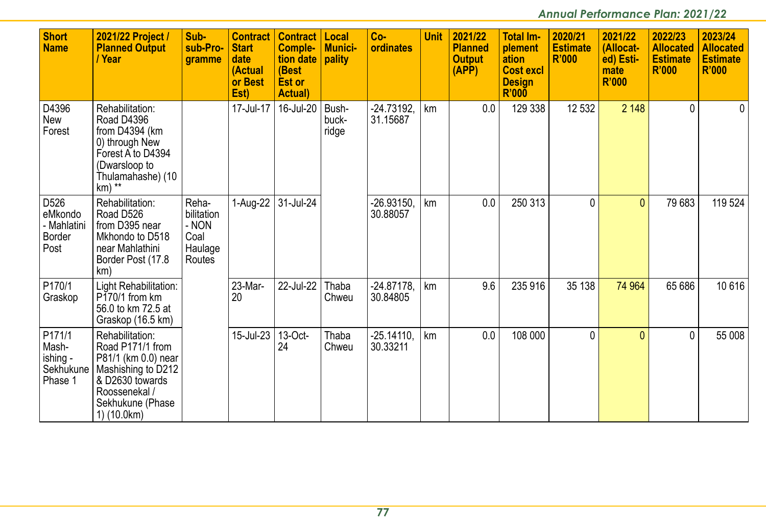| Short Name | 2021/22 Project / Planned Output / Year | Sub-sub-Programme | Contract Start date (Actual or Best Est) | Contract Completion date (Best Est or Actual) | Local Municipality | Co-ordinates | Unit | 2021/22 Planned Output (APP) | Total Implementation Cost excl Design R'000 | 2020/21 Estimate R'000 | 2021/22 (Allocated) Estimate R'000 | 2022/23 Allocated Estimate R'000 | 2023/24 Allocated Estimate R'000 |
|---|---|---|---|---|---|---|---|---|---|---|---|---|---|
| D4396 New Forest | Rehabilitation: Road D4396 from D4394 (km 0) through New Forest A to D4394 (Dwarsloop to Thulamahashe) (10 km) ** | | 17-Jul-17 | 16-Jul-20 | Bushbuckridge | -24.73192, 31.15687 | km | 0.0 | 129 338 | 12 532 | 2 148 | 0 | 0 |
| D526 eMkondo - Mahlatini Border Post | Rehabilitation: Road D526 from D395 near Mkhondo to D518 near Mahlathini Border Post (17.8 km) | Rehabilitation - NON Coal Haulage Routes | 1-Aug-22 | 31-Jul-24 | | -26.93150, 30.88057 | km | 0.0 | 250 313 | 0 | 0 | 79 683 | 119 524 |
| P170/1 Graskop | Light Rehabilitation: P170/1 from km 56.0 to km 72.5 at Graskop (16.5 km) | | 23-Mar-20 | 22-Jul-22 | Thaba Chweu | -24.87178, 30.84805 | km | 9.6 | 235 916 | 35 138 | 74 964 | 65 686 | 10 616 |
| P171/1 Mashishing - Sekhukune Phase 1 | Rehabilitation: Road P171/1 from P81/1 (km 0.0) near Mashishing to D212 & D2630 towards Roossenekal / Sekhukune (Phase 1) (10.0km) | | 15-Jul-23 | 13-Oct-24 | Thaba Chweu | -25.14110, 30.33211 | km | 0.0 | 108 000 | 0 | 0 | 0 | 55 008 |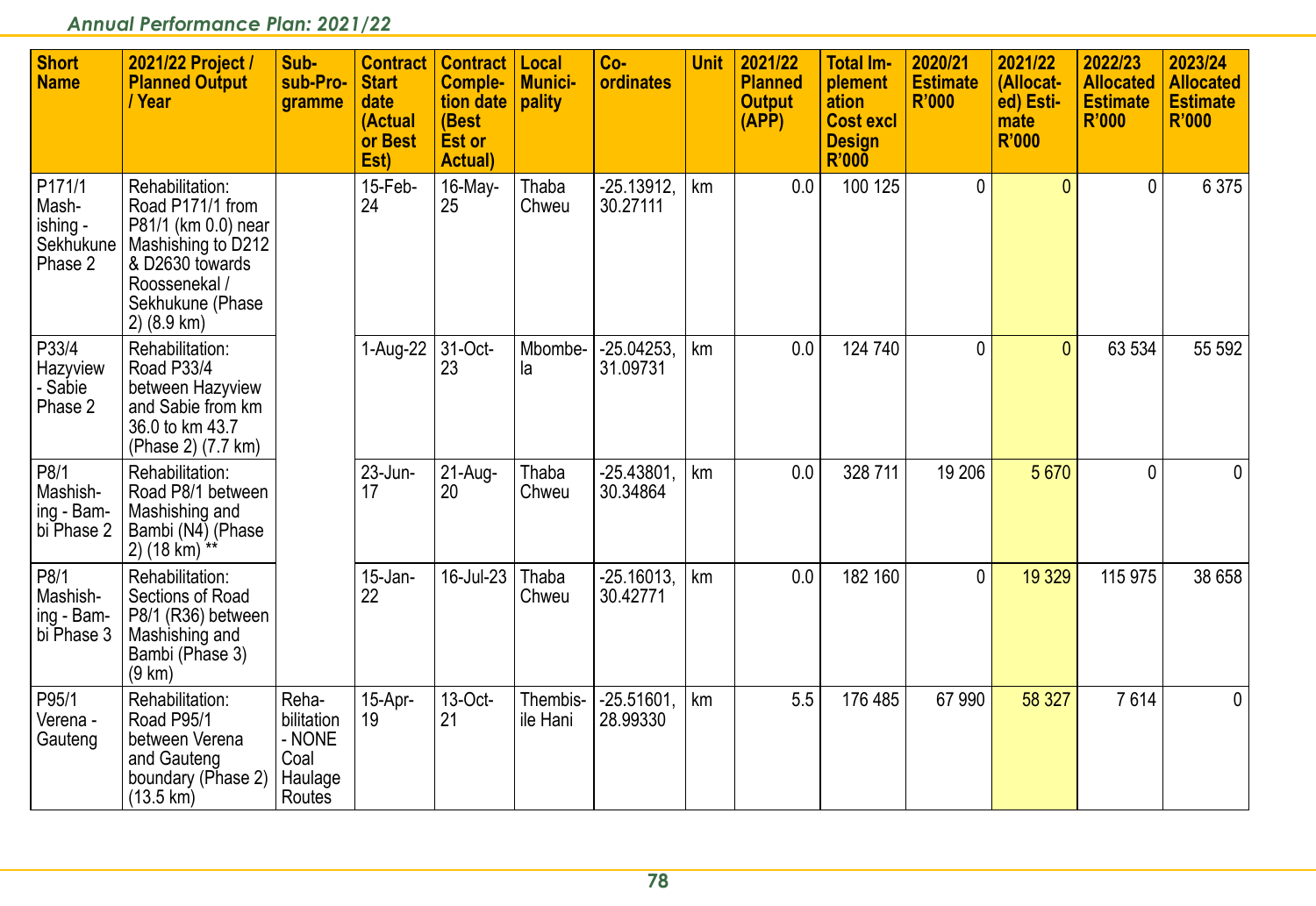| Short Name | 2021/22 Project / Planned Output / Year | Sub-sub-Programme | Contract Start date (Actual or Best Est) | Contract Completion date (Best Est or Actual) | Local Municipality | Co-ordinates | Unit | 2021/22 Planned Output (APP) | Total Implementation Cost excl Design R'000 | 2020/21 Estimate R'000 | 2021/22 (Allocated) Estimate R'000 | 2022/23 Allocated Estimate R'000 | 2023/24 Allocated Estimate R'000 |
|---|---|---|---|---|---|---|---|---|---|---|---|---|---|
| P171/1 Mashishing - Sekhukune Phase 2 | Rehabilitation: Road P171/1 from P81/1 (km 0.0) near Mashishing to D212 & D2630 towards Roossenekal / Sekhukune (Phase 2) (8.9 km) | | 15-Feb-24 | 16-May-25 | Thaba Chweu | -25.13912, 30.27111 | km | 0.0 | 100 125 | 0 | 0 | 0 | 6 375 |
| P33/4 Hazyview - Sabie Phase 2 | Rehabilitation: Road P33/4 between Hazyview and Sabie from km 36.0 to km 43.7 (Phase 2) (7.7 km) | | 1-Aug-22 | 31-Oct-23 | Mbombela | -25.04253, 31.09731 | km | 0.0 | 124 740 | 0 | 0 | 63 534 | 55 592 |
| P8/1 Mashishing - Bambi Phase 2 | Rehabilitation: Road P8/1 between Mashishing and Bambi (N4) (Phase 2) (18 km) ** | | 23-Jun-17 | 21-Aug-20 | Thaba Chweu | -25.43801, 30.34864 | km | 0.0 | 328 711 | 19 206 | 5 670 | 0 | 0 |
| P8/1 Mashishing - Bambi Phase 3 | Rehabilitation: Sections of Road P8/1 (R36) between Mashishing and Bambi (Phase 3) (9 km) | | 15-Jan-22 | 16-Jul-23 | Thaba Chweu | -25.16013, 30.42771 | km | 0.0 | 182 160 | 0 | 19 329 | 115 975 | 38 658 |
| P95/1 Verena - Gauteng | Rehabilitation: Road P95/1 between Verena and Gauteng boundary (Phase 2) (13.5 km) | Rehabilitation - NONE Coal Haulage Routes | 15-Apr-19 | 13-Oct-21 | Thembisile Hani | -25.51601, 28.99330 | km | 5.5 | 176 485 | 67 990 | 58 327 | 7 614 | 0 |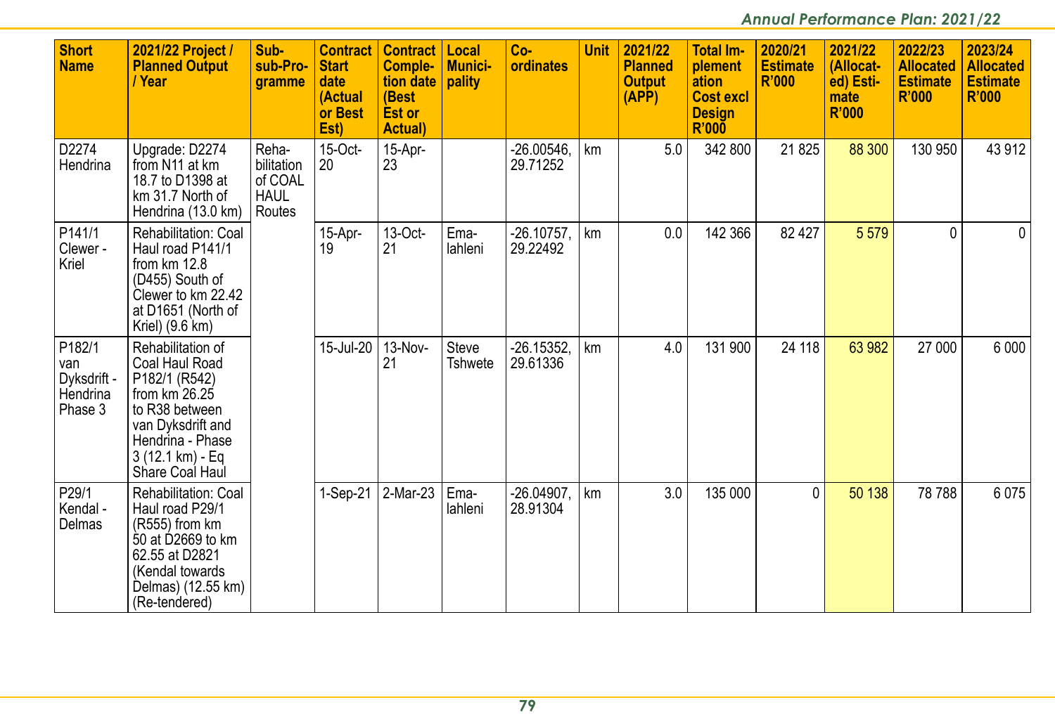| Short Name | 2021/22 Project / Planned Output / Year | Sub-sub-Programme | Contract Start date (Actual or Best Est) | Contract Completion date (Best Est or Actual) | Local Municipality | Co-ordinates | Unit | 2021/22 Planned Output (APP) | Total Implementation Cost excl Design R'000 | 2020/21 Estimate R'000 | 2021/22 (Allocated) Estimate R'000 | 2022/23 Allocated Estimate R'000 | 2023/24 Allocated Estimate R'000 |
|---|---|---|---|---|---|---|---|---|---|---|---|---|---|
| D2274 Hendrina | Upgrade: D2274 from N11 at km 18.7 to D1398 at km 31.7 North of Hendrina (13.0 km) | Rehabilitation of COAL HAUL Routes | 15-Oct-20 | 15-Apr-23 | | -26.00546, 29.71252 | km | 5.0 | 342 800 | 21 825 | 88 300 | 130 950 | 43 912 |
| P141/1 Clewer - Kriel | Rehabilitation: Coal Haul road P141/1 from km 12.8 (D455) South of Clewer to km 22.42 at D1651 (North of Kriel) (9.6 km) | | 15-Apr-19 | 13-Oct-21 | Emalahleni | -26.10757, 29.22492 | km | 0.0 | 142 366 | 82 427 | 5 579 | 0 | 0 |
| P182/1 van Dyksdrift - Hendrina Phase 3 | Rehabilitation of Coal Haul Road P182/1 (R542) from km 26.25 to R38 between van Dyksdrift and Hendrina - Phase 3 (12.1 km) - Eq Share Coal Haul | | 15-Jul-20 | 13-Nov-21 | Steve Tshwete | -26.15352, 29.61336 | km | 4.0 | 131 900 | 24 118 | 63 982 | 27 000 | 6 000 |
| P29/1 Kendal - Delmas | Rehabilitation: Coal Haul road P29/1 (R555) from km 50 at D2669 to km 62.55 at D2821 (Kendal towards Delmas) (12.55 km) (Re-tendered) | | 1-Sep-21 | 2-Mar-23 | Emalahleni | -26.04907, 28.91304 | km | 3.0 | 135 000 | 0 | 50 138 | 78 788 | 6 075 |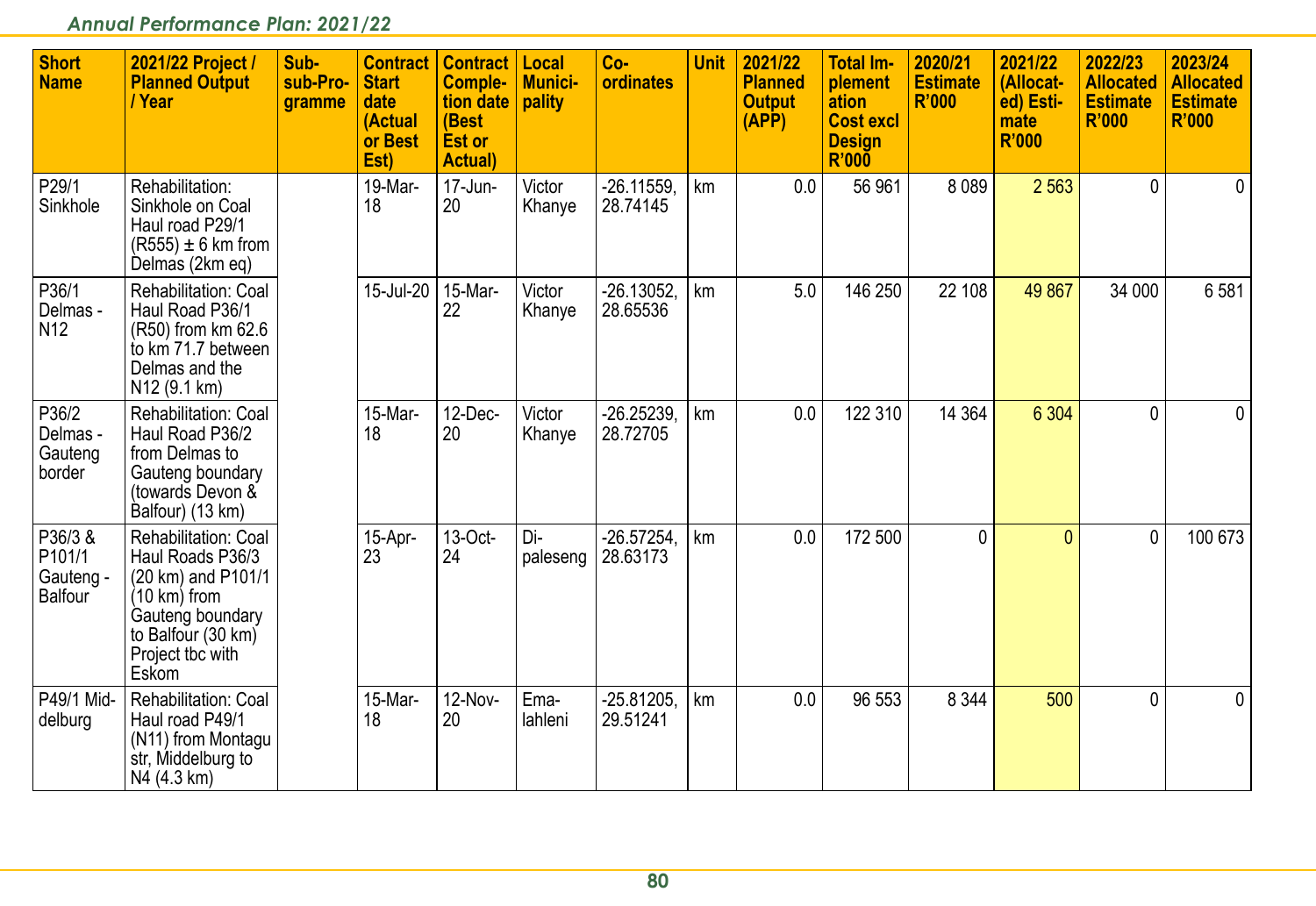| Short Name | 2021/22 Project / Planned Output / Year | Sub-sub-Programme | Contract Start date (Actual or Best Est) | Contract Completion date (Best Est or Actual) | Local Municipality | Co-ordinates | Unit | 2021/22 Planned Output (APP) | Total Implementation Cost excl Design R'000 | 2020/21 Estimate R'000 | 2021/22 (Allocated) Estimate R'000 | 2022/23 Allocated Estimate R'000 | 2023/24 Allocated Estimate R'000 |
|---|---|---|---|---|---|---|---|---|---|---|---|---|---|
| P29/1 Sinkhole | Rehabilitation: Sinkhole on Coal Haul road P29/1 (R555) ± 6 km from Delmas (2km eq) | | 19-Mar-18 | 17-Jun-20 | Victor Khanye | -26.11559, 28.74145 | km | 0.0 | 56 961 | 8 089 | 2 563 | 0 | 0 |
| P36/1 Delmas - N12 | Rehabilitation: Coal Haul Road P36/1 (R50) from km 62.6 to km 71.7 between Delmas and the N12 (9.1 km) | | 15-Jul-20 | 15-Mar-22 | Victor Khanye | -26.13052, 28.65536 | km | 5.0 | 146 250 | 22 108 | 49 867 | 34 000 | 6 581 |
| P36/2 Delmas - Gauteng border | Rehabilitation: Coal Haul Road P36/2 from Delmas to Gauteng boundary (towards Devon & Balfour) (13 km) | | 15-Mar-18 | 12-Dec-20 | Victor Khanye | -26.25239, 28.72705 | km | 0.0 | 122 310 | 14 364 | 6 304 | 0 | 0 |
| P36/3 & P101/1 Gauteng - Balfour | Rehabilitation: Coal Haul Roads P36/3 (20 km) and P101/1 (10 km) from Gauteng boundary to Balfour (30 km) Project tbc with Eskom | | 15-Apr-23 | 13-Oct-24 | Dipaleseng | -26.57254, 28.63173 | km | 0.0 | 172 500 | 0 | 0 | 0 | 100 673 |
| P49/1 Middelburg | Rehabilitation: Coal Haul road P49/1 (N11) from Montagu str, Middelburg to N4 (4.3 km) | | 15-Mar-18 | 12-Nov-20 | Emalahleni | -25.81205, 29.51241 | km | 0.0 | 96 553 | 8 344 | 500 | 0 | 0 |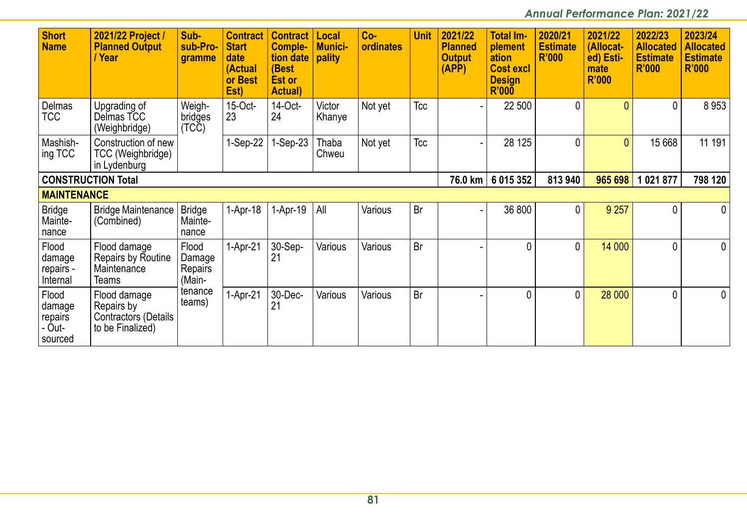| Short Name | 2021/22 Project / Planned Output / Year | Sub-sub-Programme | Contract Start date (Actual or Best Est) | Contract Completion date (Best Est or Actual) | Local Municipality | Co-ordinates | Unit | 2021/22 Planned Output (APP) | Total Implementation Cost excl Design R'000 | 2020/21 Estimate R'000 | 2021/22 (Allocated) Estimate R'000 | 2022/23 Allocated Estimate R'000 | 2023/24 Allocated Estimate R'000 |
|---|---|---|---|---|---|---|---|---|---|---|---|---|---|
| Delmas TCC | Upgrading of Delmas TCC (Weighbridge) | Weighbridges (TCC) | 15-Oct-23 | 14-Oct-24 | Victor Khanye | Not yet | Tcc | - | 22 500 | 0 | 0 | 0 | 8 953 |
| Mashishing TCC | Construction of new TCC (Weighbridge) in Lydenburg | | 1-Sep-22 | 1-Sep-23 | Thaba Chweu | Not yet | Tcc | - | 28 125 | 0 | 0 | 15 668 | 11 191 |
| **CONSTRUCTION Total** | | | | | | | | **76.0 km** | **6 015 352** | **813 940** | **965 698** | **1 021 877** | **798 120** |
| **MAINTENANCE** | | | | | | | | | | | | | |
| Bridge Maintenance | Bridge Maintenance (Combined) | Bridge Maintenance | 1-Apr-18 | 1-Apr-19 | All | Various | Br | - | 36 800 | 0 | 9 257 | 0 | 0 |
| Flood damage repairs - Internal | Flood damage Repairs by Routine Maintenance Teams | Flood Damage Repairs (Maintenance teams) | 1-Apr-21 | 30-Sep-21 | Various | Various | Br | - | 0 | 0 | 14 000 | 0 | 0 |
| Flood damage repairs - Outsourced | Flood damage Repairs by Contractors (Details to be Finalized) | | 1-Apr-21 | 30-Dec-21 | Various | Various | Br | - | 0 | 0 | 28 000 | 0 | 0 |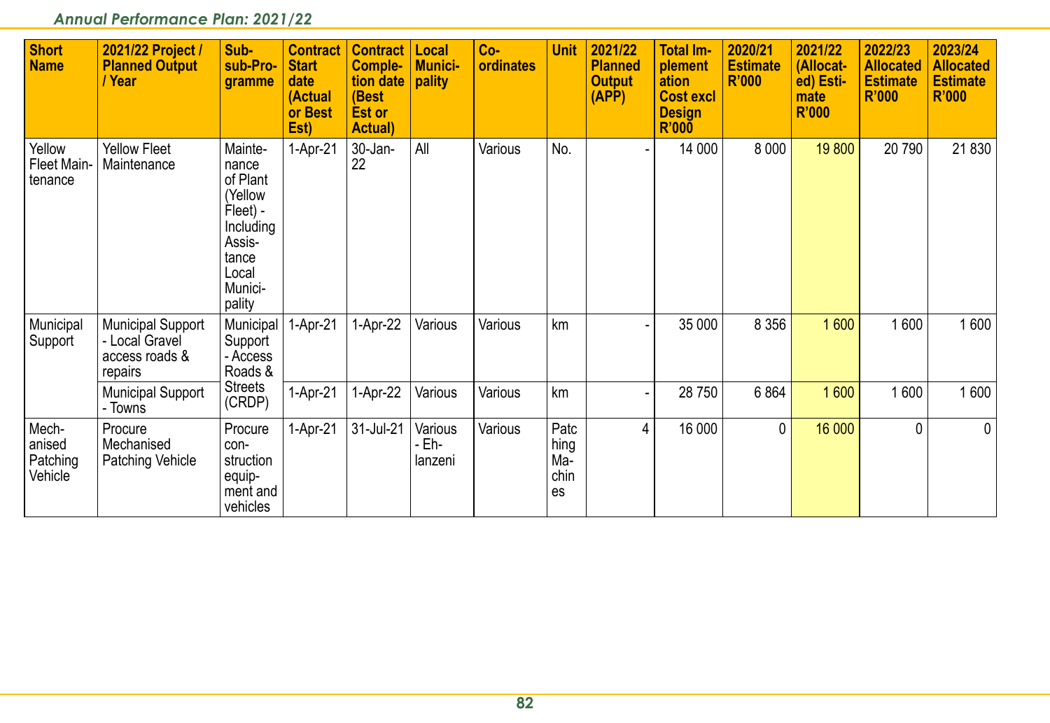| Short Name | 2021/22 Project / Planned Output / Year | Sub-sub-Programme | Contract Start date (Actual or Best Est) | Contract Completion date (Best Est or Actual) | Local Municipality | Co-ordinates | Unit | 2021/22 Planned Output (APP) | Total Implementation Cost excl Design R'000 | 2020/21 Estimate R'000 | 2021/22 (Allocated) Estimate R'000 | 2022/23 Allocated Estimate R'000 | 2023/24 Allocated Estimate R'000 |
|---|---|---|---|---|---|---|---|---|---|---|---|---|---|
| Yellow Fleet Maintenance | Yellow Fleet Maintenance | Maintenance of Plant (Yellow Fleet) - Including Assistance Local Municipality | 1-Apr-21 | 30-Jan-22 | All | Various | No. | - | 14 000 | 8 000 | 19 800 | 20 790 | 21 830 |
| Municipal Support | Municipal Support - Local Gravel access roads & repairs | Municipal Support - Access Roads & Streets (CRDP) | 1-Apr-21 | 1-Apr-22 | Various | Various | km | - | 35 000 | 8 356 | 1 600 | 1 600 | 1 600 |
| | Municipal Support - Towns | | 1-Apr-21 | 1-Apr-22 | Various | Various | km | - | 28 750 | 6 864 | 1 600 | 1 600 | 1 600 |
| Mechanised Patching Vehicle | Procure Mechanised Patching Vehicle | Procure construction equipment and vehicles | 1-Apr-21 | 31-Jul-21 | Various - Ehlanzeni | Various | Patching Machines | 4 | 16 000 | 0 | 16 000 | 0 | 0 |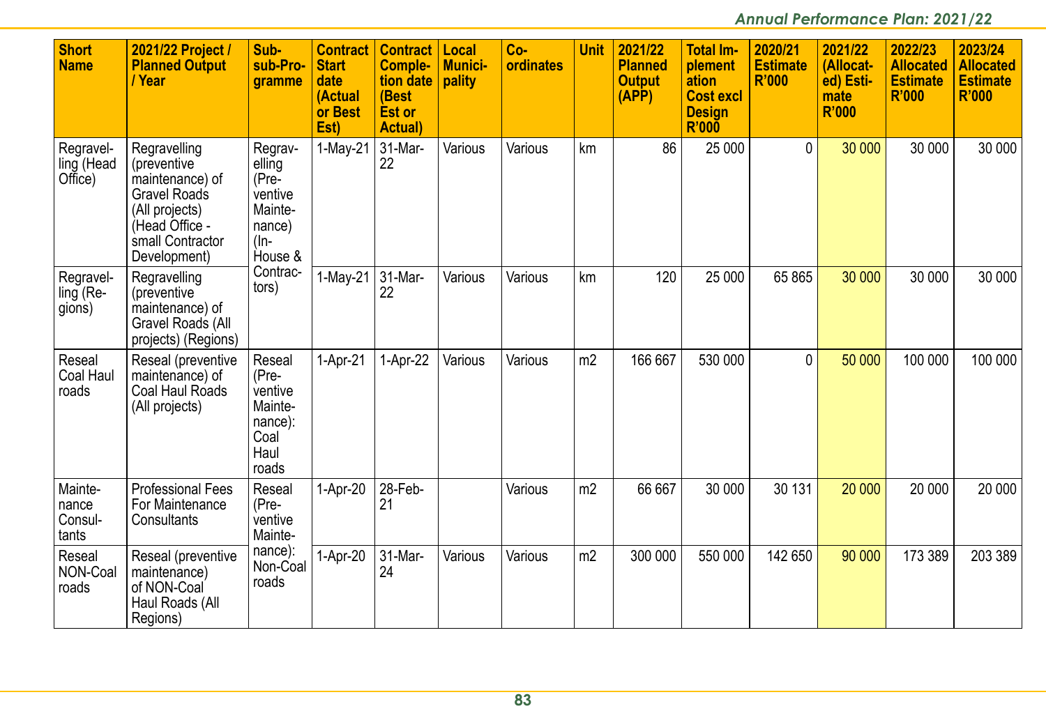| Short Name | 2021/22 Project / Planned Output / Year | Sub-sub-Programme | Contract Start date (Actual or Best Est) | Contract Completion date (Best Est or Actual) | Local Municipality | Co-ordinates | Unit | 2021/22 Planned Output (APP) | Total Implementation Cost excl Design R'000 | 2020/21 Estimate R'000 | 2021/22 (Allocated) Estimate R'000 | 2022/23 Allocated Estimate R'000 | 2023/24 Allocated Estimate R'000 |
|---|---|---|---|---|---|---|---|---|---|---|---|---|---|
| Regravelling (Head Office) | Regravelling (preventive maintenance) of Gravel Roads (All projects) (Head Office - small Contractor Development) | Regravelling (Preventive Maintenance) (In-House & Contractors) | 1-May-21 | 31-Mar-22 | Various | Various | km | 86 | 25 000 | 0 | 30 000 | 30 000 | 30 000 |
| Regravelling (Regions) | Regravelling (preventive maintenance) of Gravel Roads (All projects) (Regions) | | 1-May-21 | 31-Mar-22 | Various | Various | km | 120 | 25 000 | 65 865 | 30 000 | 30 000 | 30 000 |
| Reseal Coal Haul roads | Reseal (preventive maintenance) of Coal Haul Roads (All projects) | Reseal (Preventive Maintenance): Coal Haul roads | 1-Apr-21 | 1-Apr-22 | Various | Various | m2 | 166 667 | 530 000 | 0 | 50 000 | 100 000 | 100 000 |
| Maintenance Consultants | Professional Fees For Maintenance Consultants | Reseal (Preventive Maintenance): Non-Coal roads | 1-Apr-20 | 28-Feb-21 | | Various | m2 | 66 667 | 30 000 | 30 131 | 20 000 | 20 000 | 20 000 |
| Reseal NON-Coal roads | Reseal (preventive maintenance) of NON-Coal Haul Roads (All Regions) | | 1-Apr-20 | 31-Mar-24 | Various | Various | m2 | 300 000 | 550 000 | 142 650 | 90 000 | 173 389 | 203 389 |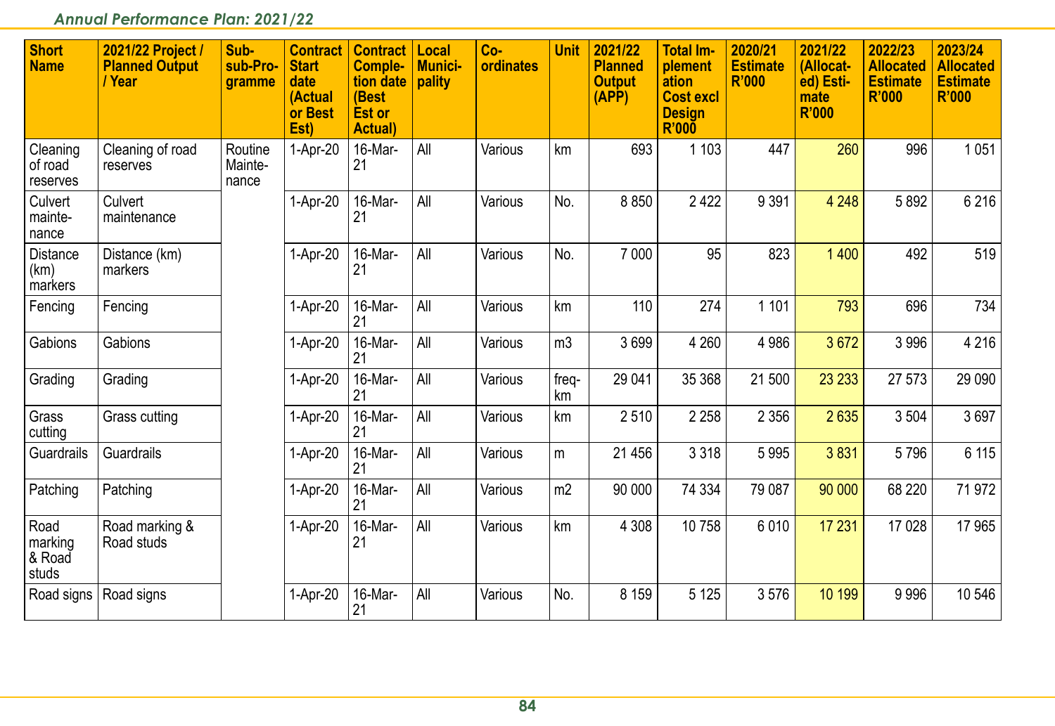| Short Name | 2021/22 Project / Planned Output / Year | Sub-sub-Programme | Contract Start date (Actual or Best Est) | Contract Completion date (Best Est or Actual) | Local Municipality | Co-ordinates | Unit | 2021/22 Planned Output (APP) | Total Implementation Cost excl Design R'000 | 2020/21 Estimate R'000 | 2021/22 (Allocated) Estimate R'000 | 2022/23 Allocated Estimate R'000 | 2023/24 Allocated Estimate R'000 |
|---|---|---|---|---|---|---|---|---|---|---|---|---|---|
| Cleaning of road reserves | Cleaning of road reserves | Routine Maintenance | 1-Apr-20 | 16-Mar-21 | All | Various | km | 693 | 1 103 | 447 | 260 | 996 | 1 051 |
| Culvert maintenance | Culvert maintenance | | 1-Apr-20 | 16-Mar-21 | All | Various | No. | 8 850 | 2 422 | 9 391 | 4 248 | 5 892 | 6 216 |
| Distance (km) markers | Distance (km) markers | | 1-Apr-20 | 16-Mar-21 | All | Various | No. | 7 000 | 95 | 823 | 1 400 | 492 | 519 |
| Fencing | Fencing | | 1-Apr-20 | 16-Mar-21 | All | Various | km | 110 | 274 | 1 101 | 793 | 696 | 734 |
| Gabions | Gabions | | 1-Apr-20 | 16-Mar-21 | All | Various | m3 | 3 699 | 4 260 | 4 986 | 3 672 | 3 996 | 4 216 |
| Grading | Grading | | 1-Apr-20 | 16-Mar-21 | All | Various | freq-km | 29 041 | 35 368 | 21 500 | 23 233 | 27 573 | 29 090 |
| Grass cutting | Grass cutting | | 1-Apr-20 | 16-Mar-21 | All | Various | km | 2 510 | 2 258 | 2 356 | 2 635 | 3 504 | 3 697 |
| Guardrails | Guardrails | | 1-Apr-20 | 16-Mar-21 | All | Various | m | 21 456 | 3 318 | 5 995 | 3 831 | 5 796 | 6 115 |
| Patching | Patching | | 1-Apr-20 | 16-Mar-21 | All | Various | m2 | 90 000 | 74 334 | 79 087 | 90 000 | 68 220 | 71 972 |
| Road marking & Road studs | Road marking & Road studs | | 1-Apr-20 | 16-Mar-21 | All | Various | km | 4 308 | 10 758 | 6 010 | 17 231 | 17 028 | 17 965 |
| Road signs | Road signs | | 1-Apr-20 | 16-Mar-21 | All | Various | No. | 8 159 | 5 125 | 3 576 | 10 199 | 9 996 | 10 546 |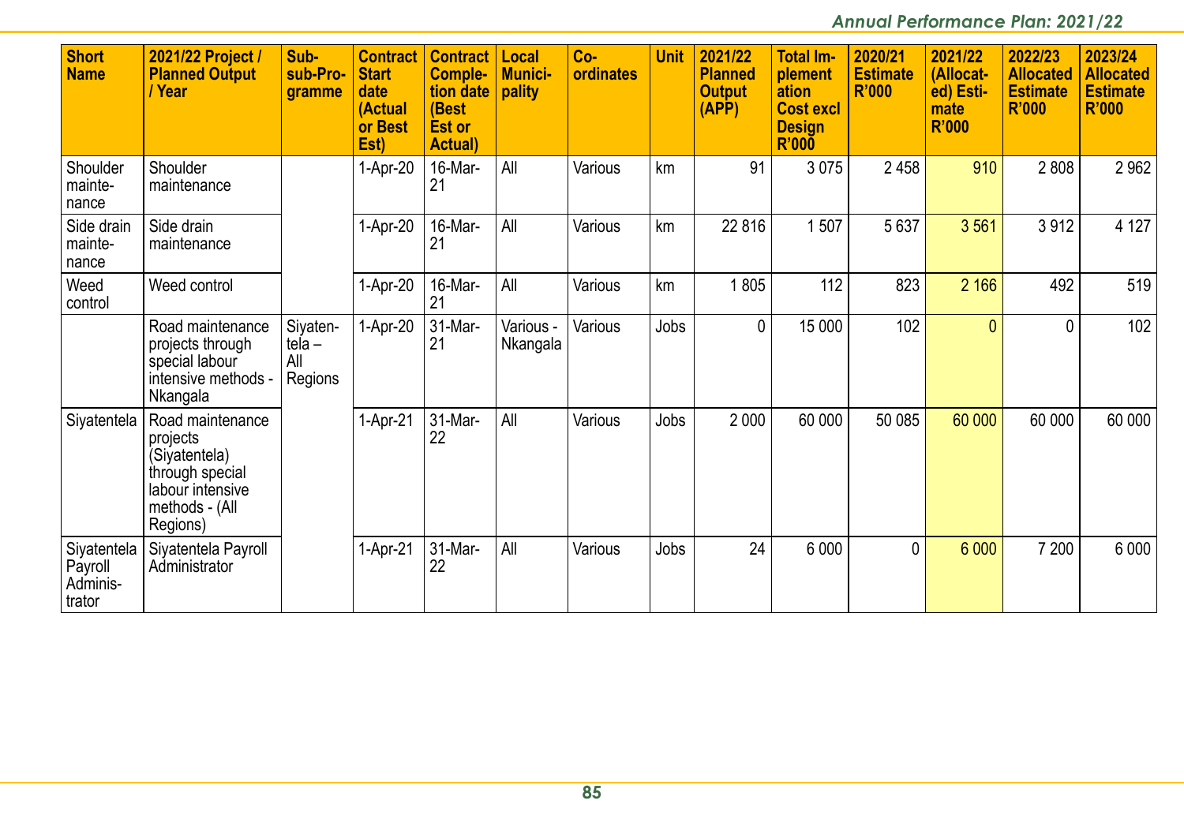| Short Name | 2021/22 Project / Planned Output / Year | Sub-sub-Programme | Contract Start date (Actual or Best Est) | Contract Completion date (Best Est or Actual) | Local Municipality | Co-ordinates | Unit | 2021/22 Planned Output (APP) | Total Implementation Cost excl Design R'000 | 2020/21 Estimate R'000 | 2021/22 (Allocated) Estimate R'000 | 2022/23 Allocated Estimate R'000 | 2023/24 Allocated Estimate R'000 |
|---|---|---|---|---|---|---|---|---|---|---|---|---|---|
| Shoulder maintenance | Shoulder maintenance | | 1-Apr-20 | 16-Mar-21 | All | Various | km | 91 | 3 075 | 2 458 | 910 | 2 808 | 2 962 |
| Side drain maintenance | Side drain maintenance | | 1-Apr-20 | 16-Mar-21 | All | Various | km | 22 816 | 1 507 | 5 637 | 3 561 | 3 912 | 4 127 |
| Weed control | Weed control | | 1-Apr-20 | 16-Mar-21 | All | Various | km | 1 805 | 112 | 823 | 2 166 | 492 | 519 |
| | Road maintenance projects through special labour intensive methods - Nkangala | Siyatentela – All Regions | 1-Apr-20 | 31-Mar-21 | Various - Nkangala | Various | Jobs | 0 | 15 000 | 102 | 0 | 0 | 102 |
| Siyatentela | Road maintenance projects (Siyatentela) through special labour intensive methods - (All Regions) | | 1-Apr-21 | 31-Mar-22 | All | Various | Jobs | 2 000 | 60 000 | 50 085 | 60 000 | 60 000 | 60 000 |
| Siyatentela Payroll Administrator | Siyatentela Payroll Administrator | | 1-Apr-21 | 31-Mar-22 | All | Various | Jobs | 24 | 6 000 | 0 | 6 000 | 7 200 | 6 000 |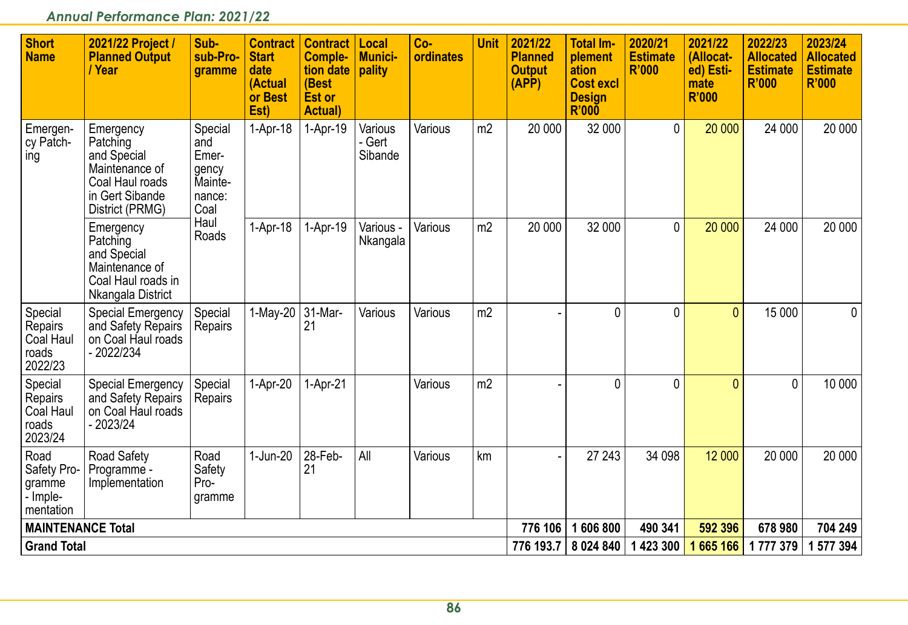| Short Name | 2021/22 Project / Planned Output / Year | Sub-sub-Programme | Contract Start date (Actual or Best Est) | Contract Completion date (Best Est or Actual) | Local Municipality | Co-ordinates | Unit | 2021/22 Planned Output (APP) | Total Implement ation Cost excl Design R'000 | 2020/21 Estimate R'000 | 2021/22 (Allocated) Estimate R'000 | 2022/23 Allocated Estimate R'000 | 2023/24 Allocated Estimate R'000 |
|---|---|---|---|---|---|---|---|---|---|---|---|---|---|
| Emergency Patching | Emergency Patching and Special Maintenance of Coal Haul roads in Gert Sibande District (PRMG) | Special and Emergency Maintenance: Coal Haul Roads | 1-Apr-18 | 1-Apr-19 | Various - Gert Sibande | Various | m2 | 20 000 | 32 000 | 0 | 20 000 | 24 000 | 20 000 |
| | Emergency Patching and Special Maintenance of Coal Haul roads in Nkangala District | | 1-Apr-18 | 1-Apr-19 | Various - Nkangala | Various | m2 | 20 000 | 32 000 | 0 | 20 000 | 24 000 | 20 000 |
| Special Repairs Coal Haul roads 2022/23 | Special Emergency and Safety Repairs on Coal Haul roads - 2022/234 | Special Repairs | 1-May-20 | 31-Mar-21 | Various | Various | m2 | - | 0 | 0 | 0 | 15 000 | 0 |
| Special Repairs Coal Haul roads 2023/24 | Special Emergency and Safety Repairs on Coal Haul roads - 2023/24 | Special Repairs | 1-Apr-20 | 1-Apr-21 | | Various | m2 | - | 0 | 0 | 0 | 0 | 10 000 |
| Road Safety Programme - Implementation | Road Safety Programme - Implementation | Road Safety Programme | 1-Jun-20 | 28-Feb-21 | All | Various | km | - | 27 243 | 34 098 | 12 000 | 20 000 | 20 000 |
| **MAINTENANCE Total** | | | | | | | | **776 106** | **1 606 800** | **490 341** | **592 396** | **678 980** | **704 249** |
| **Grand Total** | | | | | | | | **776 193.7** | **8 024 840** | **1 423 300** | **1 665 166** | **1 777 379** | **1 577 394** |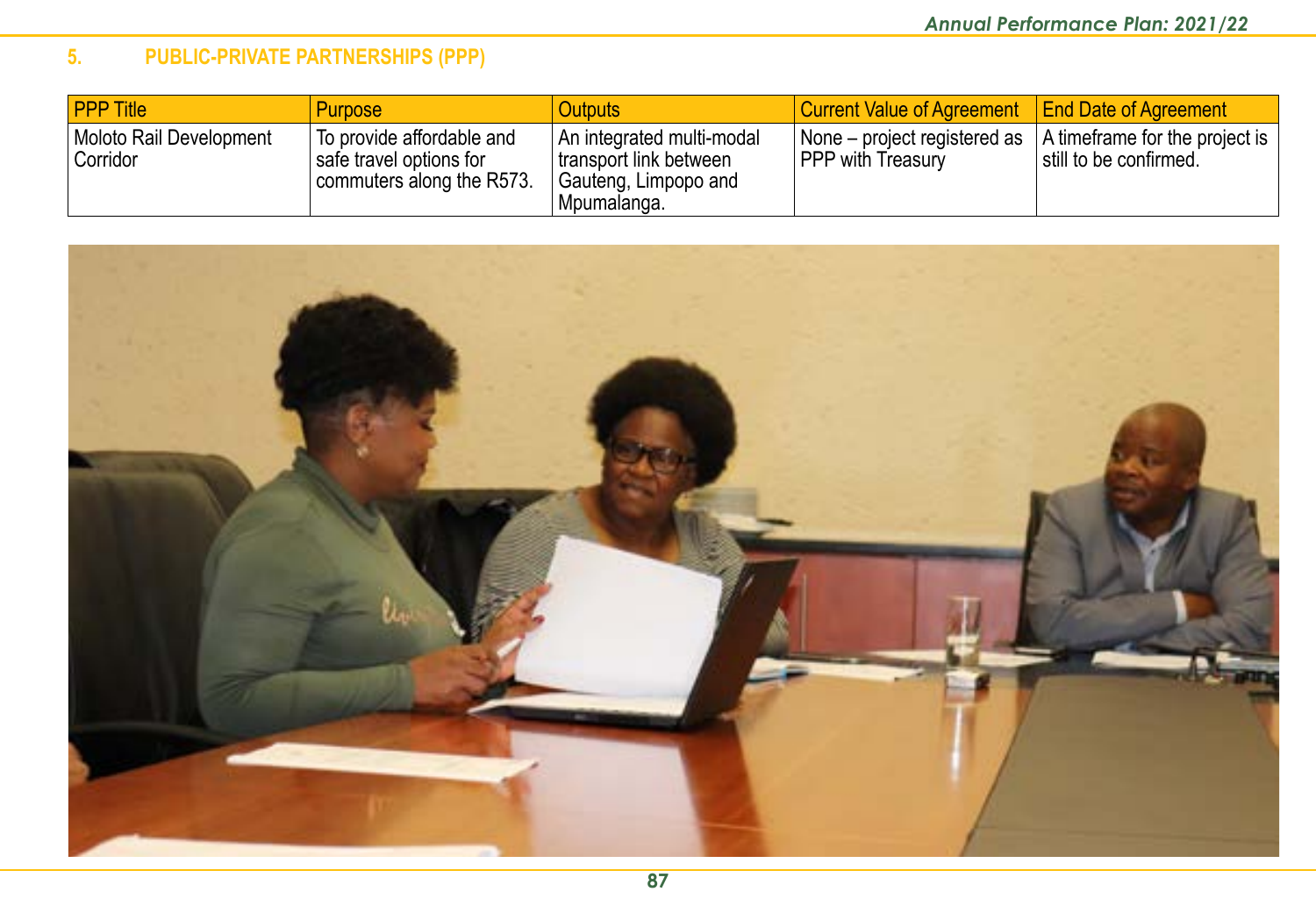## 5. PUBLIC-PRIVATE PARTNERSHIPS (PPP)

| PPP Title | Purpose | Outputs | Current Value of Agreement | End Date of Agreement |
|---|---|---|---|---|
| Moloto Rail Development Corridor | To provide affordable and safe travel options for commuters along the R573. | An integrated multi-modal transport link between Gauteng, Limpopo and Mpumalanga. | None – project registered as PPP with Treasury | A timeframe for the project is still to be confirmed. |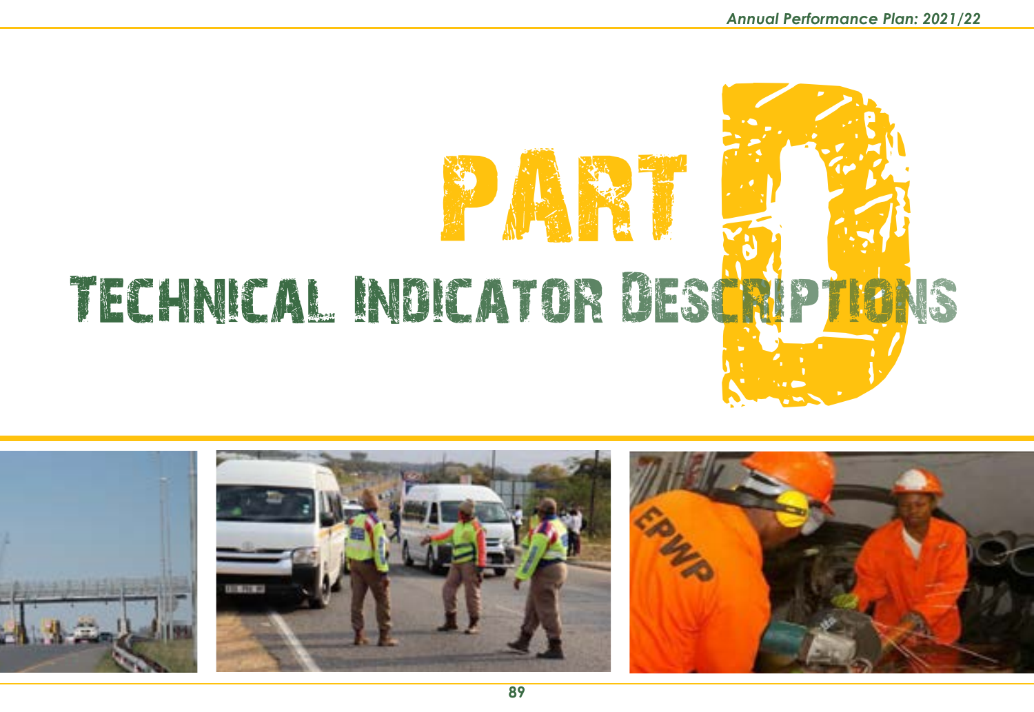# PART D

## TECHNICAL INDICATOR DESCRIPTIONS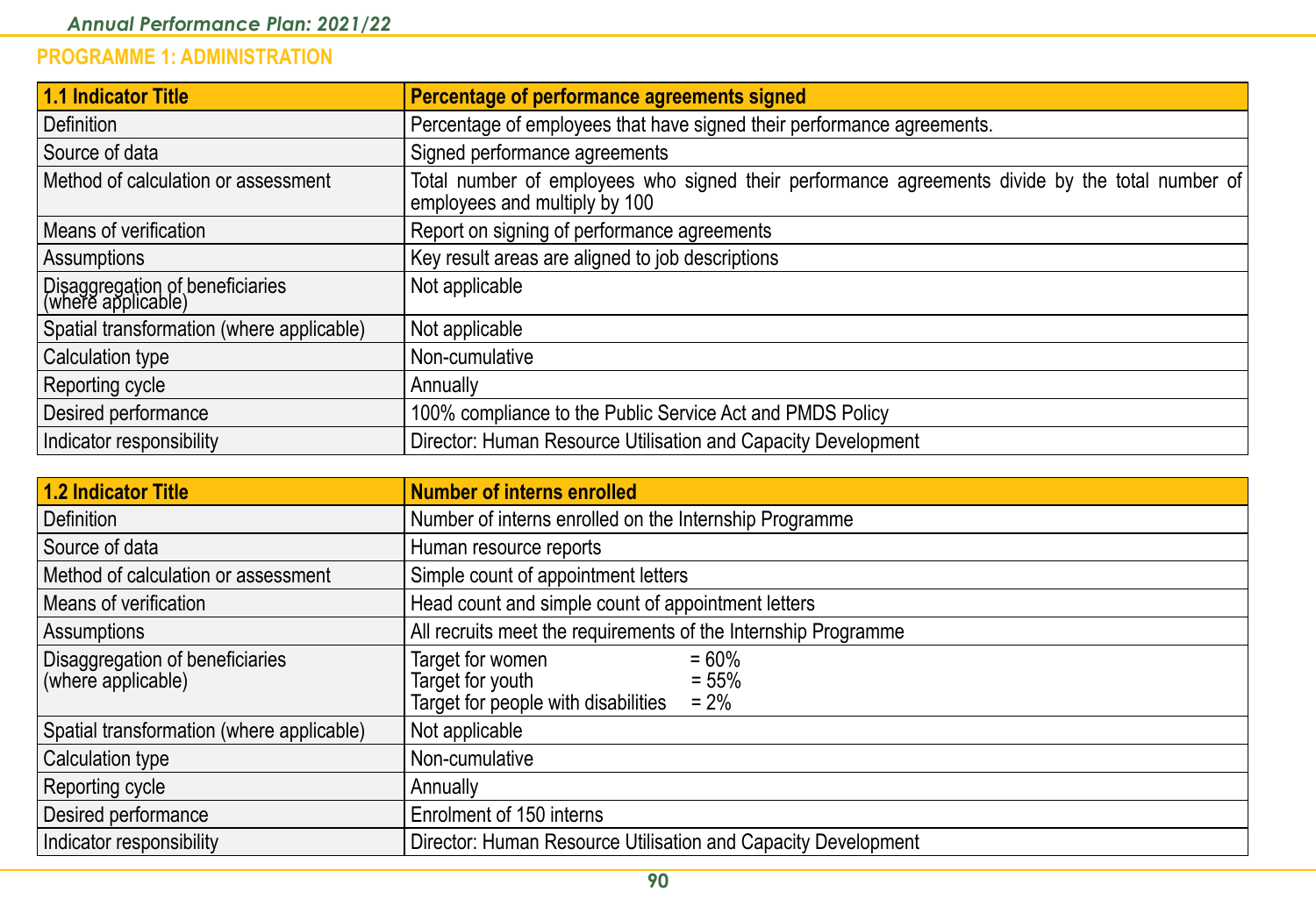## PROGRAMME 1: ADMINISTRATION

| 1.1 Indicator Title | Percentage of performance agreements signed |
| --- | --- |
| Definition | Percentage of employees that have signed their performance agreements. |
| Source of data | Signed performance agreements |
| Method of calculation or assessment | Total number of employees who signed their performance agreements divide by the total number of employees and multiply by 100 |
| Means of verification | Report on signing of performance agreements |
| Assumptions | Key result areas are aligned to job descriptions |
| Disaggregation of beneficiaries (where applicable) | Not applicable |
| Spatial transformation (where applicable) | Not applicable |
| Calculation type | Non-cumulative |
| Reporting cycle | Annually |
| Desired performance | 100% compliance to the Public Service Act and PMDS Policy |
| Indicator responsibility | Director: Human Resource Utilisation and Capacity Development |

| 1.2 Indicator Title | Number of interns enrolled |
| --- | --- |
| Definition | Number of interns enrolled on the Internship Programme |
| Source of data | Human resource reports |
| Method of calculation or assessment | Simple count of appointment letters |
| Means of verification | Head count and simple count of appointment letters |
| Assumptions | All recruits meet the requirements of the Internship Programme |
| Disaggregation of beneficiaries (where applicable) | Target for women = 60%<br>Target for youth = 55%<br>Target for people with disabilities = 2% |
| Spatial transformation (where applicable) | Not applicable |
| Calculation type | Non-cumulative |
| Reporting cycle | Annually |
| Desired performance | Enrolment of 150 interns |
| Indicator responsibility | Director: Human Resource Utilisation and Capacity Development |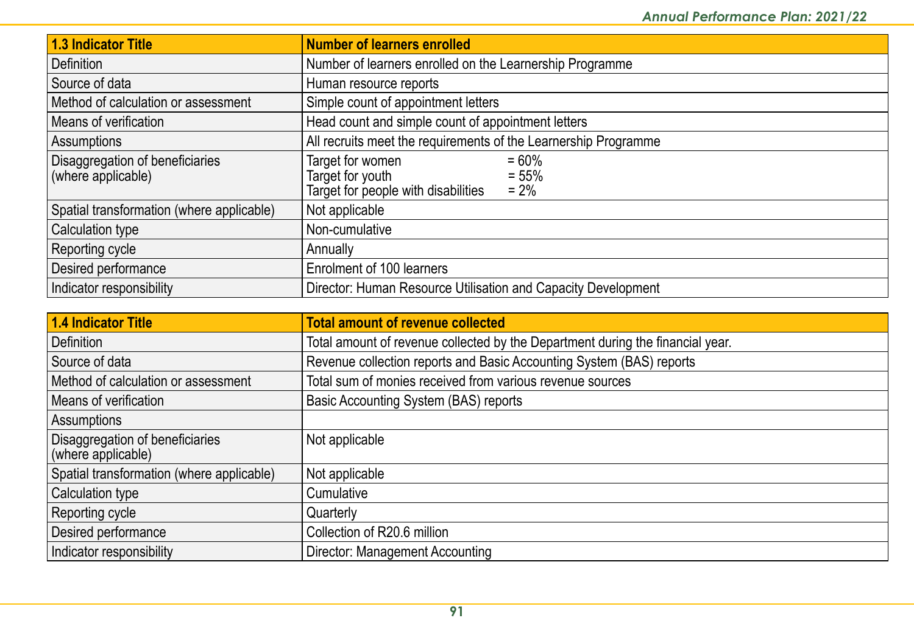| 1.3 Indicator Title | Number of learners enrolled |
|---|---|
| Definition | Number of learners enrolled on the Learnership Programme |
| Source of data | Human resource reports |
| Method of calculation or assessment | Simple count of appointment letters |
| Means of verification | Head count and simple count of appointment letters |
| Assumptions | All recruits meet the requirements of the Learnership Programme |
| Disaggregation of beneficiaries (where applicable) | Target for women = 60%<br>Target for youth = 55%<br>Target for people with disabilities = 2% |
| Spatial transformation (where applicable) | Not applicable |
| Calculation type | Non-cumulative |
| Reporting cycle | Annually |
| Desired performance | Enrolment of 100 learners |
| Indicator responsibility | Director: Human Resource Utilisation and Capacity Development |

| 1.4 Indicator Title | Total amount of revenue collected |
|---|---|
| Definition | Total amount of revenue collected by the Department during the financial year. |
| Source of data | Revenue collection reports and Basic Accounting System (BAS) reports |
| Method of calculation or assessment | Total sum of monies received from various revenue sources |
| Means of verification | Basic Accounting System (BAS) reports |
| Assumptions | |
| Disaggregation of beneficiaries (where applicable) | Not applicable |
| Spatial transformation (where applicable) | Not applicable |
| Calculation type | Cumulative |
| Reporting cycle | Quarterly |
| Desired performance | Collection of R20.6 million |
| Indicator responsibility | Director: Management Accounting |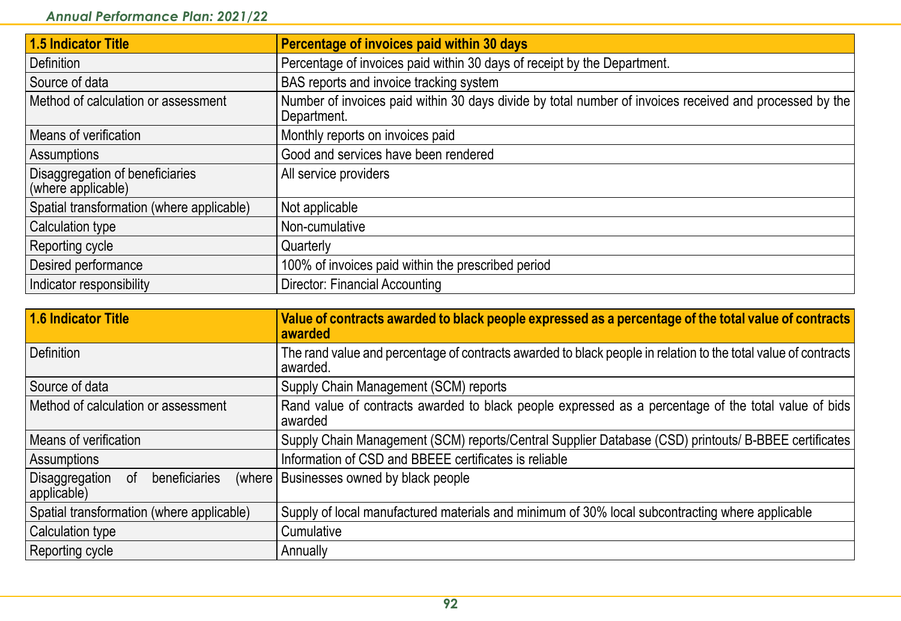| 1.5 Indicator Title | Percentage of invoices paid within 30 days |
|---|---|
| Definition | Percentage of invoices paid within 30 days of receipt by the Department. |
| Source of data | BAS reports and invoice tracking system |
| Method of calculation or assessment | Number of invoices paid within 30 days divide by total number of invoices received and processed by the Department. |
| Means of verification | Monthly reports on invoices paid |
| Assumptions | Good and services have been rendered |
| Disaggregation of beneficiaries (where applicable) | All service providers |
| Spatial transformation (where applicable) | Not applicable |
| Calculation type | Non-cumulative |
| Reporting cycle | Quarterly |
| Desired performance | 100% of invoices paid within the prescribed period |
| Indicator responsibility | Director: Financial Accounting |

| 1.6 Indicator Title | Value of contracts awarded to black people expressed as a percentage of the total value of contracts awarded |
|---|---|
| Definition | The rand value and percentage of contracts awarded to black people in relation to the total value of contracts awarded. |
| Source of data | Supply Chain Management (SCM) reports |
| Method of calculation or assessment | Rand value of contracts awarded to black people expressed as a percentage of the total value of bids awarded |
| Means of verification | Supply Chain Management (SCM) reports/Central Supplier Database (CSD) printouts/ B-BBEE certificates |
| Assumptions | Information of CSD and BBEEE certificates is reliable |
| Disaggregation of beneficiaries (where applicable) | Businesses owned by black people |
| Spatial transformation (where applicable) | Supply of local manufactured materials and minimum of 30% local subcontracting where applicable |
| Calculation type | Cumulative |
| Reporting cycle | Annually |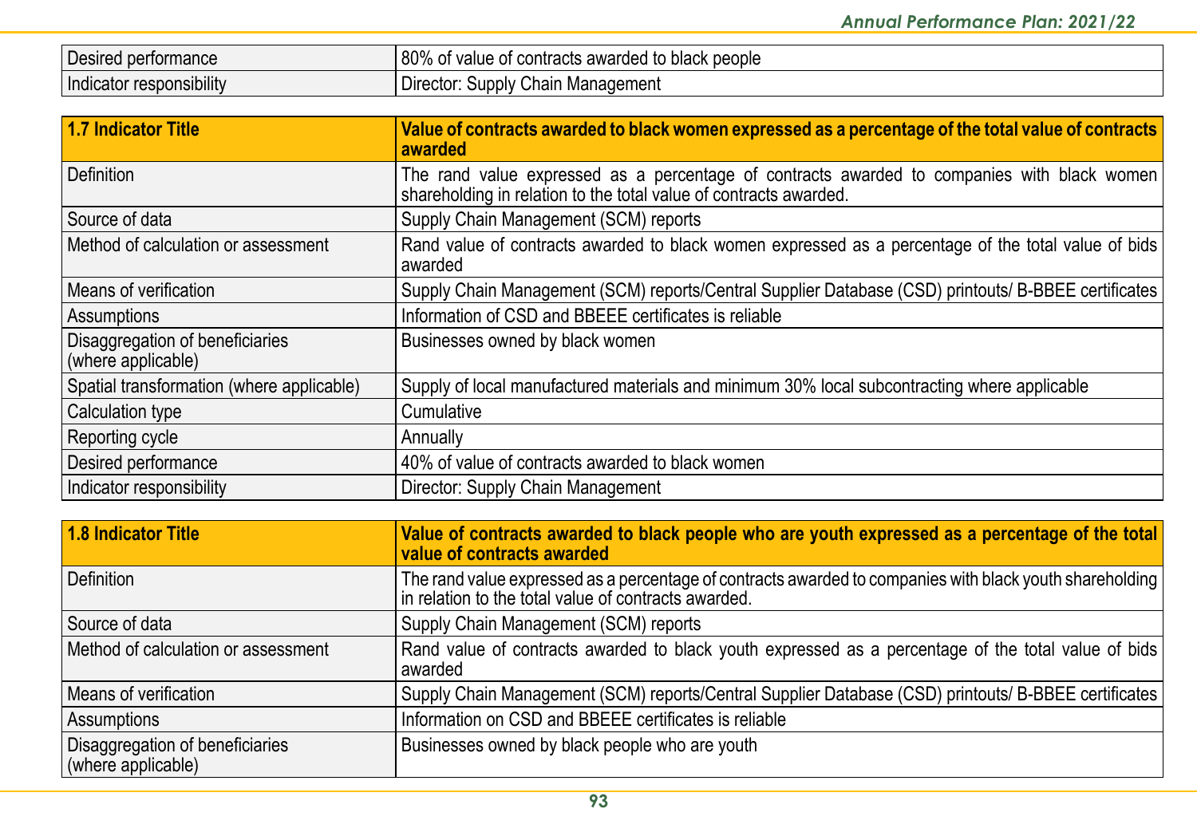| Desired performance | 80% of value of contracts awarded to black people |
|---|---|
| Indicator responsibility | Director: Supply Chain Management |

| **1.7 Indicator Title** | **Value of contracts awarded to black women expressed as a percentage of the total value of contracts awarded** |
|---|---|
| Definition | The rand value expressed as a percentage of contracts awarded to companies with black women shareholding in relation to the total value of contracts awarded. |
| Source of data | Supply Chain Management (SCM) reports |
| Method of calculation or assessment | Rand value of contracts awarded to black women expressed as a percentage of the total value of bids awarded |
| Means of verification | Supply Chain Management (SCM) reports/Central Supplier Database (CSD) printouts/ B-BBEE certificates |
| Assumptions | Information of CSD and BBEEE certificates is reliable |
| Disaggregation of beneficiaries (where applicable) | Businesses owned by black women |
| Spatial transformation (where applicable) | Supply of local manufactured materials and minimum 30% local subcontracting where applicable |
| Calculation type | Cumulative |
| Reporting cycle | Annually |
| Desired performance | 40% of value of contracts awarded to black women |
| Indicator responsibility | Director: Supply Chain Management |

| **1.8 Indicator Title** | **Value of contracts awarded to black people who are youth expressed as a percentage of the total value of contracts awarded** |
|---|---|
| Definition | The rand value expressed as a percentage of contracts awarded to companies with black youth shareholding in relation to the total value of contracts awarded. |
| Source of data | Supply Chain Management (SCM) reports |
| Method of calculation or assessment | Rand value of contracts awarded to black youth expressed as a percentage of the total value of bids awarded |
| Means of verification | Supply Chain Management (SCM) reports/Central Supplier Database (CSD) printouts/ B-BBEE certificates |
| Assumptions | Information on CSD and BBEEE certificates is reliable |
| Disaggregation of beneficiaries (where applicable) | Businesses owned by black people who are youth |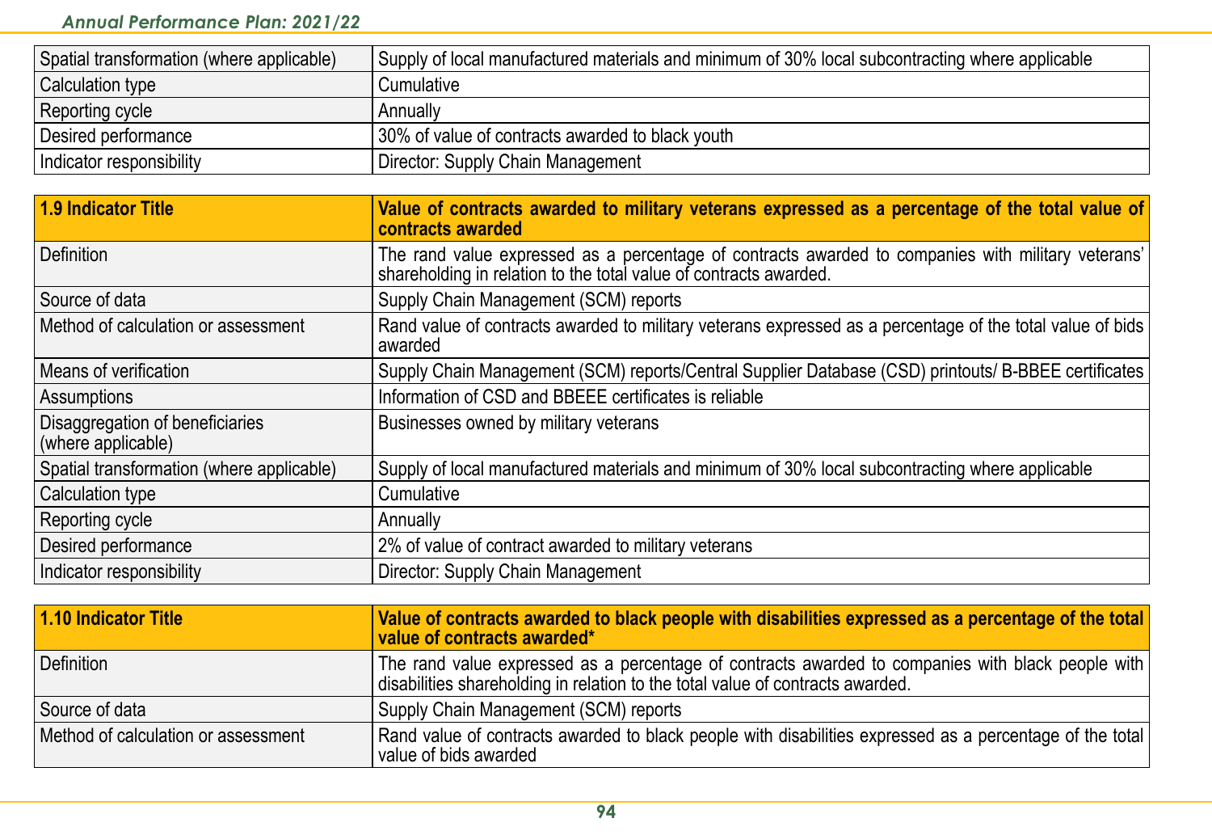| | |
|---|---|
| Spatial transformation (where applicable) | Supply of local manufactured materials and minimum of 30% local subcontracting where applicable |
| Calculation type | Cumulative |
| Reporting cycle | Annually |
| Desired performance | 30% of value of contracts awarded to black youth |
| Indicator responsibility | Director: Supply Chain Management |

| **1.9 Indicator Title** | **Value of contracts awarded to military veterans expressed as a percentage of the total value of contracts awarded** |
|---|---|
| Definition | The rand value expressed as a percentage of contracts awarded to companies with military veterans' shareholding in relation to the total value of contracts awarded. |
| Source of data | Supply Chain Management (SCM) reports |
| Method of calculation or assessment | Rand value of contracts awarded to military veterans expressed as a percentage of the total value of bids awarded |
| Means of verification | Supply Chain Management (SCM) reports/Central Supplier Database (CSD) printouts/ B-BBEE certificates |
| Assumptions | Information of CSD and BBEEE certificates is reliable |
| Disaggregation of beneficiaries (where applicable) | Businesses owned by military veterans |
| Spatial transformation (where applicable) | Supply of local manufactured materials and minimum of 30% local subcontracting where applicable |
| Calculation type | Cumulative |
| Reporting cycle | Annually |
| Desired performance | 2% of value of contract awarded to military veterans |
| Indicator responsibility | Director: Supply Chain Management |

| **1.10 Indicator Title** | **Value of contracts awarded to black people with disabilities expressed as a percentage of the total value of contracts awarded*** |
|---|---|
| Definition | The rand value expressed as a percentage of contracts awarded to companies with black people with disabilities shareholding in relation to the total value of contracts awarded. |
| Source of data | Supply Chain Management (SCM) reports |
| Method of calculation or assessment | Rand value of contracts awarded to black people with disabilities expressed as a percentage of the total value of bids awarded |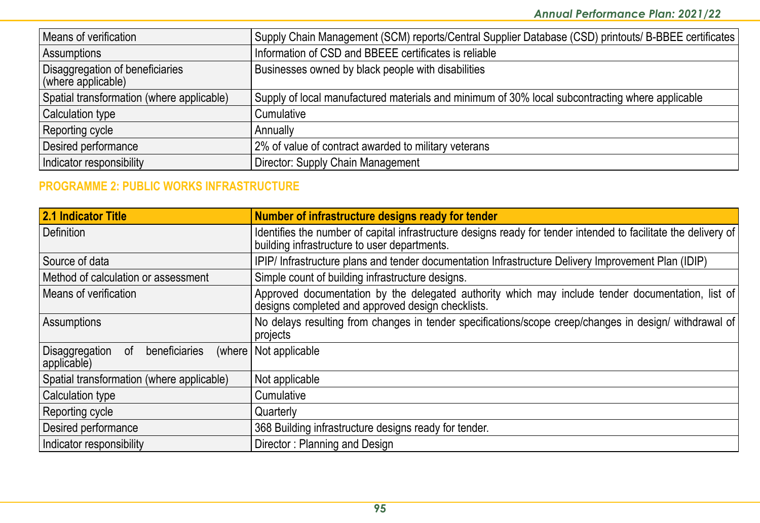| | |
|---|---|
| Means of verification | Supply Chain Management (SCM) reports/Central Supplier Database (CSD) printouts/ B-BBEE certificates |
| Assumptions | Information of CSD and BBEEE certificates is reliable |
| Disaggregation of beneficiaries (where applicable) | Businesses owned by black people with disabilities |
| Spatial transformation (where applicable) | Supply of local manufactured materials and minimum of 30% local subcontracting where applicable |
| Calculation type | Cumulative |
| Reporting cycle | Annually |
| Desired performance | 2% of value of contract awarded to military veterans |
| Indicator responsibility | Director: Supply Chain Management |

## PROGRAMME 2: PUBLIC WORKS INFRASTRUCTURE

| 2.1 Indicator Title | Number of infrastructure designs ready for tender |
|---|---|
| Definition | Identifies the number of capital infrastructure designs ready for tender intended to facilitate the delivery of building infrastructure to user departments. |
| Source of data | IPIP/ Infrastructure plans and tender documentation Infrastructure Delivery Improvement Plan (IDIP) |
| Method of calculation or assessment | Simple count of building infrastructure designs. |
| Means of verification | Approved documentation by the delegated authority which may include tender documentation, list of designs completed and approved design checklists. |
| Assumptions | No delays resulting from changes in tender specifications/scope creep/changes in design/ withdrawal of projects |
| Disaggregation of beneficiaries (where applicable) | Not applicable |
| Spatial transformation (where applicable) | Not applicable |
| Calculation type | Cumulative |
| Reporting cycle | Quarterly |
| Desired performance | 368 Building infrastructure designs ready for tender. |
| Indicator responsibility | Director : Planning and Design |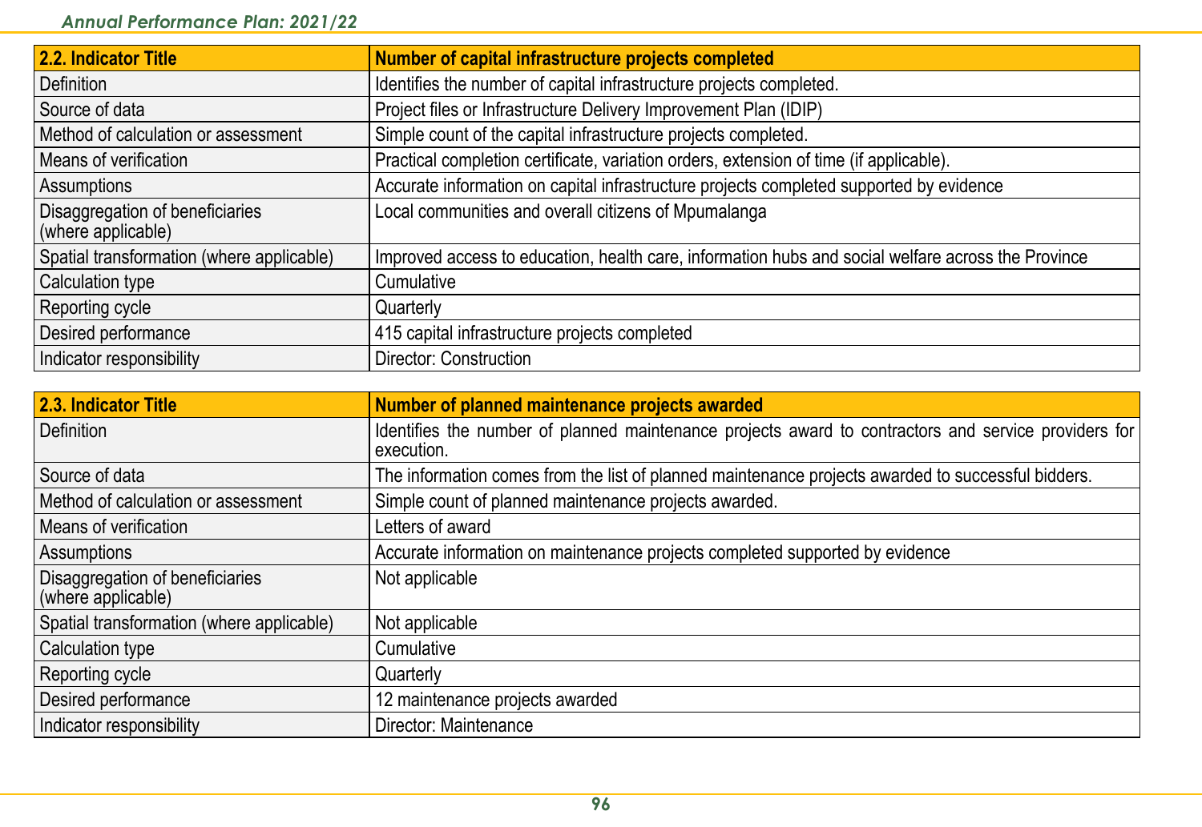| 2.2. Indicator Title | Number of capital infrastructure projects completed |
|---|---|
| Definition | Identifies the number of capital infrastructure projects completed. |
| Source of data | Project files or Infrastructure Delivery Improvement Plan (IDIP) |
| Method of calculation or assessment | Simple count of the capital infrastructure projects completed. |
| Means of verification | Practical completion certificate, variation orders, extension of time (if applicable). |
| Assumptions | Accurate information on capital infrastructure projects completed supported by evidence |
| Disaggregation of beneficiaries (where applicable) | Local communities and overall citizens of Mpumalanga |
| Spatial transformation (where applicable) | Improved access to education, health care, information hubs and social welfare across the Province |
| Calculation type | Cumulative |
| Reporting cycle | Quarterly |
| Desired performance | 415 capital infrastructure projects completed |
| Indicator responsibility | Director: Construction |

| 2.3. Indicator Title | Number of planned maintenance projects awarded |
|---|---|
| Definition | Identifies the number of planned maintenance projects award to contractors and service providers for execution. |
| Source of data | The information comes from the list of planned maintenance projects awarded to successful bidders. |
| Method of calculation or assessment | Simple count of planned maintenance projects awarded. |
| Means of verification | Letters of award |
| Assumptions | Accurate information on maintenance projects completed supported by evidence |
| Disaggregation of beneficiaries (where applicable) | Not applicable |
| Spatial transformation (where applicable) | Not applicable |
| Calculation type | Cumulative |
| Reporting cycle | Quarterly |
| Desired performance | 12 maintenance projects awarded |
| Indicator responsibility | Director: Maintenance |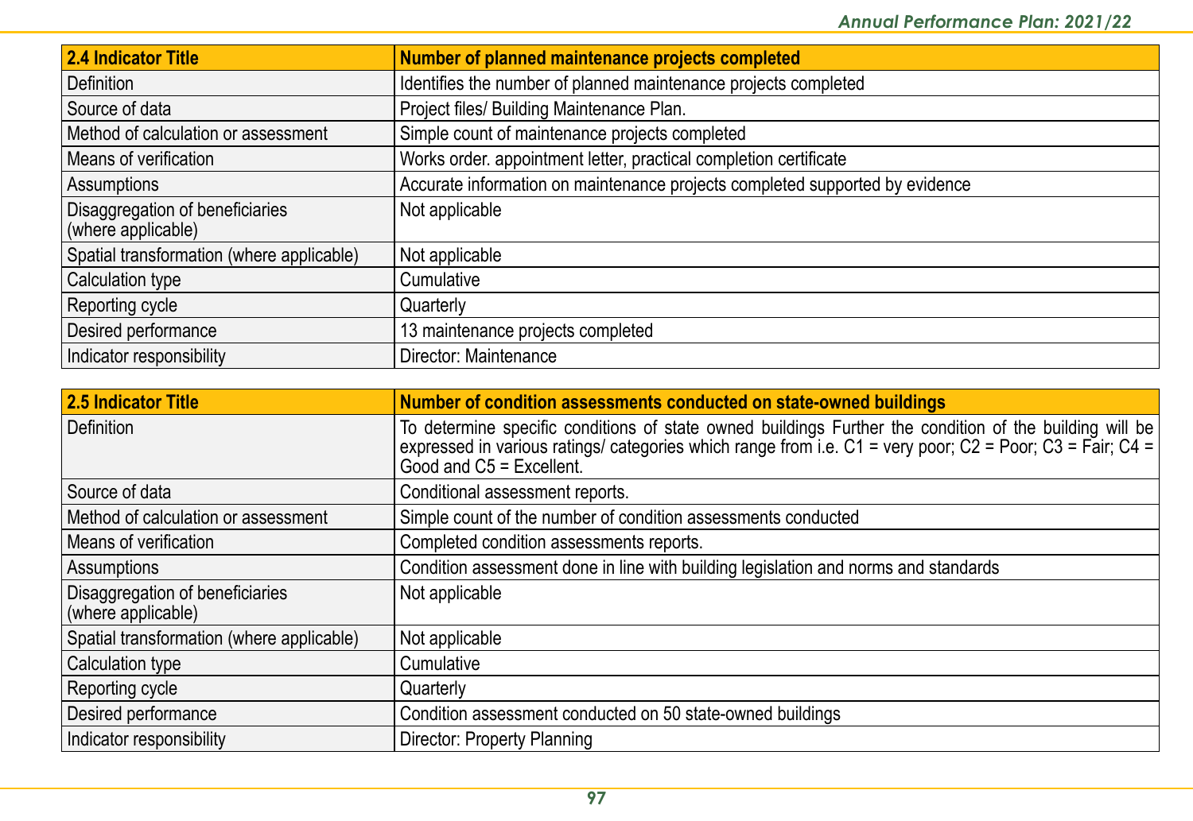| 2.4 Indicator Title | Number of planned maintenance projects completed |
|---|---|
| Definition | Identifies the number of planned maintenance projects completed |
| Source of data | Project files/ Building Maintenance Plan. |
| Method of calculation or assessment | Simple count of maintenance projects completed |
| Means of verification | Works order. appointment letter, practical completion certificate |
| Assumptions | Accurate information on maintenance projects completed supported by evidence |
| Disaggregation of beneficiaries (where applicable) | Not applicable |
| Spatial transformation (where applicable) | Not applicable |
| Calculation type | Cumulative |
| Reporting cycle | Quarterly |
| Desired performance | 13 maintenance projects completed |
| Indicator responsibility | Director: Maintenance |

| 2.5 Indicator Title | Number of condition assessments conducted on state-owned buildings |
|---|---|
| Definition | To determine specific conditions of state owned buildings Further the condition of the building will be expressed in various ratings/ categories which range from i.e. C1 = very poor; C2 = Poor; C3 = Fair; C4 = Good and C5 = Excellent. |
| Source of data | Conditional assessment reports. |
| Method of calculation or assessment | Simple count of the number of condition assessments conducted |
| Means of verification | Completed condition assessments reports. |
| Assumptions | Condition assessment done in line with building legislation and norms and standards |
| Disaggregation of beneficiaries (where applicable) | Not applicable |
| Spatial transformation (where applicable) | Not applicable |
| Calculation type | Cumulative |
| Reporting cycle | Quarterly |
| Desired performance | Condition assessment conducted on 50 state-owned buildings |
| Indicator responsibility | Director: Property Planning |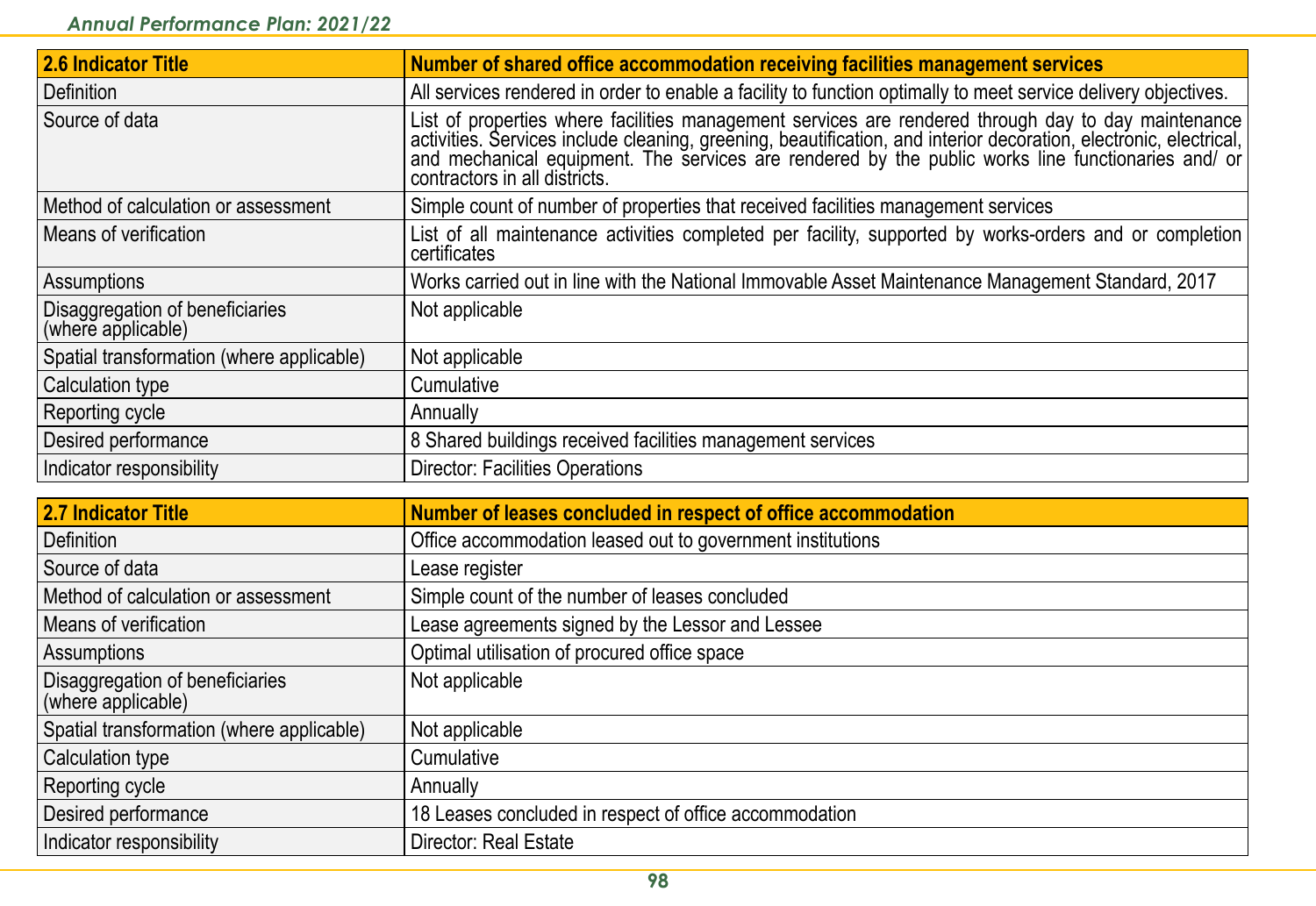| 2.6 Indicator Title | Number of shared office accommodation receiving facilities management services |
|---|---|
| Definition | All services rendered in order to enable a facility to function optimally to meet service delivery objectives. |
| Source of data | List of properties where facilities management services are rendered through day to day maintenance activities. Services include cleaning, greening, beautification, and interior decoration, electronic, electrical, and mechanical equipment. The services are rendered by the public works line functionaries and/ or contractors in all districts. |
| Method of calculation or assessment | Simple count of number of properties that received facilities management services |
| Means of verification | List of all maintenance activities completed per facility, supported by works-orders and or completion certificates |
| Assumptions | Works carried out in line with the National Immovable Asset Maintenance Management Standard, 2017 |
| Disaggregation of beneficiaries (where applicable) | Not applicable |
| Spatial transformation (where applicable) | Not applicable |
| Calculation type | Cumulative |
| Reporting cycle | Annually |
| Desired performance | 8 Shared buildings received facilities management services |
| Indicator responsibility | Director: Facilities Operations |

| 2.7 Indicator Title | Number of leases concluded in respect of office accommodation |
|---|---|
| Definition | Office accommodation leased out to government institutions |
| Source of data | Lease register |
| Method of calculation or assessment | Simple count of the number of leases concluded |
| Means of verification | Lease agreements signed by the Lessor and Lessee |
| Assumptions | Optimal utilisation of procured office space |
| Disaggregation of beneficiaries (where applicable) | Not applicable |
| Spatial transformation (where applicable) | Not applicable |
| Calculation type | Cumulative |
| Reporting cycle | Annually |
| Desired performance | 18 Leases concluded in respect of office accommodation |
| Indicator responsibility | Director: Real Estate |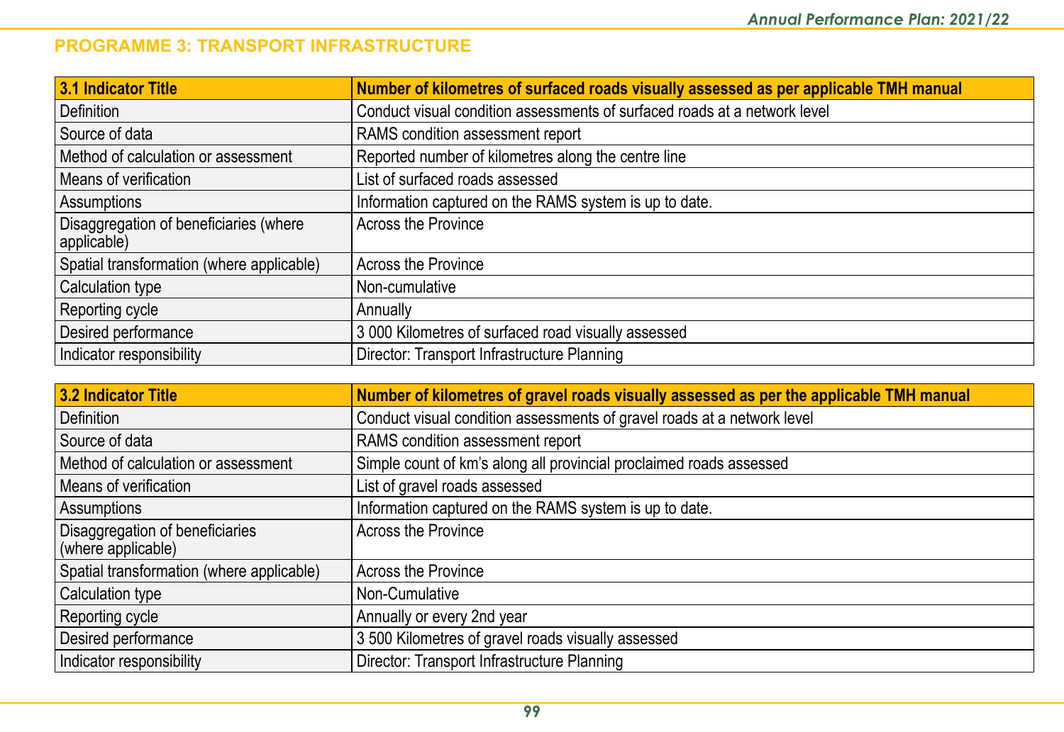## PROGRAMME 3: TRANSPORT INFRASTRUCTURE

| 3.1 Indicator Title | Number of kilometres of surfaced roads visually assessed as per applicable TMH manual |
|---|---|
| Definition | Conduct visual condition assessments of surfaced roads at a network level |
| Source of data | RAMS condition assessment report |
| Method of calculation or assessment | Reported number of kilometres along the centre line |
| Means of verification | List of surfaced roads assessed |
| Assumptions | Information captured on the RAMS system is up to date. |
| Disaggregation of beneficiaries (where applicable) | Across the Province |
| Spatial transformation (where applicable) | Across the Province |
| Calculation type | Non-cumulative |
| Reporting cycle | Annually |
| Desired performance | 3 000 Kilometres of surfaced road visually assessed |
| Indicator responsibility | Director: Transport Infrastructure Planning |

| 3.2 Indicator Title | Number of kilometres of gravel roads visually assessed as per the applicable TMH manual |
|---|---|
| Definition | Conduct visual condition assessments of gravel roads at a network level |
| Source of data | RAMS condition assessment report |
| Method of calculation or assessment | Simple count of km's along all provincial proclaimed roads assessed |
| Means of verification | List of gravel roads assessed |
| Assumptions | Information captured on the RAMS system is up to date. |
| Disaggregation of beneficiaries (where applicable) | Across the Province |
| Spatial transformation (where applicable) | Across the Province |
| Calculation type | Non-Cumulative |
| Reporting cycle | Annually or every 2nd year |
| Desired performance | 3 500 Kilometres of gravel roads visually assessed |
| Indicator responsibility | Director: Transport Infrastructure Planning |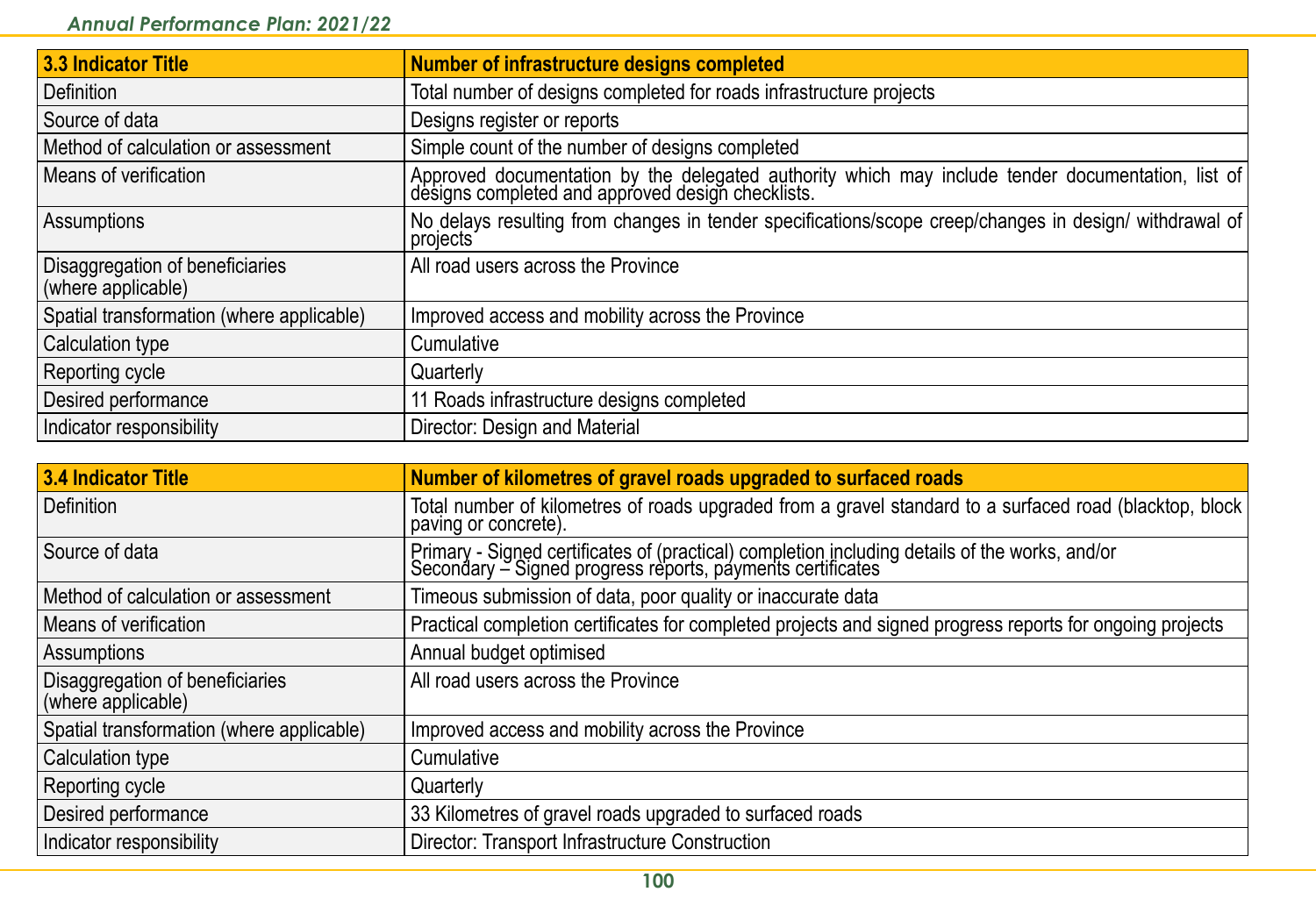| 3.3 Indicator Title | Number of infrastructure designs completed |
|---|---|
| Definition | Total number of designs completed for roads infrastructure projects |
| Source of data | Designs register or reports |
| Method of calculation or assessment | Simple count of the number of designs completed |
| Means of verification | Approved documentation by the delegated authority which may include tender documentation, list of designs completed and approved design checklists. |
| Assumptions | No delays resulting from changes in tender specifications/scope creep/changes in design/ withdrawal of projects |
| Disaggregation of beneficiaries (where applicable) | All road users across the Province |
| Spatial transformation (where applicable) | Improved access and mobility across the Province |
| Calculation type | Cumulative |
| Reporting cycle | Quarterly |
| Desired performance | 11 Roads infrastructure designs completed |
| Indicator responsibility | Director: Design and Material |

| 3.4 Indicator Title | Number of kilometres of gravel roads upgraded to surfaced roads |
|---|---|
| Definition | Total number of kilometres of roads upgraded from a gravel standard to a surfaced road (blacktop, block paving or concrete). |
| Source of data | Primary - Signed certificates of (practical) completion including details of the works, and/or Secondary – Signed progress reports, payments certificates |
| Method of calculation or assessment | Timeous submission of data, poor quality or inaccurate data |
| Means of verification | Practical completion certificates for completed projects and signed progress reports for ongoing projects |
| Assumptions | Annual budget optimised |
| Disaggregation of beneficiaries (where applicable) | All road users across the Province |
| Spatial transformation (where applicable) | Improved access and mobility across the Province |
| Calculation type | Cumulative |
| Reporting cycle | Quarterly |
| Desired performance | 33 Kilometres of gravel roads upgraded to surfaced roads |
| Indicator responsibility | Director: Transport Infrastructure Construction |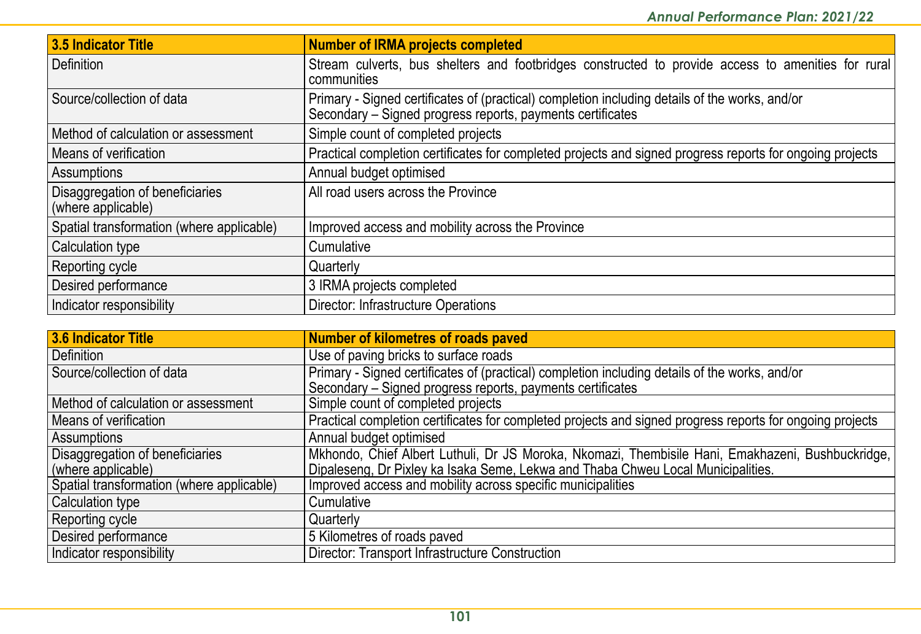| 3.5 Indicator Title | Number of IRMA projects completed |
|---|---|
| Definition | Stream culverts, bus shelters and footbridges constructed to provide access to amenities for rural communities |
| Source/collection of data | Primary - Signed certificates of (practical) completion including details of the works, and/or Secondary – Signed progress reports, payments certificates |
| Method of calculation or assessment | Simple count of completed projects |
| Means of verification | Practical completion certificates for completed projects and signed progress reports for ongoing projects |
| Assumptions | Annual budget optimised |
| Disaggregation of beneficiaries (where applicable) | All road users across the Province |
| Spatial transformation (where applicable) | Improved access and mobility across the Province |
| Calculation type | Cumulative |
| Reporting cycle | Quarterly |
| Desired performance | 3 IRMA projects completed |
| Indicator responsibility | Director: Infrastructure Operations |

| 3.6 Indicator Title | Number of kilometres of roads paved |
|---|---|
| Definition | Use of paving bricks to surface roads |
| Source/collection of data | Primary - Signed certificates of (practical) completion including details of the works, and/or Secondary – Signed progress reports, payments certificates |
| Method of calculation or assessment | Simple count of completed projects |
| Means of verification | Practical completion certificates for completed projects and signed progress reports for ongoing projects |
| Assumptions | Annual budget optimised |
| Disaggregation of beneficiaries (where applicable) | Mkhondo, Chief Albert Luthuli, Dr JS Moroka, Nkomazi, Thembisile Hani, Emakhazeni, Bushbuckridge, Dipaleseng, Dr Pixley ka Isaka Seme, Lekwa and Thaba Chweu Local Municipalities. |
| Spatial transformation (where applicable) | Improved access and mobility across specific municipalities |
| Calculation type | Cumulative |
| Reporting cycle | Quarterly |
| Desired performance | 5 Kilometres of roads paved |
| Indicator responsibility | Director: Transport Infrastructure Construction |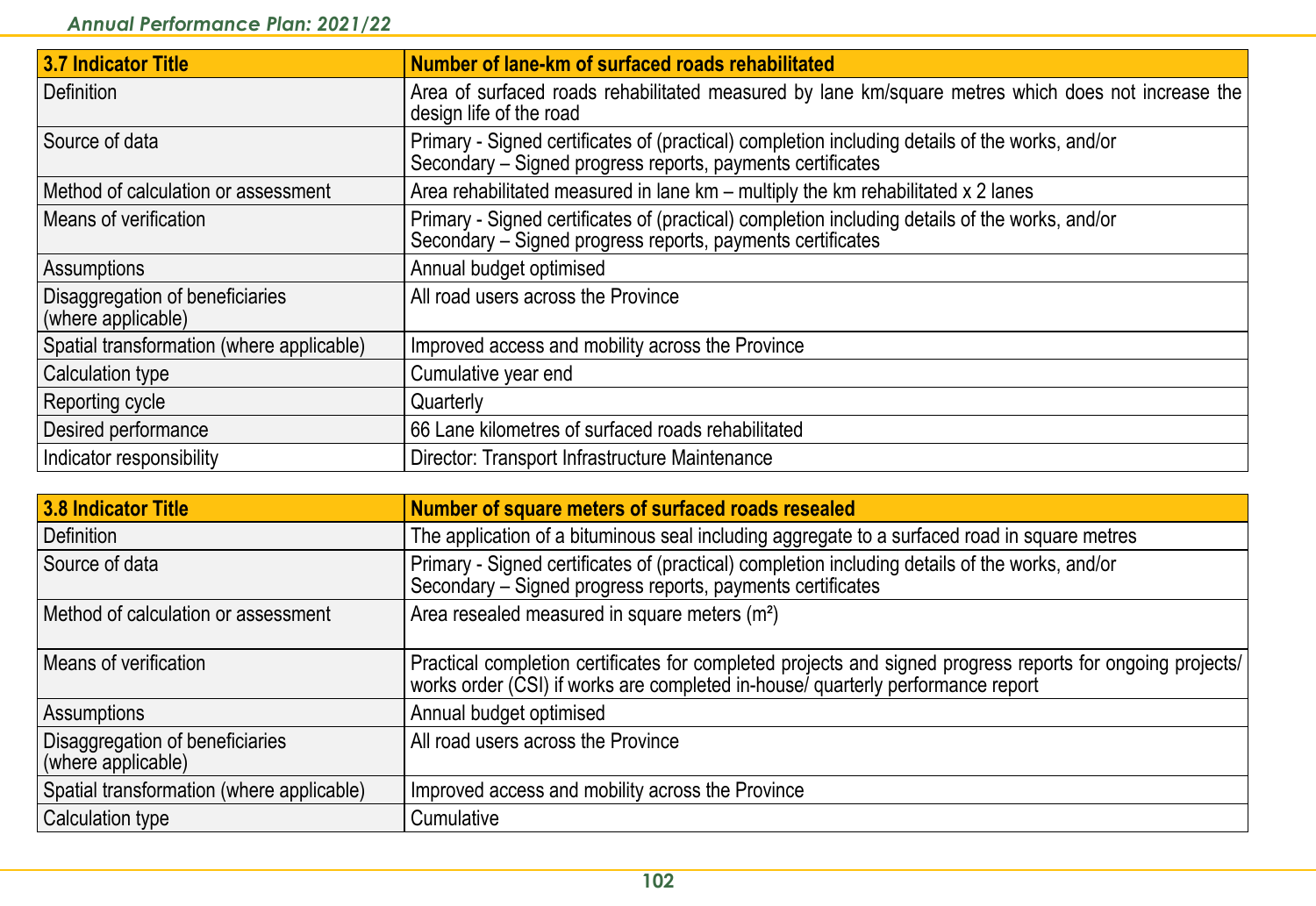| 3.7 Indicator Title | Number of lane-km of surfaced roads rehabilitated |
|---|---|
| Definition | Area of surfaced roads rehabilitated measured by lane km/square metres which does not increase the design life of the road |
| Source of data | Primary - Signed certificates of (practical) completion including details of the works, and/or<br>Secondary – Signed progress reports, payments certificates |
| Method of calculation or assessment | Area rehabilitated measured in lane km – multiply the km rehabilitated x 2 lanes |
| Means of verification | Primary - Signed certificates of (practical) completion including details of the works, and/or<br>Secondary – Signed progress reports, payments certificates |
| Assumptions | Annual budget optimised |
| Disaggregation of beneficiaries (where applicable) | All road users across the Province |
| Spatial transformation (where applicable) | Improved access and mobility across the Province |
| Calculation type | Cumulative year end |
| Reporting cycle | Quarterly |
| Desired performance | 66 Lane kilometres of surfaced roads rehabilitated |
| Indicator responsibility | Director: Transport Infrastructure Maintenance |

| 3.8 Indicator Title | Number of square meters of surfaced roads resealed |
|---|---|
| Definition | The application of a bituminous seal including aggregate to a surfaced road in square metres |
| Source of data | Primary - Signed certificates of (practical) completion including details of the works, and/or<br>Secondary – Signed progress reports, payments certificates |
| Method of calculation or assessment | Area resealed measured in square meters ($m^2$) |
| Means of verification | Practical completion certificates for completed projects and signed progress reports for ongoing projects/ works order (CSI) if works are completed in-house/ quarterly performance report |
| Assumptions | Annual budget optimised |
| Disaggregation of beneficiaries (where applicable) | All road users across the Province |
| Spatial transformation (where applicable) | Improved access and mobility across the Province |
| Calculation type | Cumulative |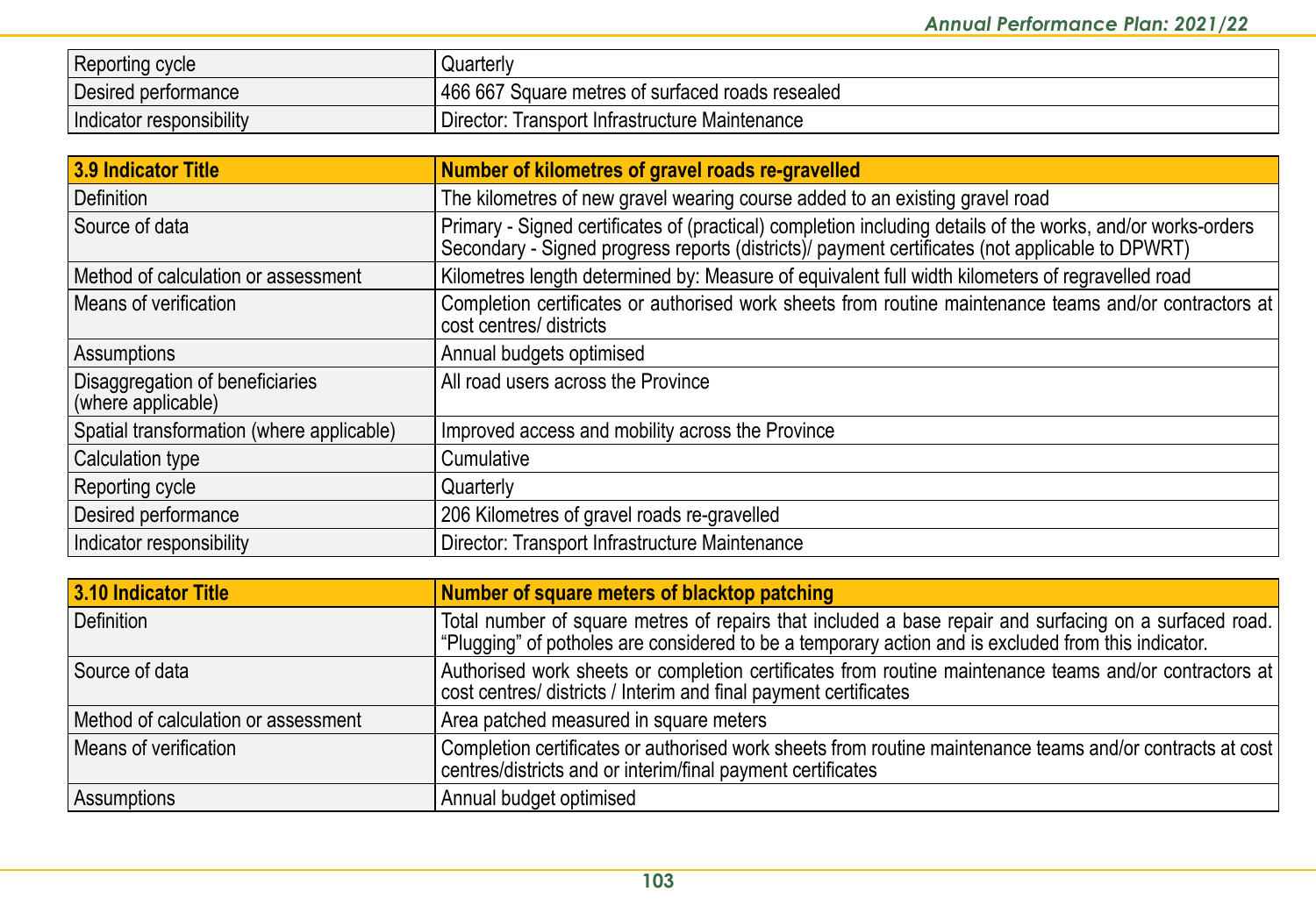| Reporting cycle | Quarterly |
|---|---|
| Desired performance | 466 667 Square metres of surfaced roads resealed |
| Indicator responsibility | Director: Transport Infrastructure Maintenance |

| **3.9 Indicator Title** | **Number of kilometres of gravel roads re-gravelled** |
|---|---|
| Definition | The kilometres of new gravel wearing course added to an existing gravel road |
| Source of data | Primary - Signed certificates of (practical) completion including details of the works, and/or works-orders Secondary - Signed progress reports (districts)/ payment certificates (not applicable to DPWRT) |
| Method of calculation or assessment | Kilometres length determined by: Measure of equivalent full width kilometers of regravelled road |
| Means of verification | Completion certificates or authorised work sheets from routine maintenance teams and/or contractors at cost centres/ districts |
| Assumptions | Annual budgets optimised |
| Disaggregation of beneficiaries (where applicable) | All road users across the Province |
| Spatial transformation (where applicable) | Improved access and mobility across the Province |
| Calculation type | Cumulative |
| Reporting cycle | Quarterly |
| Desired performance | 206 Kilometres of gravel roads re-gravelled |
| Indicator responsibility | Director: Transport Infrastructure Maintenance |

| **3.10 Indicator Title** | **Number of square meters of blacktop patching** |
|---|---|
| Definition | Total number of square metres of repairs that included a base repair and surfacing on a surfaced road. "Plugging" of potholes are considered to be a temporary action and is excluded from this indicator. |
| Source of data | Authorised work sheets or completion certificates from routine maintenance teams and/or contractors at cost centres/ districts / Interim and final payment certificates |
| Method of calculation or assessment | Area patched measured in square meters |
| Means of verification | Completion certificates or authorised work sheets from routine maintenance teams and/or contracts at cost centres/districts and or interim/final payment certificates |
| Assumptions | Annual budget optimised |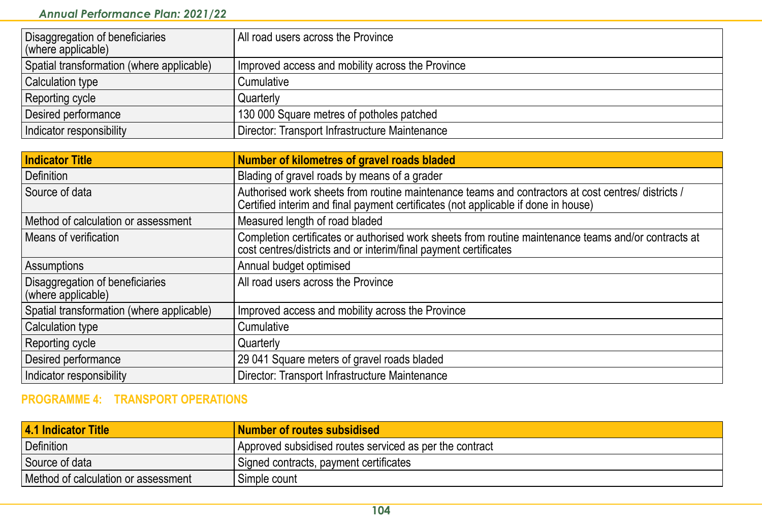| | |
|---|---|
| Disaggregation of beneficiaries (where applicable) | All road users across the Province |
| Spatial transformation (where applicable) | Improved access and mobility across the Province |
| Calculation type | Cumulative |
| Reporting cycle | Quarterly |
| Desired performance | 130 000 Square metres of potholes patched |
| Indicator responsibility | Director: Transport Infrastructure Maintenance |

| **Indicator Title** | **Number of kilometres of gravel roads bladed** |
|---|---|
| Definition | Blading of gravel roads by means of a grader |
| Source of data | Authorised work sheets from routine maintenance teams and contractors at cost centres/ districts / Certified interim and final payment certificates (not applicable if done in house) |
| Method of calculation or assessment | Measured length of road bladed |
| Means of verification | Completion certificates or authorised work sheets from routine maintenance teams and/or contracts at cost centres/districts and or interim/final payment certificates |
| Assumptions | Annual budget optimised |
| Disaggregation of beneficiaries (where applicable) | All road users across the Province |
| Spatial transformation (where applicable) | Improved access and mobility across the Province |
| Calculation type | Cumulative |
| Reporting cycle | Quarterly |
| Desired performance | 29 041 Square meters of gravel roads bladed |
| Indicator responsibility | Director: Transport Infrastructure Maintenance |

## PROGRAMME 4: TRANSPORT OPERATIONS

| **4.1 Indicator Title** | **Number of routes subsidised** |
|---|---|
| Definition | Approved subsidised routes serviced as per the contract |
| Source of data | Signed contracts, payment certificates |
| Method of calculation or assessment | Simple count |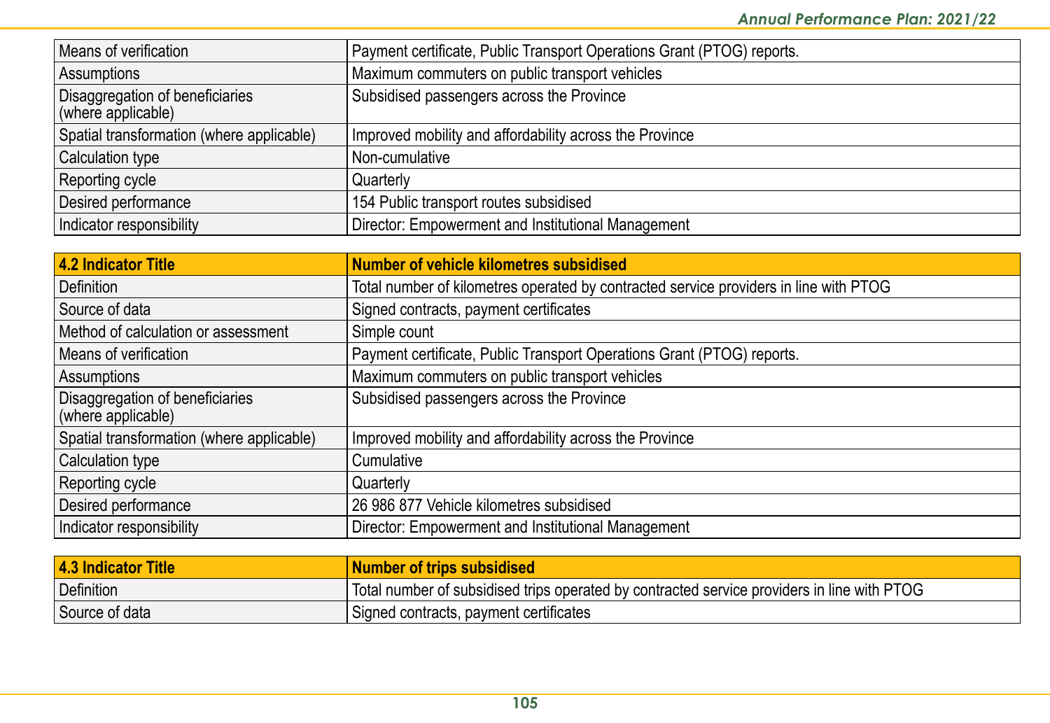| | |
|---|---|
| Means of verification | Payment certificate, Public Transport Operations Grant (PTOG) reports. |
| Assumptions | Maximum commuters on public transport vehicles |
| Disaggregation of beneficiaries (where applicable) | Subsidised passengers across the Province |
| Spatial transformation (where applicable) | Improved mobility and affordability across the Province |
| Calculation type | Non-cumulative |
| Reporting cycle | Quarterly |
| Desired performance | 154 Public transport routes subsidised |
| Indicator responsibility | Director: Empowerment and Institutional Management |

| **4.2 Indicator Title** | **Number of vehicle kilometres subsidised** |
|---|---|
| Definition | Total number of kilometres operated by contracted service providers in line with PTOG |
| Source of data | Signed contracts, payment certificates |
| Method of calculation or assessment | Simple count |
| Means of verification | Payment certificate, Public Transport Operations Grant (PTOG) reports. |
| Assumptions | Maximum commuters on public transport vehicles |
| Disaggregation of beneficiaries (where applicable) | Subsidised passengers across the Province |
| Spatial transformation (where applicable) | Improved mobility and affordability across the Province |
| Calculation type | Cumulative |
| Reporting cycle | Quarterly |
| Desired performance | 26 986 877 Vehicle kilometres subsidised |
| Indicator responsibility | Director: Empowerment and Institutional Management |

| **4.3 Indicator Title** | **Number of trips subsidised** |
|---|---|
| Definition | Total number of subsidised trips operated by contracted service providers in line with PTOG |
| Source of data | Signed contracts, payment certificates |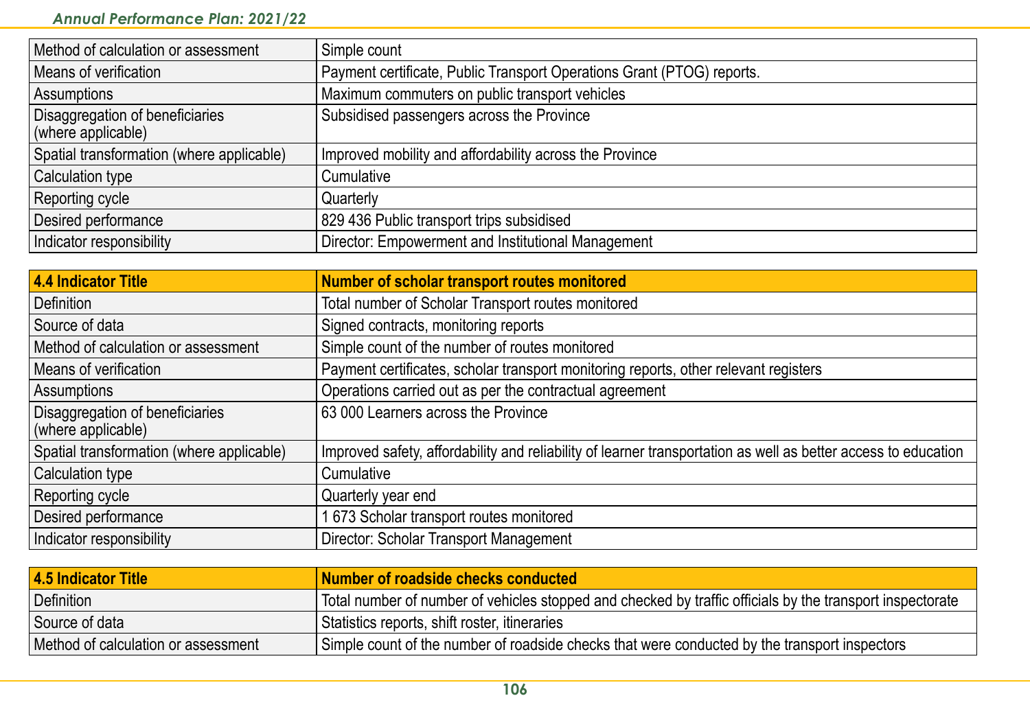| | |
|---|---|
| Method of calculation or assessment | Simple count |
| Means of verification | Payment certificate, Public Transport Operations Grant (PTOG) reports. |
| Assumptions | Maximum commuters on public transport vehicles |
| Disaggregation of beneficiaries (where applicable) | Subsidised passengers across the Province |
| Spatial transformation (where applicable) | Improved mobility and affordability across the Province |
| Calculation type | Cumulative |
| Reporting cycle | Quarterly |
| Desired performance | 829 436 Public transport trips subsidised |
| Indicator responsibility | Director: Empowerment and Institutional Management |

| **4.4 Indicator Title** | **Number of scholar transport routes monitored** |
|---|---|
| Definition | Total number of Scholar Transport routes monitored |
| Source of data | Signed contracts, monitoring reports |
| Method of calculation or assessment | Simple count of the number of routes monitored |
| Means of verification | Payment certificates, scholar transport monitoring reports, other relevant registers |
| Assumptions | Operations carried out as per the contractual agreement |
| Disaggregation of beneficiaries (where applicable) | 63 000 Learners across the Province |
| Spatial transformation (where applicable) | Improved safety, affordability and reliability of learner transportation as well as better access to education |
| Calculation type | Cumulative |
| Reporting cycle | Quarterly year end |
| Desired performance | 1 673 Scholar transport routes monitored |
| Indicator responsibility | Director: Scholar Transport Management |

| **4.5 Indicator Title** | **Number of roadside checks conducted** |
|---|---|
| Definition | Total number of number of vehicles stopped and checked by traffic officials by the transport inspectorate |
| Source of data | Statistics reports, shift roster, itineraries |
| Method of calculation or assessment | Simple count of the number of roadside checks that were conducted by the transport inspectors |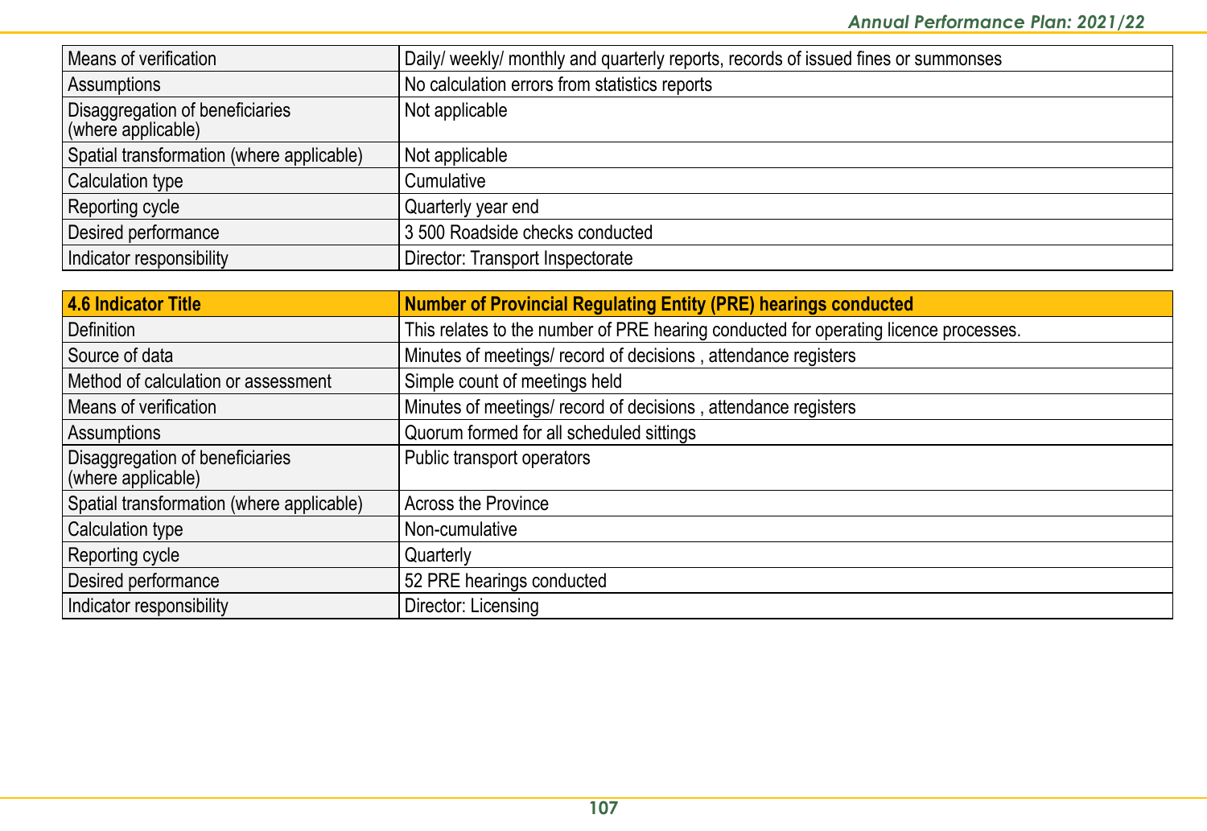| | |
|---|---|
| Means of verification | Daily/ weekly/ monthly and quarterly reports, records of issued fines or summonses |
| Assumptions | No calculation errors from statistics reports |
| Disaggregation of beneficiaries (where applicable) | Not applicable |
| Spatial transformation (where applicable) | Not applicable |
| Calculation type | Cumulative |
| Reporting cycle | Quarterly year end |
| Desired performance | 3 500 Roadside checks conducted |
| Indicator responsibility | Director: Transport Inspectorate |

| **4.6 Indicator Title** | **Number of Provincial Regulating Entity (PRE) hearings conducted** |
|---|---|
| Definition | This relates to the number of PRE hearing conducted for operating licence processes. |
| Source of data | Minutes of meetings/ record of decisions , attendance registers |
| Method of calculation or assessment | Simple count of meetings held |
| Means of verification | Minutes of meetings/ record of decisions , attendance registers |
| Assumptions | Quorum formed for all scheduled sittings |
| Disaggregation of beneficiaries (where applicable) | Public transport operators |
| Spatial transformation (where applicable) | Across the Province |
| Calculation type | Non-cumulative |
| Reporting cycle | Quarterly |
| Desired performance | 52 PRE hearings conducted |
| Indicator responsibility | Director: Licensing |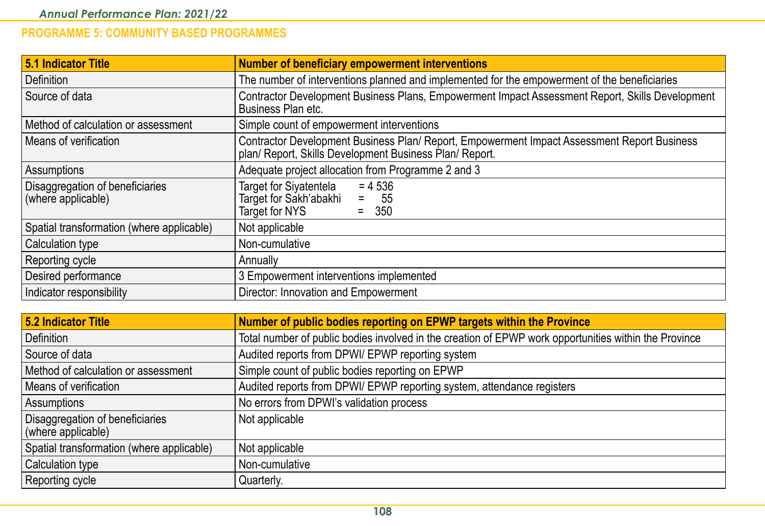## PROGRAMME 5: COMMUNITY BASED PROGRAMMES

| 5.1 Indicator Title | Number of beneficiary empowerment interventions |
|---|---|
| Definition | The number of interventions planned and implemented for the empowerment of the beneficiaries |
| Source of data | Contractor Development Business Plans, Empowerment Impact Assessment Report, Skills Development Business Plan etc. |
| Method of calculation or assessment | Simple count of empowerment interventions |
| Means of verification | Contractor Development Business Plan/ Report, Empowerment Impact Assessment Report Business plan/ Report, Skills Development Business Plan/ Report. |
| Assumptions | Adequate project allocation from Programme 2 and 3 |
| Disaggregation of beneficiaries (where applicable) | Target for Siyatentela = 4 536<br>Target for Sakh'abakhi = 55<br>Target for NYS = 350 |
| Spatial transformation (where applicable) | Not applicable |
| Calculation type | Non-cumulative |
| Reporting cycle | Annually |
| Desired performance | 3 Empowerment interventions implemented |
| Indicator responsibility | Director: Innovation and Empowerment |

| 5.2 Indicator Title | Number of public bodies reporting on EPWP targets within the Province |
|---|---|
| Definition | Total number of public bodies involved in the creation of EPWP work opportunities within the Province |
| Source of data | Audited reports from DPWI/ EPWP reporting system |
| Method of calculation or assessment | Simple count of public bodies reporting on EPWP |
| Means of verification | Audited reports from DPWI/ EPWP reporting system, attendance registers |
| Assumptions | No errors from DPWI's validation process |
| Disaggregation of beneficiaries (where applicable) | Not applicable |
| Spatial transformation (where applicable) | Not applicable |
| Calculation type | Non-cumulative |
| Reporting cycle | Quarterly. |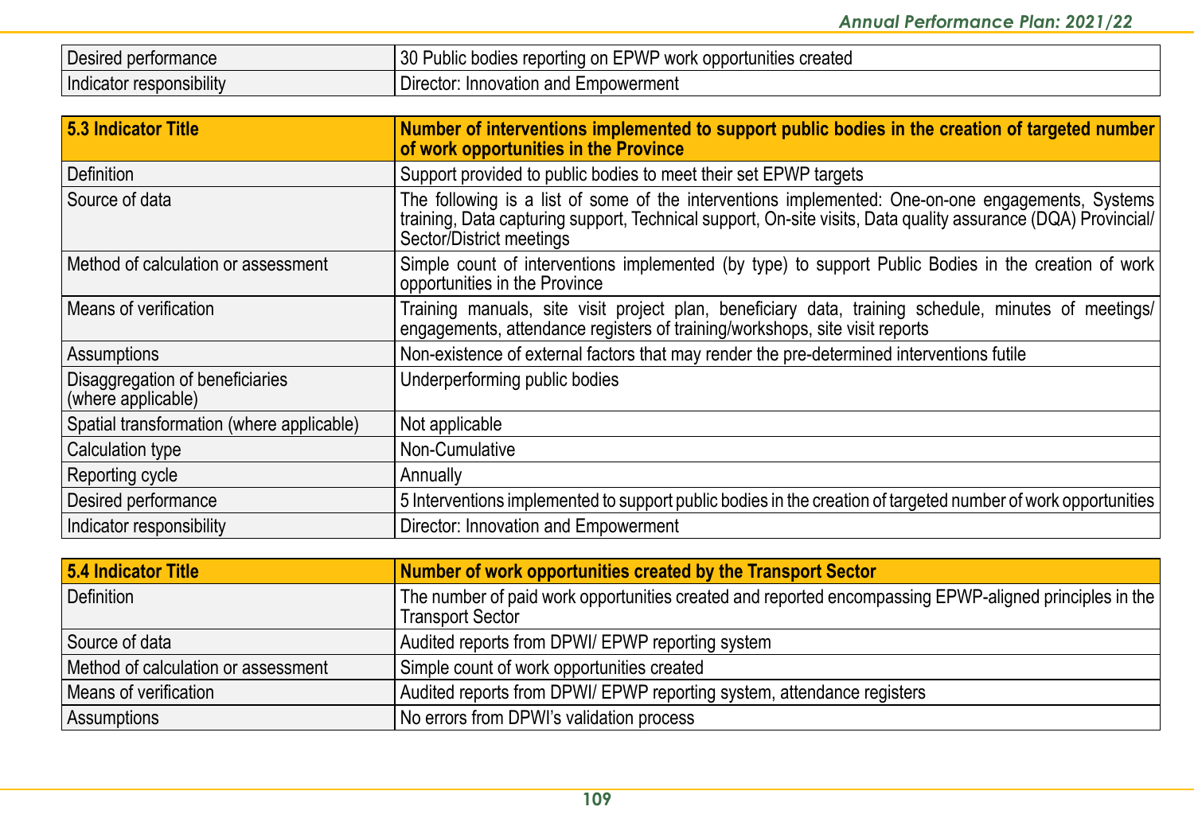| | |
|---|---|
| Desired performance | 30 Public bodies reporting on EPWP work opportunities created |
| Indicator responsibility | Director: Innovation and Empowerment |

| **5.3 Indicator Title** | **Number of interventions implemented to support public bodies in the creation of targeted number of work opportunities in the Province** |
|---|---|
| Definition | Support provided to public bodies to meet their set EPWP targets |
| Source of data | The following is a list of some of the interventions implemented: One-on-one engagements, Systems training, Data capturing support, Technical support, On-site visits, Data quality assurance (DQA) Provincial/ Sector/District meetings |
| Method of calculation or assessment | Simple count of interventions implemented (by type) to support Public Bodies in the creation of work opportunities in the Province |
| Means of verification | Training manuals, site visit project plan, beneficiary data, training schedule, minutes of meetings/ engagements, attendance registers of training/workshops, site visit reports |
| Assumptions | Non-existence of external factors that may render the pre-determined interventions futile |
| Disaggregation of beneficiaries (where applicable) | Underperforming public bodies |
| Spatial transformation (where applicable) | Not applicable |
| Calculation type | Non-Cumulative |
| Reporting cycle | Annually |
| Desired performance | 5 Interventions implemented to support public bodies in the creation of targeted number of work opportunities |
| Indicator responsibility | Director: Innovation and Empowerment |

| **5.4 Indicator Title** | **Number of work opportunities created by the Transport Sector** |
|---|---|
| Definition | The number of paid work opportunities created and reported encompassing EPWP-aligned principles in the Transport Sector |
| Source of data | Audited reports from DPWI/ EPWP reporting system |
| Method of calculation or assessment | Simple count of work opportunities created |
| Means of verification | Audited reports from DPWI/ EPWP reporting system, attendance registers |
| Assumptions | No errors from DPWI's validation process |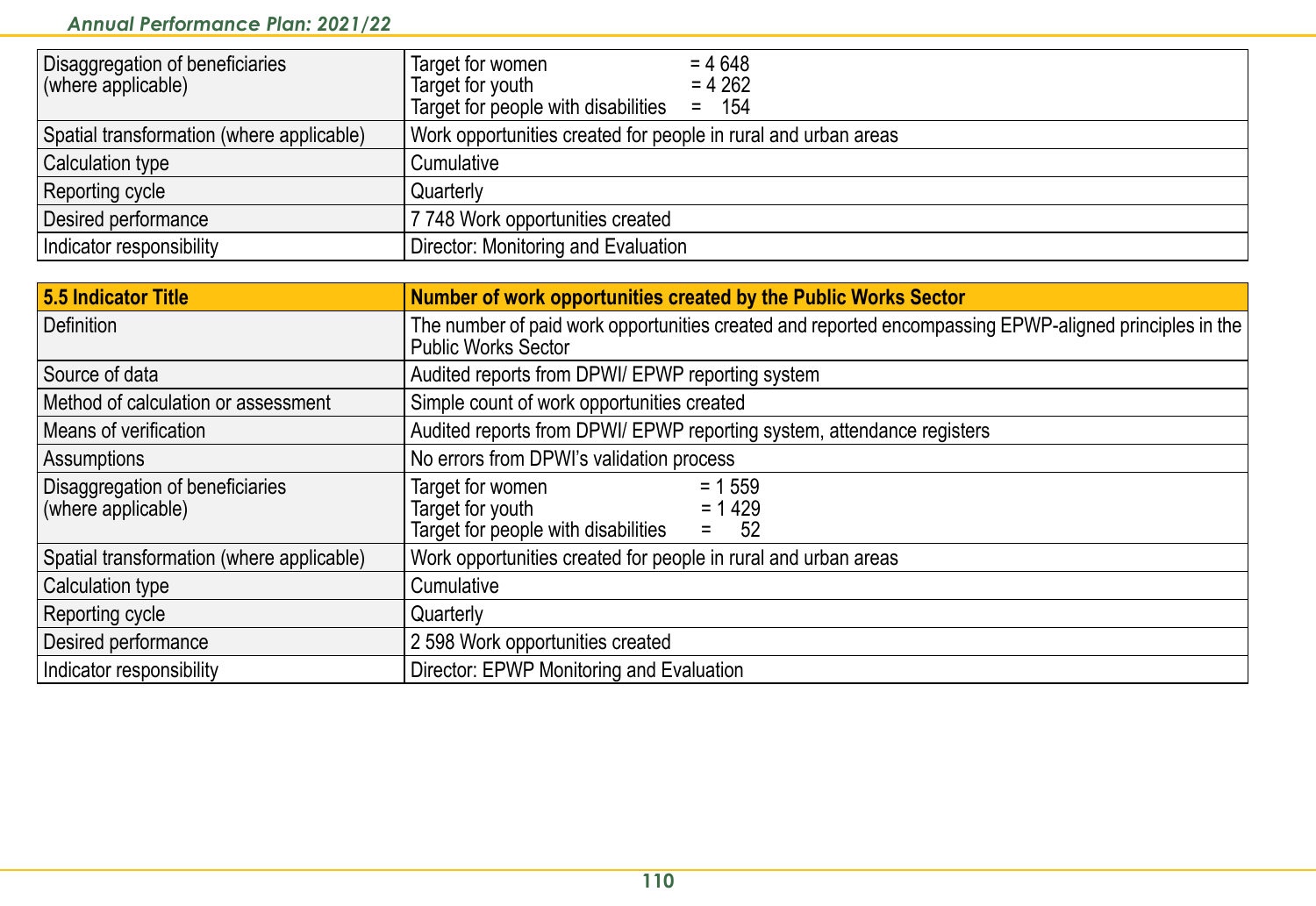| | |
|---|---|
| Disaggregation of beneficiaries (where applicable) | Target for women = 4 648<br>Target for youth = 4 262<br>Target for people with disabilities = 154 |
| Spatial transformation (where applicable) | Work opportunities created for people in rural and urban areas |
| Calculation type | Cumulative |
| Reporting cycle | Quarterly |
| Desired performance | 7 748 Work opportunities created |
| Indicator responsibility | Director: Monitoring and Evaluation |

| **5.5 Indicator Title** | **Number of work opportunities created by the Public Works Sector** |
|---|---|
| Definition | The number of paid work opportunities created and reported encompassing EPWP-aligned principles in the Public Works Sector |
| Source of data | Audited reports from DPWI/ EPWP reporting system |
| Method of calculation or assessment | Simple count of work opportunities created |
| Means of verification | Audited reports from DPWI/ EPWP reporting system, attendance registers |
| Assumptions | No errors from DPWI's validation process |
| Disaggregation of beneficiaries (where applicable) | Target for women = 1 559<br>Target for youth = 1 429<br>Target for people with disabilities = 52 |
| Spatial transformation (where applicable) | Work opportunities created for people in rural and urban areas |
| Calculation type | Cumulative |
| Reporting cycle | Quarterly |
| Desired performance | 2 598 Work opportunities created |
| Indicator responsibility | Director: EPWP Monitoring and Evaluation |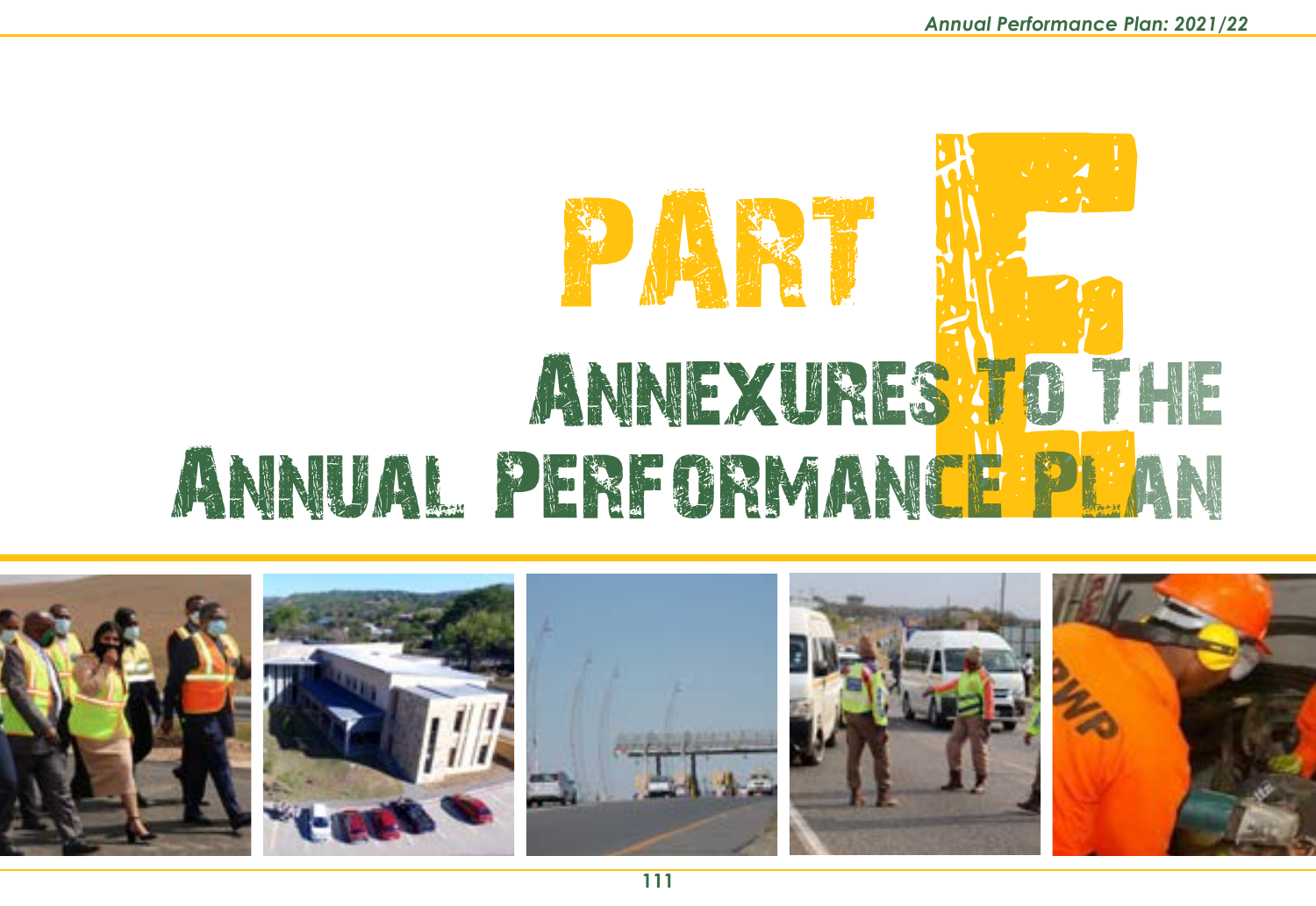# PART E

## ANNEXURES TO THE ANNUAL PERFORMANCE PLAN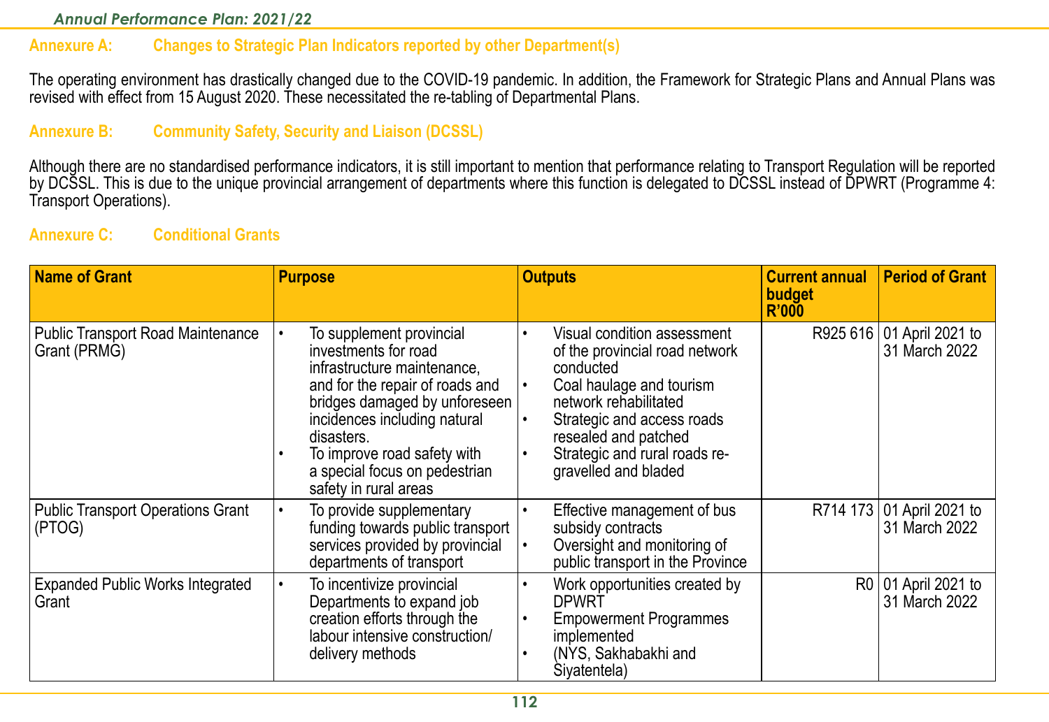## Annexure A: Changes to Strategic Plan Indicators reported by other Department(s)

The operating environment has drastically changed due to the COVID-19 pandemic. In addition, the Framework for Strategic Plans and Annual Plans was revised with effect from 15 August 2020. These necessitated the re-tabling of Departmental Plans.

## Annexure B: Community Safety, Security and Liaison (DCSSL)

Although there are no standardised performance indicators, it is still important to mention that performance relating to Transport Regulation will be reported by DCSSL. This is due to the unique provincial arrangement of departments where this function is delegated to DCSSL instead of DPWRT (Programme 4: Transport Operations).

## Annexure C: Conditional Grants

| Name of Grant | Purpose | Outputs | Current annual budget R'000 | Period of Grant |
|---|---|---|---|---|
| Public Transport Road Maintenance Grant (PRMG) | • To supplement provincial investments for road infrastructure maintenance, and for the repair of roads and bridges damaged by unforeseen incidences including natural disasters.<br>• To improve road safety with a special focus on pedestrian safety in rural areas | • Visual condition assessment of the provincial road network conducted<br>• Coal haulage and tourism network rehabilitated<br>• Strategic and access roads resealed and patched<br>• Strategic and rural roads re-gravelled and bladed | R925 616 | 01 April 2021 to 31 March 2022 |
| Public Transport Operations Grant (PTOG) | • To provide supplementary funding towards public transport services provided by provincial departments of transport | • Effective management of bus subsidy contracts<br>• Oversight and monitoring of public transport in the Province | R714 173 | 01 April 2021 to 31 March 2022 |
| Expanded Public Works Integrated Grant | • To incentivize provincial Departments to expand job creation efforts through the labour intensive construction/ delivery methods | • Work opportunities created by DPWRT<br>• Empowerment Programmes implemented<br>• (NYS, Sakhabakhi and Siyatentela) | R0 | 01 April 2021 to 31 March 2022 |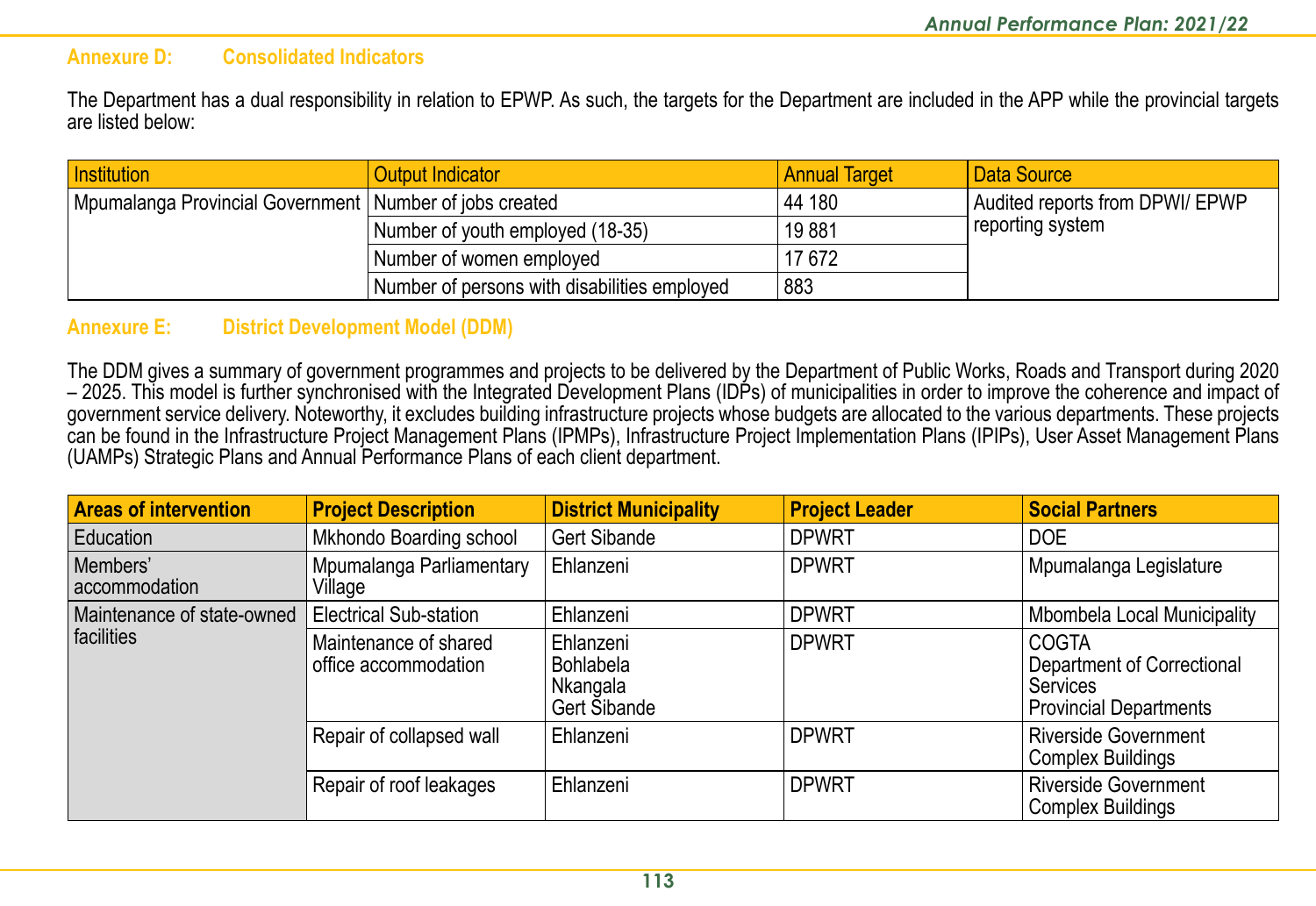## Annexure D: Consolidated Indicators

The Department has a dual responsibility in relation to EPWP. As such, the targets for the Department are included in the APP while the provincial targets are listed below:

| Institution | Output Indicator | Annual Target | Data Source |
|---|---|---|---|
| Mpumalanga Provincial Government | Number of jobs created | 44 180 | Audited reports from DPWI/ EPWP reporting system |
| | Number of youth employed (18-35) | 19 881 | |
| | Number of women employed | 17 672 | |
| | Number of persons with disabilities employed | 883 | |

## Annexure E: District Development Model (DDM)

The DDM gives a summary of government programmes and projects to be delivered by the Department of Public Works, Roads and Transport during 2020 – 2025. This model is further synchronised with the Integrated Development Plans (IDPs) of municipalities in order to improve the coherence and impact of government service delivery. Noteworthy, it excludes building infrastructure projects whose budgets are allocated to the various departments. These projects can be found in the Infrastructure Project Management Plans (IPMPs), Infrastructure Project Implementation Plans (IPIPs), User Asset Management Plans (UAMPs) Strategic Plans and Annual Performance Plans of each client department.

| Areas of intervention | Project Description | District Municipality | Project Leader | Social Partners |
|---|---|---|---|---|
| Education | Mkhondo Boarding school | Gert Sibande | DPWRT | DOE |
| Members' accommodation | Mpumalanga Parliamentary Village | Ehlanzeni | DPWRT | Mpumalanga Legislature |
| Maintenance of state-owned facilities | Electrical Sub-station | Ehlanzeni | DPWRT | Mbombela Local Municipality |
| | Maintenance of shared office accommodation | Ehlanzeni<br>Bohlabela<br>Nkangala<br>Gert Sibande | DPWRT | COGTA<br>Department of Correctional Services<br>Provincial Departments |
| | Repair of collapsed wall | Ehlanzeni | DPWRT | Riverside Government Complex Buildings |
| | Repair of roof leakages | Ehlanzeni | DPWRT | Riverside Government Complex Buildings |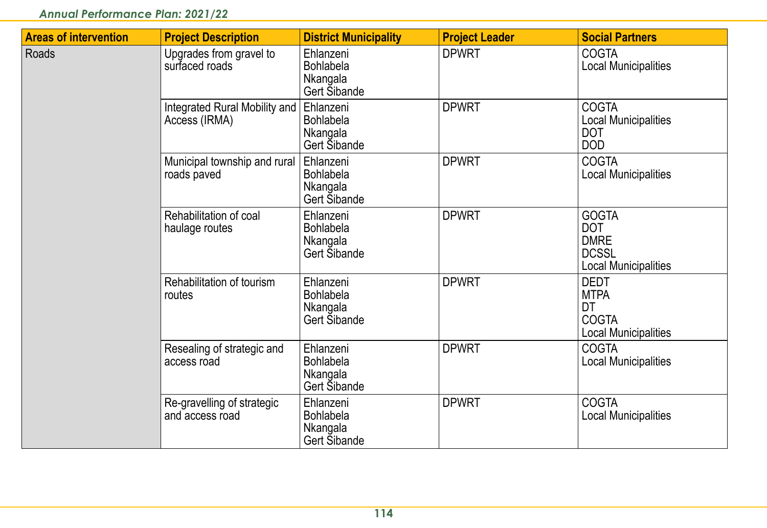| Areas of intervention | Project Description | District Municipality | Project Leader | Social Partners |
|---|---|---|---|---|
| Roads | Upgrades from gravel to surfaced roads | Ehlanzeni<br>Bohlabela<br>Nkangala<br>Gert Sibande | DPWRT | COGTA<br>Local Municipalities |
| | Integrated Rural Mobility and Access (IRMA) | Ehlanzeni<br>Bohlabela<br>Nkangala<br>Gert Sibande | DPWRT | COGTA<br>Local Municipalities<br>DOT<br>DOD |
| | Municipal township and rural roads paved | Ehlanzeni<br>Bohlabela<br>Nkangala<br>Gert Sibande | DPWRT | COGTA<br>Local Municipalities |
| | Rehabilitation of coal haulage routes | Ehlanzeni<br>Bohlabela<br>Nkangala<br>Gert Sibande | DPWRT | GOGTA<br>DOT<br>DMRE<br>DCSSL<br>Local Municipalities |
| | Rehabilitation of tourism routes | Ehlanzeni<br>Bohlabela<br>Nkangala<br>Gert Sibande | DPWRT | DEDT<br>MTPA<br>DT<br>COGTA<br>Local Municipalities |
| | Resealing of strategic and access road | Ehlanzeni<br>Bohlabela<br>Nkangala<br>Gert Sibande | DPWRT | COGTA<br>Local Municipalities |
| | Re-gravelling of strategic and access road | Ehlanzeni<br>Bohlabela<br>Nkangala<br>Gert Sibande | DPWRT | COGTA<br>Local Municipalities |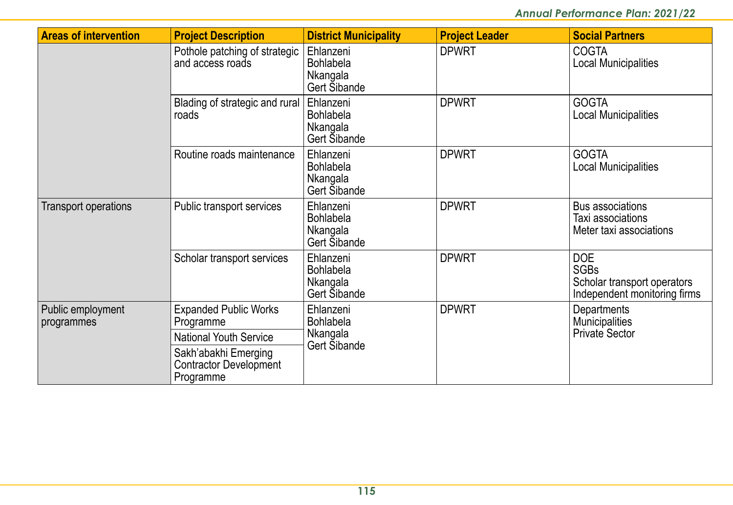| Areas of intervention | Project Description | District Municipality | Project Leader | Social Partners |
|---|---|---|---|---|
| | Pothole patching of strategic and access roads | Ehlanzeni<br>Bohlabela<br>Nkangala<br>Gert Sibande | DPWRT | COGTA<br>Local Municipalities |
| | Blading of strategic and rural roads | Ehlanzeni<br>Bohlabela<br>Nkangala<br>Gert Sibande | DPWRT | GOGTA<br>Local Municipalities |
| | Routine roads maintenance | Ehlanzeni<br>Bohlabela<br>Nkangala<br>Gert Sibande | DPWRT | GOGTA<br>Local Municipalities |
| Transport operations | Public transport services | Ehlanzeni<br>Bohlabela<br>Nkangala<br>Gert Sibande | DPWRT | Bus associations<br>Taxi associations<br>Meter taxi associations |
| | Scholar transport services | Ehlanzeni<br>Bohlabela<br>Nkangala<br>Gert Sibande | DPWRT | DOE<br>SGBs<br>Scholar transport operators<br>Independent monitoring firms |
| Public employment programmes | Expanded Public Works Programme<br>National Youth Service<br>Sakh'abakhi Emerging Contractor Development Programme | Ehlanzeni<br>Bohlabela<br>Nkangala<br>Gert Sibande | DPWRT | Departments<br>Municipalities<br>Private Sector |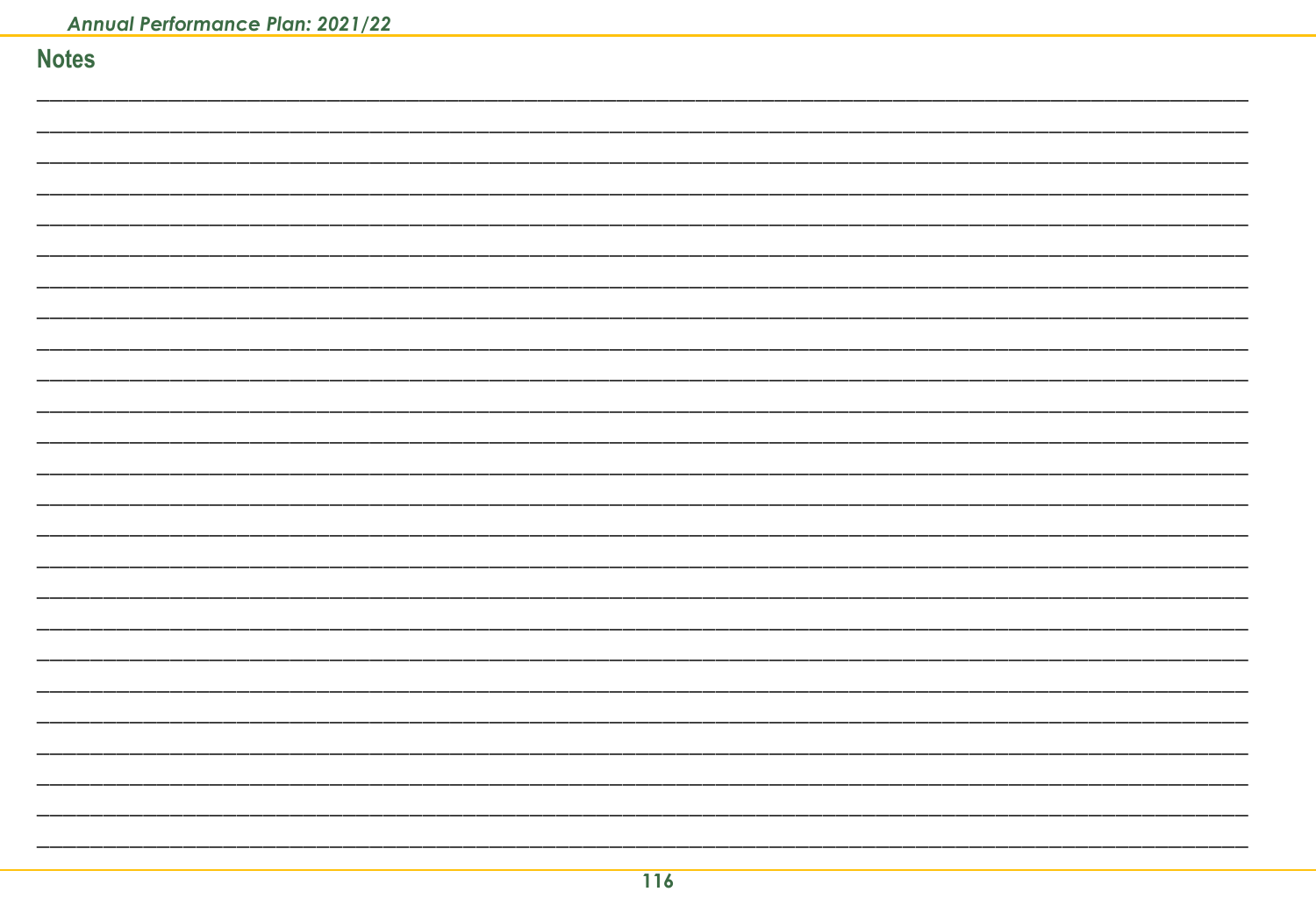## Notes